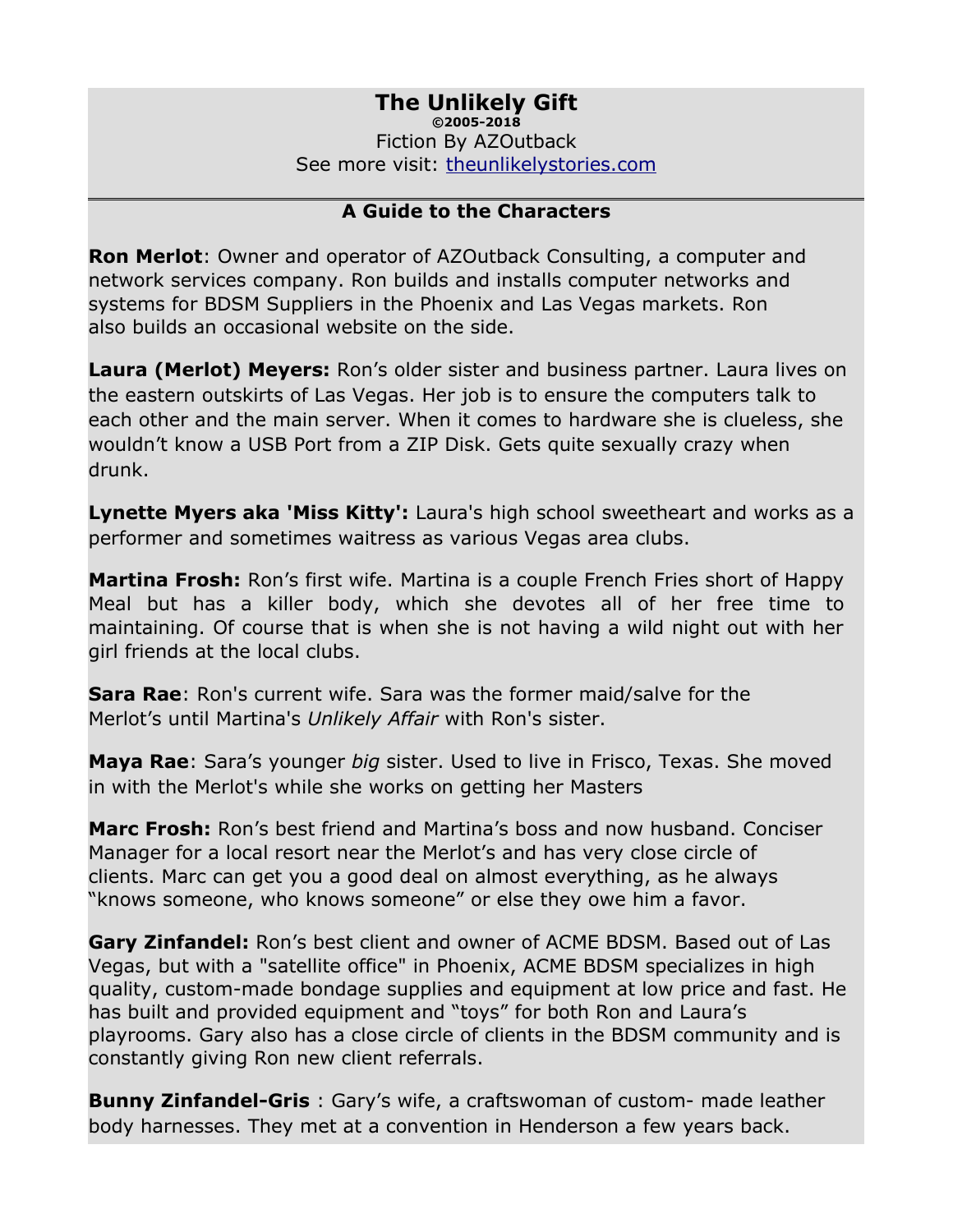# The Unlikely Gift

**©2005-2018**

Fiction By AZOutback

See more visit: [theunlikelystories.com](theunlikelystories.com)

---

## A Guide to the Characters

**Ron Merlot**: Owner and operator of AZOutback Consulting, a computer and network services company. Ron builds and installs computer networks and systems for BDSM Suppliers in the Phoenix and Las Vegas markets. Ron also builds an occasional website on the side.

**Laura (Merlot) Meyers:** Ron's older sister and business partner. Laura lives on the eastern outskirts of Las Vegas. Her job is to ensure the computers talk to each other and the main server. When it comes to hardware she is clueless, she wouldn't know a USB Port from a ZIP Disk. Gets quite sexually crazy when drunk.

**Lynette Myers aka 'Miss Kitty':** Laura's high school sweetheart and works as a performer and sometimes waitress as various Vegas area clubs.

**Martina Frosh:** Ron's first wife. Martina is a couple French Fries short of Happy Meal but has a killer body, which she devotes all of her free time to maintaining. Of course that is when she is not having a wild night out with her girl friends at the local clubs.

**Sara Rae**: Ron's current wife. Sara was the former maid/salve for the Merlot's until Martina's *Unlikely Affair* with Ron's sister.

**Maya Rae**: Sara's younger *big* sister. Used to live in Frisco, Texas. She moved in with the Merlot's while she works on getting her Masters

**Marc Frosh:** Ron's best friend and Martina's boss and now husband. Conciser Manager for a local resort near the Merlot's and has very close circle of clients. Marc can get you a good deal on almost everything, as he always "knows someone, who knows someone" or else they owe him a favor.

**Gary Zinfandel:** Ron's best client and owner of ACME BDSM. Based out of Las Vegas, but with a "satellite office" in Phoenix, ACME BDSM specializes in high quality, custom-made bondage supplies and equipment at low price and fast. He has built and provided equipment and "toys" for both Ron and Laura's playrooms. Gary also has a close circle of clients in the BDSM community and is constantly giving Ron new client referrals.

**Bunny Zinfandel-Gris** : Gary's wife, a craftswoman of custom- made leather body harnesses. They met at a convention in Henderson a few years back.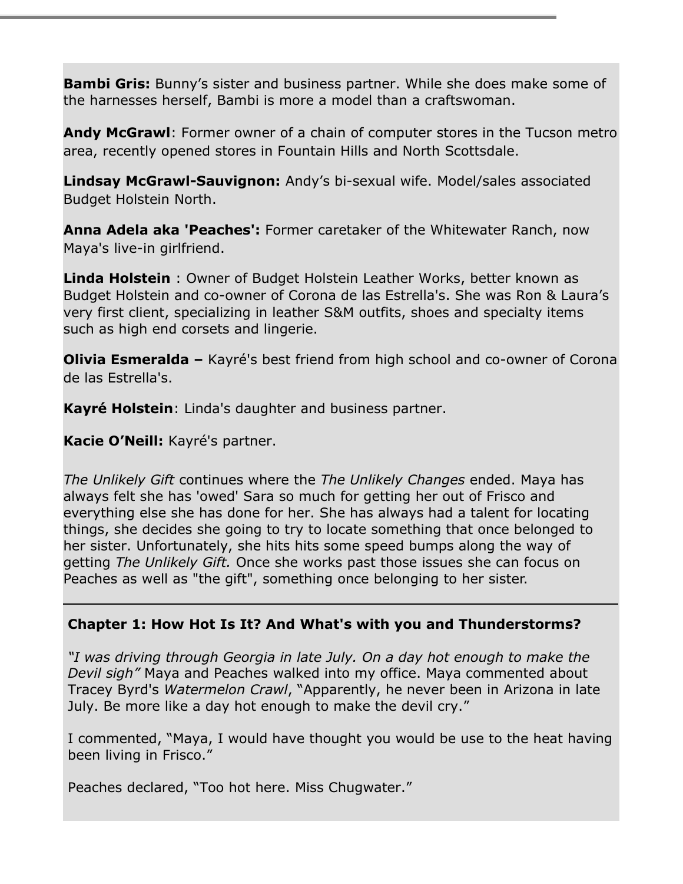**Bambi Gris:** Bunny's sister and business partner. While she does make some of the harnesses herself, Bambi is more a model than a craftswoman.

**Andy McGrawl**: Former owner of a chain of computer stores in the Tucson metro area, recently opened stores in Fountain Hills and North Scottsdale.

**Lindsay McGrawl-Sauvignon:** Andy's bi-sexual wife. Model/sales associated Budget Holstein North.

**Anna Adela aka 'Peaches':** Former caretaker of the Whitewater Ranch, now Maya's live-in girlfriend.

**Linda Holstein** : Owner of Budget Holstein Leather Works, better known as Budget Holstein and co-owner of Corona de las Estrella's. She was Ron & Laura's very first client, specializing in leather S&M outfits, shoes and specialty items such as high end corsets and lingerie.

**Olivia Esmeralda –** Kayré's best friend from high school and co-owner of Corona de las Estrella's.

**Kayré Holstein**: Linda's daughter and business partner.

**Kacie O'Neill:** Kayré's partner.

*The Unlikely Gift* continues where the *The Unlikely Changes* ended. Maya has always felt she has 'owed' Sara so much for getting her out of Frisco and everything else she has done for her. She has always had a talent for locating things, she decides she going to try to locate something that once belonged to her sister. Unfortunately, she hits hits some speed bumps along the way of getting *The Unlikely Gift.* Once she works past those issues she can focus on Peaches as well as "the gift", something once belonging to her sister.

---

## Chapter 1: How Hot Is It? And What's with you and Thunderstorms?

*"I was driving through Georgia in late July. On a day hot enough to make the Devil sigh"* Maya and Peaches walked into my office. Maya commented about Tracey Byrd's *Watermelon Crawl*, "Apparently, he never been in Arizona in late July. Be more like a day hot enough to make the devil cry."

I commented, "Maya, I would have thought you would be use to the heat having been living in Frisco."

Peaches declared, "Too hot here. Miss Chugwater."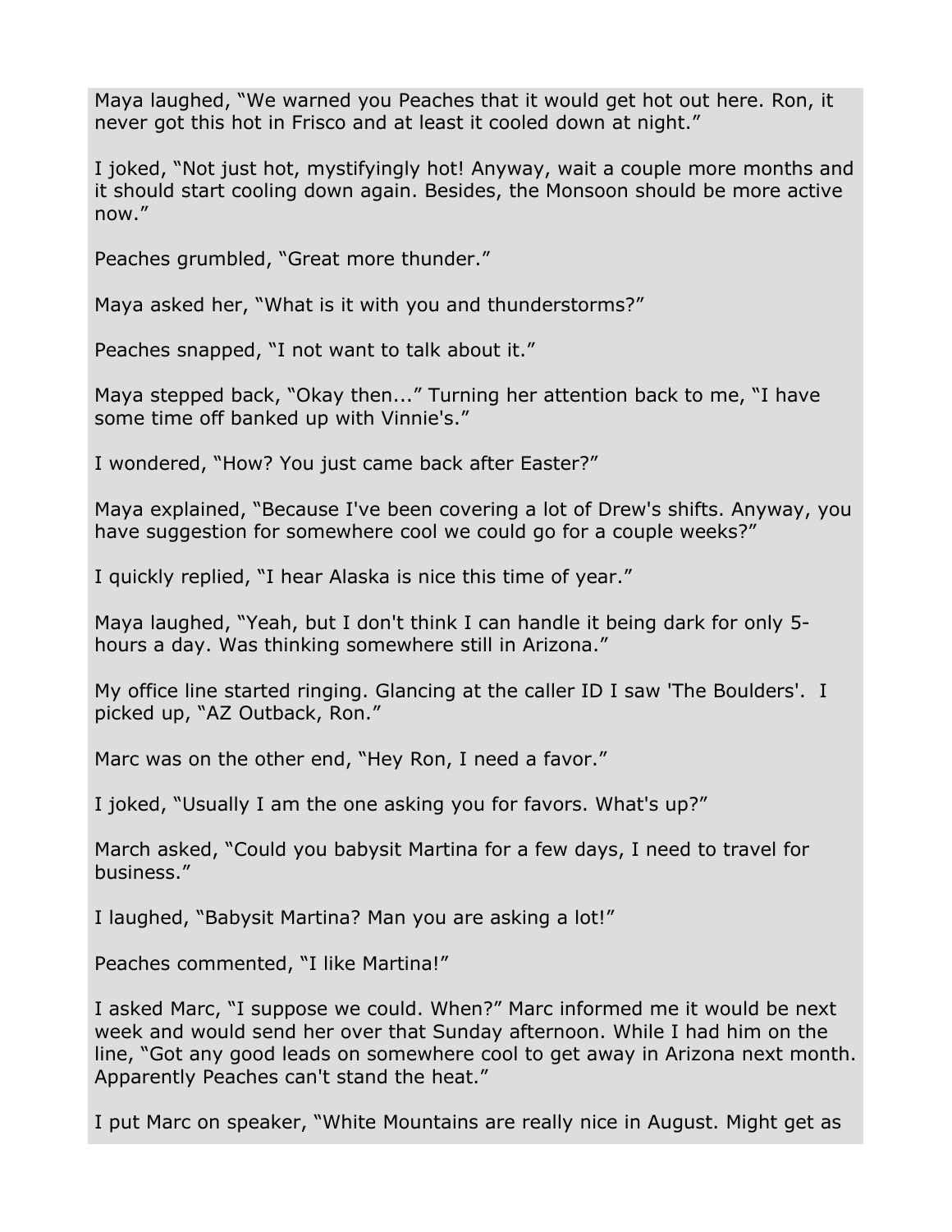Maya laughed, “We warned you Peaches that it would get hot out here. Ron, it never got this hot in Frisco and at least it cooled down at night.”

I joked, “Not just hot, mystifyingly hot! Anyway, wait a couple more months and it should start cooling down again. Besides, the Monsoon should be more active now.”

Peaches grumbled, “Great more thunder.”

Maya asked her, “What is it with you and thunderstorms?”

Peaches snapped, “I not want to talk about it.”

Maya stepped back, “Okay then...” Turning her attention back to me, “I have some time off banked up with Vinnie's.”

I wondered, “How? You just came back after Easter?”

Maya explained, “Because I've been covering a lot of Drew's shifts. Anyway, you have suggestion for somewhere cool we could go for a couple weeks?”

I quickly replied, “I hear Alaska is nice this time of year.”

Maya laughed, “Yeah, but I don't think I can handle it being dark for only 5-hours a day. Was thinking somewhere still in Arizona.”

My office line started ringing. Glancing at the caller ID I saw 'The Boulders'. I picked up, “AZ Outback, Ron.”

Marc was on the other end, “Hey Ron, I need a favor.”

I joked, “Usually I am the one asking you for favors. What's up?”

March asked, “Could you babysit Martina for a few days, I need to travel for business.”

I laughed, “Babysit Martina? Man you are asking a lot!”

Peaches commented, “I like Martina!”

I asked Marc, “I suppose we could. When?” Marc informed me it would be next week and would send her over that Sunday afternoon. While I had him on the line, “Got any good leads on somewhere cool to get away in Arizona next month. Apparently Peaches can't stand the heat.”

I put Marc on speaker, “White Mountains are really nice in August. Might get as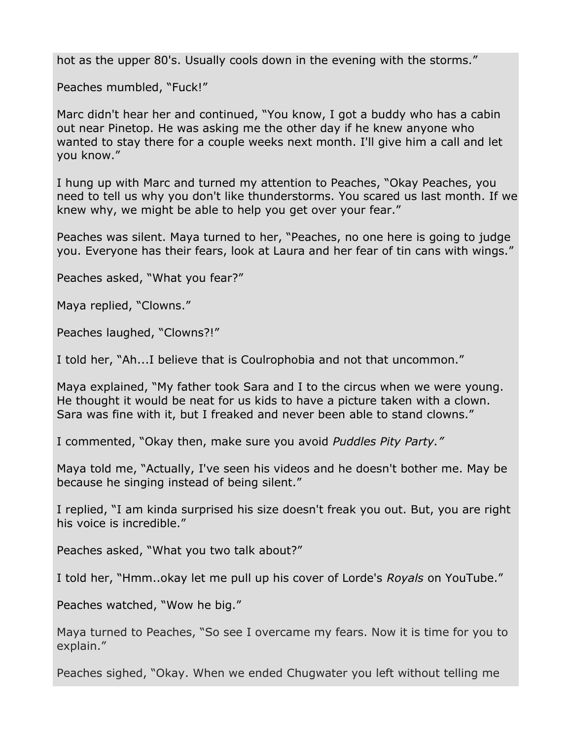hot as the upper 80's. Usually cools down in the evening with the storms."

Peaches mumbled, "Fuck!"

Marc didn't hear her and continued, "You know, I got a buddy who has a cabin out near Pinetop. He was asking me the other day if he knew anyone who wanted to stay there for a couple weeks next month. I'll give him a call and let you know."

I hung up with Marc and turned my attention to Peaches, "Okay Peaches, you need to tell us why you don't like thunderstorms. You scared us last month. If we knew why, we might be able to help you get over your fear."

Peaches was silent. Maya turned to her, "Peaches, no one here is going to judge you. Everyone has their fears, look at Laura and her fear of tin cans with wings."

Peaches asked, "What you fear?"

Maya replied, "Clowns."

Peaches laughed, "Clowns?!"

I told her, "Ah...I believe that is Coulrophobia and not that uncommon."

Maya explained, "My father took Sara and I to the circus when we were young. He thought it would be neat for us kids to have a picture taken with a clown. Sara was fine with it, but I freaked and never been able to stand clowns."

I commented, "Okay then, make sure you avoid *Puddles Pity Party."*

Maya told me, "Actually, I've seen his videos and he doesn't bother me. May be because he singing instead of being silent."

I replied, "I am kinda surprised his size doesn't freak you out. But, you are right his voice is incredible."

Peaches asked, "What you two talk about?"

I told her, "Hmm..okay let me pull up his cover of Lorde's *Royals* on YouTube."

Peaches watched, "Wow he big."

Maya turned to Peaches, "So see I overcame my fears. Now it is time for you to explain."

Peaches sighed, "Okay. When we ended Chugwater you left without telling me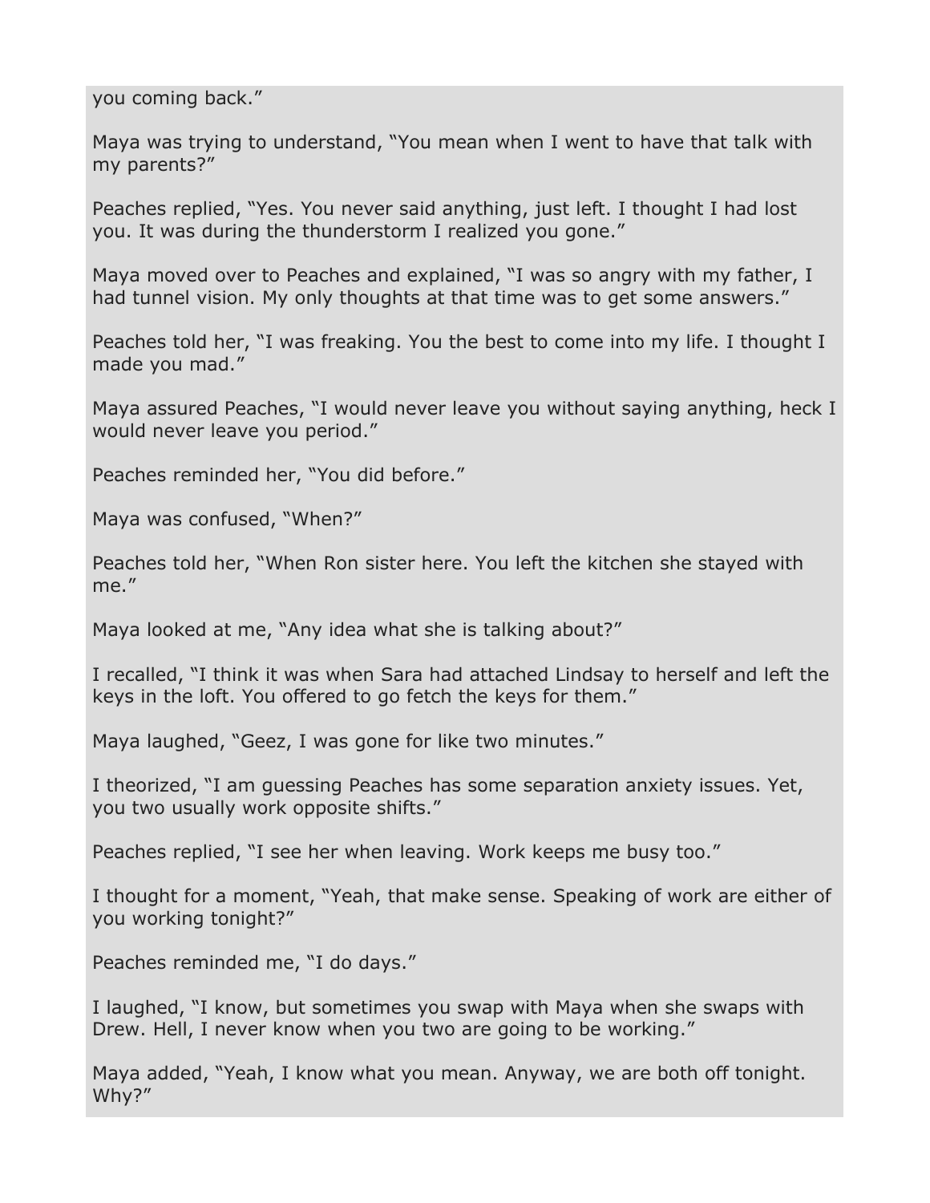you coming back."

Maya was trying to understand, "You mean when I went to have that talk with my parents?"

Peaches replied, "Yes. You never said anything, just left. I thought I had lost you. It was during the thunderstorm I realized you gone."

Maya moved over to Peaches and explained, "I was so angry with my father, I had tunnel vision. My only thoughts at that time was to get some answers."

Peaches told her, "I was freaking. You the best to come into my life. I thought I made you mad."

Maya assured Peaches, "I would never leave you without saying anything, heck I would never leave you period."

Peaches reminded her, "You did before."

Maya was confused, "When?"

Peaches told her, "When Ron sister here. You left the kitchen she stayed with me."

Maya looked at me, "Any idea what she is talking about?"

I recalled, "I think it was when Sara had attached Lindsay to herself and left the keys in the loft. You offered to go fetch the keys for them."

Maya laughed, "Geez, I was gone for like two minutes."

I theorized, "I am guessing Peaches has some separation anxiety issues. Yet, you two usually work opposite shifts."

Peaches replied, "I see her when leaving. Work keeps me busy too."

I thought for a moment, "Yeah, that make sense. Speaking of work are either of you working tonight?"

Peaches reminded me, "I do days."

I laughed, "I know, but sometimes you swap with Maya when she swaps with Drew. Hell, I never know when you two are going to be working."

Maya added, "Yeah, I know what you mean. Anyway, we are both off tonight. Why?"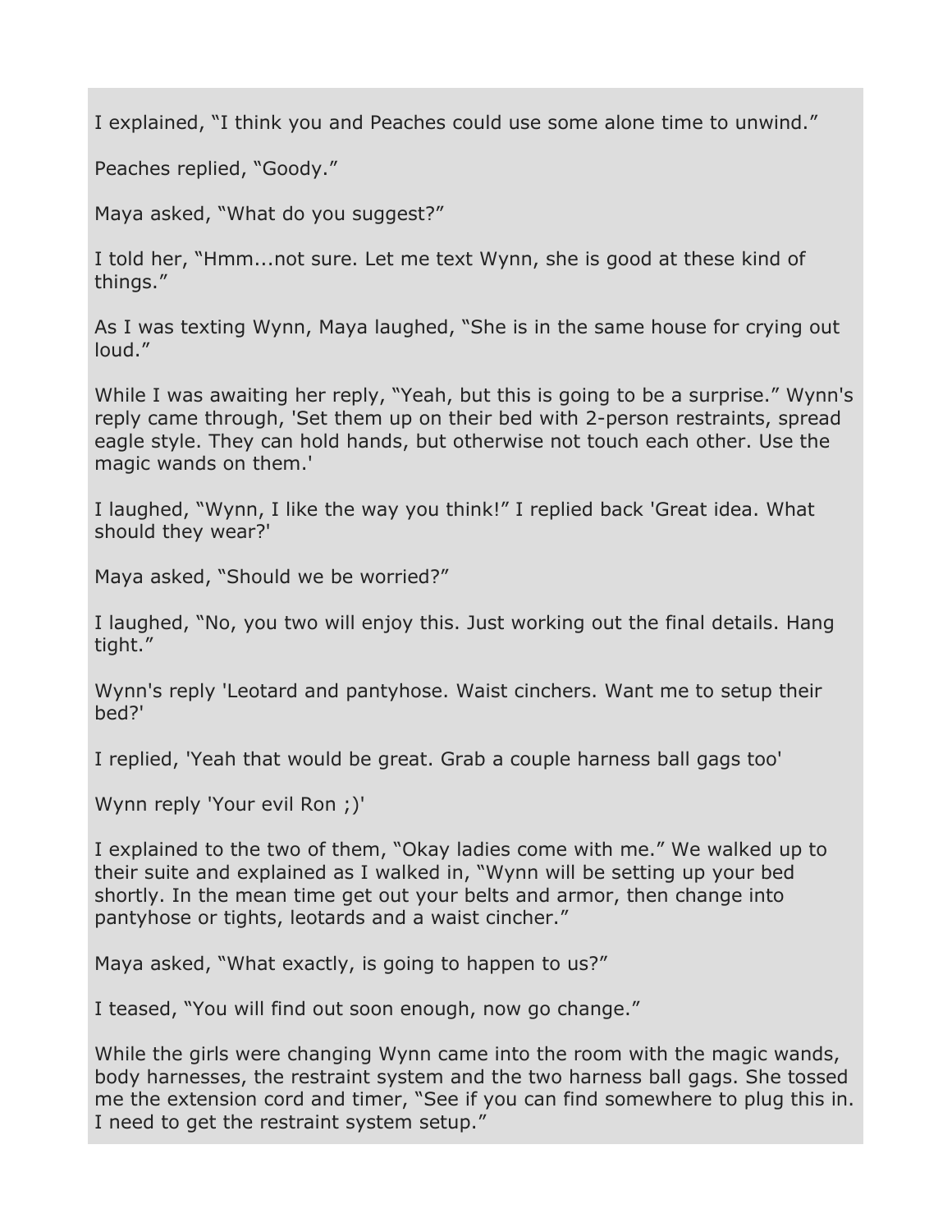I explained, “I think you and Peaches could use some alone time to unwind.”

Peaches replied, “Goody.”

Maya asked, “What do you suggest?”

I told her, “Hmm...not sure. Let me text Wynn, she is good at these kind of things.”

As I was texting Wynn, Maya laughed, “She is in the same house for crying out loud.”

While I was awaiting her reply, “Yeah, but this is going to be a surprise.” Wynn's reply came through, 'Set them up on their bed with 2-person restraints, spread eagle style. They can hold hands, but otherwise not touch each other. Use the magic wands on them.'

I laughed, “Wynn, I like the way you think!” I replied back 'Great idea. What should they wear?'

Maya asked, “Should we be worried?”

I laughed, “No, you two will enjoy this. Just working out the final details. Hang tight.”

Wynn's reply 'Leotard and pantyhose. Waist cinchers. Want me to setup their bed?'

I replied, 'Yeah that would be great. Grab a couple harness ball gags too'

Wynn reply 'Your evil Ron ;)'

I explained to the two of them, “Okay ladies come with me.” We walked up to their suite and explained as I walked in, “Wynn will be setting up your bed shortly. In the mean time get out your belts and armor, then change into pantyhose or tights, leotards and a waist cincher.”

Maya asked, “What exactly, is going to happen to us?”

I teased, “You will find out soon enough, now go change.”

While the girls were changing Wynn came into the room with the magic wands, body harnesses, the restraint system and the two harness ball gags. She tossed me the extension cord and timer, “See if you can find somewhere to plug this in. I need to get the restraint system setup.”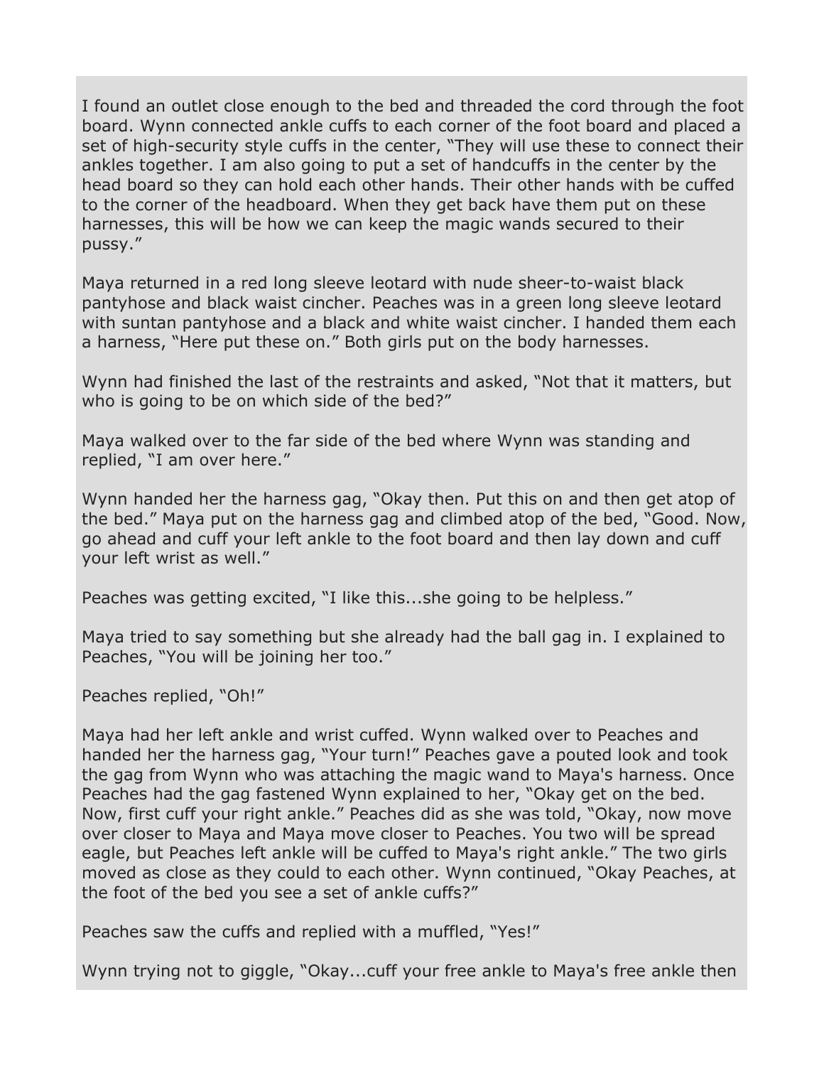I found an outlet close enough to the bed and threaded the cord through the foot board. Wynn connected ankle cuffs to each corner of the foot board and placed a set of high-security style cuffs in the center, "They will use these to connect their ankles together. I am also going to put a set of handcuffs in the center by the head board so they can hold each other hands. Their other hands with be cuffed to the corner of the headboard. When they get back have them put on these harnesses, this will be how we can keep the magic wands secured to their pussy."

Maya returned in a red long sleeve leotard with nude sheer-to-waist black pantyhose and black waist cincher. Peaches was in a green long sleeve leotard with suntan pantyhose and a black and white waist cincher. I handed them each a harness, "Here put these on." Both girls put on the body harnesses.

Wynn had finished the last of the restraints and asked, "Not that it matters, but who is going to be on which side of the bed?"

Maya walked over to the far side of the bed where Wynn was standing and replied, "I am over here."

Wynn handed her the harness gag, "Okay then. Put this on and then get atop of the bed." Maya put on the harness gag and climbed atop of the bed, "Good. Now, go ahead and cuff your left ankle to the foot board and then lay down and cuff your left wrist as well."

Peaches was getting excited, "I like this...she going to be helpless."

Maya tried to say something but she already had the ball gag in. I explained to Peaches, "You will be joining her too."

Peaches replied, "Oh!"

Maya had her left ankle and wrist cuffed. Wynn walked over to Peaches and handed her the harness gag, "Your turn!" Peaches gave a pouted look and took the gag from Wynn who was attaching the magic wand to Maya's harness. Once Peaches had the gag fastened Wynn explained to her, "Okay get on the bed. Now, first cuff your right ankle." Peaches did as she was told, "Okay, now move over closer to Maya and Maya move closer to Peaches. You two will be spread eagle, but Peaches left ankle will be cuffed to Maya's right ankle." The two girls moved as close as they could to each other. Wynn continued, "Okay Peaches, at the foot of the bed you see a set of ankle cuffs?"

Peaches saw the cuffs and replied with a muffled, "Yes!"

Wynn trying not to giggle, "Okay...cuff your free ankle to Maya's free ankle then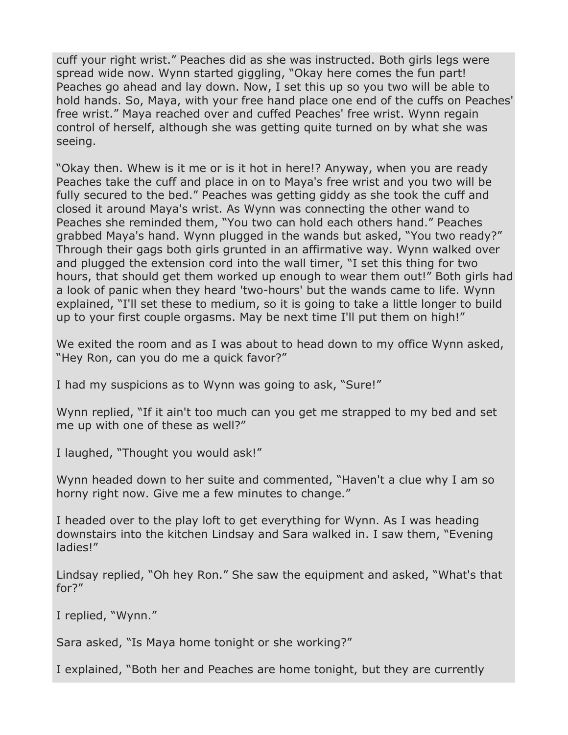cuff your right wrist." Peaches did as she was instructed. Both girls legs were spread wide now. Wynn started giggling, "Okay here comes the fun part! Peaches go ahead and lay down. Now, I set this up so you two will be able to hold hands. So, Maya, with your free hand place one end of the cuffs on Peaches' free wrist." Maya reached over and cuffed Peaches' free wrist. Wynn regain control of herself, although she was getting quite turned on by what she was seeing.

"Okay then. Whew is it me or is it hot in here!? Anyway, when you are ready Peaches take the cuff and place in on to Maya's free wrist and you two will be fully secured to the bed." Peaches was getting giddy as she took the cuff and closed it around Maya's wrist. As Wynn was connecting the other wand to Peaches she reminded them, "You two can hold each others hand." Peaches grabbed Maya's hand. Wynn plugged in the wands but asked, "You two ready?" Through their gags both girls grunted in an affirmative way. Wynn walked over and plugged the extension cord into the wall timer, "I set this thing for two hours, that should get them worked up enough to wear them out!" Both girls had a look of panic when they heard 'two-hours' but the wands came to life. Wynn explained, "I'll set these to medium, so it is going to take a little longer to build up to your first couple orgasms. May be next time I'll put them on high!"

We exited the room and as I was about to head down to my office Wynn asked, "Hey Ron, can you do me a quick favor?"

I had my suspicions as to Wynn was going to ask, "Sure!"

Wynn replied, "If it ain't too much can you get me strapped to my bed and set me up with one of these as well?"

I laughed, "Thought you would ask!"

Wynn headed down to her suite and commented, "Haven't a clue why I am so horny right now. Give me a few minutes to change."

I headed over to the play loft to get everything for Wynn. As I was heading downstairs into the kitchen Lindsay and Sara walked in. I saw them, "Evening ladies!"

Lindsay replied, "Oh hey Ron." She saw the equipment and asked, "What's that for?"

I replied, "Wynn."

Sara asked, "Is Maya home tonight or she working?"

I explained, "Both her and Peaches are home tonight, but they are currently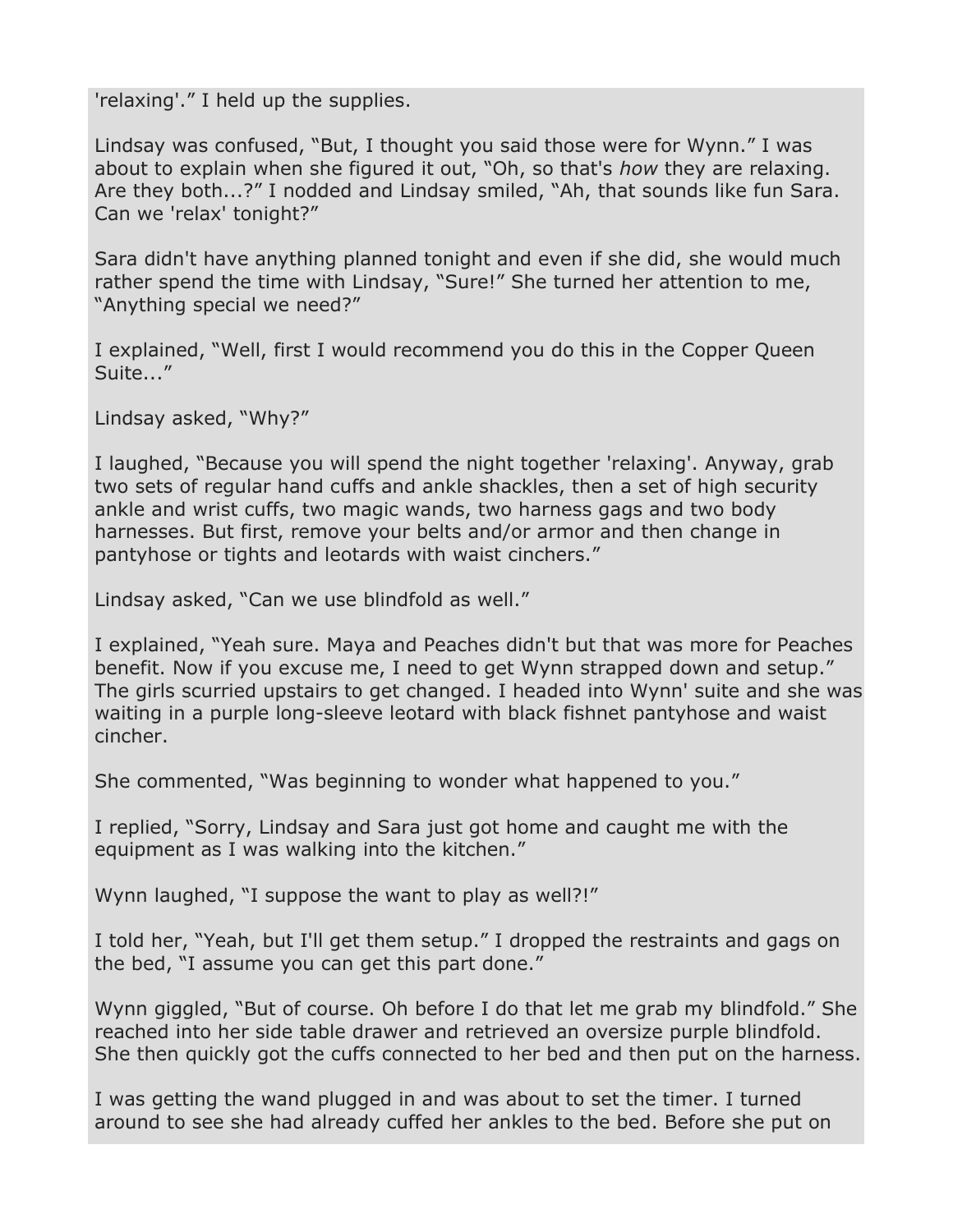'relaxing'." I held up the supplies.

Lindsay was confused, "But, I thought you said those were for Wynn." I was about to explain when she figured it out, "Oh, so that's *how* they are relaxing. Are they both...?" I nodded and Lindsay smiled, "Ah, that sounds like fun Sara. Can we 'relax' tonight?"

Sara didn't have anything planned tonight and even if she did, she would much rather spend the time with Lindsay, "Sure!" She turned her attention to me, "Anything special we need?"

I explained, "Well, first I would recommend you do this in the Copper Queen Suite..."

Lindsay asked, "Why?"

I laughed, "Because you will spend the night together 'relaxing'. Anyway, grab two sets of regular hand cuffs and ankle shackles, then a set of high security ankle and wrist cuffs, two magic wands, two harness gags and two body harnesses. But first, remove your belts and/or armor and then change in pantyhose or tights and leotards with waist cinchers."

Lindsay asked, "Can we use blindfold as well."

I explained, "Yeah sure. Maya and Peaches didn't but that was more for Peaches benefit. Now if you excuse me, I need to get Wynn strapped down and setup." The girls scurried upstairs to get changed. I headed into Wynn' suite and she was waiting in a purple long-sleeve leotard with black fishnet pantyhose and waist cincher.

She commented, "Was beginning to wonder what happened to you."

I replied, "Sorry, Lindsay and Sara just got home and caught me with the equipment as I was walking into the kitchen."

Wynn laughed, "I suppose the want to play as well?!"

I told her, "Yeah, but I'll get them setup." I dropped the restraints and gags on the bed, "I assume you can get this part done."

Wynn giggled, "But of course. Oh before I do that let me grab my blindfold." She reached into her side table drawer and retrieved an oversize purple blindfold. She then quickly got the cuffs connected to her bed and then put on the harness.

I was getting the wand plugged in and was about to set the timer. I turned around to see she had already cuffed her ankles to the bed. Before she put on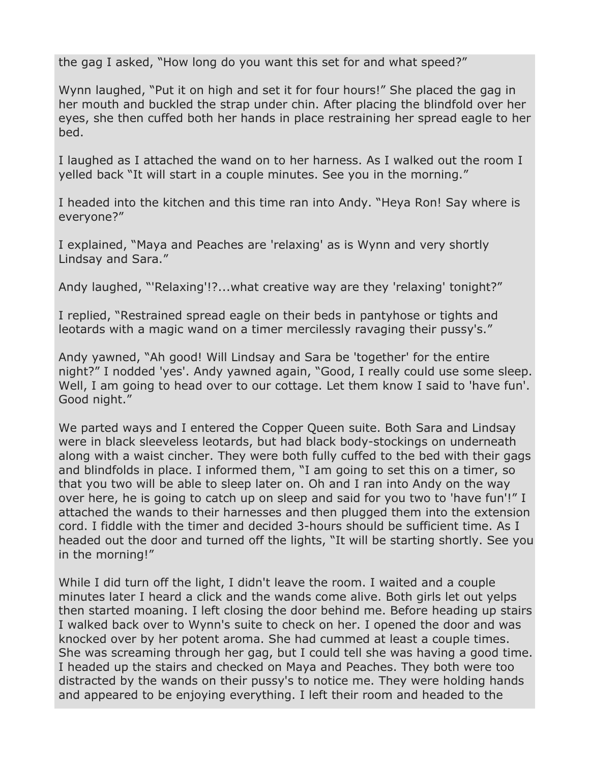the gag I asked, “How long do you want this set for and what speed?”

Wynn laughed, “Put it on high and set it for four hours!” She placed the gag in her mouth and buckled the strap under chin. After placing the blindfold over her eyes, she then cuffed both her hands in place restraining her spread eagle to her bed.

I laughed as I attached the wand on to her harness. As I walked out the room I yelled back “It will start in a couple minutes. See you in the morning.”

I headed into the kitchen and this time ran into Andy. “Heya Ron! Say where is everyone?”

I explained, “Maya and Peaches are 'relaxing' as is Wynn and very shortly Lindsay and Sara.”

Andy laughed, “'Relaxing'!?...what creative way are they 'relaxing' tonight?”

I replied, “Restrained spread eagle on their beds in pantyhose or tights and leotards with a magic wand on a timer mercilessly ravaging their pussy's.”

Andy yawned, “Ah good! Will Lindsay and Sara be 'together' for the entire night?” I nodded 'yes'. Andy yawned again, “Good, I really could use some sleep. Well, I am going to head over to our cottage. Let them know I said to 'have fun'. Good night.”

We parted ways and I entered the Copper Queen suite. Both Sara and Lindsay were in black sleeveless leotards, but had black body-stockings on underneath along with a waist cincher. They were both fully cuffed to the bed with their gags and blindfolds in place. I informed them, “I am going to set this on a timer, so that you two will be able to sleep later on. Oh and I ran into Andy on the way over here, he is going to catch up on sleep and said for you two to 'have fun'!” I attached the wands to their harnesses and then plugged them into the extension cord. I fiddle with the timer and decided 3-hours should be sufficient time. As I headed out the door and turned off the lights, “It will be starting shortly. See you in the morning!”

While I did turn off the light, I didn't leave the room. I waited and a couple minutes later I heard a click and the wands come alive. Both girls let out yelps then started moaning. I left closing the door behind me. Before heading up stairs I walked back over to Wynn's suite to check on her. I opened the door and was knocked over by her potent aroma. She had cummed at least a couple times. She was screaming through her gag, but I could tell she was having a good time. I headed up the stairs and checked on Maya and Peaches. They both were too distracted by the wands on their pussy's to notice me. They were holding hands and appeared to be enjoying everything. I left their room and headed to the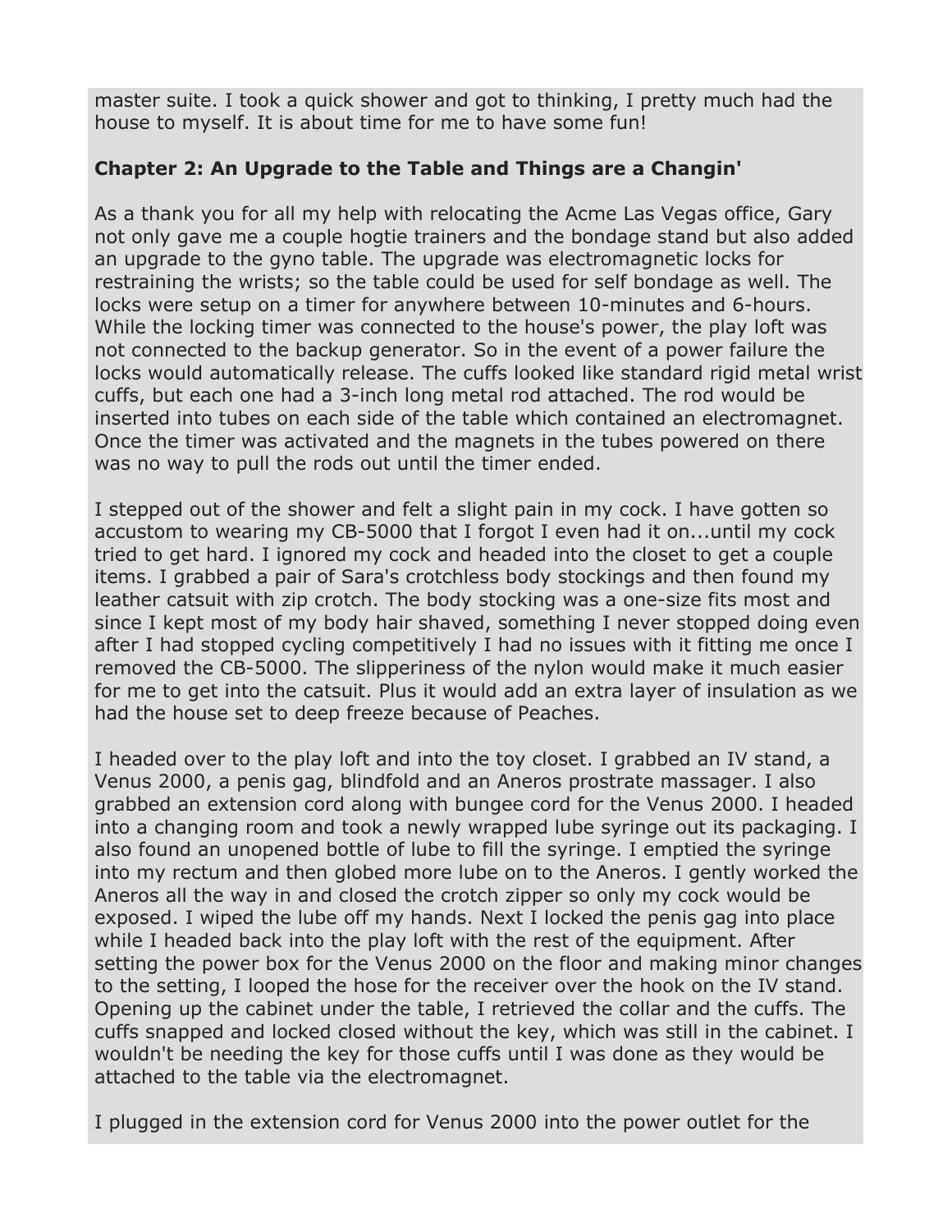master suite. I took a quick shower and got to thinking, I pretty much had the house to myself. It is about time for me to have some fun!

**Chapter 2: An Upgrade to the Table and Things are a Changin'**

As a thank you for all my help with relocating the Acme Las Vegas office, Gary not only gave me a couple hogtie trainers and the bondage stand but also added an upgrade to the gyno table. The upgrade was electromagnetic locks for restraining the wrists; so the table could be used for self bondage as well. The locks were setup on a timer for anywhere between 10-minutes and 6-hours. While the locking timer was connected to the house's power, the play loft was not connected to the backup generator. So in the event of a power failure the locks would automatically release. The cuffs looked like standard rigid metal wrist cuffs, but each one had a 3-inch long metal rod attached. The rod would be inserted into tubes on each side of the table which contained an electromagnet. Once the timer was activated and the magnets in the tubes powered on there was no way to pull the rods out until the timer ended.

I stepped out of the shower and felt a slight pain in my cock. I have gotten so accustom to wearing my CB-5000 that I forgot I even had it on...until my cock tried to get hard. I ignored my cock and headed into the closet to get a couple items. I grabbed a pair of Sara's crotchless body stockings and then found my leather catsuit with zip crotch. The body stocking was a one-size fits most and since I kept most of my body hair shaved, something I never stopped doing even after I had stopped cycling competitively I had no issues with it fitting me once I removed the CB-5000. The slipperiness of the nylon would make it much easier for me to get into the catsuit. Plus it would add an extra layer of insulation as we had the house set to deep freeze because of Peaches.

I headed over to the play loft and into the toy closet. I grabbed an IV stand, a Venus 2000, a penis gag, blindfold and an Aneros prostrate massager. I also grabbed an extension cord along with bungee cord for the Venus 2000. I headed into a changing room and took a newly wrapped lube syringe out its packaging. I also found an unopened bottle of lube to fill the syringe. I emptied the syringe into my rectum and then globed more lube on to the Aneros. I gently worked the Aneros all the way in and closed the crotch zipper so only my cock would be exposed. I wiped the lube off my hands. Next I locked the penis gag into place while I headed back into the play loft with the rest of the equipment. After setting the power box for the Venus 2000 on the floor and making minor changes to the setting, I looped the hose for the receiver over the hook on the IV stand. Opening up the cabinet under the table, I retrieved the collar and the cuffs. The cuffs snapped and locked closed without the key, which was still in the cabinet. I wouldn't be needing the key for those cuffs until I was done as they would be attached to the table via the electromagnet.

I plugged in the extension cord for Venus 2000 into the power outlet for the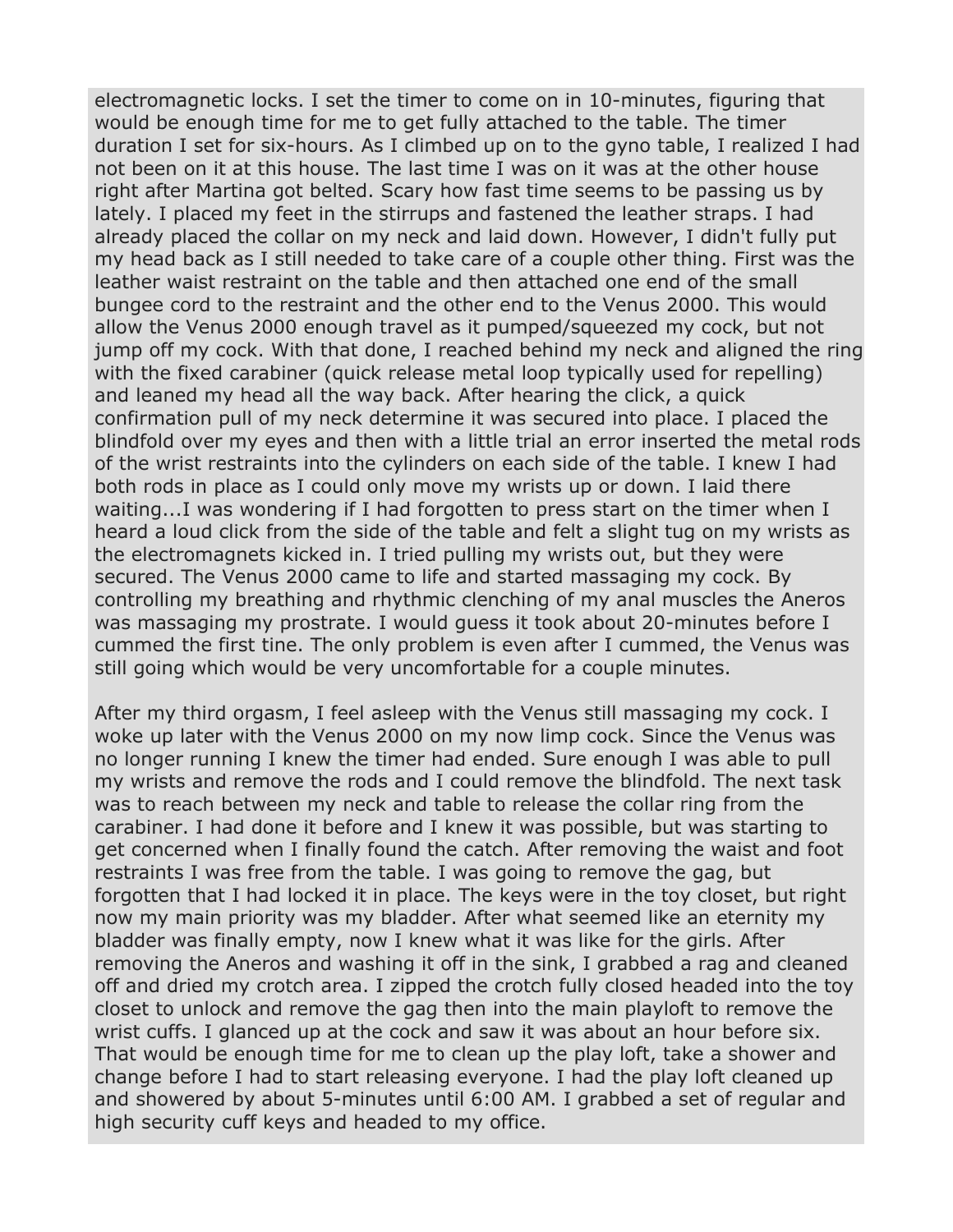electromagnetic locks. I set the timer to come on in 10-minutes, figuring that would be enough time for me to get fully attached to the table. The timer duration I set for six-hours. As I climbed up on to the gyno table, I realized I had not been on it at this house. The last time I was on it was at the other house right after Martina got belted. Scary how fast time seems to be passing us by lately. I placed my feet in the stirrups and fastened the leather straps. I had already placed the collar on my neck and laid down. However, I didn't fully put my head back as I still needed to take care of a couple other thing. First was the leather waist restraint on the table and then attached one end of the small bungee cord to the restraint and the other end to the Venus 2000. This would allow the Venus 2000 enough travel as it pumped/squeezed my cock, but not jump off my cock. With that done, I reached behind my neck and aligned the ring with the fixed carabiner (quick release metal loop typically used for repelling) and leaned my head all the way back. After hearing the click, a quick confirmation pull of my neck determine it was secured into place. I placed the blindfold over my eyes and then with a little trial an error inserted the metal rods of the wrist restraints into the cylinders on each side of the table. I knew I had both rods in place as I could only move my wrists up or down. I laid there waiting...I was wondering if I had forgotten to press start on the timer when I heard a loud click from the side of the table and felt a slight tug on my wrists as the electromagnets kicked in. I tried pulling my wrists out, but they were secured. The Venus 2000 came to life and started massaging my cock. By controlling my breathing and rhythmic clenching of my anal muscles the Aneros was massaging my prostrate. I would guess it took about 20-minutes before I cummed the first tine. The only problem is even after I cummed, the Venus was still going which would be very uncomfortable for a couple minutes.

After my third orgasm, I feel asleep with the Venus still massaging my cock. I woke up later with the Venus 2000 on my now limp cock. Since the Venus was no longer running I knew the timer had ended. Sure enough I was able to pull my wrists and remove the rods and I could remove the blindfold. The next task was to reach between my neck and table to release the collar ring from the carabiner. I had done it before and I knew it was possible, but was starting to get concerned when I finally found the catch. After removing the waist and foot restraints I was free from the table. I was going to remove the gag, but forgotten that I had locked it in place. The keys were in the toy closet, but right now my main priority was my bladder. After what seemed like an eternity my bladder was finally empty, now I knew what it was like for the girls. After removing the Aneros and washing it off in the sink, I grabbed a rag and cleaned off and dried my crotch area. I zipped the crotch fully closed headed into the toy closet to unlock and remove the gag then into the main playloft to remove the wrist cuffs. I glanced up at the cock and saw it was about an hour before six. That would be enough time for me to clean up the play loft, take a shower and change before I had to start releasing everyone. I had the play loft cleaned up and showered by about 5-minutes until 6:00 AM. I grabbed a set of regular and high security cuff keys and headed to my office.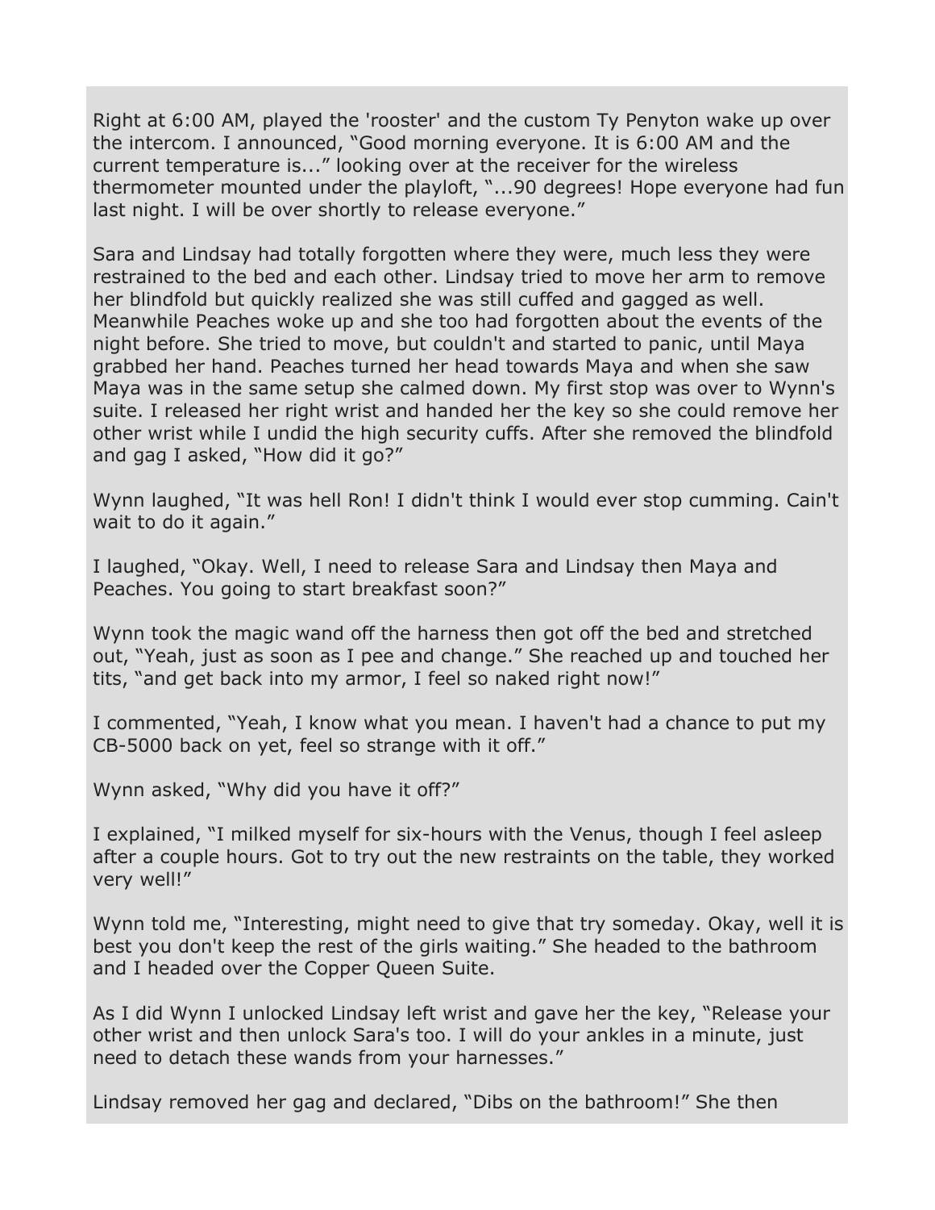Right at 6:00 AM, played the 'rooster' and the custom Ty Penyton wake up over the intercom. I announced, “Good morning everyone. It is 6:00 AM and the current temperature is...” looking over at the receiver for the wireless thermometer mounted under the playloft, “...90 degrees! Hope everyone had fun last night. I will be over shortly to release everyone.”

Sara and Lindsay had totally forgotten where they were, much less they were restrained to the bed and each other. Lindsay tried to move her arm to remove her blindfold but quickly realized she was still cuffed and gagged as well. Meanwhile Peaches woke up and she too had forgotten about the events of the night before. She tried to move, but couldn't and started to panic, until Maya grabbed her hand. Peaches turned her head towards Maya and when she saw Maya was in the same setup she calmed down. My first stop was over to Wynn's suite. I released her right wrist and handed her the key so she could remove her other wrist while I undid the high security cuffs. After she removed the blindfold and gag I asked, “How did it go?”

Wynn laughed, “It was hell Ron! I didn't think I would ever stop cumming. Cain't wait to do it again.”

I laughed, “Okay. Well, I need to release Sara and Lindsay then Maya and Peaches. You going to start breakfast soon?”

Wynn took the magic wand off the harness then got off the bed and stretched out, “Yeah, just as soon as I pee and change.” She reached up and touched her tits, “and get back into my armor, I feel so naked right now!”

I commented, “Yeah, I know what you mean. I haven't had a chance to put my CB-5000 back on yet, feel so strange with it off.”

Wynn asked, “Why did you have it off?”

I explained, “I milked myself for six-hours with the Venus, though I feel asleep after a couple hours. Got to try out the new restraints on the table, they worked very well!”

Wynn told me, “Interesting, might need to give that try someday. Okay, well it is best you don't keep the rest of the girls waiting.” She headed to the bathroom and I headed over the Copper Queen Suite.

As I did Wynn I unlocked Lindsay left wrist and gave her the key, “Release your other wrist and then unlock Sara's too. I will do your ankles in a minute, just need to detach these wands from your harnesses.”

Lindsay removed her gag and declared, “Dibs on the bathroom!” She then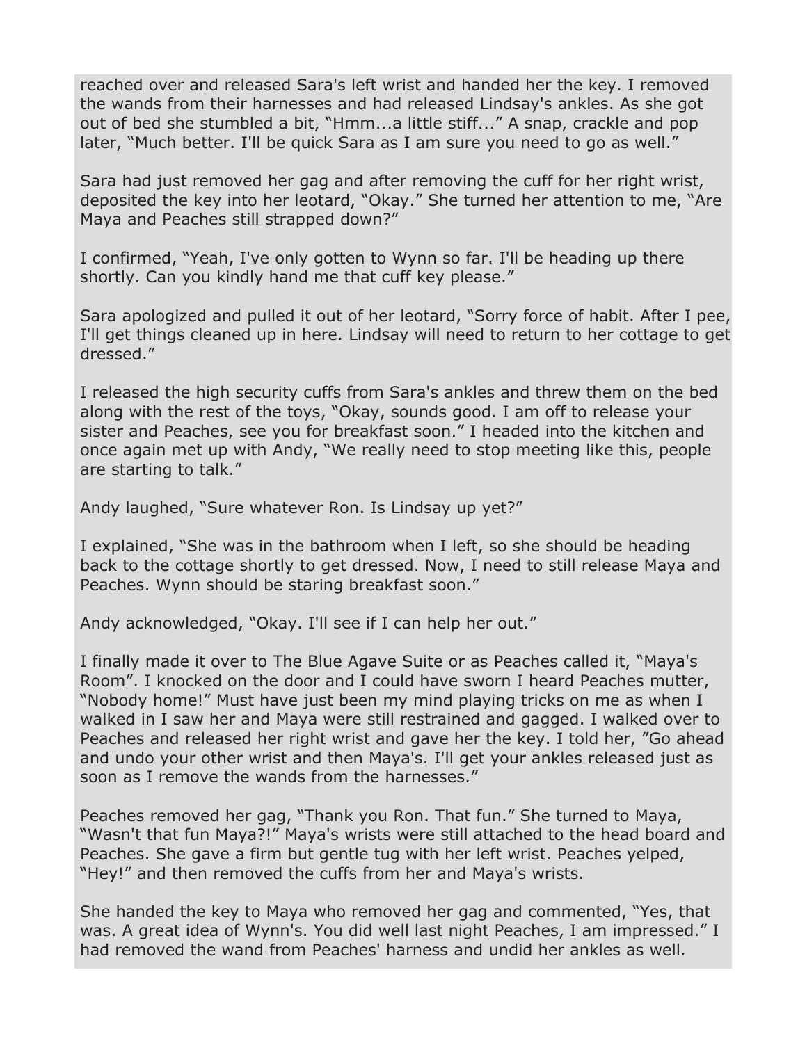reached over and released Sara's left wrist and handed her the key. I removed the wands from their harnesses and had released Lindsay's ankles. As she got out of bed she stumbled a bit, "Hmm...a little stiff..." A snap, crackle and pop later, "Much better. I'll be quick Sara as I am sure you need to go as well."

Sara had just removed her gag and after removing the cuff for her right wrist, deposited the key into her leotard, "Okay." She turned her attention to me, "Are Maya and Peaches still strapped down?"

I confirmed, "Yeah, I've only gotten to Wynn so far. I'll be heading up there shortly. Can you kindly hand me that cuff key please."

Sara apologized and pulled it out of her leotard, "Sorry force of habit. After I pee, I'll get things cleaned up in here. Lindsay will need to return to her cottage to get dressed."

I released the high security cuffs from Sara's ankles and threw them on the bed along with the rest of the toys, "Okay, sounds good. I am off to release your sister and Peaches, see you for breakfast soon." I headed into the kitchen and once again met up with Andy, "We really need to stop meeting like this, people are starting to talk."

Andy laughed, "Sure whatever Ron. Is Lindsay up yet?"

I explained, "She was in the bathroom when I left, so she should be heading back to the cottage shortly to get dressed. Now, I need to still release Maya and Peaches. Wynn should be staring breakfast soon."

Andy acknowledged, "Okay. I'll see if I can help her out."

I finally made it over to The Blue Agave Suite or as Peaches called it, "Maya's Room". I knocked on the door and I could have sworn I heard Peaches mutter, "Nobody home!" Must have just been my mind playing tricks on me as when I walked in I saw her and Maya were still restrained and gagged. I walked over to Peaches and released her right wrist and gave her the key. I told her, "Go ahead and undo your other wrist and then Maya's. I'll get your ankles released just as soon as I remove the wands from the harnesses."

Peaches removed her gag, "Thank you Ron. That fun." She turned to Maya, "Wasn't that fun Maya?!" Maya's wrists were still attached to the head board and Peaches. She gave a firm but gentle tug with her left wrist. Peaches yelped, "Hey!" and then removed the cuffs from her and Maya's wrists.

She handed the key to Maya who removed her gag and commented, "Yes, that was. A great idea of Wynn's. You did well last night Peaches, I am impressed." I had removed the wand from Peaches' harness and undid her ankles as well.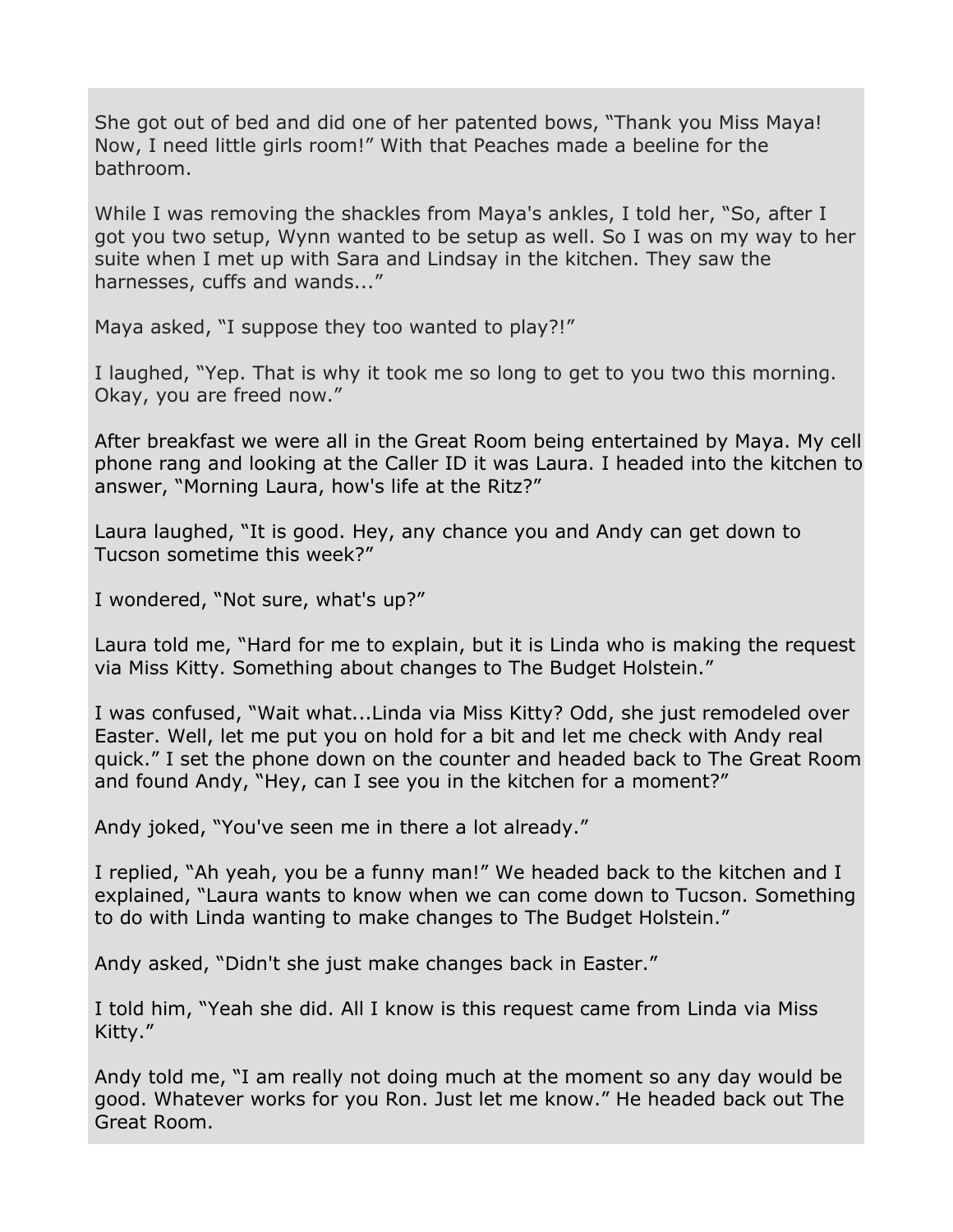She got out of bed and did one of her patented bows, “Thank you Miss Maya! Now, I need little girls room!” With that Peaches made a beeline for the bathroom.

While I was removing the shackles from Maya's ankles, I told her, “So, after I got you two setup, Wynn wanted to be setup as well. So I was on my way to her suite when I met up with Sara and Lindsay in the kitchen. They saw the harnesses, cuffs and wands...”

Maya asked, “I suppose they too wanted to play?!”

I laughed, “Yep. That is why it took me so long to get to you two this morning. Okay, you are freed now.”

After breakfast we were all in the Great Room being entertained by Maya. My cell phone rang and looking at the Caller ID it was Laura. I headed into the kitchen to answer, “Morning Laura, how's life at the Ritz?”

Laura laughed, “It is good. Hey, any chance you and Andy can get down to Tucson sometime this week?”

I wondered, “Not sure, what's up?”

Laura told me, “Hard for me to explain, but it is Linda who is making the request via Miss Kitty. Something about changes to The Budget Holstein.”

I was confused, “Wait what...Linda via Miss Kitty? Odd, she just remodeled over Easter. Well, let me put you on hold for a bit and let me check with Andy real quick.” I set the phone down on the counter and headed back to The Great Room and found Andy, “Hey, can I see you in the kitchen for a moment?”

Andy joked, “You've seen me in there a lot already.”

I replied, “Ah yeah, you be a funny man!” We headed back to the kitchen and I explained, “Laura wants to know when we can come down to Tucson. Something to do with Linda wanting to make changes to The Budget Holstein.”

Andy asked, “Didn't she just make changes back in Easter.”

I told him, “Yeah she did. All I know is this request came from Linda via Miss Kitty.”

Andy told me, “I am really not doing much at the moment so any day would be good. Whatever works for you Ron. Just let me know.” He headed back out The Great Room.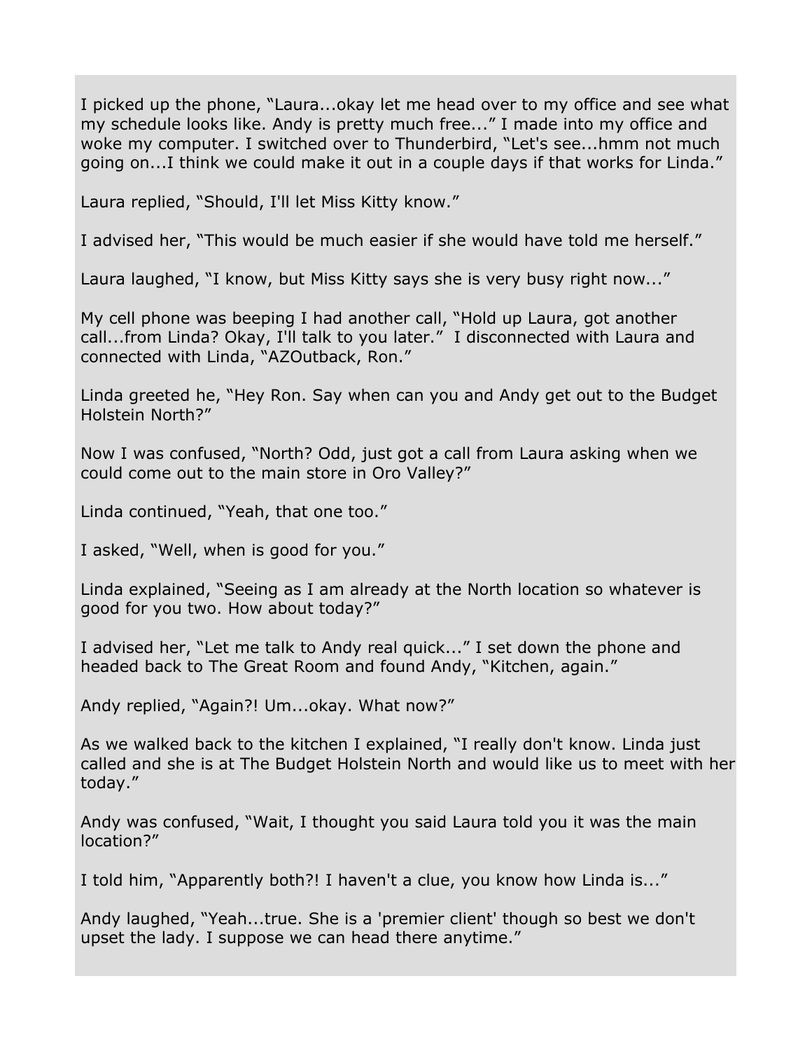I picked up the phone, “Laura...okay let me head over to my office and see what my schedule looks like. Andy is pretty much free...” I made into my office and woke my computer. I switched over to Thunderbird, “Let's see...hmm not much going on...I think we could make it out in a couple days if that works for Linda.”

Laura replied, “Should, I'll let Miss Kitty know.”

I advised her, “This would be much easier if she would have told me herself.”

Laura laughed, “I know, but Miss Kitty says she is very busy right now...”

My cell phone was beeping I had another call, “Hold up Laura, got another call...from Linda? Okay, I'll talk to you later.” I disconnected with Laura and connected with Linda, “AZOutback, Ron.”

Linda greeted he, “Hey Ron. Say when can you and Andy get out to the Budget Holstein North?”

Now I was confused, “North? Odd, just got a call from Laura asking when we could come out to the main store in Oro Valley?”

Linda continued, “Yeah, that one too.”

I asked, “Well, when is good for you.”

Linda explained, “Seeing as I am already at the North location so whatever is good for you two. How about today?”

I advised her, “Let me talk to Andy real quick...” I set down the phone and headed back to The Great Room and found Andy, “Kitchen, again.”

Andy replied, “Again?! Um...okay. What now?”

As we walked back to the kitchen I explained, “I really don't know. Linda just called and she is at The Budget Holstein North and would like us to meet with her today.”

Andy was confused, “Wait, I thought you said Laura told you it was the main location?”

I told him, “Apparently both?! I haven't a clue, you know how Linda is...”

Andy laughed, “Yeah...true. She is a 'premier client' though so best we don't upset the lady. I suppose we can head there anytime.”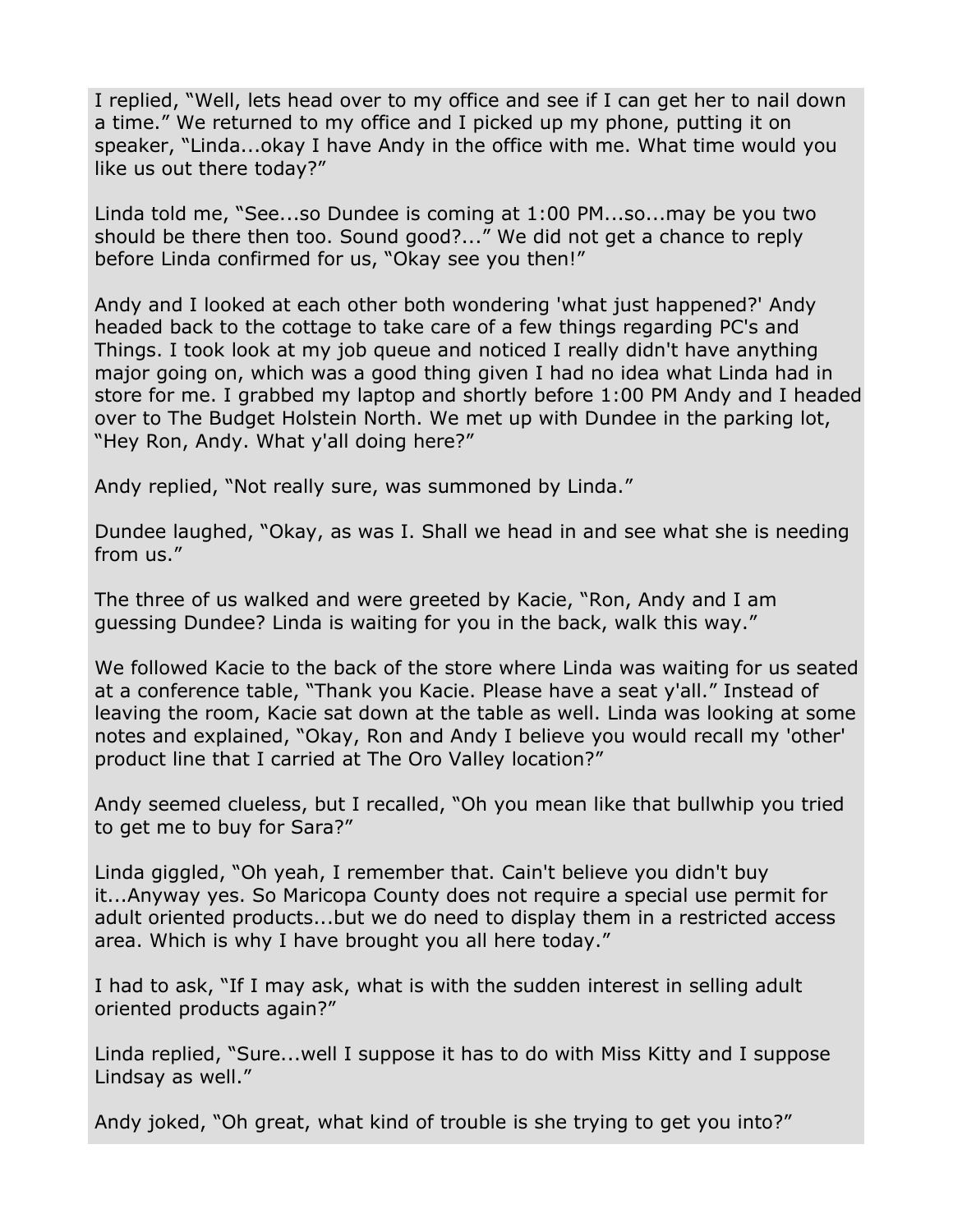I replied, “Well, lets head over to my office and see if I can get her to nail down a time.” We returned to my office and I picked up my phone, putting it on speaker, “Linda...okay I have Andy in the office with me. What time would you like us out there today?”

Linda told me, “See...so Dundee is coming at 1:00 PM...so...may be you two should be there then too. Sound good?...” We did not get a chance to reply before Linda confirmed for us, “Okay see you then!”

Andy and I looked at each other both wondering 'what just happened?' Andy headed back to the cottage to take care of a few things regarding PC's and Things. I took look at my job queue and noticed I really didn't have anything major going on, which was a good thing given I had no idea what Linda had in store for me. I grabbed my laptop and shortly before 1:00 PM Andy and I headed over to The Budget Holstein North. We met up with Dundee in the parking lot, “Hey Ron, Andy. What y'all doing here?”

Andy replied, “Not really sure, was summoned by Linda.”

Dundee laughed, “Okay, as was I. Shall we head in and see what she is needing from us.”

The three of us walked and were greeted by Kacie, “Ron, Andy and I am guessing Dundee? Linda is waiting for you in the back, walk this way.”

We followed Kacie to the back of the store where Linda was waiting for us seated at a conference table, “Thank you Kacie. Please have a seat y'all.” Instead of leaving the room, Kacie sat down at the table as well. Linda was looking at some notes and explained, “Okay, Ron and Andy I believe you would recall my 'other' product line that I carried at The Oro Valley location?”

Andy seemed clueless, but I recalled, “Oh you mean like that bullwhip you tried to get me to buy for Sara?”

Linda giggled, “Oh yeah, I remember that. Cain't believe you didn't buy it...Anyway yes. So Maricopa County does not require a special use permit for adult oriented products...but we do need to display them in a restricted access area. Which is why I have brought you all here today.”

I had to ask, “If I may ask, what is with the sudden interest in selling adult oriented products again?”

Linda replied, “Sure...well I suppose it has to do with Miss Kitty and I suppose Lindsay as well.”

Andy joked, “Oh great, what kind of trouble is she trying to get you into?”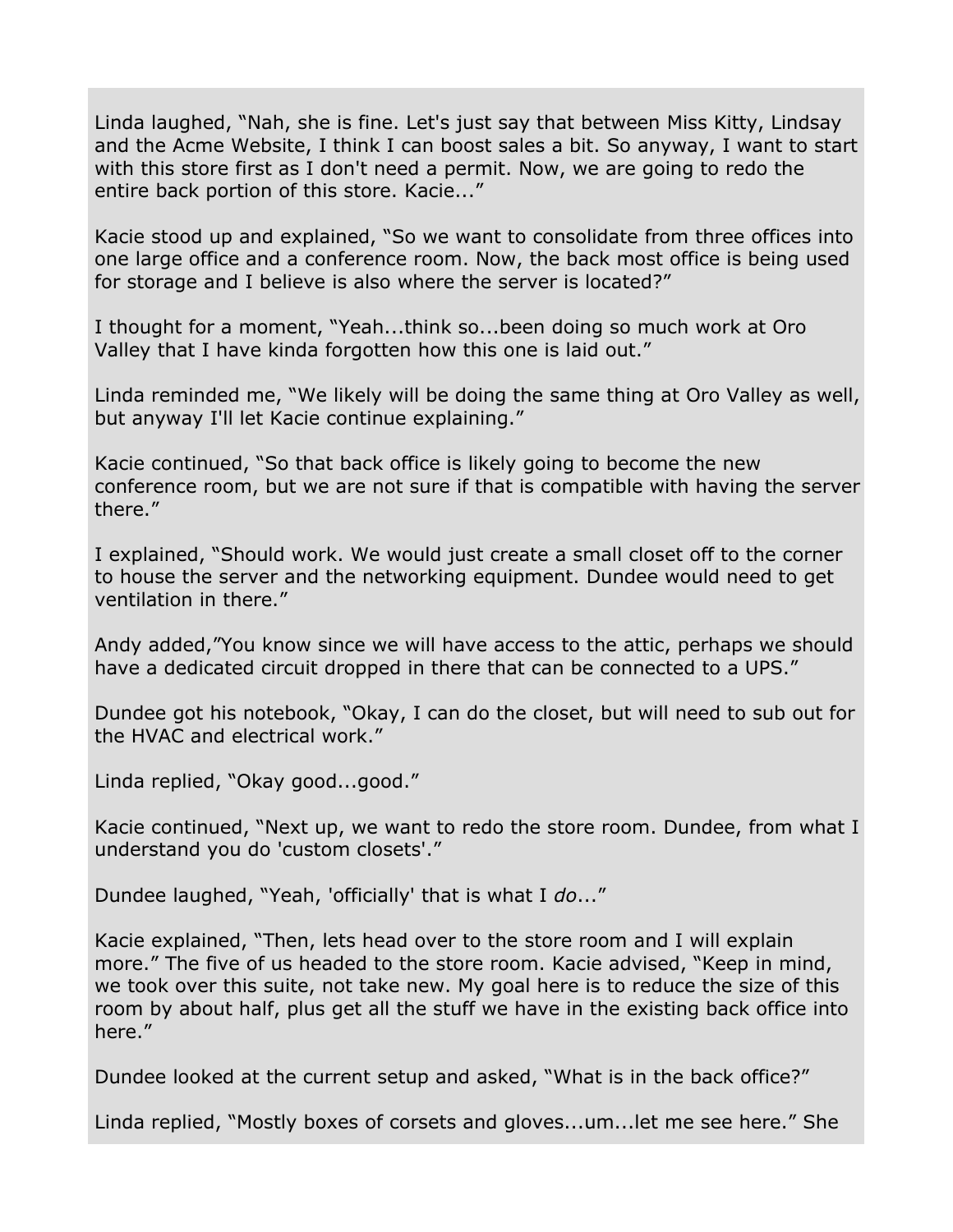Linda laughed, "Nah, she is fine. Let's just say that between Miss Kitty, Lindsay and the Acme Website, I think I can boost sales a bit. So anyway, I want to start with this store first as I don't need a permit. Now, we are going to redo the entire back portion of this store. Kacie..."

Kacie stood up and explained, "So we want to consolidate from three offices into one large office and a conference room. Now, the back most office is being used for storage and I believe is also where the server is located?"

I thought for a moment, "Yeah...think so...been doing so much work at Oro Valley that I have kinda forgotten how this one is laid out."

Linda reminded me, "We likely will be doing the same thing at Oro Valley as well, but anyway I'll let Kacie continue explaining."

Kacie continued, "So that back office is likely going to become the new conference room, but we are not sure if that is compatible with having the server there."

I explained, "Should work. We would just create a small closet off to the corner to house the server and the networking equipment. Dundee would need to get ventilation in there."

Andy added,"You know since we will have access to the attic, perhaps we should have a dedicated circuit dropped in there that can be connected to a UPS."

Dundee got his notebook, "Okay, I can do the closet, but will need to sub out for the HVAC and electrical work."

Linda replied, "Okay good...good."

Kacie continued, "Next up, we want to redo the store room. Dundee, from what I understand you do 'custom closets'."

Dundee laughed, "Yeah, 'officially' that is what I *do*..."

Kacie explained, "Then, lets head over to the store room and I will explain more." The five of us headed to the store room. Kacie advised, "Keep in mind, we took over this suite, not take new. My goal here is to reduce the size of this room by about half, plus get all the stuff we have in the existing back office into here."

Dundee looked at the current setup and asked, "What is in the back office?"

Linda replied, "Mostly boxes of corsets and gloves...um...let me see here." She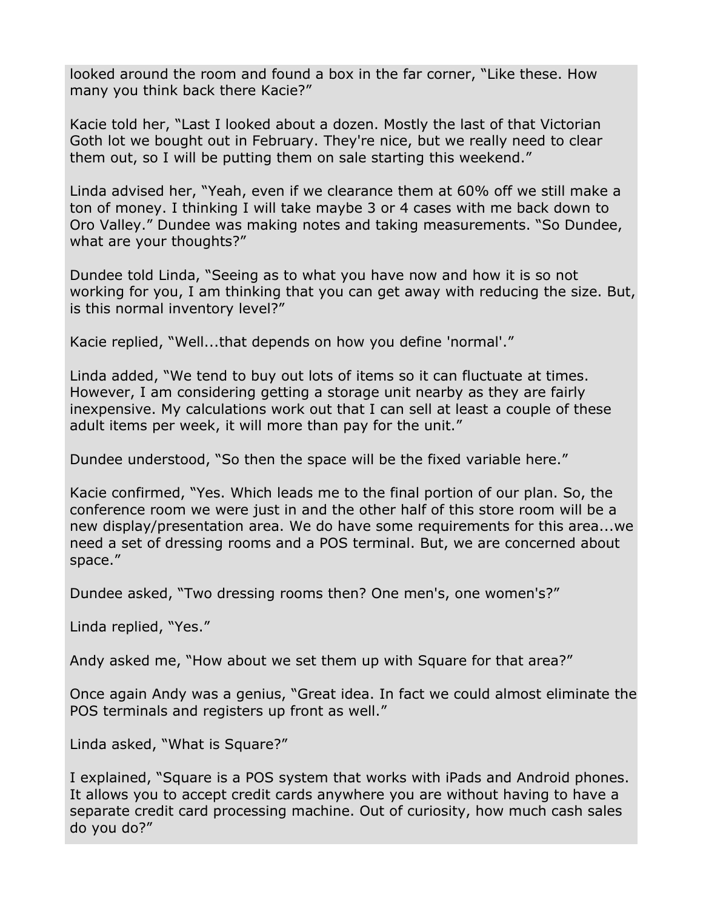looked around the room and found a box in the far corner, "Like these. How many you think back there Kacie?"

Kacie told her, "Last I looked about a dozen. Mostly the last of that Victorian Goth lot we bought out in February. They're nice, but we really need to clear them out, so I will be putting them on sale starting this weekend."

Linda advised her, "Yeah, even if we clearance them at 60% off we still make a ton of money. I thinking I will take maybe 3 or 4 cases with me back down to Oro Valley." Dundee was making notes and taking measurements. "So Dundee, what are your thoughts?"

Dundee told Linda, "Seeing as to what you have now and how it is so not working for you, I am thinking that you can get away with reducing the size. But, is this normal inventory level?"

Kacie replied, "Well...that depends on how you define 'normal'."

Linda added, "We tend to buy out lots of items so it can fluctuate at times. However, I am considering getting a storage unit nearby as they are fairly inexpensive. My calculations work out that I can sell at least a couple of these adult items per week, it will more than pay for the unit."

Dundee understood, "So then the space will be the fixed variable here."

Kacie confirmed, "Yes. Which leads me to the final portion of our plan. So, the conference room we were just in and the other half of this store room will be a new display/presentation area. We do have some requirements for this area...we need a set of dressing rooms and a POS terminal. But, we are concerned about space."

Dundee asked, "Two dressing rooms then? One men's, one women's?"

Linda replied, "Yes."

Andy asked me, "How about we set them up with Square for that area?"

Once again Andy was a genius, "Great idea. In fact we could almost eliminate the POS terminals and registers up front as well."

Linda asked, "What is Square?"

I explained, "Square is a POS system that works with iPads and Android phones. It allows you to accept credit cards anywhere you are without having to have a separate credit card processing machine. Out of curiosity, how much cash sales do you do?"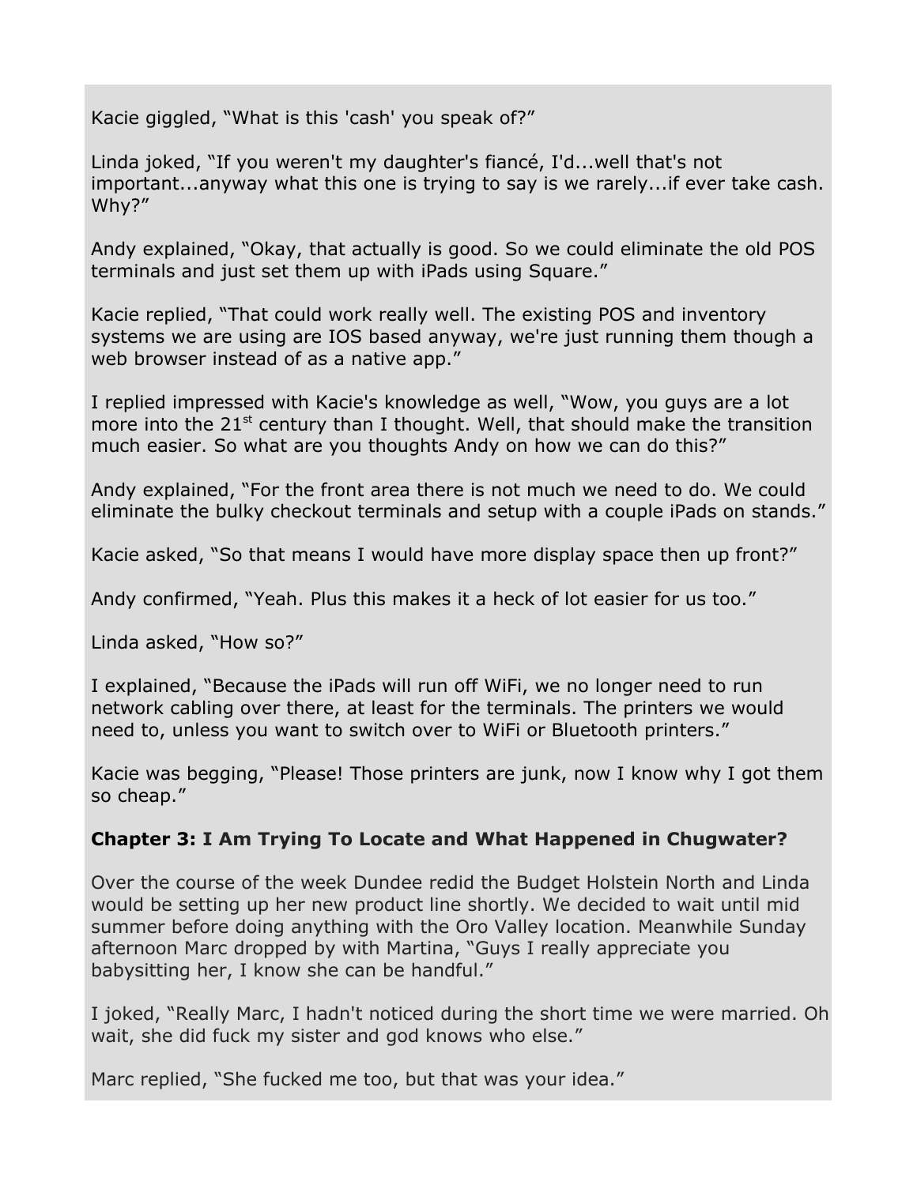Kacie giggled, “What is this 'cash' you speak of?”

Linda joked, “If you weren't my daughter's fiancé, I'd...well that's not important...anyway what this one is trying to say is we rarely...if ever take cash. Why?”

Andy explained, “Okay, that actually is good. So we could eliminate the old POS terminals and just set them up with iPads using Square.”

Kacie replied, “That could work really well. The existing POS and inventory systems we are using are IOS based anyway, we're just running them though a web browser instead of as a native app.”

I replied impressed with Kacie's knowledge as well, “Wow, you guys are a lot more into the 21st century than I thought. Well, that should make the transition much easier. So what are you thoughts Andy on how we can do this?”

Andy explained, “For the front area there is not much we need to do. We could eliminate the bulky checkout terminals and setup with a couple iPads on stands.”

Kacie asked, “So that means I would have more display space then up front?”

Andy confirmed, “Yeah. Plus this makes it a heck of lot easier for us too.”

Linda asked, “How so?”

I explained, “Because the iPads will run off WiFi, we no longer need to run network cabling over there, at least for the terminals. The printers we would need to, unless you want to switch over to WiFi or Bluetooth printers.”

Kacie was begging, “Please! Those printers are junk, now I know why I got them so cheap.”

**Chapter 3: I Am Trying To Locate and What Happened in Chugwater?**

Over the course of the week Dundee redid the Budget Holstein North and Linda would be setting up her new product line shortly. We decided to wait until mid summer before doing anything with the Oro Valley location. Meanwhile Sunday afternoon Marc dropped by with Martina, “Guys I really appreciate you babysitting her, I know she can be handful.”

I joked, “Really Marc, I hadn't noticed during the short time we were married. Oh wait, she did fuck my sister and god knows who else.”

Marc replied, “She fucked me too, but that was your idea.”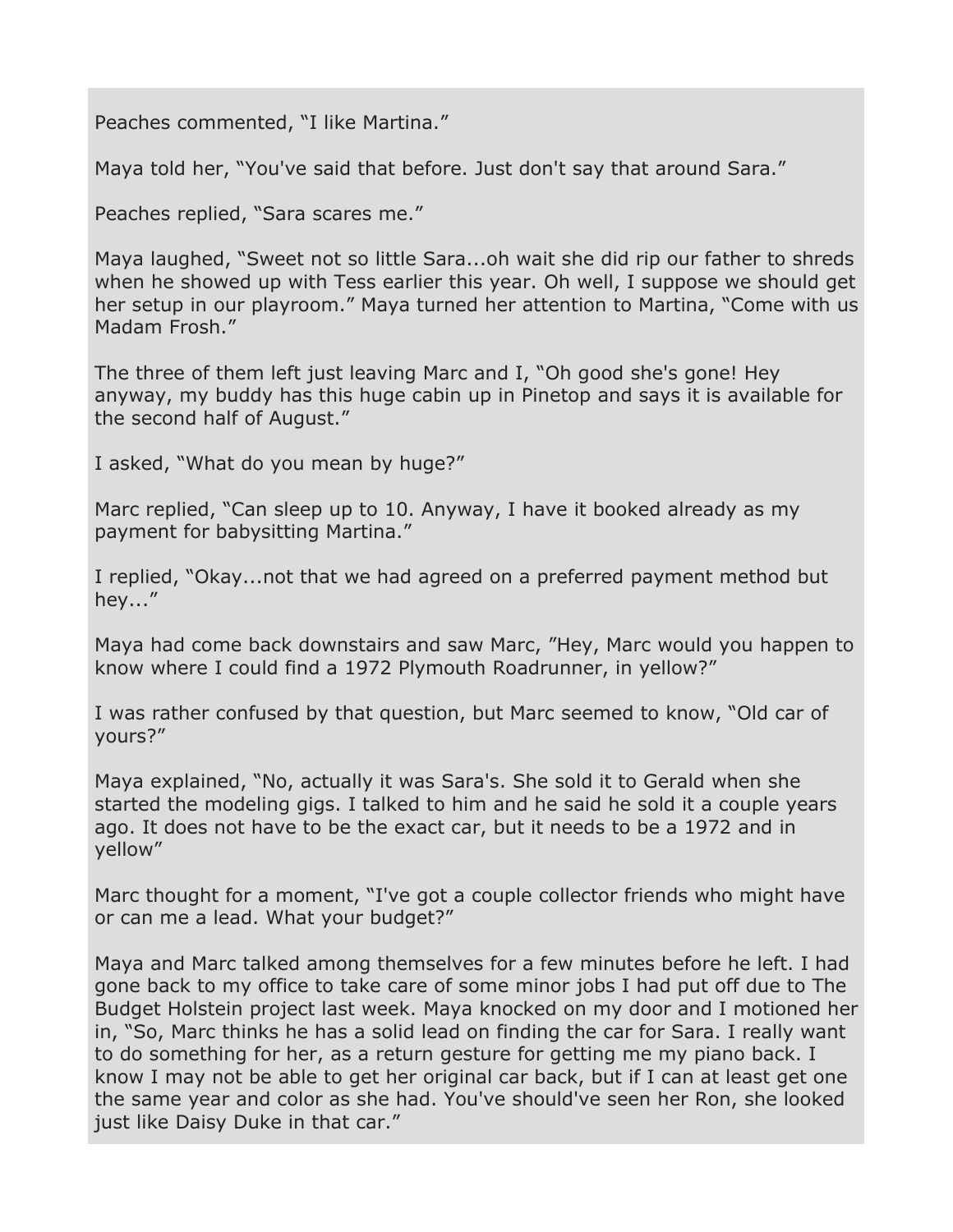Peaches commented, “I like Martina.”

Maya told her, “You've said that before. Just don't say that around Sara.”

Peaches replied, “Sara scares me.”

Maya laughed, “Sweet not so little Sara...oh wait she did rip our father to shreds when he showed up with Tess earlier this year. Oh well, I suppose we should get her setup in our playroom.” Maya turned her attention to Martina, “Come with us Madam Frosh.”

The three of them left just leaving Marc and I, “Oh good she's gone! Hey anyway, my buddy has this huge cabin up in Pinetop and says it is available for the second half of August.”

I asked, “What do you mean by huge?”

Marc replied, “Can sleep up to 10. Anyway, I have it booked already as my payment for babysitting Martina.”

I replied, “Okay...not that we had agreed on a preferred payment method but hey...”

Maya had come back downstairs and saw Marc, ”Hey, Marc would you happen to know where I could find a 1972 Plymouth Roadrunner, in yellow?”

I was rather confused by that question, but Marc seemed to know, “Old car of yours?”

Maya explained, “No, actually it was Sara's. She sold it to Gerald when she started the modeling gigs. I talked to him and he said he sold it a couple years ago. It does not have to be the exact car, but it needs to be a 1972 and in yellow”

Marc thought for a moment, “I've got a couple collector friends who might have or can me a lead. What your budget?”

Maya and Marc talked among themselves for a few minutes before he left. I had gone back to my office to take care of some minor jobs I had put off due to The Budget Holstein project last week. Maya knocked on my door and I motioned her in, “So, Marc thinks he has a solid lead on finding the car for Sara. I really want to do something for her, as a return gesture for getting me my piano back. I know I may not be able to get her original car back, but if I can at least get one the same year and color as she had. You've should've seen her Ron, she looked just like Daisy Duke in that car.”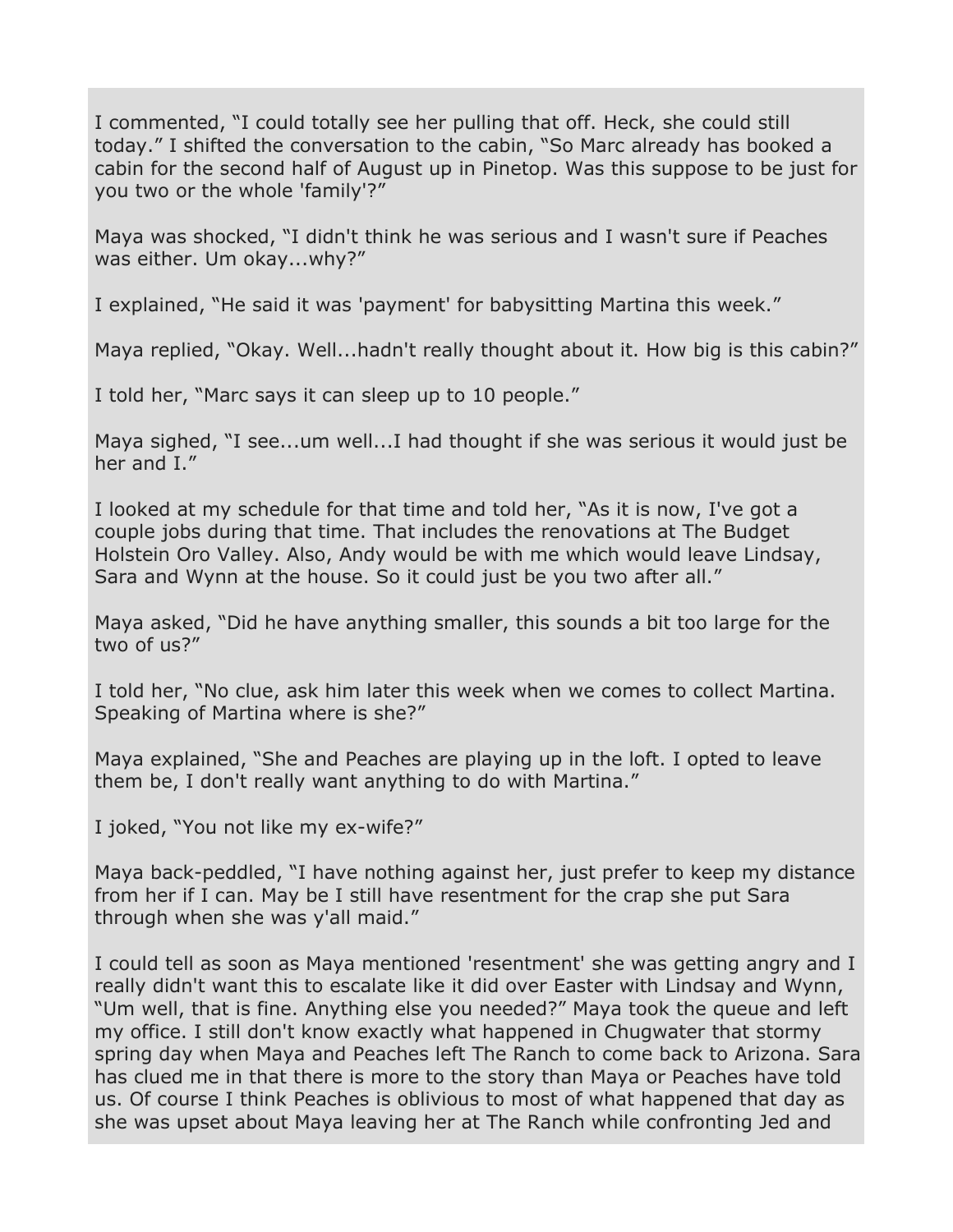I commented, “I could totally see her pulling that off. Heck, she could still today.” I shifted the conversation to the cabin, “So Marc already has booked a cabin for the second half of August up in Pinetop. Was this suppose to be just for you two or the whole 'family'?”

Maya was shocked, “I didn't think he was serious and I wasn't sure if Peaches was either. Um okay...why?”

I explained, “He said it was 'payment' for babysitting Martina this week.”

Maya replied, “Okay. Well...hadn't really thought about it. How big is this cabin?”

I told her, “Marc says it can sleep up to 10 people.”

Maya sighed, “I see...um well...I had thought if she was serious it would just be her and I.”

I looked at my schedule for that time and told her, “As it is now, I've got a couple jobs during that time. That includes the renovations at The Budget Holstein Oro Valley. Also, Andy would be with me which would leave Lindsay, Sara and Wynn at the house. So it could just be you two after all.”

Maya asked, “Did he have anything smaller, this sounds a bit too large for the two of us?”

I told her, “No clue, ask him later this week when we comes to collect Martina. Speaking of Martina where is she?”

Maya explained, “She and Peaches are playing up in the loft. I opted to leave them be, I don't really want anything to do with Martina.”

I joked, “You not like my ex-wife?”

Maya back-peddled, “I have nothing against her, just prefer to keep my distance from her if I can. May be I still have resentment for the crap she put Sara through when she was y'all maid.”

I could tell as soon as Maya mentioned 'resentment' she was getting angry and I really didn't want this to escalate like it did over Easter with Lindsay and Wynn, “Um well, that is fine. Anything else you needed?” Maya took the queue and left my office. I still don't know exactly what happened in Chugwater that stormy spring day when Maya and Peaches left The Ranch to come back to Arizona. Sara has clued me in that there is more to the story than Maya or Peaches have told us. Of course I think Peaches is oblivious to most of what happened that day as she was upset about Maya leaving her at The Ranch while confronting Jed and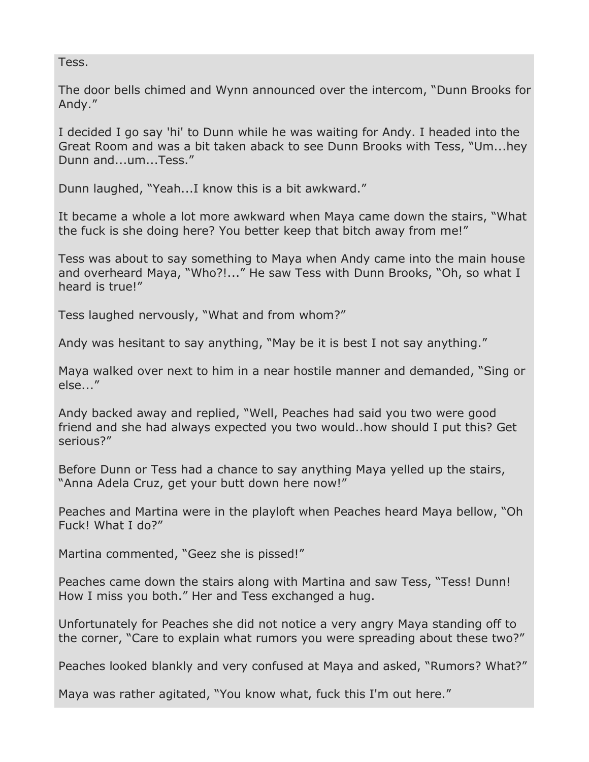Tess.

The door bells chimed and Wynn announced over the intercom, “Dunn Brooks for Andy.”

I decided I go say 'hi' to Dunn while he was waiting for Andy. I headed into the Great Room and was a bit taken aback to see Dunn Brooks with Tess, “Um...hey Dunn and...um...Tess.”

Dunn laughed, “Yeah...I know this is a bit awkward.”

It became a whole a lot more awkward when Maya came down the stairs, “What the fuck is she doing here? You better keep that bitch away from me!”

Tess was about to say something to Maya when Andy came into the main house and overheard Maya, “Who?!...” He saw Tess with Dunn Brooks, “Oh, so what I heard is true!”

Tess laughed nervously, “What and from whom?”

Andy was hesitant to say anything, “May be it is best I not say anything.”

Maya walked over next to him in a near hostile manner and demanded, “Sing or else...”

Andy backed away and replied, “Well, Peaches had said you two were good friend and she had always expected you two would..how should I put this? Get serious?”

Before Dunn or Tess had a chance to say anything Maya yelled up the stairs, “Anna Adela Cruz, get your butt down here now!”

Peaches and Martina were in the playloft when Peaches heard Maya bellow, “Oh Fuck! What I do?”

Martina commented, “Geez she is pissed!”

Peaches came down the stairs along with Martina and saw Tess, “Tess! Dunn! How I miss you both.” Her and Tess exchanged a hug.

Unfortunately for Peaches she did not notice a very angry Maya standing off to the corner, “Care to explain what rumors you were spreading about these two?”

Peaches looked blankly and very confused at Maya and asked, “Rumors? What?”

Maya was rather agitated, “You know what, fuck this I'm out here.”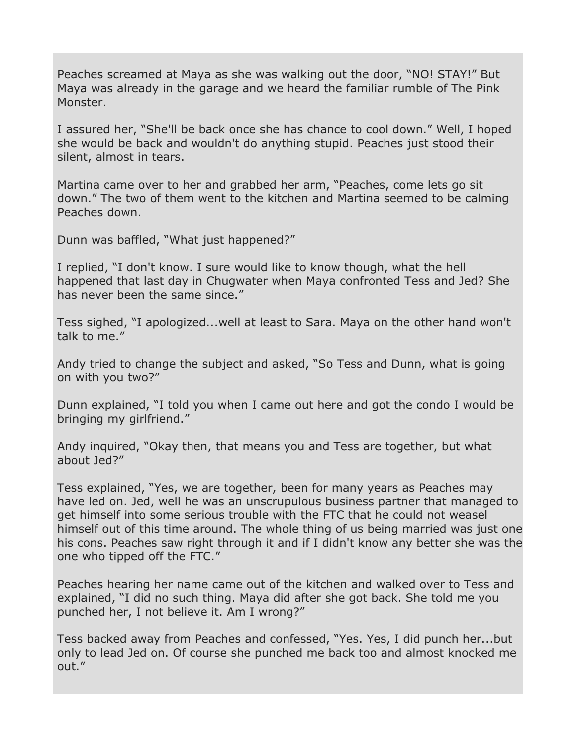Peaches screamed at Maya as she was walking out the door, “NO! STAY!” But Maya was already in the garage and we heard the familiar rumble of The Pink Monster.

I assured her, “She'll be back once she has chance to cool down.” Well, I hoped she would be back and wouldn't do anything stupid. Peaches just stood their silent, almost in tears.

Martina came over to her and grabbed her arm, “Peaches, come lets go sit down.” The two of them went to the kitchen and Martina seemed to be calming Peaches down.

Dunn was baffled, “What just happened?”

I replied, “I don't know. I sure would like to know though, what the hell happened that last day in Chugwater when Maya confronted Tess and Jed? She has never been the same since.”

Tess sighed, “I apologized...well at least to Sara. Maya on the other hand won't talk to me.”

Andy tried to change the subject and asked, “So Tess and Dunn, what is going on with you two?”

Dunn explained, “I told you when I came out here and got the condo I would be bringing my girlfriend.”

Andy inquired, “Okay then, that means you and Tess are together, but what about Jed?”

Tess explained, “Yes, we are together, been for many years as Peaches may have led on. Jed, well he was an unscrupulous business partner that managed to get himself into some serious trouble with the FTC that he could not weasel himself out of this time around. The whole thing of us being married was just one his cons. Peaches saw right through it and if I didn't know any better she was the one who tipped off the FTC.”

Peaches hearing her name came out of the kitchen and walked over to Tess and explained, “I did no such thing. Maya did after she got back. She told me you punched her, I not believe it. Am I wrong?”

Tess backed away from Peaches and confessed, “Yes. Yes, I did punch her...but only to lead Jed on. Of course she punched me back too and almost knocked me out.”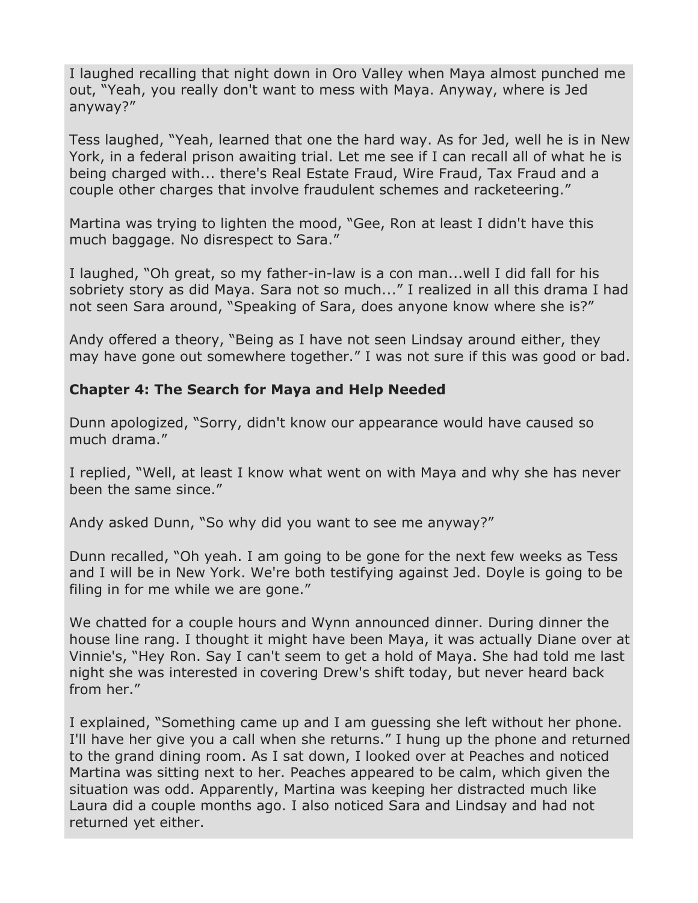I laughed recalling that night down in Oro Valley when Maya almost punched me out, “Yeah, you really don't want to mess with Maya. Anyway, where is Jed anyway?”

Tess laughed, “Yeah, learned that one the hard way. As for Jed, well he is in New York, in a federal prison awaiting trial. Let me see if I can recall all of what he is being charged with... there's Real Estate Fraud, Wire Fraud, Tax Fraud and a couple other charges that involve fraudulent schemes and racketeering.”

Martina was trying to lighten the mood, “Gee, Ron at least I didn't have this much baggage. No disrespect to Sara.”

I laughed, “Oh great, so my father-in-law is a con man...well I did fall for his sobriety story as did Maya. Sara not so much...” I realized in all this drama I had not seen Sara around, “Speaking of Sara, does anyone know where she is?”

Andy offered a theory, “Being as I have not seen Lindsay around either, they may have gone out somewhere together.” I was not sure if this was good or bad.

## Chapter 4: The Search for Maya and Help Needed

Dunn apologized, “Sorry, didn't know our appearance would have caused so much drama.”

I replied, “Well, at least I know what went on with Maya and why she has never been the same since.”

Andy asked Dunn, “So why did you want to see me anyway?”

Dunn recalled, “Oh yeah. I am going to be gone for the next few weeks as Tess and I will be in New York. We're both testifying against Jed. Doyle is going to be filing in for me while we are gone.”

We chatted for a couple hours and Wynn announced dinner. During dinner the house line rang. I thought it might have been Maya, it was actually Diane over at Vinnie's, “Hey Ron. Say I can't seem to get a hold of Maya. She had told me last night she was interested in covering Drew's shift today, but never heard back from her.”

I explained, “Something came up and I am guessing she left without her phone. I'll have her give you a call when she returns.” I hung up the phone and returned to the grand dining room. As I sat down, I looked over at Peaches and noticed Martina was sitting next to her. Peaches appeared to be calm, which given the situation was odd. Apparently, Martina was keeping her distracted much like Laura did a couple months ago. I also noticed Sara and Lindsay and had not returned yet either.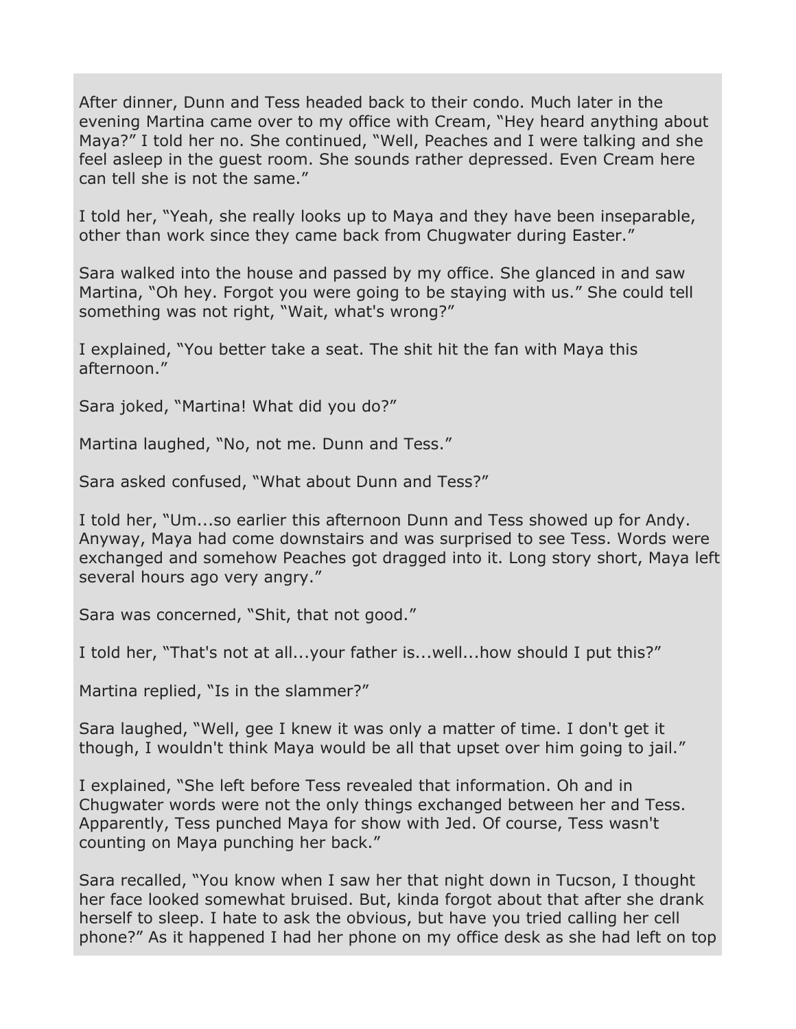After dinner, Dunn and Tess headed back to their condo. Much later in the evening Martina came over to my office with Cream, “Hey heard anything about Maya?” I told her no. She continued, “Well, Peaches and I were talking and she feel asleep in the guest room. She sounds rather depressed. Even Cream here can tell she is not the same.”

I told her, “Yeah, she really looks up to Maya and they have been inseparable, other than work since they came back from Chugwater during Easter.”

Sara walked into the house and passed by my office. She glanced in and saw Martina, “Oh hey. Forgot you were going to be staying with us.” She could tell something was not right, “Wait, what's wrong?”

I explained, “You better take a seat. The shit hit the fan with Maya this afternoon.”

Sara joked, “Martina! What did you do?”

Martina laughed, “No, not me. Dunn and Tess.”

Sara asked confused, “What about Dunn and Tess?”

I told her, “Um...so earlier this afternoon Dunn and Tess showed up for Andy. Anyway, Maya had come downstairs and was surprised to see Tess. Words were exchanged and somehow Peaches got dragged into it. Long story short, Maya left several hours ago very angry.”

Sara was concerned, “Shit, that not good.”

I told her, “That's not at all...your father is...well...how should I put this?”

Martina replied, “Is in the slammer?”

Sara laughed, “Well, gee I knew it was only a matter of time. I don't get it though, I wouldn't think Maya would be all that upset over him going to jail.”

I explained, “She left before Tess revealed that information. Oh and in Chugwater words were not the only things exchanged between her and Tess. Apparently, Tess punched Maya for show with Jed. Of course, Tess wasn't counting on Maya punching her back.”

Sara recalled, “You know when I saw her that night down in Tucson, I thought her face looked somewhat bruised. But, kinda forgot about that after she drank herself to sleep. I hate to ask the obvious, but have you tried calling her cell phone?” As it happened I had her phone on my office desk as she had left on top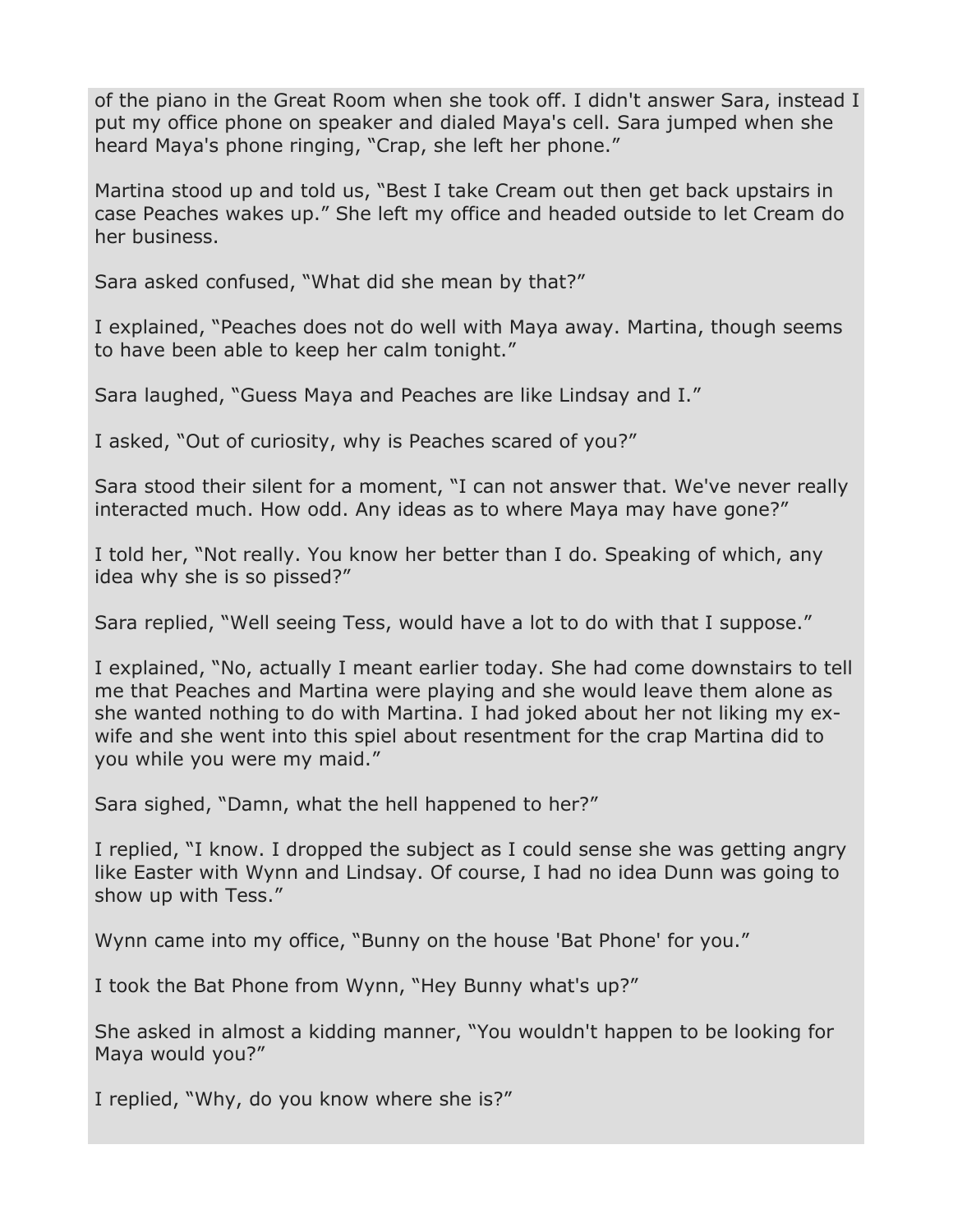of the piano in the Great Room when she took off. I didn't answer Sara, instead I put my office phone on speaker and dialed Maya's cell. Sara jumped when she heard Maya's phone ringing, “Crap, she left her phone.”

Martina stood up and told us, “Best I take Cream out then get back upstairs in case Peaches wakes up.” She left my office and headed outside to let Cream do her business.

Sara asked confused, “What did she mean by that?”

I explained, “Peaches does not do well with Maya away. Martina, though seems to have been able to keep her calm tonight.”

Sara laughed, “Guess Maya and Peaches are like Lindsay and I.”

I asked, “Out of curiosity, why is Peaches scared of you?”

Sara stood their silent for a moment, “I can not answer that. We've never really interacted much. How odd. Any ideas as to where Maya may have gone?”

I told her, “Not really. You know her better than I do. Speaking of which, any idea why she is so pissed?”

Sara replied, “Well seeing Tess, would have a lot to do with that I suppose.”

I explained, “No, actually I meant earlier today. She had come downstairs to tell me that Peaches and Martina were playing and she would leave them alone as she wanted nothing to do with Martina. I had joked about her not liking my ex-wife and she went into this spiel about resentment for the crap Martina did to you while you were my maid.”

Sara sighed, “Damn, what the hell happened to her?”

I replied, “I know. I dropped the subject as I could sense she was getting angry like Easter with Wynn and Lindsay. Of course, I had no idea Dunn was going to show up with Tess.”

Wynn came into my office, “Bunny on the house 'Bat Phone' for you.”

I took the Bat Phone from Wynn, “Hey Bunny what's up?”

She asked in almost a kidding manner, “You wouldn't happen to be looking for Maya would you?”

I replied, “Why, do you know where she is?”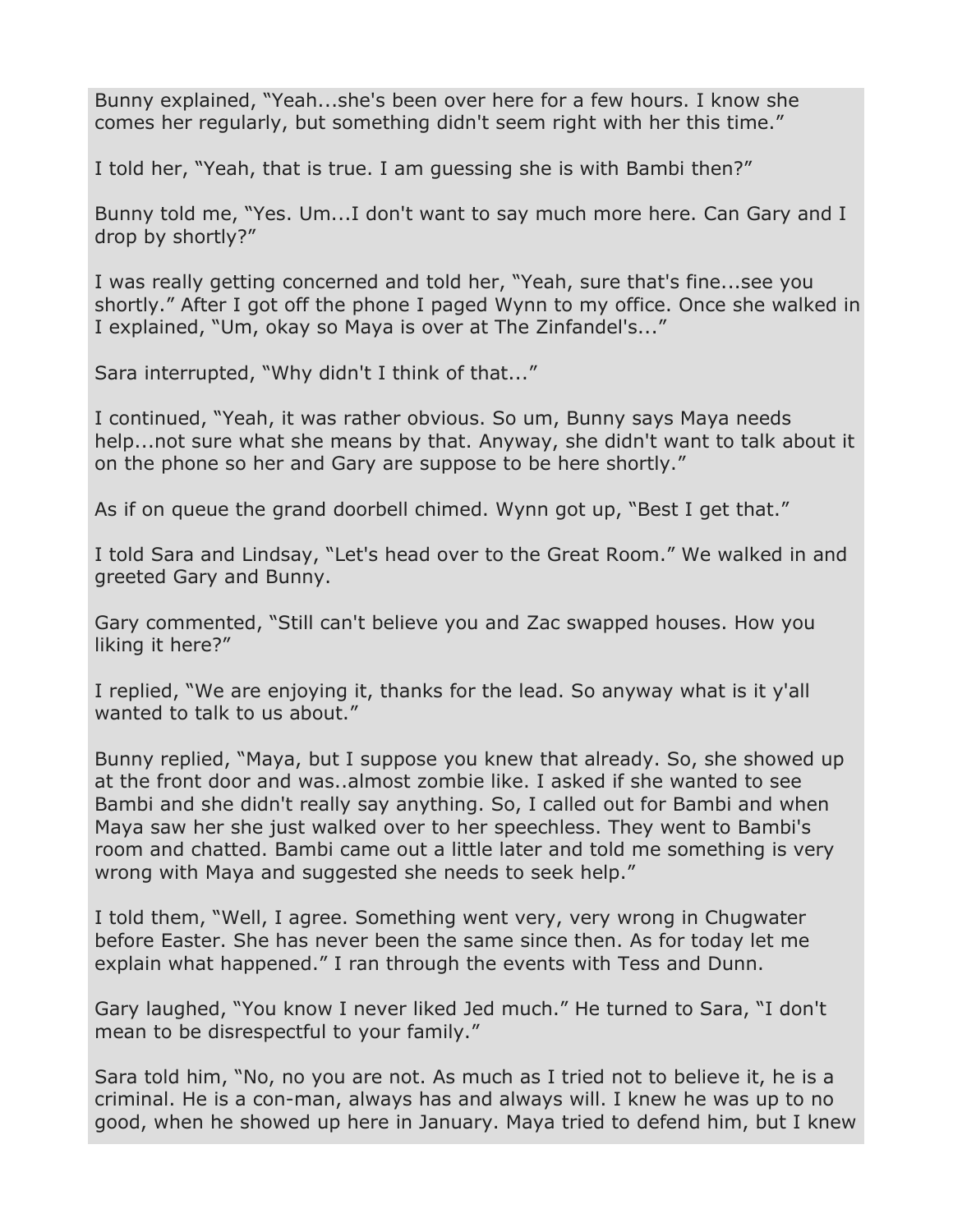Bunny explained, “Yeah...she's been over here for a few hours. I know she comes her regularly, but something didn't seem right with her this time.”

I told her, “Yeah, that is true. I am guessing she is with Bambi then?”

Bunny told me, “Yes. Um...I don't want to say much more here. Can Gary and I drop by shortly?”

I was really getting concerned and told her, “Yeah, sure that's fine...see you shortly.” After I got off the phone I paged Wynn to my office. Once she walked in I explained, “Um, okay so Maya is over at The Zinfandel's...”

Sara interrupted, “Why didn't I think of that...”

I continued, “Yeah, it was rather obvious. So um, Bunny says Maya needs help...not sure what she means by that. Anyway, she didn't want to talk about it on the phone so her and Gary are suppose to be here shortly.”

As if on queue the grand doorbell chimed. Wynn got up, “Best I get that.”

I told Sara and Lindsay, “Let's head over to the Great Room.” We walked in and greeted Gary and Bunny.

Gary commented, “Still can't believe you and Zac swapped houses. How you liking it here?”

I replied, “We are enjoying it, thanks for the lead. So anyway what is it y'all wanted to talk to us about.”

Bunny replied, “Maya, but I suppose you knew that already. So, she showed up at the front door and was..almost zombie like. I asked if she wanted to see Bambi and she didn't really say anything. So, I called out for Bambi and when Maya saw her she just walked over to her speechless. They went to Bambi's room and chatted. Bambi came out a little later and told me something is very wrong with Maya and suggested she needs to seek help.”

I told them, “Well, I agree. Something went very, very wrong in Chugwater before Easter. She has never been the same since then. As for today let me explain what happened.” I ran through the events with Tess and Dunn.

Gary laughed, “You know I never liked Jed much.” He turned to Sara, “I don't mean to be disrespectful to your family.”

Sara told him, “No, no you are not. As much as I tried not to believe it, he is a criminal. He is a con-man, always has and always will. I knew he was up to no good, when he showed up here in January. Maya tried to defend him, but I knew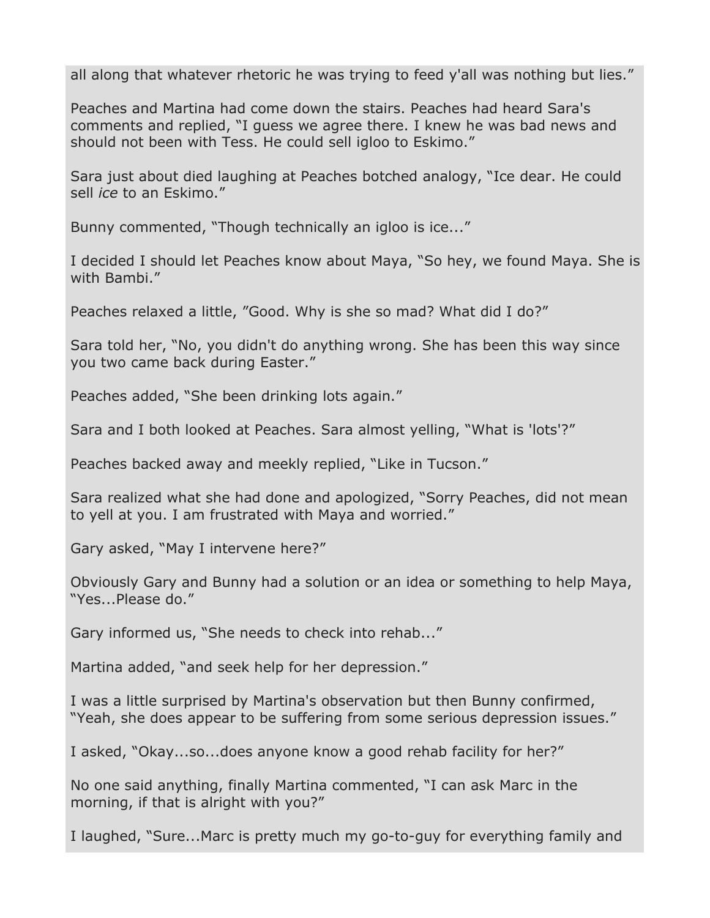all along that whatever rhetoric he was trying to feed y'all was nothing but lies."

Peaches and Martina had come down the stairs. Peaches had heard Sara's comments and replied, "I guess we agree there. I knew he was bad news and should not been with Tess. He could sell igloo to Eskimo."

Sara just about died laughing at Peaches botched analogy, "Ice dear. He could sell *ice* to an Eskimo."

Bunny commented, "Though technically an igloo is ice..."

I decided I should let Peaches know about Maya, "So hey, we found Maya. She is with Bambi."

Peaches relaxed a little, "Good. Why is she so mad? What did I do?"

Sara told her, "No, you didn't do anything wrong. She has been this way since you two came back during Easter."

Peaches added, "She been drinking lots again."

Sara and I both looked at Peaches. Sara almost yelling, "What is 'lots'?"

Peaches backed away and meekly replied, "Like in Tucson."

Sara realized what she had done and apologized, "Sorry Peaches, did not mean to yell at you. I am frustrated with Maya and worried."

Gary asked, "May I intervene here?"

Obviously Gary and Bunny had a solution or an idea or something to help Maya, "Yes...Please do."

Gary informed us, "She needs to check into rehab..."

Martina added, "and seek help for her depression."

I was a little surprised by Martina's observation but then Bunny confirmed, "Yeah, she does appear to be suffering from some serious depression issues."

I asked, "Okay...so...does anyone know a good rehab facility for her?"

No one said anything, finally Martina commented, "I can ask Marc in the morning, if that is alright with you?"

I laughed, "Sure...Marc is pretty much my go-to-guy for everything family and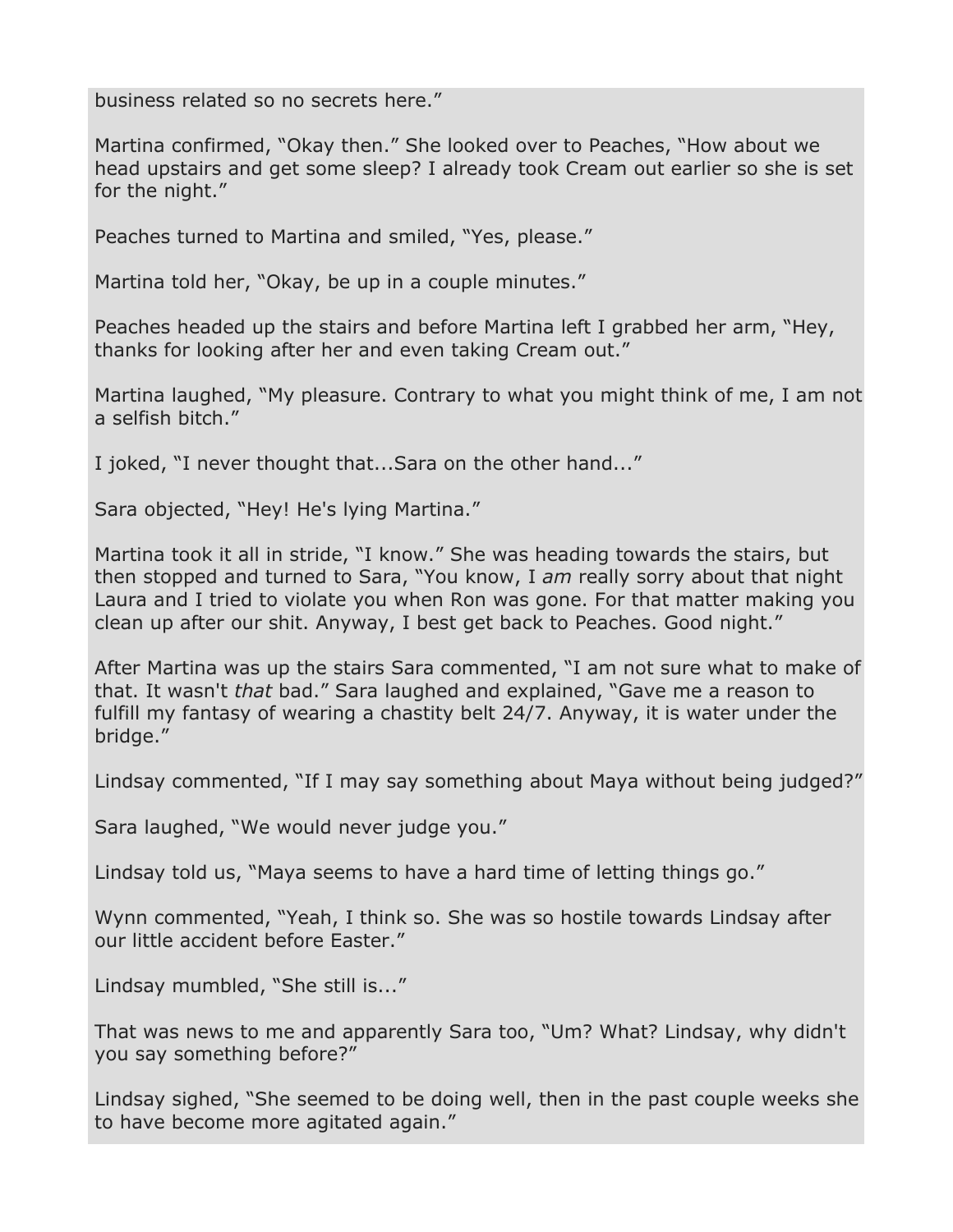business related so no secrets here."

Martina confirmed, "Okay then." She looked over to Peaches, "How about we head upstairs and get some sleep? I already took Cream out earlier so she is set for the night."

Peaches turned to Martina and smiled, "Yes, please."

Martina told her, "Okay, be up in a couple minutes."

Peaches headed up the stairs and before Martina left I grabbed her arm, "Hey, thanks for looking after her and even taking Cream out."

Martina laughed, "My pleasure. Contrary to what you might think of me, I am not a selfish bitch."

I joked, "I never thought that...Sara on the other hand..."

Sara objected, "Hey! He's lying Martina."

Martina took it all in stride, "I know." She was heading towards the stairs, but then stopped and turned to Sara, "You know, I *am* really sorry about that night Laura and I tried to violate you when Ron was gone. For that matter making you clean up after our shit. Anyway, I best get back to Peaches. Good night."

After Martina was up the stairs Sara commented, "I am not sure what to make of that. It wasn't *that* bad." Sara laughed and explained, "Gave me a reason to fulfill my fantasy of wearing a chastity belt 24/7. Anyway, it is water under the bridge."

Lindsay commented, "If I may say something about Maya without being judged?"

Sara laughed, "We would never judge you."

Lindsay told us, "Maya seems to have a hard time of letting things go."

Wynn commented, "Yeah, I think so. She was so hostile towards Lindsay after our little accident before Easter."

Lindsay mumbled, "She still is..."

That was news to me and apparently Sara too, "Um? What? Lindsay, why didn't you say something before?"

Lindsay sighed, "She seemed to be doing well, then in the past couple weeks she to have become more agitated again."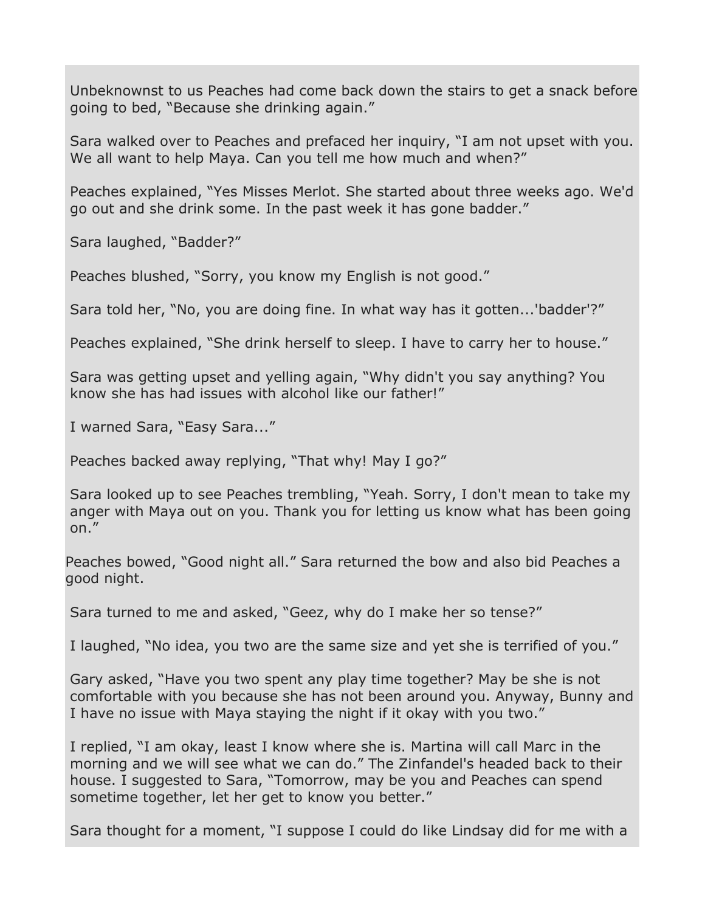Unbeknownst to us Peaches had come back down the stairs to get a snack before going to bed, “Because she drinking again.”

Sara walked over to Peaches and prefaced her inquiry, “I am not upset with you. We all want to help Maya. Can you tell me how much and when?”

Peaches explained, “Yes Misses Merlot. She started about three weeks ago. We'd go out and she drink some. In the past week it has gone badder.”

Sara laughed, “Badder?”

Peaches blushed, “Sorry, you know my English is not good.”

Sara told her, “No, you are doing fine. In what way has it gotten...'badder'?”

Peaches explained, “She drink herself to sleep. I have to carry her to house.”

Sara was getting upset and yelling again, “Why didn't you say anything? You know she has had issues with alcohol like our father!”

I warned Sara, “Easy Sara...”

Peaches backed away replying, “That why! May I go?”

Sara looked up to see Peaches trembling, “Yeah. Sorry, I don't mean to take my anger with Maya out on you. Thank you for letting us know what has been going on.”

Peaches bowed, “Good night all.” Sara returned the bow and also bid Peaches a good night.

Sara turned to me and asked, “Geez, why do I make her so tense?”

I laughed, “No idea, you two are the same size and yet she is terrified of you.”

Gary asked, “Have you two spent any play time together? May be she is not comfortable with you because she has not been around you. Anyway, Bunny and I have no issue with Maya staying the night if it okay with you two.”

I replied, “I am okay, least I know where she is. Martina will call Marc in the morning and we will see what we can do.” The Zinfandel's headed back to their house. I suggested to Sara, “Tomorrow, may be you and Peaches can spend sometime together, let her get to know you better.”

Sara thought for a moment, “I suppose I could do like Lindsay did for me with a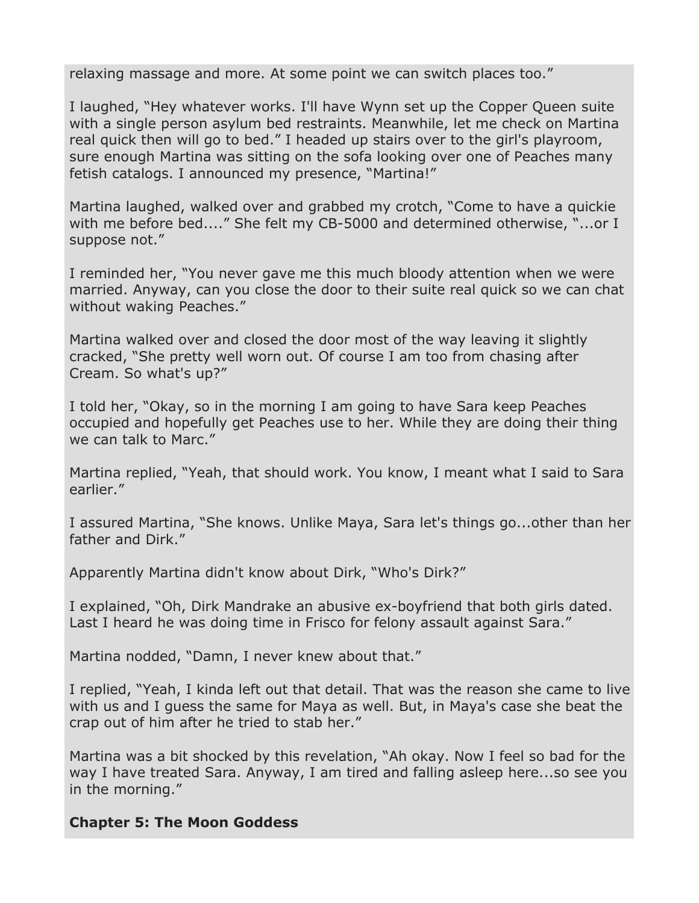relaxing massage and more. At some point we can switch places too."

I laughed, "Hey whatever works. I'll have Wynn set up the Copper Queen suite with a single person asylum bed restraints. Meanwhile, let me check on Martina real quick then will go to bed." I headed up stairs over to the girl's playroom, sure enough Martina was sitting on the sofa looking over one of Peaches many fetish catalogs. I announced my presence, "Martina!"

Martina laughed, walked over and grabbed my crotch, "Come to have a quickie with me before bed...." She felt my CB-5000 and determined otherwise, "...or I suppose not."

I reminded her, "You never gave me this much bloody attention when we were married. Anyway, can you close the door to their suite real quick so we can chat without waking Peaches."

Martina walked over and closed the door most of the way leaving it slightly cracked, "She pretty well worn out. Of course I am too from chasing after Cream. So what's up?"

I told her, "Okay, so in the morning I am going to have Sara keep Peaches occupied and hopefully get Peaches use to her. While they are doing their thing we can talk to Marc."

Martina replied, "Yeah, that should work. You know, I meant what I said to Sara earlier."

I assured Martina, "She knows. Unlike Maya, Sara let's things go...other than her father and Dirk."

Apparently Martina didn't know about Dirk, "Who's Dirk?"

I explained, "Oh, Dirk Mandrake an abusive ex-boyfriend that both girls dated. Last I heard he was doing time in Frisco for felony assault against Sara."

Martina nodded, "Damn, I never knew about that."

I replied, "Yeah, I kinda left out that detail. That was the reason she came to live with us and I guess the same for Maya as well. But, in Maya's case she beat the crap out of him after he tried to stab her."

Martina was a bit shocked by this revelation, "Ah okay. Now I feel so bad for the way I have treated Sara. Anyway, I am tired and falling asleep here...so see you in the morning."

## Chapter 5: The Moon Goddess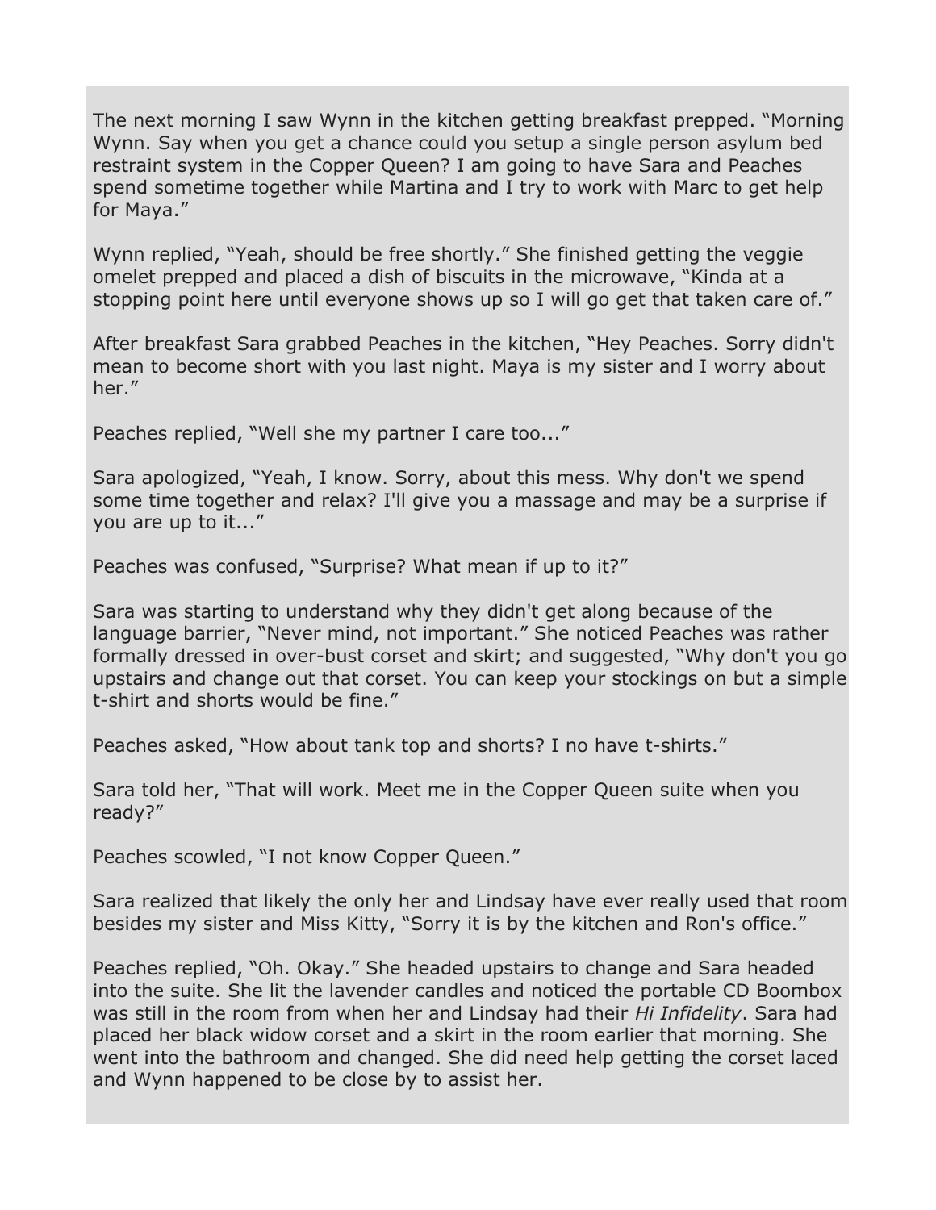The next morning I saw Wynn in the kitchen getting breakfast prepped. “Morning Wynn. Say when you get a chance could you setup a single person asylum bed restraint system in the Copper Queen? I am going to have Sara and Peaches spend sometime together while Martina and I try to work with Marc to get help for Maya.”

Wynn replied, “Yeah, should be free shortly.” She finished getting the veggie omelet prepped and placed a dish of biscuits in the microwave, “Kinda at a stopping point here until everyone shows up so I will go get that taken care of.”

After breakfast Sara grabbed Peaches in the kitchen, “Hey Peaches. Sorry didn't mean to become short with you last night. Maya is my sister and I worry about her.”

Peaches replied, “Well she my partner I care too...”

Sara apologized, “Yeah, I know. Sorry, about this mess. Why don't we spend some time together and relax? I'll give you a massage and may be a surprise if you are up to it...”

Peaches was confused, “Surprise? What mean if up to it?”

Sara was starting to understand why they didn't get along because of the language barrier, “Never mind, not important.” She noticed Peaches was rather formally dressed in over-bust corset and skirt; and suggested, “Why don't you go upstairs and change out that corset. You can keep your stockings on but a simple t-shirt and shorts would be fine.”

Peaches asked, “How about tank top and shorts? I no have t-shirts.”

Sara told her, “That will work. Meet me in the Copper Queen suite when you ready?”

Peaches scowled, “I not know Copper Queen.”

Sara realized that likely the only her and Lindsay have ever really used that room besides my sister and Miss Kitty, “Sorry it is by the kitchen and Ron's office.”

Peaches replied, “Oh. Okay.” She headed upstairs to change and Sara headed into the suite. She lit the lavender candles and noticed the portable CD Boombox was still in the room from when her and Lindsay had their *Hi Infidelity*. Sara had placed her black widow corset and a skirt in the room earlier that morning. She went into the bathroom and changed. She did need help getting the corset laced and Wynn happened to be close by to assist her.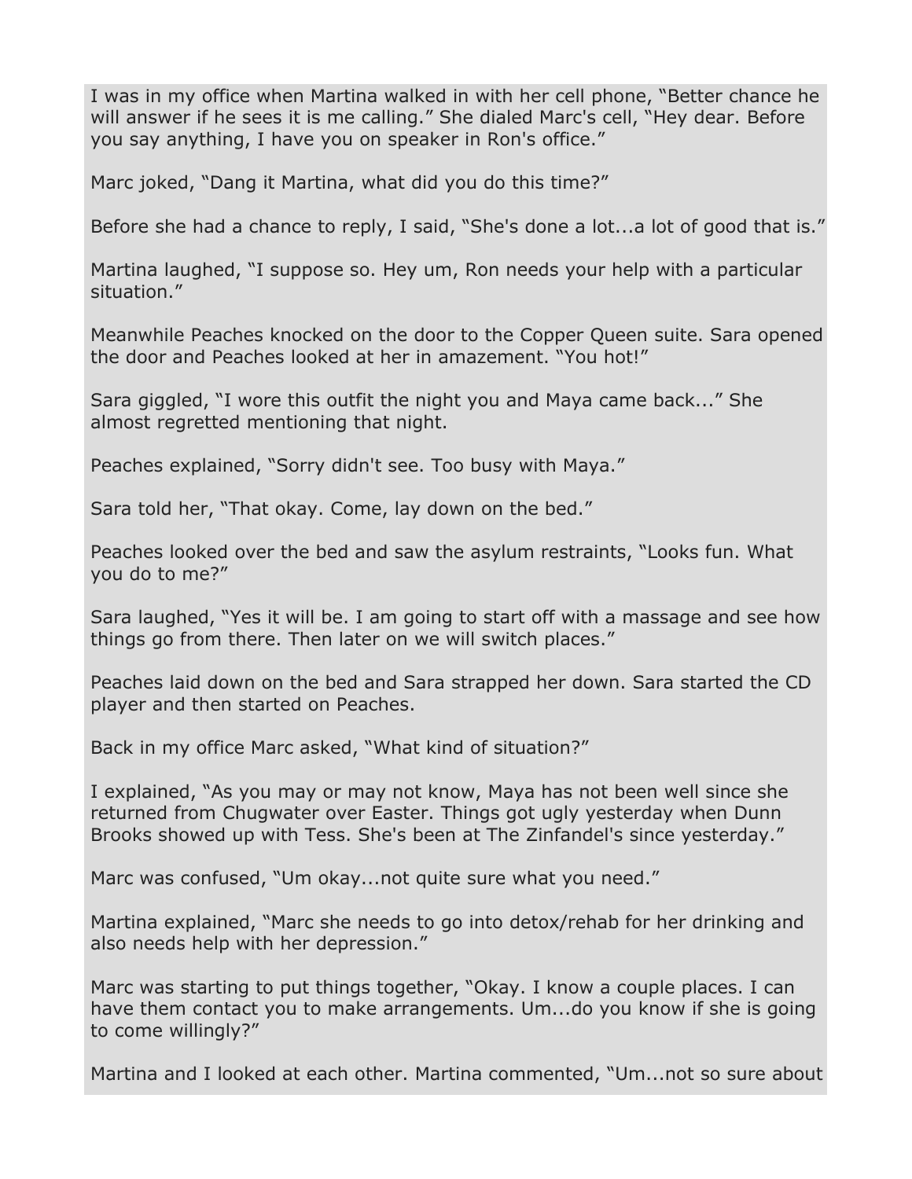I was in my office when Martina walked in with her cell phone, “Better chance he will answer if he sees it is me calling.” She dialed Marc's cell, “Hey dear. Before you say anything, I have you on speaker in Ron's office.”

Marc joked, “Dang it Martina, what did you do this time?”

Before she had a chance to reply, I said, “She's done a lot...a lot of good that is.”

Martina laughed, “I suppose so. Hey um, Ron needs your help with a particular situation.”

Meanwhile Peaches knocked on the door to the Copper Queen suite. Sara opened the door and Peaches looked at her in amazement. “You hot!”

Sara giggled, “I wore this outfit the night you and Maya came back...” She almost regretted mentioning that night.

Peaches explained, “Sorry didn't see. Too busy with Maya.”

Sara told her, “That okay. Come, lay down on the bed.”

Peaches looked over the bed and saw the asylum restraints, “Looks fun. What you do to me?”

Sara laughed, “Yes it will be. I am going to start off with a massage and see how things go from there. Then later on we will switch places.”

Peaches laid down on the bed and Sara strapped her down. Sara started the CD player and then started on Peaches.

Back in my office Marc asked, “What kind of situation?”

I explained, “As you may or may not know, Maya has not been well since she returned from Chugwater over Easter. Things got ugly yesterday when Dunn Brooks showed up with Tess. She's been at The Zinfandel's since yesterday.”

Marc was confused, “Um okay...not quite sure what you need.”

Martina explained, “Marc she needs to go into detox/rehab for her drinking and also needs help with her depression.”

Marc was starting to put things together, “Okay. I know a couple places. I can have them contact you to make arrangements. Um...do you know if she is going to come willingly?”

Martina and I looked at each other. Martina commented, “Um...not so sure about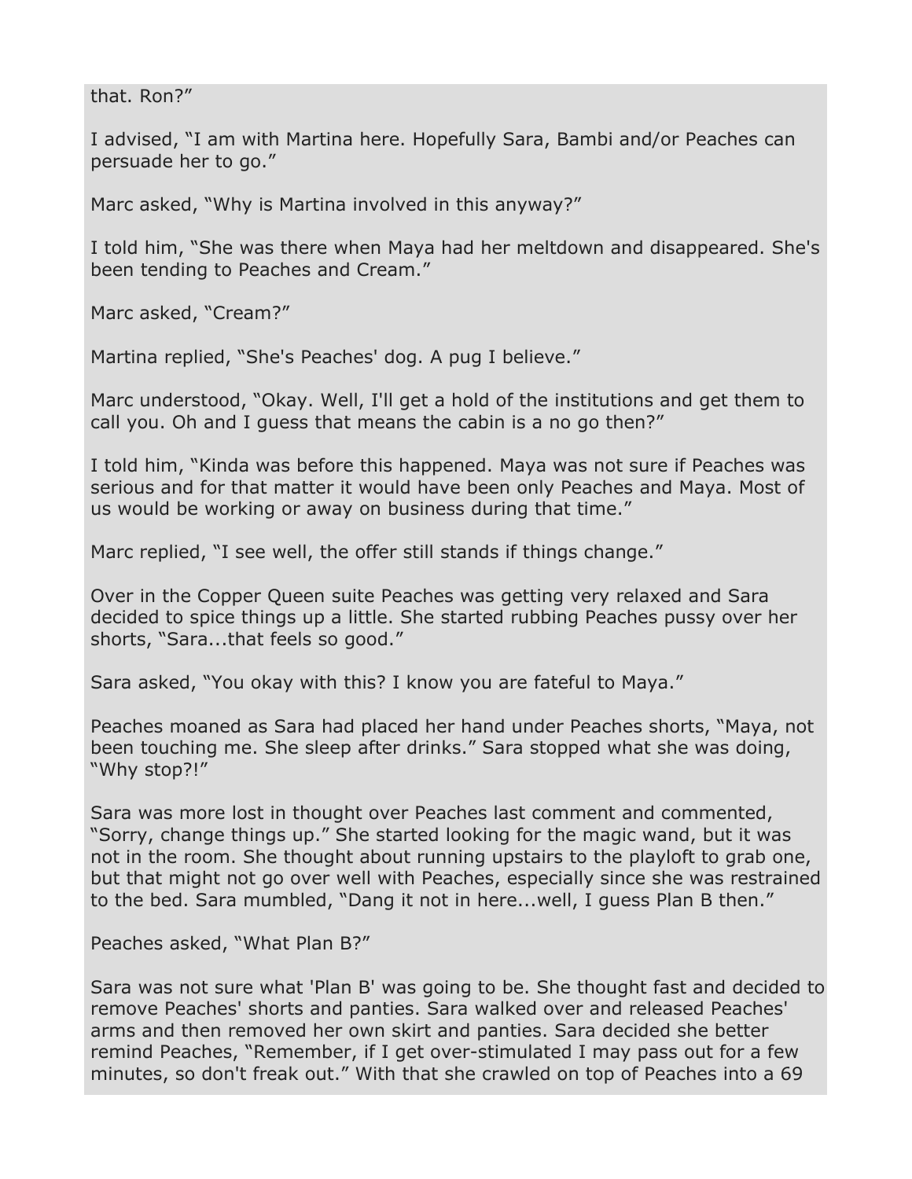that. Ron?"

I advised, "I am with Martina here. Hopefully Sara, Bambi and/or Peaches can persuade her to go."

Marc asked, "Why is Martina involved in this anyway?"

I told him, "She was there when Maya had her meltdown and disappeared. She's been tending to Peaches and Cream."

Marc asked, "Cream?"

Martina replied, "She's Peaches' dog. A pug I believe."

Marc understood, "Okay. Well, I'll get a hold of the institutions and get them to call you. Oh and I guess that means the cabin is a no go then?"

I told him, "Kinda was before this happened. Maya was not sure if Peaches was serious and for that matter it would have been only Peaches and Maya. Most of us would be working or away on business during that time."

Marc replied, "I see well, the offer still stands if things change."

Over in the Copper Queen suite Peaches was getting very relaxed and Sara decided to spice things up a little. She started rubbing Peaches pussy over her shorts, "Sara...that feels so good."

Sara asked, "You okay with this? I know you are fateful to Maya."

Peaches moaned as Sara had placed her hand under Peaches shorts, "Maya, not been touching me. She sleep after drinks." Sara stopped what she was doing, "Why stop?!"

Sara was more lost in thought over Peaches last comment and commented, "Sorry, change things up." She started looking for the magic wand, but it was not in the room. She thought about running upstairs to the playloft to grab one, but that might not go over well with Peaches, especially since she was restrained to the bed. Sara mumbled, "Dang it not in here...well, I guess Plan B then."

Peaches asked, "What Plan B?"

Sara was not sure what 'Plan B' was going to be. She thought fast and decided to remove Peaches' shorts and panties. Sara walked over and released Peaches' arms and then removed her own skirt and panties. Sara decided she better remind Peaches, "Remember, if I get over-stimulated I may pass out for a few minutes, so don't freak out." With that she crawled on top of Peaches into a 69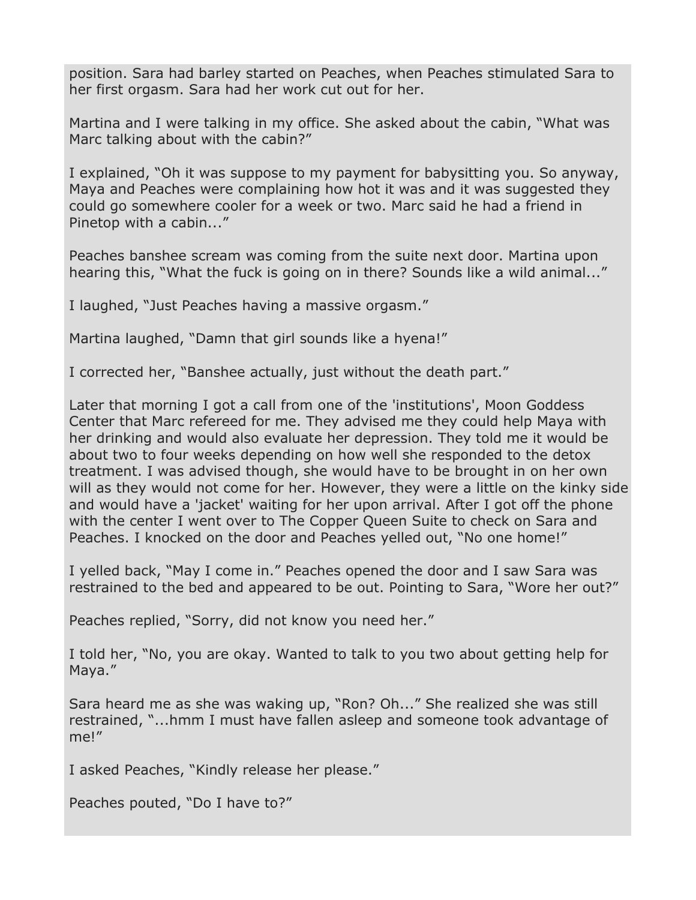position. Sara had barley started on Peaches, when Peaches stimulated Sara to her first orgasm. Sara had her work cut out for her.

Martina and I were talking in my office. She asked about the cabin, "What was Marc talking about with the cabin?"

I explained, "Oh it was suppose to my payment for babysitting you. So anyway, Maya and Peaches were complaining how hot it was and it was suggested they could go somewhere cooler for a week or two. Marc said he had a friend in Pinetop with a cabin..."

Peaches banshee scream was coming from the suite next door. Martina upon hearing this, "What the fuck is going on in there? Sounds like a wild animal..."

I laughed, "Just Peaches having a massive orgasm."

Martina laughed, "Damn that girl sounds like a hyena!"

I corrected her, "Banshee actually, just without the death part."

Later that morning I got a call from one of the 'institutions', Moon Goddess Center that Marc refereed for me. They advised me they could help Maya with her drinking and would also evaluate her depression. They told me it would be about two to four weeks depending on how well she responded to the detox treatment. I was advised though, she would have to be brought in on her own will as they would not come for her. However, they were a little on the kinky side and would have a 'jacket' waiting for her upon arrival. After I got off the phone with the center I went over to The Copper Queen Suite to check on Sara and Peaches. I knocked on the door and Peaches yelled out, "No one home!"

I yelled back, "May I come in." Peaches opened the door and I saw Sara was restrained to the bed and appeared to be out. Pointing to Sara, "Wore her out?"

Peaches replied, "Sorry, did not know you need her."

I told her, "No, you are okay. Wanted to talk to you two about getting help for Maya."

Sara heard me as she was waking up, "Ron? Oh..." She realized she was still restrained, "...hmm I must have fallen asleep and someone took advantage of me!"

I asked Peaches, "Kindly release her please."

Peaches pouted, "Do I have to?"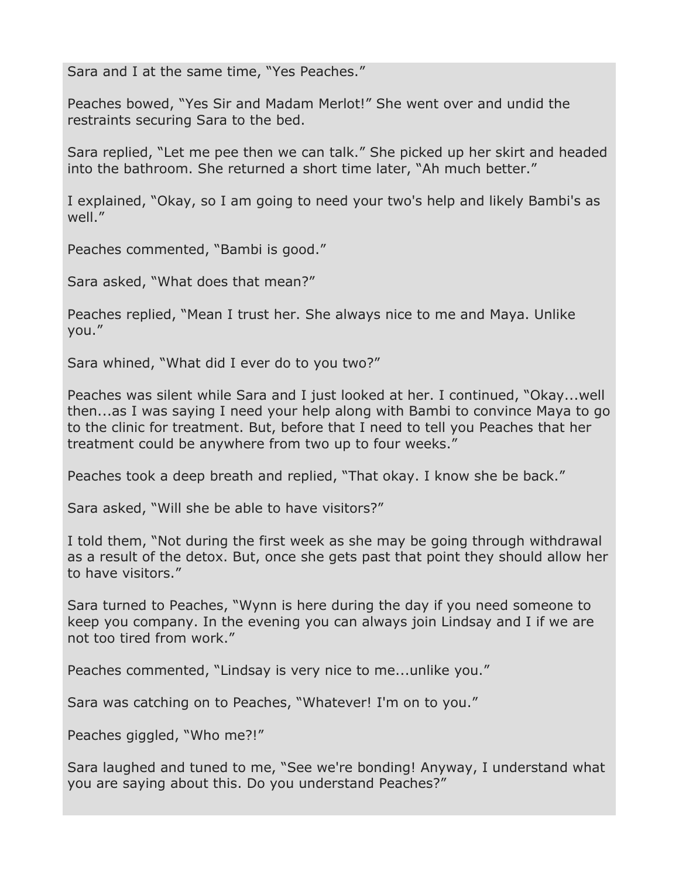Sara and I at the same time, “Yes Peaches.”

Peaches bowed, “Yes Sir and Madam Merlot!” She went over and undid the restraints securing Sara to the bed.

Sara replied, “Let me pee then we can talk.” She picked up her skirt and headed into the bathroom. She returned a short time later, “Ah much better.”

I explained, “Okay, so I am going to need your two's help and likely Bambi's as well.”

Peaches commented, “Bambi is good.”

Sara asked, “What does that mean?”

Peaches replied, “Mean I trust her. She always nice to me and Maya. Unlike you.”

Sara whined, “What did I ever do to you two?”

Peaches was silent while Sara and I just looked at her. I continued, “Okay...well then...as I was saying I need your help along with Bambi to convince Maya to go to the clinic for treatment. But, before that I need to tell you Peaches that her treatment could be anywhere from two up to four weeks.”

Peaches took a deep breath and replied, “That okay. I know she be back.”

Sara asked, “Will she be able to have visitors?”

I told them, “Not during the first week as she may be going through withdrawal as a result of the detox. But, once she gets past that point they should allow her to have visitors.”

Sara turned to Peaches, “Wynn is here during the day if you need someone to keep you company. In the evening you can always join Lindsay and I if we are not too tired from work.”

Peaches commented, “Lindsay is very nice to me...unlike you.”

Sara was catching on to Peaches, “Whatever! I'm on to you.”

Peaches giggled, “Who me?!”

Sara laughed and tuned to me, “See we're bonding! Anyway, I understand what you are saying about this. Do you understand Peaches?”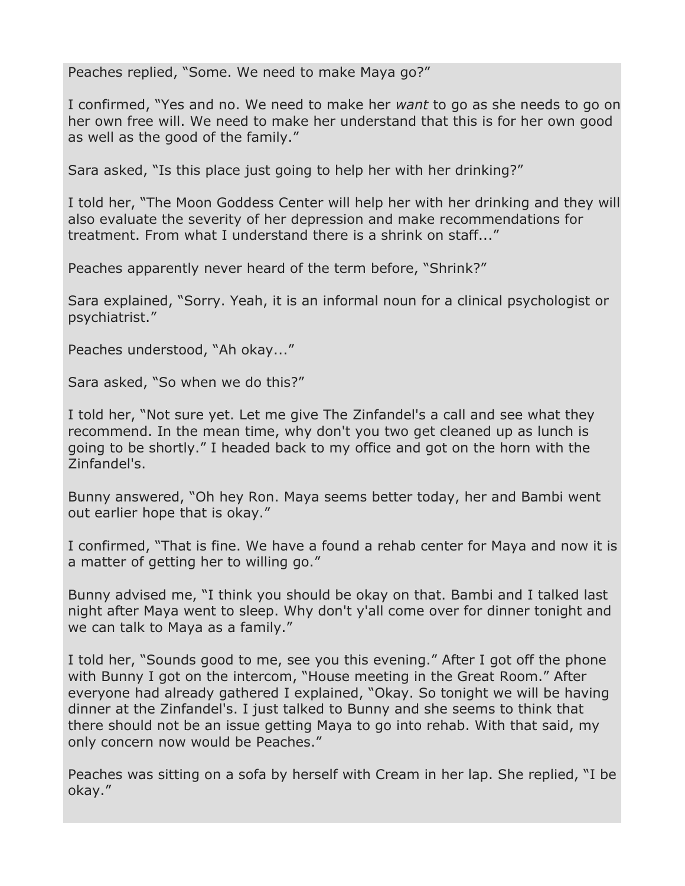Peaches replied, "Some. We need to make Maya go?"

I confirmed, "Yes and no. We need to make her *want* to go as she needs to go on her own free will. We need to make her understand that this is for her own good as well as the good of the family."

Sara asked, "Is this place just going to help her with her drinking?"

I told her, "The Moon Goddess Center will help her with her drinking and they will also evaluate the severity of her depression and make recommendations for treatment. From what I understand there is a shrink on staff..."

Peaches apparently never heard of the term before, "Shrink?"

Sara explained, "Sorry. Yeah, it is an informal noun for a clinical psychologist or psychiatrist."

Peaches understood, "Ah okay..."

Sara asked, "So when we do this?"

I told her, "Not sure yet. Let me give The Zinfandel's a call and see what they recommend. In the mean time, why don't you two get cleaned up as lunch is going to be shortly." I headed back to my office and got on the horn with the Zinfandel's.

Bunny answered, "Oh hey Ron. Maya seems better today, her and Bambi went out earlier hope that is okay."

I confirmed, "That is fine. We have a found a rehab center for Maya and now it is a matter of getting her to willing go."

Bunny advised me, "I think you should be okay on that. Bambi and I talked last night after Maya went to sleep. Why don't y'all come over for dinner tonight and we can talk to Maya as a family."

I told her, "Sounds good to me, see you this evening." After I got off the phone with Bunny I got on the intercom, "House meeting in the Great Room." After everyone had already gathered I explained, "Okay. So tonight we will be having dinner at the Zinfandel's. I just talked to Bunny and she seems to think that there should not be an issue getting Maya to go into rehab. With that said, my only concern now would be Peaches."

Peaches was sitting on a sofa by herself with Cream in her lap. She replied, "I be okay."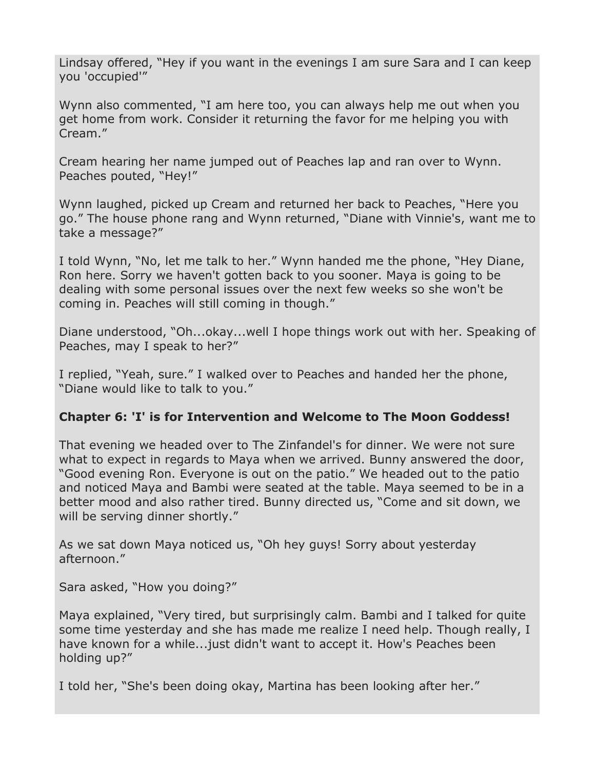Lindsay offered, “Hey if you want in the evenings I am sure Sara and I can keep you 'occupied'”

Wynn also commented, “I am here too, you can always help me out when you get home from work. Consider it returning the favor for me helping you with Cream.”

Cream hearing her name jumped out of Peaches lap and ran over to Wynn. Peaches pouted, “Hey!”

Wynn laughed, picked up Cream and returned her back to Peaches, “Here you go.” The house phone rang and Wynn returned, “Diane with Vinnie's, want me to take a message?”

I told Wynn, “No, let me talk to her.” Wynn handed me the phone, “Hey Diane, Ron here. Sorry we haven't gotten back to you sooner. Maya is going to be dealing with some personal issues over the next few weeks so she won't be coming in. Peaches will still coming in though.”

Diane understood, “Oh...okay...well I hope things work out with her. Speaking of Peaches, may I speak to her?”

I replied, “Yeah, sure.” I walked over to Peaches and handed her the phone, “Diane would like to talk to you.”

## Chapter 6: 'I' is for Intervention and Welcome to The Moon Goddess!

That evening we headed over to The Zinfandel's for dinner. We were not sure what to expect in regards to Maya when we arrived. Bunny answered the door, “Good evening Ron. Everyone is out on the patio.” We headed out to the patio and noticed Maya and Bambi were seated at the table. Maya seemed to be in a better mood and also rather tired. Bunny directed us, “Come and sit down, we will be serving dinner shortly.”

As we sat down Maya noticed us, “Oh hey guys! Sorry about yesterday afternoon.”

Sara asked, “How you doing?”

Maya explained, “Very tired, but surprisingly calm. Bambi and I talked for quite some time yesterday and she has made me realize I need help. Though really, I have known for a while...just didn't want to accept it. How's Peaches been holding up?”

I told her, “She's been doing okay, Martina has been looking after her.”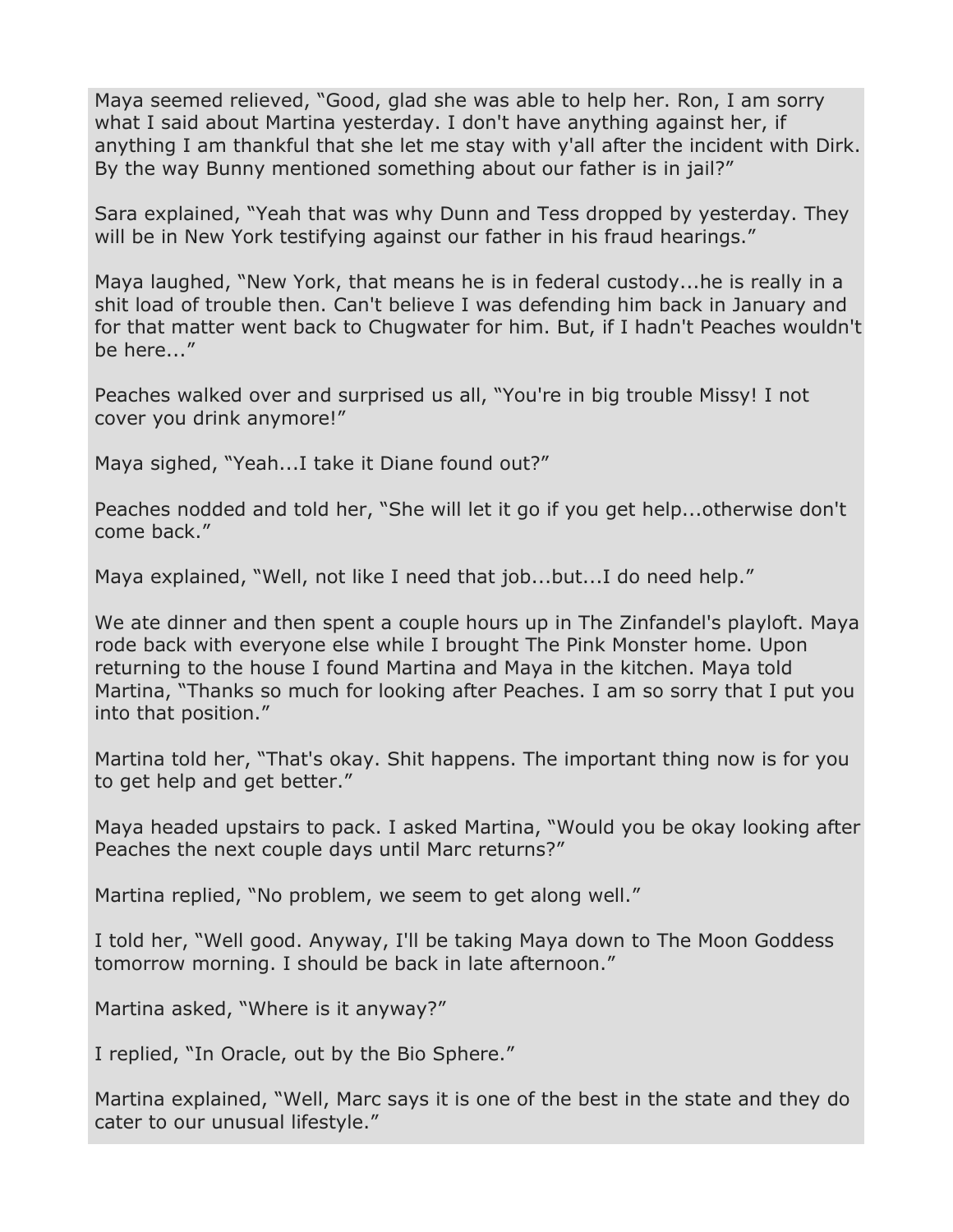Maya seemed relieved, “Good, glad she was able to help her. Ron, I am sorry what I said about Martina yesterday. I don't have anything against her, if anything I am thankful that she let me stay with y'all after the incident with Dirk. By the way Bunny mentioned something about our father is in jail?”

Sara explained, “Yeah that was why Dunn and Tess dropped by yesterday. They will be in New York testifying against our father in his fraud hearings.”

Maya laughed, “New York, that means he is in federal custody...he is really in a shit load of trouble then. Can't believe I was defending him back in January and for that matter went back to Chugwater for him. But, if I hadn't Peaches wouldn't be here...”

Peaches walked over and surprised us all, “You're in big trouble Missy! I not cover you drink anymore!”

Maya sighed, “Yeah...I take it Diane found out?”

Peaches nodded and told her, “She will let it go if you get help...otherwise don't come back.”

Maya explained, “Well, not like I need that job...but...I do need help.”

We ate dinner and then spent a couple hours up in The Zinfandel's playloft. Maya rode back with everyone else while I brought The Pink Monster home. Upon returning to the house I found Martina and Maya in the kitchen. Maya told Martina, “Thanks so much for looking after Peaches. I am so sorry that I put you into that position.”

Martina told her, “That's okay. Shit happens. The important thing now is for you to get help and get better.”

Maya headed upstairs to pack. I asked Martina, “Would you be okay looking after Peaches the next couple days until Marc returns?”

Martina replied, “No problem, we seem to get along well.”

I told her, “Well good. Anyway, I'll be taking Maya down to The Moon Goddess tomorrow morning. I should be back in late afternoon.”

Martina asked, “Where is it anyway?”

I replied, “In Oracle, out by the Bio Sphere.”

Martina explained, “Well, Marc says it is one of the best in the state and they do cater to our unusual lifestyle.”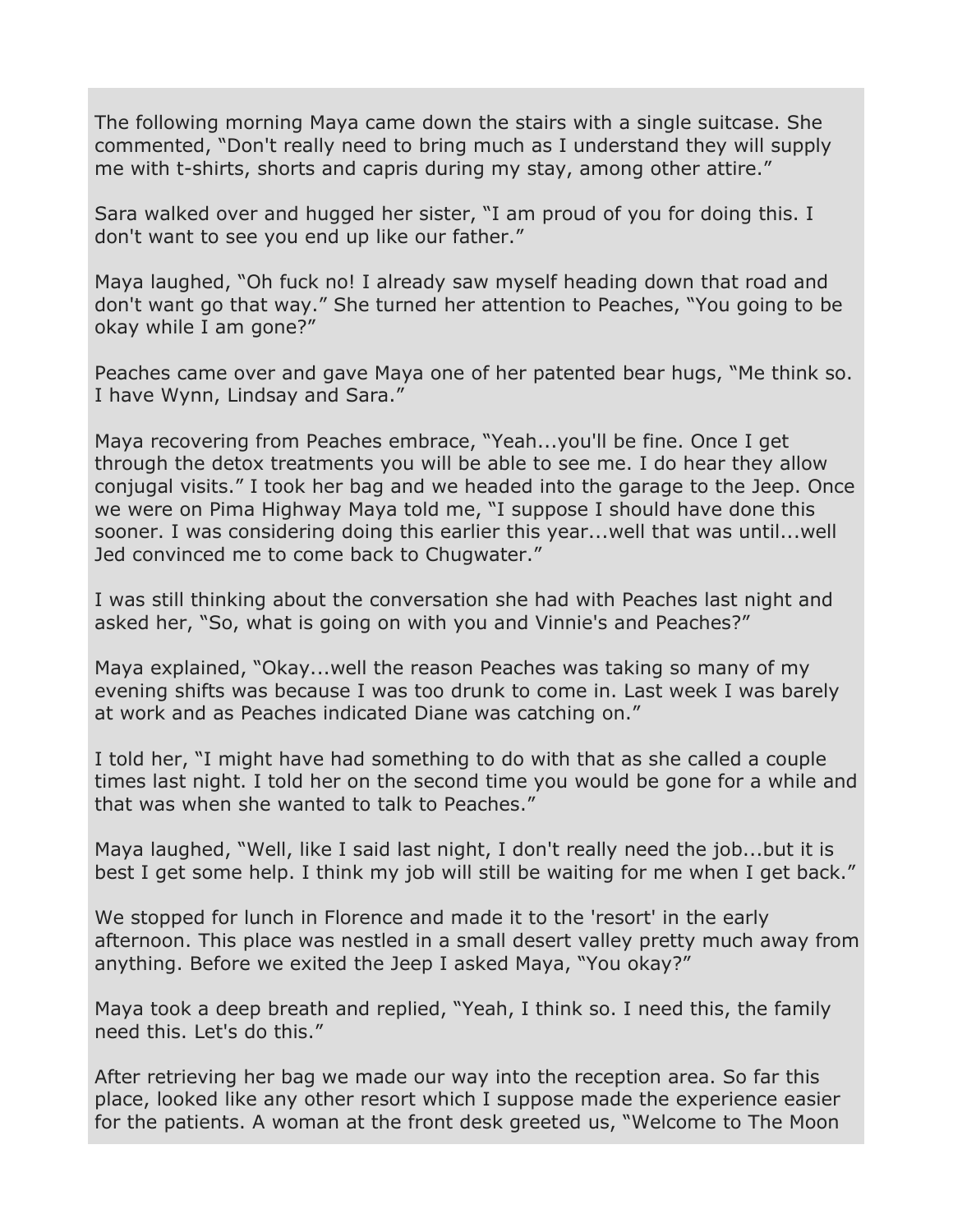The following morning Maya came down the stairs with a single suitcase. She commented, “Don't really need to bring much as I understand they will supply me with t-shirts, shorts and capris during my stay, among other attire.”

Sara walked over and hugged her sister, “I am proud of you for doing this. I don't want to see you end up like our father.”

Maya laughed, “Oh fuck no! I already saw myself heading down that road and don't want go that way.” She turned her attention to Peaches, “You going to be okay while I am gone?”

Peaches came over and gave Maya one of her patented bear hugs, “Me think so. I have Wynn, Lindsay and Sara.”

Maya recovering from Peaches embrace, “Yeah...you'll be fine. Once I get through the detox treatments you will be able to see me. I do hear they allow conjugal visits.” I took her bag and we headed into the garage to the Jeep. Once we were on Pima Highway Maya told me, “I suppose I should have done this sooner. I was considering doing this earlier this year...well that was until...well Jed convinced me to come back to Chugwater.”

I was still thinking about the conversation she had with Peaches last night and asked her, “So, what is going on with you and Vinnie's and Peaches?”

Maya explained, “Okay...well the reason Peaches was taking so many of my evening shifts was because I was too drunk to come in. Last week I was barely at work and as Peaches indicated Diane was catching on.”

I told her, “I might have had something to do with that as she called a couple times last night. I told her on the second time you would be gone for a while and that was when she wanted to talk to Peaches.”

Maya laughed, “Well, like I said last night, I don't really need the job...but it is best I get some help. I think my job will still be waiting for me when I get back.”

We stopped for lunch in Florence and made it to the 'resort' in the early afternoon. This place was nestled in a small desert valley pretty much away from anything. Before we exited the Jeep I asked Maya, “You okay?”

Maya took a deep breath and replied, “Yeah, I think so. I need this, the family need this. Let's do this.”

After retrieving her bag we made our way into the reception area. So far this place, looked like any other resort which I suppose made the experience easier for the patients. A woman at the front desk greeted us, “Welcome to The Moon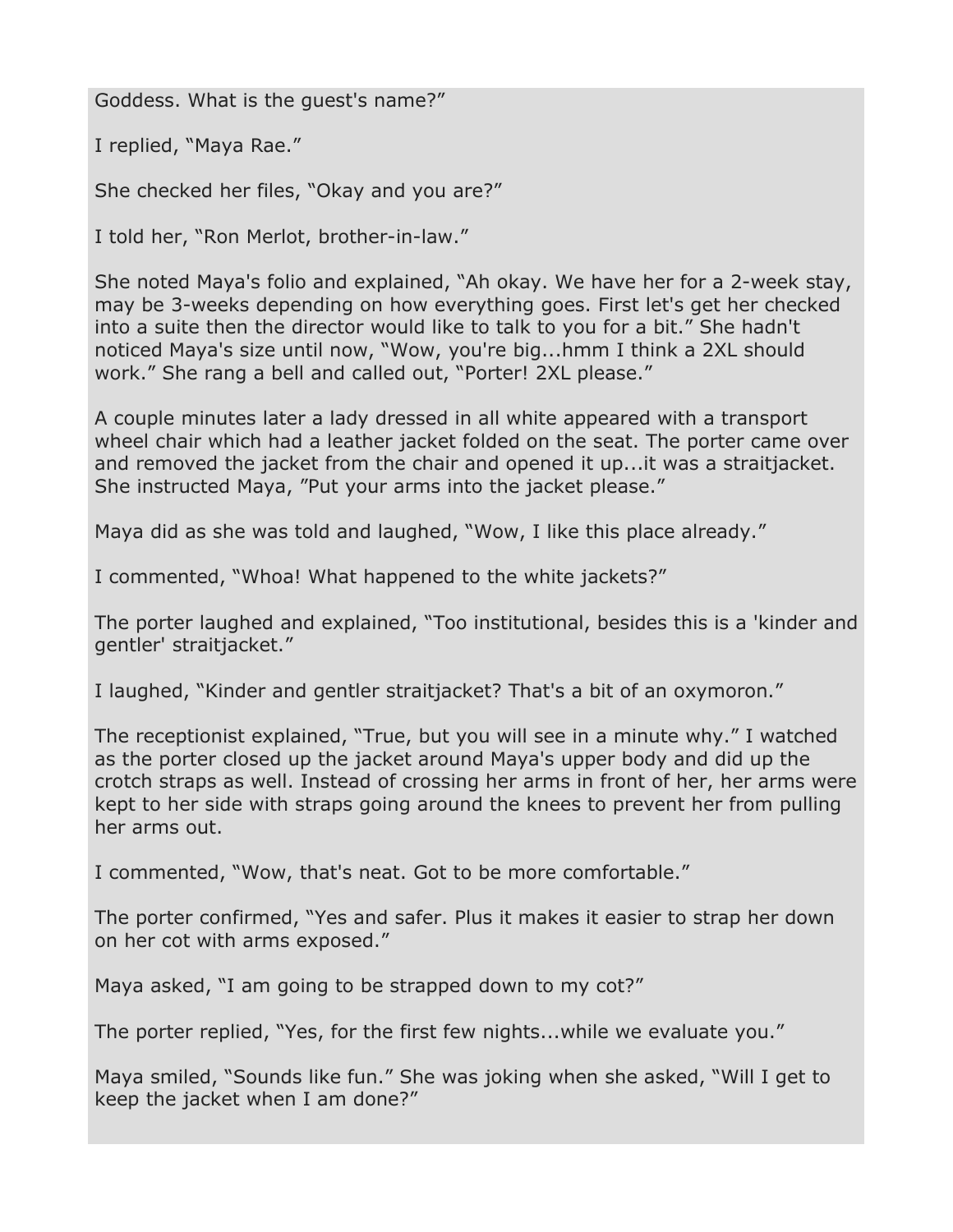Goddess. What is the guest's name?"

I replied, "Maya Rae."

She checked her files, "Okay and you are?"

I told her, "Ron Merlot, brother-in-law."

She noted Maya's folio and explained, "Ah okay. We have her for a 2-week stay, may be 3-weeks depending on how everything goes. First let's get her checked into a suite then the director would like to talk to you for a bit." She hadn't noticed Maya's size until now, "Wow, you're big...hmm I think a 2XL should work." She rang a bell and called out, "Porter! 2XL please."

A couple minutes later a lady dressed in all white appeared with a transport wheel chair which had a leather jacket folded on the seat. The porter came over and removed the jacket from the chair and opened it up...it was a straitjacket. She instructed Maya, "Put your arms into the jacket please."

Maya did as she was told and laughed, "Wow, I like this place already."

I commented, "Whoa! What happened to the white jackets?"

The porter laughed and explained, "Too institutional, besides this is a 'kinder and gentler' straitjacket."

I laughed, "Kinder and gentler straitjacket? That's a bit of an oxymoron."

The receptionist explained, "True, but you will see in a minute why." I watched as the porter closed up the jacket around Maya's upper body and did up the crotch straps as well. Instead of crossing her arms in front of her, her arms were kept to her side with straps going around the knees to prevent her from pulling her arms out.

I commented, "Wow, that's neat. Got to be more comfortable."

The porter confirmed, "Yes and safer. Plus it makes it easier to strap her down on her cot with arms exposed."

Maya asked, "I am going to be strapped down to my cot?"

The porter replied, "Yes, for the first few nights...while we evaluate you."

Maya smiled, "Sounds like fun." She was joking when she asked, "Will I get to keep the jacket when I am done?"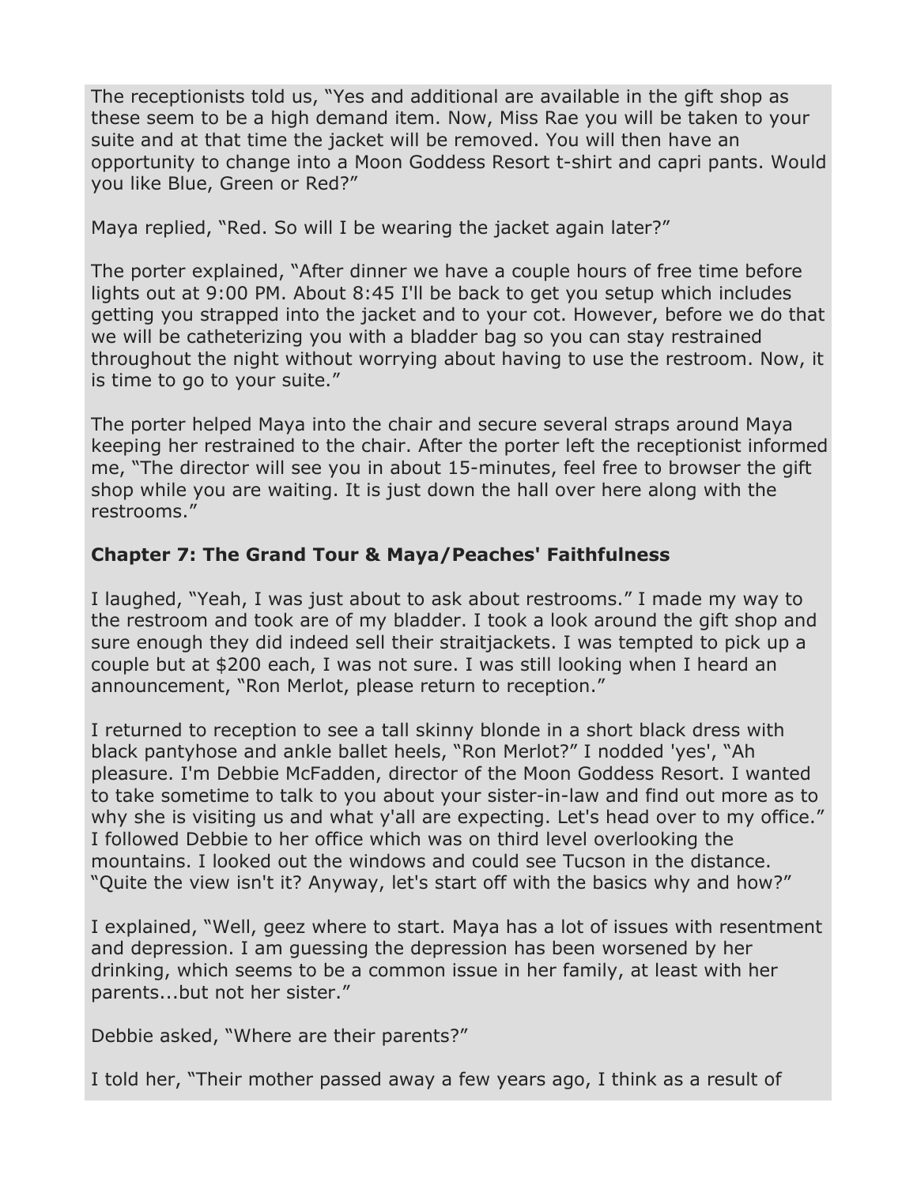The receptionists told us, "Yes and additional are available in the gift shop as these seem to be a high demand item. Now, Miss Rae you will be taken to your suite and at that time the jacket will be removed. You will then have an opportunity to change into a Moon Goddess Resort t-shirt and capri pants. Would you like Blue, Green or Red?"

Maya replied, "Red. So will I be wearing the jacket again later?"

The porter explained, "After dinner we have a couple hours of free time before lights out at 9:00 PM. About 8:45 I'll be back to get you setup which includes getting you strapped into the jacket and to your cot. However, before we do that we will be catheterizing you with a bladder bag so you can stay restrained throughout the night without worrying about having to use the restroom. Now, it is time to go to your suite."

The porter helped Maya into the chair and secure several straps around Maya keeping her restrained to the chair. After the porter left the receptionist informed me, "The director will see you in about 15-minutes, feel free to browser the gift shop while you are waiting. It is just down the hall over here along with the restrooms."

**Chapter 7: The Grand Tour & Maya/Peaches' Faithfulness**

I laughed, "Yeah, I was just about to ask about restrooms." I made my way to the restroom and took are of my bladder. I took a look around the gift shop and sure enough they did indeed sell their straitjackets. I was tempted to pick up a couple but at $200 each, I was not sure. I was still looking when I heard an announcement, "Ron Merlot, please return to reception."

I returned to reception to see a tall skinny blonde in a short black dress with black pantyhose and ankle ballet heels, "Ron Merlot?" I nodded 'yes', "Ah pleasure. I'm Debbie McFadden, director of the Moon Goddess Resort. I wanted to take sometime to talk to you about your sister-in-law and find out more as to why she is visiting us and what y'all are expecting. Let's head over to my office." I followed Debbie to her office which was on third level overlooking the mountains. I looked out the windows and could see Tucson in the distance. "Quite the view isn't it? Anyway, let's start off with the basics why and how?"

I explained, "Well, geez where to start. Maya has a lot of issues with resentment and depression. I am guessing the depression has been worsened by her drinking, which seems to be a common issue in her family, at least with her parents...but not her sister."

Debbie asked, "Where are their parents?"

I told her, "Their mother passed away a few years ago, I think as a result of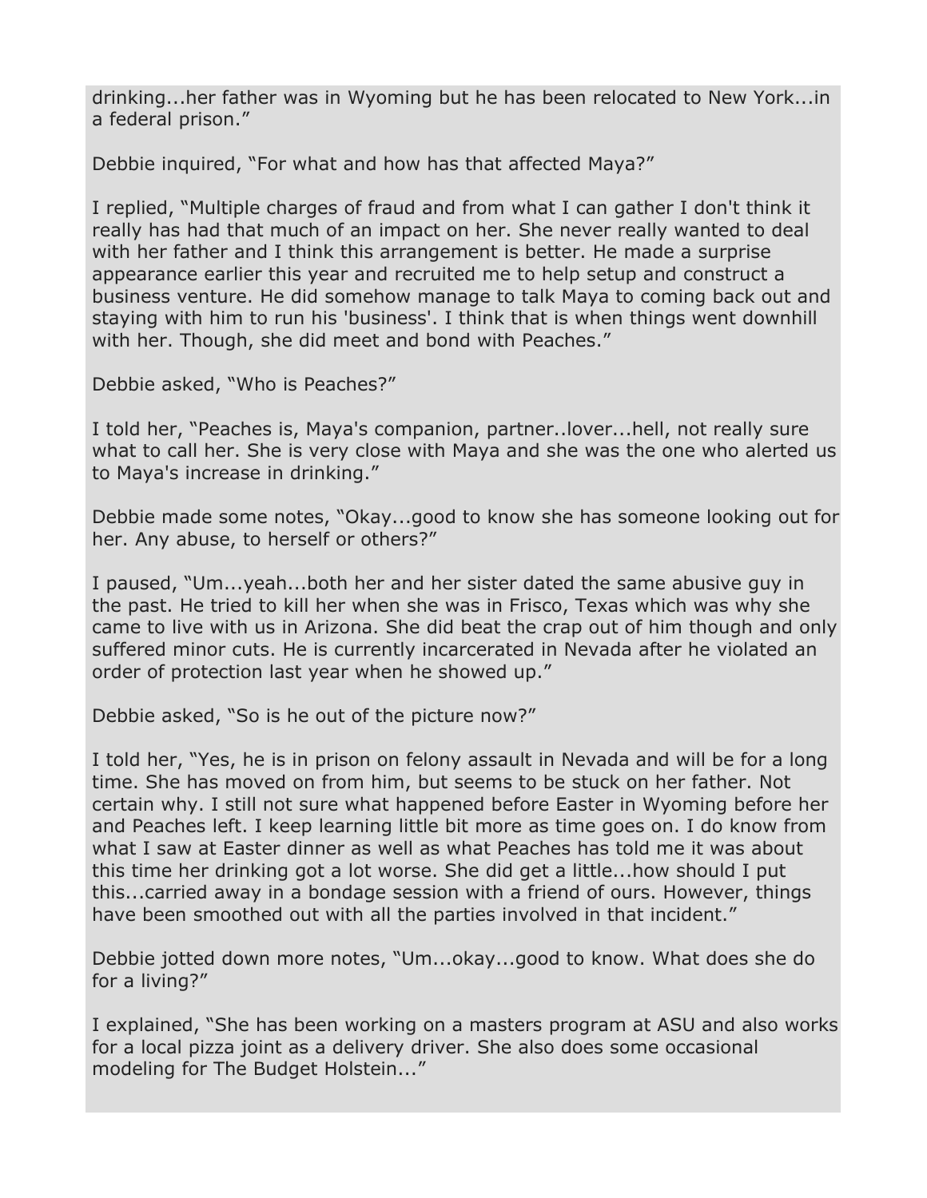drinking...her father was in Wyoming but he has been relocated to New York...in a federal prison."

Debbie inquired, "For what and how has that affected Maya?"

I replied, "Multiple charges of fraud and from what I can gather I don't think it really has had that much of an impact on her. She never really wanted to deal with her father and I think this arrangement is better. He made a surprise appearance earlier this year and recruited me to help setup and construct a business venture. He did somehow manage to talk Maya to coming back out and staying with him to run his 'business'. I think that is when things went downhill with her. Though, she did meet and bond with Peaches."

Debbie asked, "Who is Peaches?"

I told her, "Peaches is, Maya's companion, partner..lover...hell, not really sure what to call her. She is very close with Maya and she was the one who alerted us to Maya's increase in drinking."

Debbie made some notes, "Okay...good to know she has someone looking out for her. Any abuse, to herself or others?"

I paused, "Um...yeah...both her and her sister dated the same abusive guy in the past. He tried to kill her when she was in Frisco, Texas which was why she came to live with us in Arizona. She did beat the crap out of him though and only suffered minor cuts. He is currently incarcerated in Nevada after he violated an order of protection last year when he showed up."

Debbie asked, "So is he out of the picture now?"

I told her, "Yes, he is in prison on felony assault in Nevada and will be for a long time. She has moved on from him, but seems to be stuck on her father. Not certain why. I still not sure what happened before Easter in Wyoming before her and Peaches left. I keep learning little bit more as time goes on. I do know from what I saw at Easter dinner as well as what Peaches has told me it was about this time her drinking got a lot worse. She did get a little...how should I put this...carried away in a bondage session with a friend of ours. However, things have been smoothed out with all the parties involved in that incident."

Debbie jotted down more notes, "Um...okay...good to know. What does she do for a living?"

I explained, "She has been working on a masters program at ASU and also works for a local pizza joint as a delivery driver. She also does some occasional modeling for The Budget Holstein..."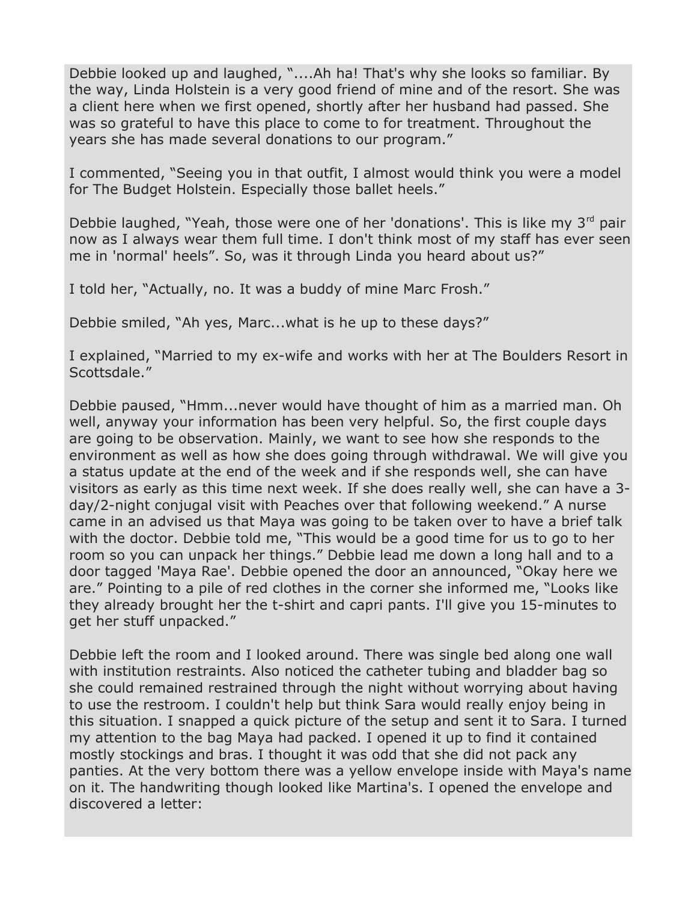Debbie looked up and laughed, "....Ah ha! That's why she looks so familiar. By the way, Linda Holstein is a very good friend of mine and of the resort. She was a client here when we first opened, shortly after her husband had passed. She was so grateful to have this place to come to for treatment. Throughout the years she has made several donations to our program."

I commented, "Seeing you in that outfit, I almost would think you were a model for The Budget Holstein. Especially those ballet heels."

Debbie laughed, "Yeah, those were one of her 'donations'. This is like my 3rd pair now as I always wear them full time. I don't think most of my staff has ever seen me in 'normal' heels". So, was it through Linda you heard about us?"

I told her, "Actually, no. It was a buddy of mine Marc Frosh."

Debbie smiled, "Ah yes, Marc...what is he up to these days?"

I explained, "Married to my ex-wife and works with her at The Boulders Resort in Scottsdale."

Debbie paused, "Hmm...never would have thought of him as a married man. Oh well, anyway your information has been very helpful. So, the first couple days are going to be observation. Mainly, we want to see how she responds to the environment as well as how she does going through withdrawal. We will give you a status update at the end of the week and if she responds well, she can have visitors as early as this time next week. If she does really well, she can have a 3-day/2-night conjugal visit with Peaches over that following weekend." A nurse came in an advised us that Maya was going to be taken over to have a brief talk with the doctor. Debbie told me, "This would be a good time for us to go to her room so you can unpack her things." Debbie lead me down a long hall and to a door tagged 'Maya Rae'. Debbie opened the door an announced, "Okay here we are." Pointing to a pile of red clothes in the corner she informed me, "Looks like they already brought her the t-shirt and capri pants. I'll give you 15-minutes to get her stuff unpacked."

Debbie left the room and I looked around. There was single bed along one wall with institution restraints. Also noticed the catheter tubing and bladder bag so she could remained restrained through the night without worrying about having to use the restroom. I couldn't help but think Sara would really enjoy being in this situation. I snapped a quick picture of the setup and sent it to Sara. I turned my attention to the bag Maya had packed. I opened it up to find it contained mostly stockings and bras. I thought it was odd that she did not pack any panties. At the very bottom there was a yellow envelope inside with Maya's name on it. The handwriting though looked like Martina's. I opened the envelope and discovered a letter: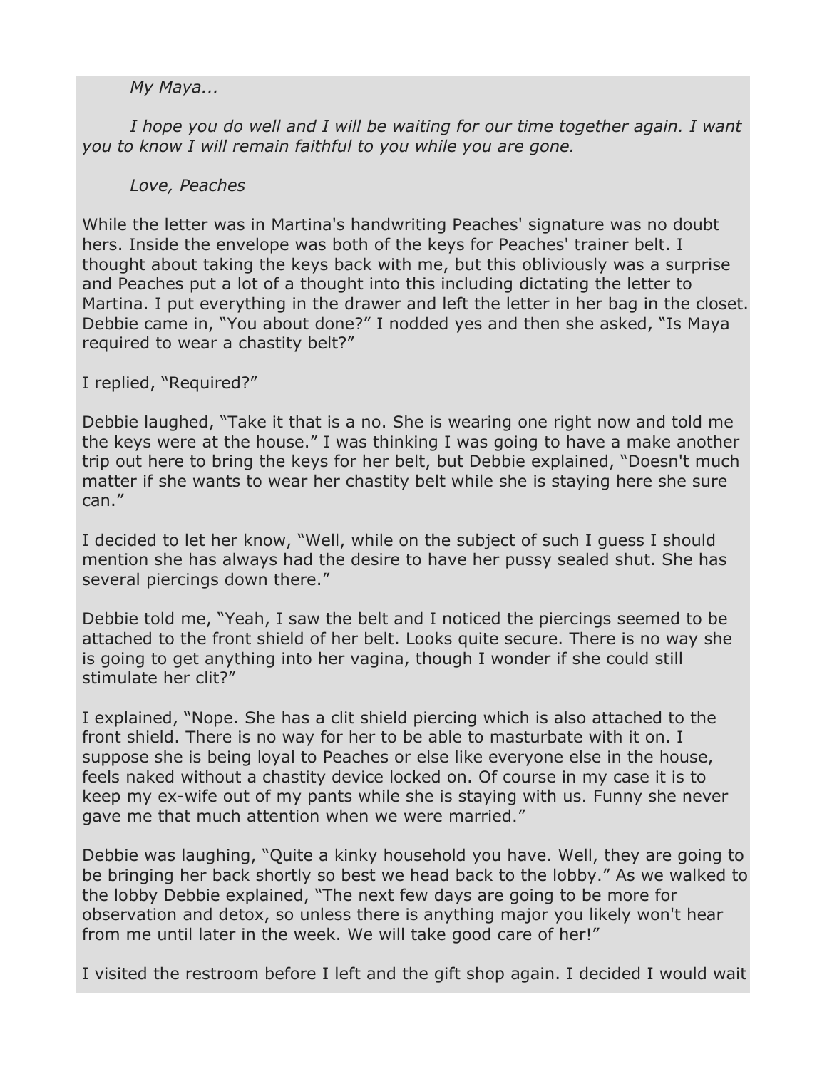*My Maya...*

*I hope you do well and I will be waiting for our time together again. I want you to know I will remain faithful to you while you are gone.*

*Love, Peaches*

While the letter was in Martina's handwriting Peaches' signature was no doubt hers. Inside the envelope was both of the keys for Peaches' trainer belt. I thought about taking the keys back with me, but this obliviously was a surprise and Peaches put a lot of a thought into this including dictating the letter to Martina. I put everything in the drawer and left the letter in her bag in the closet. Debbie came in, "You about done?" I nodded yes and then she asked, "Is Maya required to wear a chastity belt?"

I replied, "Required?"

Debbie laughed, "Take it that is a no. She is wearing one right now and told me the keys were at the house." I was thinking I was going to have a make another trip out here to bring the keys for her belt, but Debbie explained, "Doesn't much matter if she wants to wear her chastity belt while she is staying here she sure can."

I decided to let her know, "Well, while on the subject of such I guess I should mention she has always had the desire to have her pussy sealed shut. She has several piercings down there."

Debbie told me, "Yeah, I saw the belt and I noticed the piercings seemed to be attached to the front shield of her belt. Looks quite secure. There is no way she is going to get anything into her vagina, though I wonder if she could still stimulate her clit?"

I explained, "Nope. She has a clit shield piercing which is also attached to the front shield. There is no way for her to be able to masturbate with it on. I suppose she is being loyal to Peaches or else like everyone else in the house, feels naked without a chastity device locked on. Of course in my case it is to keep my ex-wife out of my pants while she is staying with us. Funny she never gave me that much attention when we were married."

Debbie was laughing, "Quite a kinky household you have. Well, they are going to be bringing her back shortly so best we head back to the lobby." As we walked to the lobby Debbie explained, "The next few days are going to be more for observation and detox, so unless there is anything major you likely won't hear from me until later in the week. We will take good care of her!"

I visited the restroom before I left and the gift shop again. I decided I would wait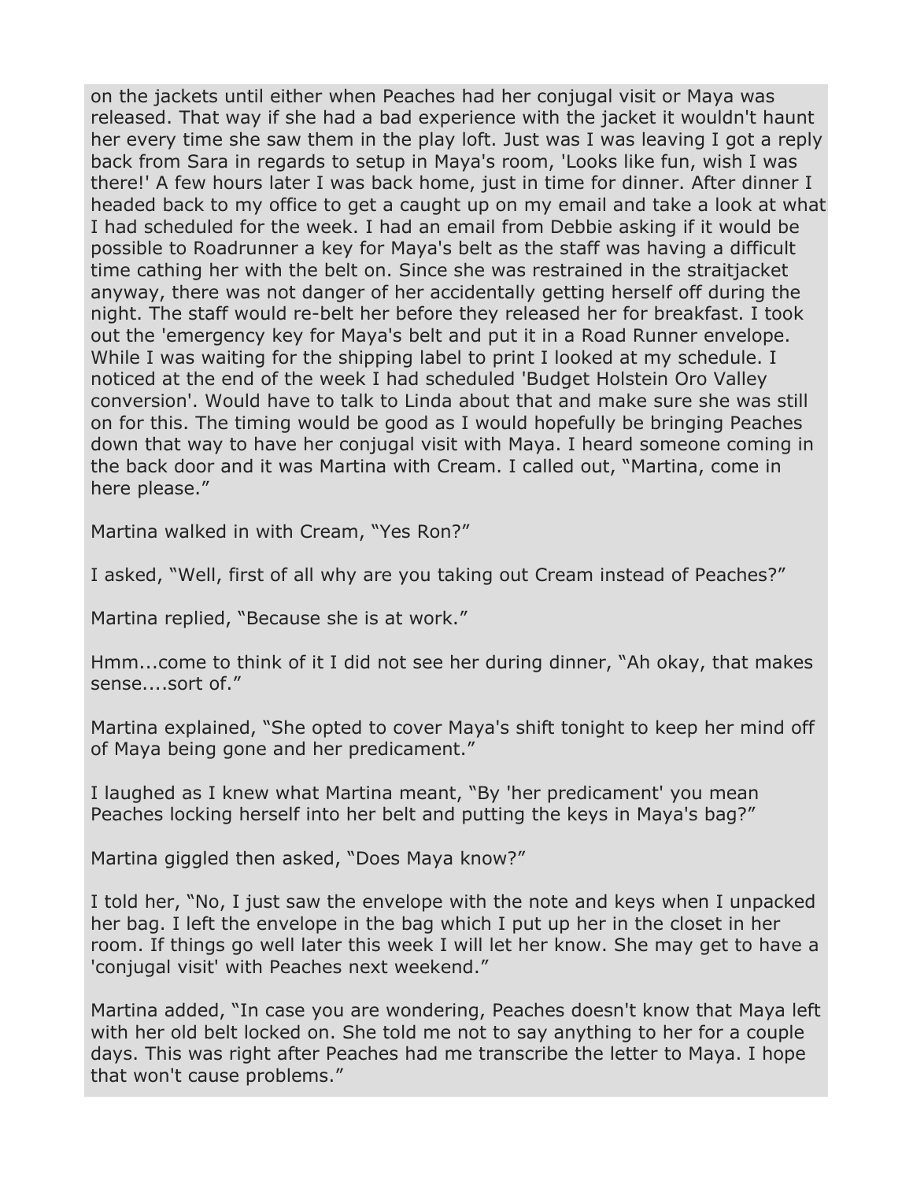on the jackets until either when Peaches had her conjugal visit or Maya was released. That way if she had a bad experience with the jacket it wouldn't haunt her every time she saw them in the play loft. Just was I was leaving I got a reply back from Sara in regards to setup in Maya's room, 'Looks like fun, wish I was there!' A few hours later I was back home, just in time for dinner. After dinner I headed back to my office to get a caught up on my email and take a look at what I had scheduled for the week. I had an email from Debbie asking if it would be possible to Roadrunner a key for Maya's belt as the staff was having a difficult time cathing her with the belt on. Since she was restrained in the straitjacket anyway, there was not danger of her accidentally getting herself off during the night. The staff would re-belt her before they released her for breakfast. I took out the 'emergency key for Maya's belt and put it in a Road Runner envelope. While I was waiting for the shipping label to print I looked at my schedule. I noticed at the end of the week I had scheduled 'Budget Holstein Oro Valley conversion'. Would have to talk to Linda about that and make sure she was still on for this. The timing would be good as I would hopefully be bringing Peaches down that way to have her conjugal visit with Maya. I heard someone coming in the back door and it was Martina with Cream. I called out, "Martina, come in here please."

Martina walked in with Cream, "Yes Ron?"

I asked, "Well, first of all why are you taking out Cream instead of Peaches?"

Martina replied, "Because she is at work."

Hmm...come to think of it I did not see her during dinner, "Ah okay, that makes sense....sort of."

Martina explained, "She opted to cover Maya's shift tonight to keep her mind off of Maya being gone and her predicament."

I laughed as I knew what Martina meant, "By 'her predicament' you mean Peaches locking herself into her belt and putting the keys in Maya's bag?"

Martina giggled then asked, "Does Maya know?"

I told her, "No, I just saw the envelope with the note and keys when I unpacked her bag. I left the envelope in the bag which I put up her in the closet in her room. If things go well later this week I will let her know. She may get to have a 'conjugal visit' with Peaches next weekend."

Martina added, "In case you are wondering, Peaches doesn't know that Maya left with her old belt locked on. She told me not to say anything to her for a couple days. This was right after Peaches had me transcribe the letter to Maya. I hope that won't cause problems."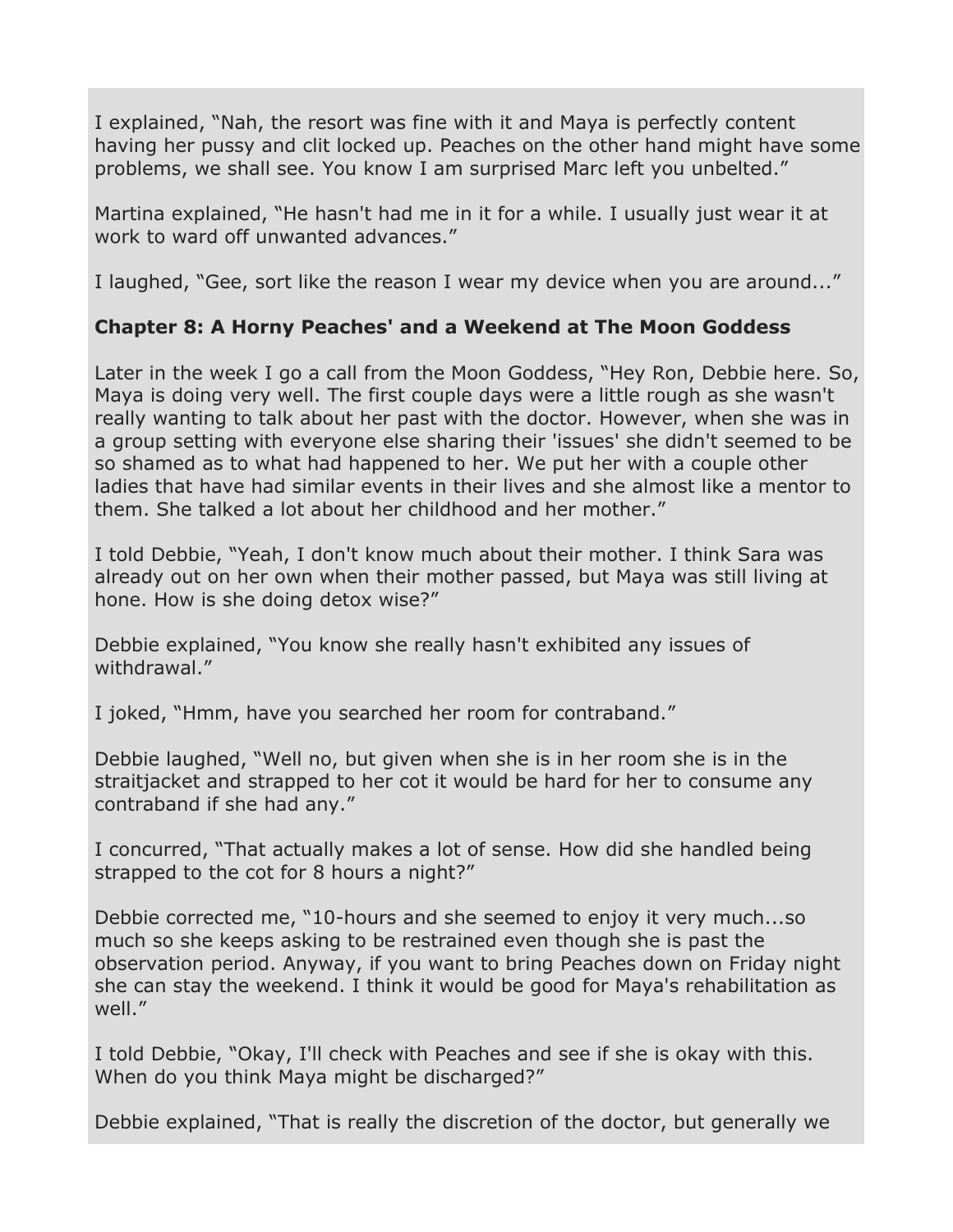I explained, “Nah, the resort was fine with it and Maya is perfectly content having her pussy and clit locked up. Peaches on the other hand might have some problems, we shall see. You know I am surprised Marc left you unbelted.”

Martina explained, “He hasn't had me in it for a while. I usually just wear it at work to ward off unwanted advances.”

I laughed, “Gee, sort like the reason I wear my device when you are around...”

## Chapter 8: A Horny Peaches' and a Weekend at The Moon Goddess

Later in the week I go a call from the Moon Goddess, “Hey Ron, Debbie here. So, Maya is doing very well. The first couple days were a little rough as she wasn't really wanting to talk about her past with the doctor. However, when she was in a group setting with everyone else sharing their 'issues' she didn't seemed to be so shamed as to what had happened to her. We put her with a couple other ladies that have had similar events in their lives and she almost like a mentor to them. She talked a lot about her childhood and her mother.”

I told Debbie, “Yeah, I don't know much about their mother. I think Sara was already out on her own when their mother passed, but Maya was still living at hone. How is she doing detox wise?”

Debbie explained, “You know she really hasn't exhibited any issues of withdrawal.”

I joked, “Hmm, have you searched her room for contraband.”

Debbie laughed, “Well no, but given when she is in her room she is in the straitjacket and strapped to her cot it would be hard for her to consume any contraband if she had any.”

I concurred, “That actually makes a lot of sense. How did she handled being strapped to the cot for 8 hours a night?”

Debbie corrected me, “10-hours and she seemed to enjoy it very much...so much so she keeps asking to be restrained even though she is past the observation period. Anyway, if you want to bring Peaches down on Friday night she can stay the weekend. I think it would be good for Maya's rehabilitation as well.”

I told Debbie, “Okay, I'll check with Peaches and see if she is okay with this. When do you think Maya might be discharged?”

Debbie explained, “That is really the discretion of the doctor, but generally we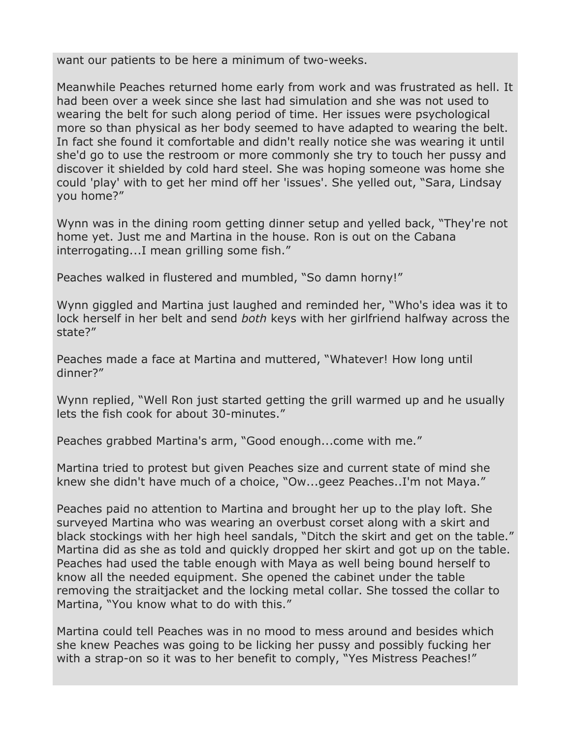want our patients to be here a minimum of two-weeks.

Meanwhile Peaches returned home early from work and was frustrated as hell. It had been over a week since she last had simulation and she was not used to wearing the belt for such along period of time. Her issues were psychological more so than physical as her body seemed to have adapted to wearing the belt. In fact she found it comfortable and didn't really notice she was wearing it until she'd go to use the restroom or more commonly she try to touch her pussy and discover it shielded by cold hard steel. She was hoping someone was home she could 'play' with to get her mind off her 'issues'. She yelled out, "Sara, Lindsay you home?"

Wynn was in the dining room getting dinner setup and yelled back, "They're not home yet. Just me and Martina in the house. Ron is out on the Cabana interrogating...I mean grilling some fish."

Peaches walked in flustered and mumbled, "So damn horny!"

Wynn giggled and Martina just laughed and reminded her, "Who's idea was it to lock herself in her belt and send *both* keys with her girlfriend halfway across the state?"

Peaches made a face at Martina and muttered, "Whatever! How long until dinner?"

Wynn replied, "Well Ron just started getting the grill warmed up and he usually lets the fish cook for about 30-minutes."

Peaches grabbed Martina's arm, "Good enough...come with me."

Martina tried to protest but given Peaches size and current state of mind she knew she didn't have much of a choice, "Ow...geez Peaches..I'm not Maya."

Peaches paid no attention to Martina and brought her up to the play loft. She surveyed Martina who was wearing an overbust corset along with a skirt and black stockings with her high heel sandals, "Ditch the skirt and get on the table." Martina did as she as told and quickly dropped her skirt and got up on the table. Peaches had used the table enough with Maya as well being bound herself to know all the needed equipment. She opened the cabinet under the table removing the straitjacket and the locking metal collar. She tossed the collar to Martina, "You know what to do with this."

Martina could tell Peaches was in no mood to mess around and besides which she knew Peaches was going to be licking her pussy and possibly fucking her with a strap-on so it was to her benefit to comply, "Yes Mistress Peaches!"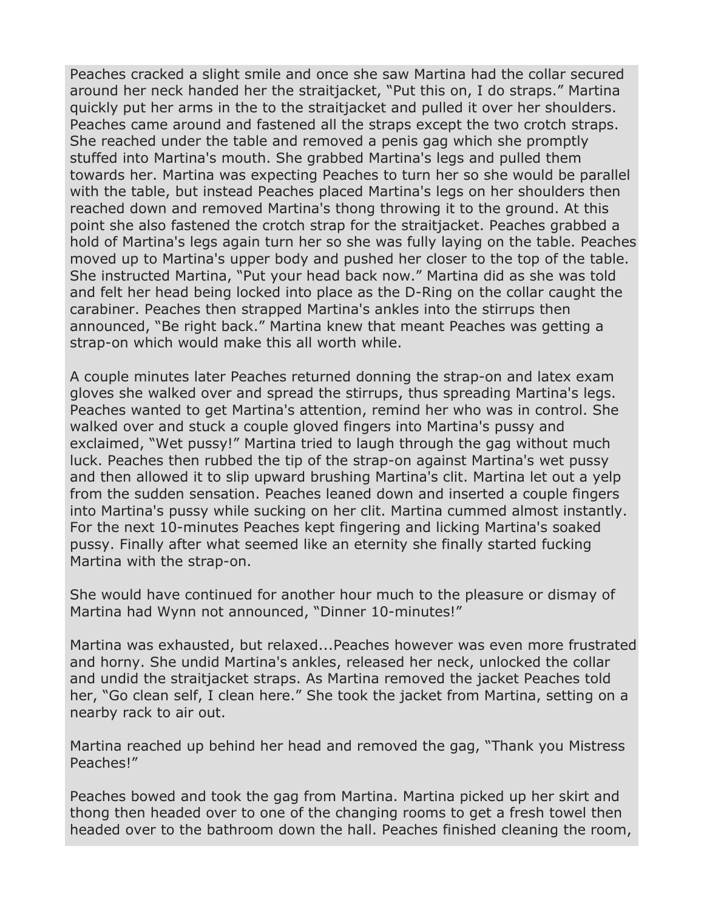Peaches cracked a slight smile and once she saw Martina had the collar secured around her neck handed her the straitjacket, “Put this on, I do straps.” Martina quickly put her arms in the to the straitjacket and pulled it over her shoulders. Peaches came around and fastened all the straps except the two crotch straps. She reached under the table and removed a penis gag which she promptly stuffed into Martina's mouth. She grabbed Martina's legs and pulled them towards her. Martina was expecting Peaches to turn her so she would be parallel with the table, but instead Peaches placed Martina's legs on her shoulders then reached down and removed Martina's thong throwing it to the ground. At this point she also fastened the crotch strap for the straitjacket. Peaches grabbed a hold of Martina's legs again turn her so she was fully laying on the table. Peaches moved up to Martina's upper body and pushed her closer to the top of the table. She instructed Martina, “Put your head back now.” Martina did as she was told and felt her head being locked into place as the D-Ring on the collar caught the carabiner. Peaches then strapped Martina's ankles into the stirrups then announced, “Be right back.” Martina knew that meant Peaches was getting a strap-on which would make this all worth while.

A couple minutes later Peaches returned donning the strap-on and latex exam gloves she walked over and spread the stirrups, thus spreading Martina's legs. Peaches wanted to get Martina's attention, remind her who was in control. She walked over and stuck a couple gloved fingers into Martina's pussy and exclaimed, “Wet pussy!” Martina tried to laugh through the gag without much luck. Peaches then rubbed the tip of the strap-on against Martina's wet pussy and then allowed it to slip upward brushing Martina's clit. Martina let out a yelp from the sudden sensation. Peaches leaned down and inserted a couple fingers into Martina's pussy while sucking on her clit. Martina cummed almost instantly. For the next 10-minutes Peaches kept fingering and licking Martina's soaked pussy. Finally after what seemed like an eternity she finally started fucking Martina with the strap-on.

She would have continued for another hour much to the pleasure or dismay of Martina had Wynn not announced, “Dinner 10-minutes!”

Martina was exhausted, but relaxed...Peaches however was even more frustrated and horny. She undid Martina's ankles, released her neck, unlocked the collar and undid the straitjacket straps. As Martina removed the jacket Peaches told her, “Go clean self, I clean here.” She took the jacket from Martina, setting on a nearby rack to air out.

Martina reached up behind her head and removed the gag, “Thank you Mistress Peaches!”

Peaches bowed and took the gag from Martina. Martina picked up her skirt and thong then headed over to one of the changing rooms to get a fresh towel then headed over to the bathroom down the hall. Peaches finished cleaning the room,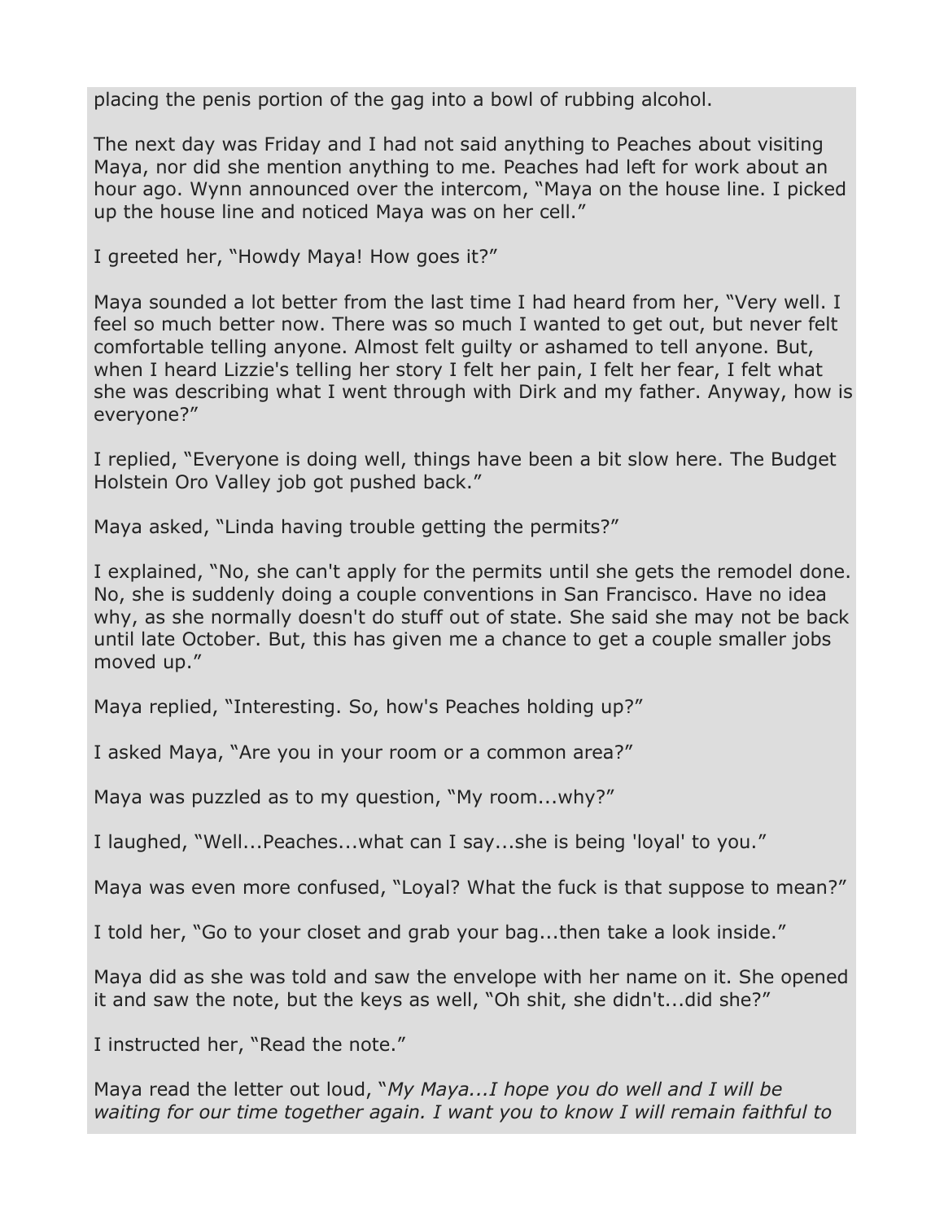placing the penis portion of the gag into a bowl of rubbing alcohol.

The next day was Friday and I had not said anything to Peaches about visiting Maya, nor did she mention anything to me. Peaches had left for work about an hour ago. Wynn announced over the intercom, “Maya on the house line. I picked up the house line and noticed Maya was on her cell.”

I greeted her, “Howdy Maya! How goes it?”

Maya sounded a lot better from the last time I had heard from her, “Very well. I feel so much better now. There was so much I wanted to get out, but never felt comfortable telling anyone. Almost felt guilty or ashamed to tell anyone. But, when I heard Lizzie's telling her story I felt her pain, I felt her fear, I felt what she was describing what I went through with Dirk and my father. Anyway, how is everyone?”

I replied, “Everyone is doing well, things have been a bit slow here. The Budget Holstein Oro Valley job got pushed back.”

Maya asked, “Linda having trouble getting the permits?”

I explained, “No, she can't apply for the permits until she gets the remodel done. No, she is suddenly doing a couple conventions in San Francisco. Have no idea why, as she normally doesn't do stuff out of state. She said she may not be back until late October. But, this has given me a chance to get a couple smaller jobs moved up.”

Maya replied, “Interesting. So, how's Peaches holding up?”

I asked Maya, “Are you in your room or a common area?”

Maya was puzzled as to my question, “My room...why?”

I laughed, “Well...Peaches...what can I say...she is being 'loyal' to you.”

Maya was even more confused, “Loyal? What the fuck is that suppose to mean?”

I told her, “Go to your closet and grab your bag...then take a look inside.”

Maya did as she was told and saw the envelope with her name on it. She opened it and saw the note, but the keys as well, “Oh shit, she didn't...did she?”

I instructed her, “Read the note.”

Maya read the letter out loud, “*My Maya...I hope you do well and I will be waiting for our time together again. I want you to know I will remain faithful to*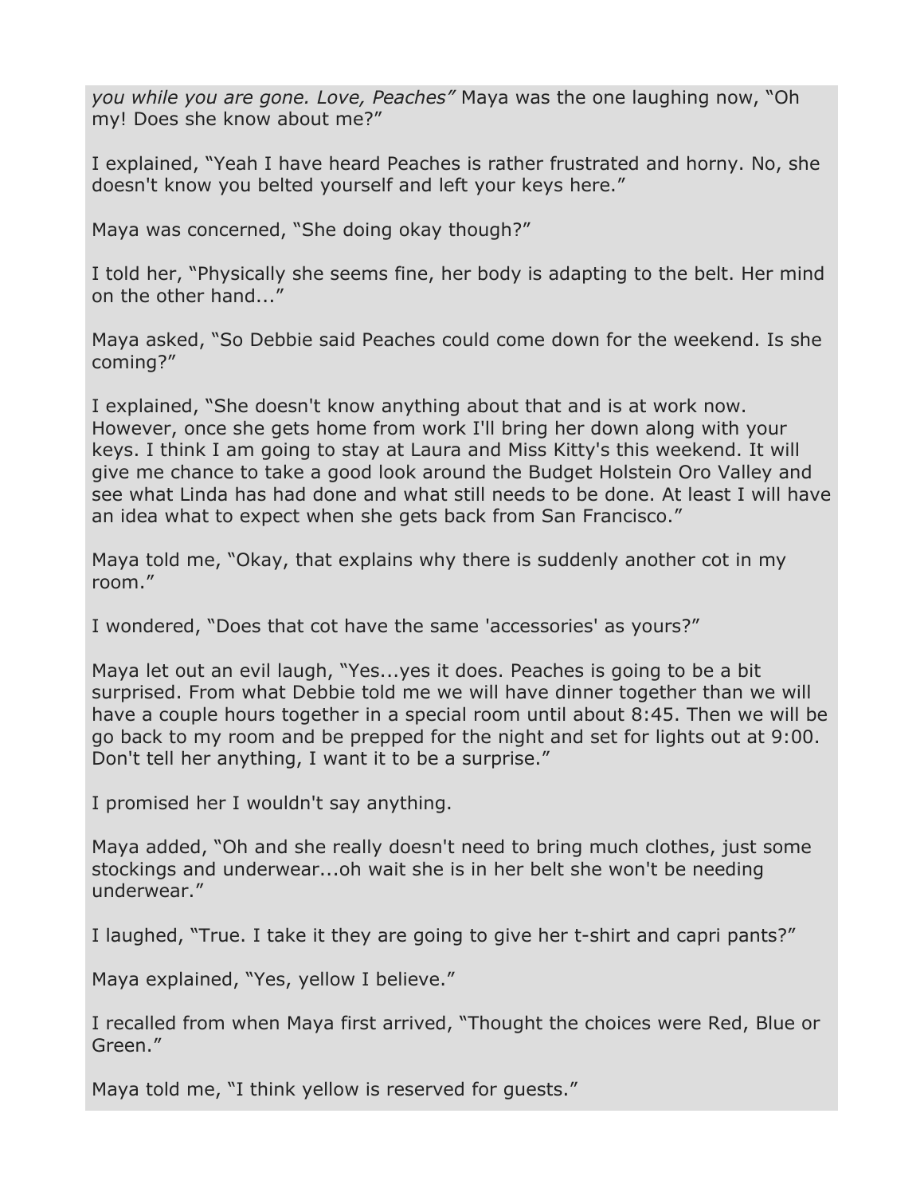*you while you are gone. Love, Peaches"* Maya was the one laughing now, "Oh my! Does she know about me?"

I explained, "Yeah I have heard Peaches is rather frustrated and horny. No, she doesn't know you belted yourself and left your keys here."

Maya was concerned, "She doing okay though?"

I told her, "Physically she seems fine, her body is adapting to the belt. Her mind on the other hand..."

Maya asked, "So Debbie said Peaches could come down for the weekend. Is she coming?"

I explained, "She doesn't know anything about that and is at work now. However, once she gets home from work I'll bring her down along with your keys. I think I am going to stay at Laura and Miss Kitty's this weekend. It will give me chance to take a good look around the Budget Holstein Oro Valley and see what Linda has had done and what still needs to be done. At least I will have an idea what to expect when she gets back from San Francisco."

Maya told me, "Okay, that explains why there is suddenly another cot in my room."

I wondered, "Does that cot have the same 'accessories' as yours?"

Maya let out an evil laugh, "Yes...yes it does. Peaches is going to be a bit surprised. From what Debbie told me we will have dinner together than we will have a couple hours together in a special room until about 8:45. Then we will be go back to my room and be prepped for the night and set for lights out at 9:00. Don't tell her anything, I want it to be a surprise."

I promised her I wouldn't say anything.

Maya added, "Oh and she really doesn't need to bring much clothes, just some stockings and underwear...oh wait she is in her belt she won't be needing underwear."

I laughed, "True. I take it they are going to give her t-shirt and capri pants?"

Maya explained, "Yes, yellow I believe."

I recalled from when Maya first arrived, "Thought the choices were Red, Blue or Green."

Maya told me, "I think yellow is reserved for guests."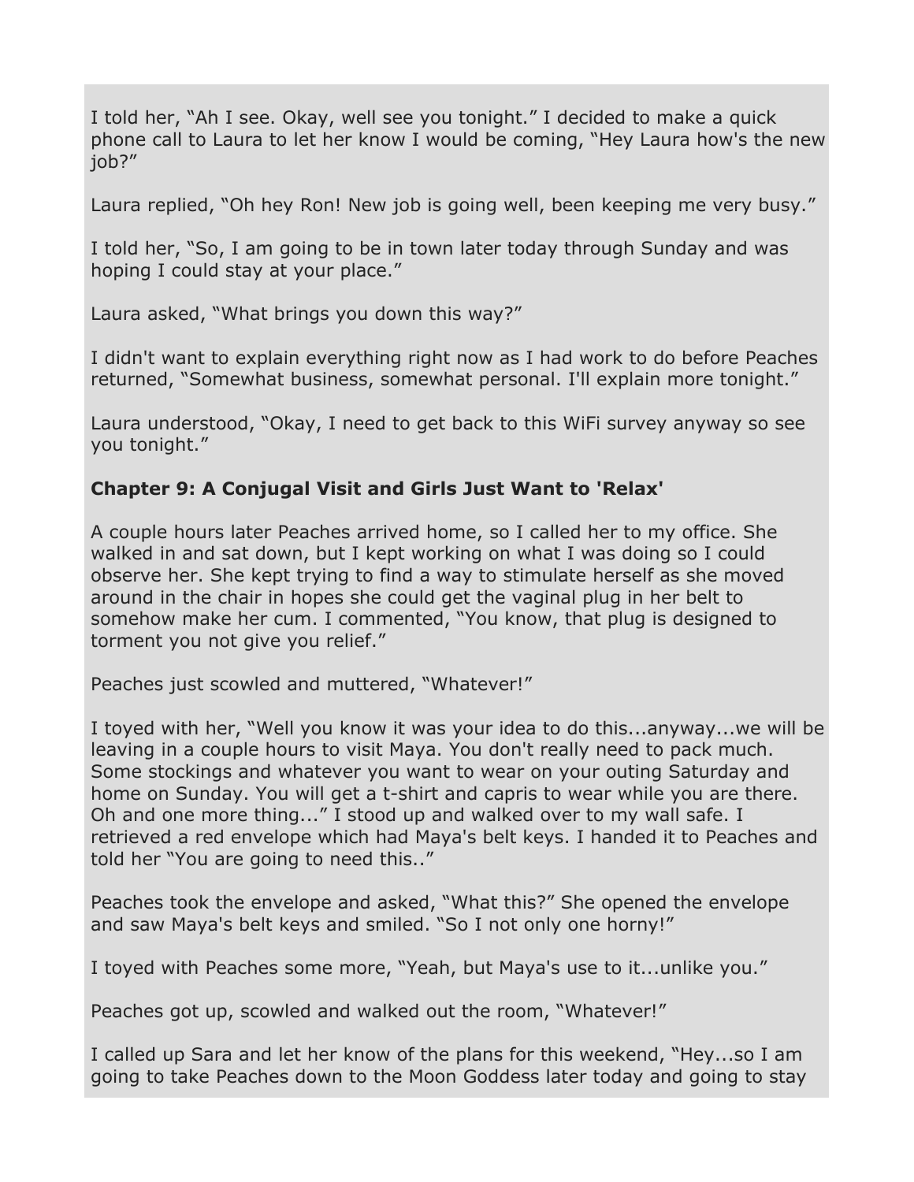I told her, “Ah I see. Okay, well see you tonight.” I decided to make a quick phone call to Laura to let her know I would be coming, “Hey Laura how's the new job?”

Laura replied, “Oh hey Ron! New job is going well, been keeping me very busy.”

I told her, “So, I am going to be in town later today through Sunday and was hoping I could stay at your place.”

Laura asked, “What brings you down this way?”

I didn't want to explain everything right now as I had work to do before Peaches returned, “Somewhat business, somewhat personal. I'll explain more tonight.”

Laura understood, “Okay, I need to get back to this WiFi survey anyway so see you tonight.”

**Chapter 9: A Conjugal Visit and Girls Just Want to 'Relax'**

A couple hours later Peaches arrived home, so I called her to my office. She walked in and sat down, but I kept working on what I was doing so I could observe her. She kept trying to find a way to stimulate herself as she moved around in the chair in hopes she could get the vaginal plug in her belt to somehow make her cum. I commented, “You know, that plug is designed to torment you not give you relief.”

Peaches just scowled and muttered, “Whatever!”

I toyed with her, “Well you know it was your idea to do this...anyway...we will be leaving in a couple hours to visit Maya. You don't really need to pack much. Some stockings and whatever you want to wear on your outing Saturday and home on Sunday. You will get a t-shirt and capris to wear while you are there. Oh and one more thing...” I stood up and walked over to my wall safe. I retrieved a red envelope which had Maya's belt keys. I handed it to Peaches and told her “You are going to need this..”

Peaches took the envelope and asked, “What this?” She opened the envelope and saw Maya's belt keys and smiled. “So I not only one horny!”

I toyed with Peaches some more, “Yeah, but Maya's use to it...unlike you.”

Peaches got up, scowled and walked out the room, “Whatever!”

I called up Sara and let her know of the plans for this weekend, “Hey...so I am going to take Peaches down to the Moon Goddess later today and going to stay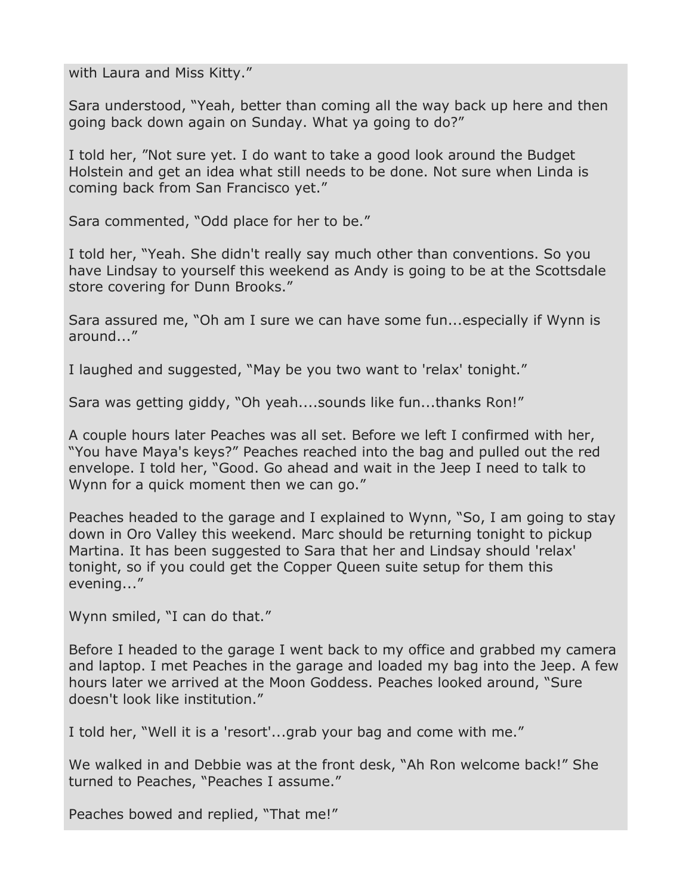with Laura and Miss Kitty."

Sara understood, "Yeah, better than coming all the way back up here and then going back down again on Sunday. What ya going to do?"

I told her, "Not sure yet. I do want to take a good look around the Budget Holstein and get an idea what still needs to be done. Not sure when Linda is coming back from San Francisco yet."

Sara commented, "Odd place for her to be."

I told her, "Yeah. She didn't really say much other than conventions. So you have Lindsay to yourself this weekend as Andy is going to be at the Scottsdale store covering for Dunn Brooks."

Sara assured me, "Oh am I sure we can have some fun...especially if Wynn is around..."

I laughed and suggested, "May be you two want to 'relax' tonight."

Sara was getting giddy, "Oh yeah....sounds like fun...thanks Ron!"

A couple hours later Peaches was all set. Before we left I confirmed with her, "You have Maya's keys?" Peaches reached into the bag and pulled out the red envelope. I told her, "Good. Go ahead and wait in the Jeep I need to talk to Wynn for a quick moment then we can go."

Peaches headed to the garage and I explained to Wynn, "So, I am going to stay down in Oro Valley this weekend. Marc should be returning tonight to pickup Martina. It has been suggested to Sara that her and Lindsay should 'relax' tonight, so if you could get the Copper Queen suite setup for them this evening..."

Wynn smiled, "I can do that."

Before I headed to the garage I went back to my office and grabbed my camera and laptop. I met Peaches in the garage and loaded my bag into the Jeep. A few hours later we arrived at the Moon Goddess. Peaches looked around, "Sure doesn't look like institution."

I told her, "Well it is a 'resort'...grab your bag and come with me."

We walked in and Debbie was at the front desk, "Ah Ron welcome back!" She turned to Peaches, "Peaches I assume."

Peaches bowed and replied, "That me!"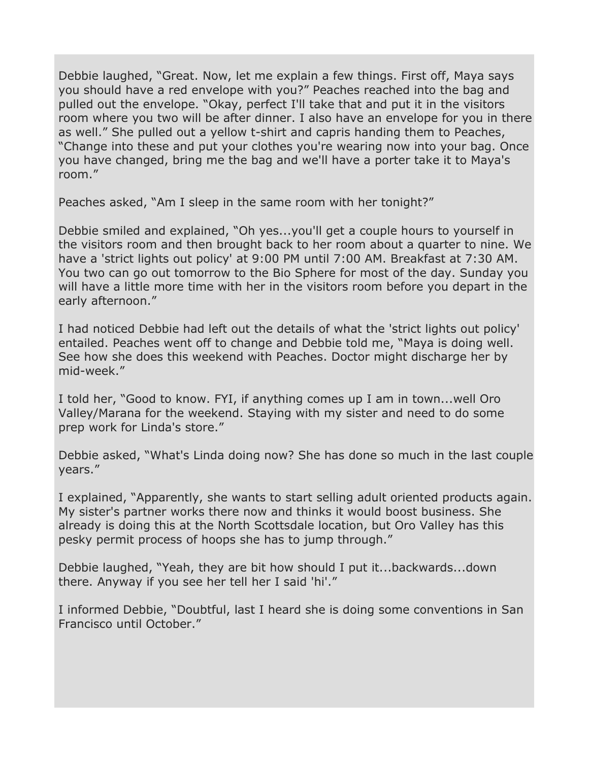Debbie laughed, "Great. Now, let me explain a few things. First off, Maya says you should have a red envelope with you?" Peaches reached into the bag and pulled out the envelope. "Okay, perfect I'll take that and put it in the visitors room where you two will be after dinner. I also have an envelope for you in there as well." She pulled out a yellow t-shirt and capris handing them to Peaches, "Change into these and put your clothes you're wearing now into your bag. Once you have changed, bring me the bag and we'll have a porter take it to Maya's room."

Peaches asked, "Am I sleep in the same room with her tonight?"

Debbie smiled and explained, "Oh yes...you'll get a couple hours to yourself in the visitors room and then brought back to her room about a quarter to nine. We have a 'strict lights out policy' at 9:00 PM until 7:00 AM. Breakfast at 7:30 AM. You two can go out tomorrow to the Bio Sphere for most of the day. Sunday you will have a little more time with her in the visitors room before you depart in the early afternoon."

I had noticed Debbie had left out the details of what the 'strict lights out policy' entailed. Peaches went off to change and Debbie told me, "Maya is doing well. See how she does this weekend with Peaches. Doctor might discharge her by mid-week."

I told her, "Good to know. FYI, if anything comes up I am in town...well Oro Valley/Marana for the weekend. Staying with my sister and need to do some prep work for Linda's store."

Debbie asked, "What's Linda doing now? She has done so much in the last couple years."

I explained, "Apparently, she wants to start selling adult oriented products again. My sister's partner works there now and thinks it would boost business. She already is doing this at the North Scottsdale location, but Oro Valley has this pesky permit process of hoops she has to jump through."

Debbie laughed, "Yeah, they are bit how should I put it...backwards...down there. Anyway if you see her tell her I said 'hi'."

I informed Debbie, "Doubtful, last I heard she is doing some conventions in San Francisco until October."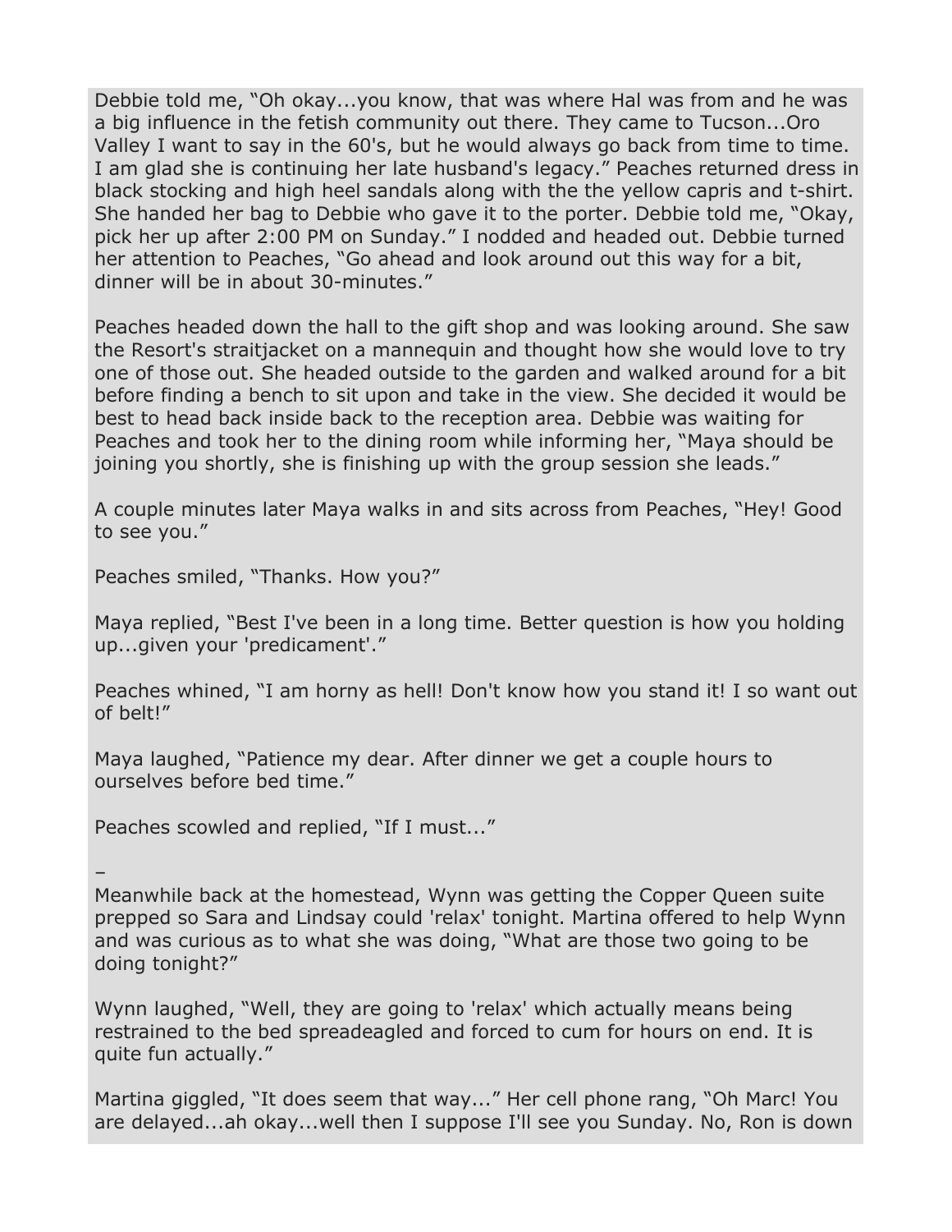Debbie told me, “Oh okay...you know, that was where Hal was from and he was a big influence in the fetish community out there. They came to Tucson...Oro Valley I want to say in the 60's, but he would always go back from time to time. I am glad she is continuing her late husband's legacy.” Peaches returned dress in black stocking and high heel sandals along with the the yellow capris and t-shirt. She handed her bag to Debbie who gave it to the porter. Debbie told me, “Okay, pick her up after 2:00 PM on Sunday.” I nodded and headed out. Debbie turned her attention to Peaches, “Go ahead and look around out this way for a bit, dinner will be in about 30-minutes.”

Peaches headed down the hall to the gift shop and was looking around. She saw the Resort's straitjacket on a mannequin and thought how she would love to try one of those out. She headed outside to the garden and walked around for a bit before finding a bench to sit upon and take in the view. She decided it would be best to head back inside back to the reception area. Debbie was waiting for Peaches and took her to the dining room while informing her, “Maya should be joining you shortly, she is finishing up with the group session she leads.”

A couple minutes later Maya walks in and sits across from Peaches, “Hey! Good to see you.”

Peaches smiled, “Thanks. How you?”

Maya replied, “Best I've been in a long time. Better question is how you holding up...given your 'predicament'.”

Peaches whined, “I am horny as hell! Don't know how you stand it! I so want out of belt!”

Maya laughed, “Patience my dear. After dinner we get a couple hours to ourselves before bed time.”

Peaches scowled and replied, “If I must...”

–

Meanwhile back at the homestead, Wynn was getting the Copper Queen suite prepped so Sara and Lindsay could 'relax' tonight. Martina offered to help Wynn and was curious as to what she was doing, “What are those two going to be doing tonight?”

Wynn laughed, “Well, they are going to 'relax' which actually means being restrained to the bed spreadeagled and forced to cum for hours on end. It is quite fun actually.”

Martina giggled, “It does seem that way...” Her cell phone rang, “Oh Marc! You are delayed...ah okay...well then I suppose I'll see you Sunday. No, Ron is down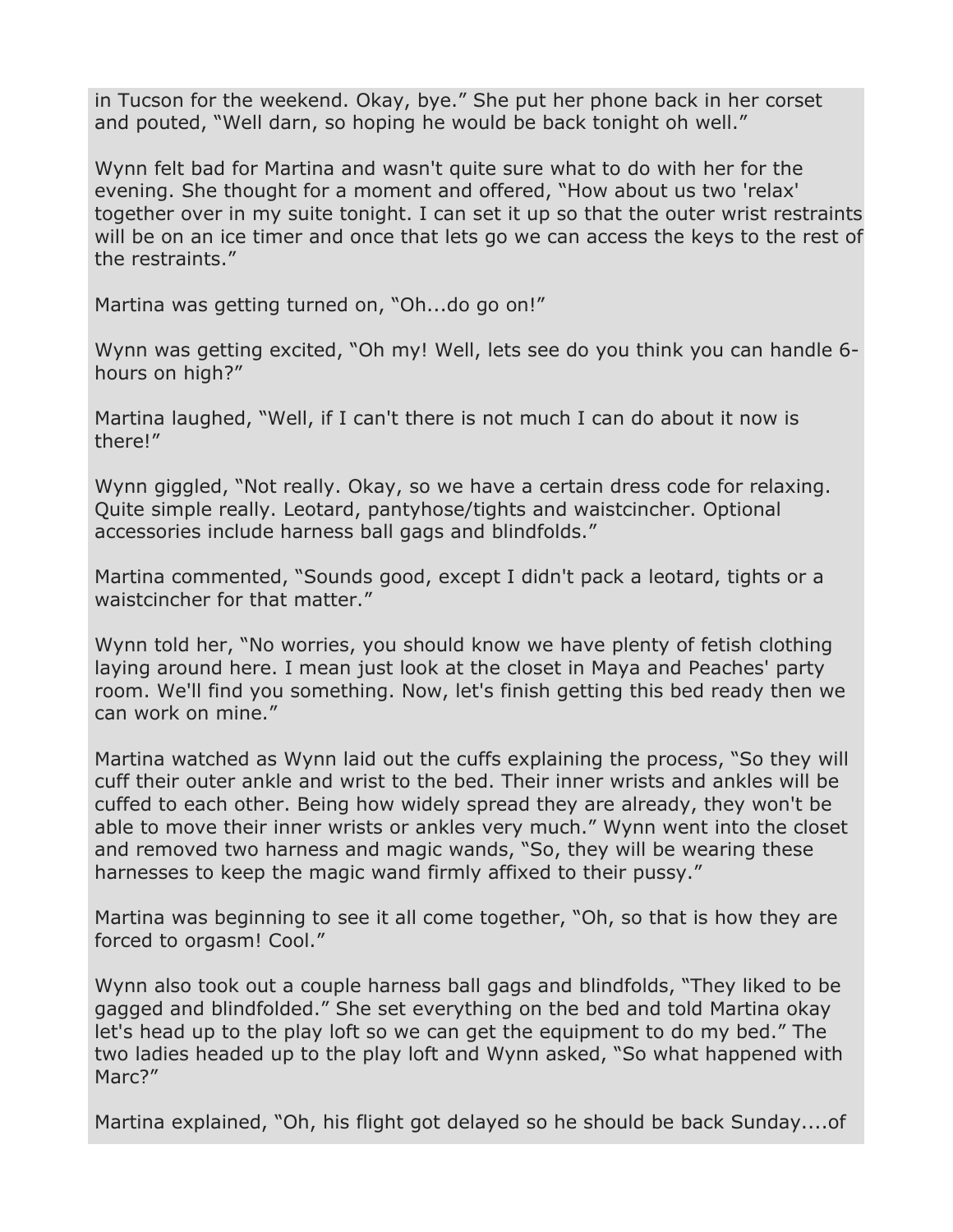in Tucson for the weekend. Okay, bye." She put her phone back in her corset and pouted, "Well darn, so hoping he would be back tonight oh well."

Wynn felt bad for Martina and wasn't quite sure what to do with her for the evening. She thought for a moment and offered, "How about us two 'relax' together over in my suite tonight. I can set it up so that the outer wrist restraints will be on an ice timer and once that lets go we can access the keys to the rest of the restraints."

Martina was getting turned on, "Oh...do go on!"

Wynn was getting excited, "Oh my! Well, lets see do you think you can handle 6-hours on high?"

Martina laughed, "Well, if I can't there is not much I can do about it now is there!"

Wynn giggled, "Not really. Okay, so we have a certain dress code for relaxing. Quite simple really. Leotard, pantyhose/tights and waistcincher. Optional accessories include harness ball gags and blindfolds."

Martina commented, "Sounds good, except I didn't pack a leotard, tights or a waistcincher for that matter."

Wynn told her, "No worries, you should know we have plenty of fetish clothing laying around here. I mean just look at the closet in Maya and Peaches' party room. We'll find you something. Now, let's finish getting this bed ready then we can work on mine."

Martina watched as Wynn laid out the cuffs explaining the process, "So they will cuff their outer ankle and wrist to the bed. Their inner wrists and ankles will be cuffed to each other. Being how widely spread they are already, they won't be able to move their inner wrists or ankles very much." Wynn went into the closet and removed two harness and magic wands, "So, they will be wearing these harnesses to keep the magic wand firmly affixed to their pussy."

Martina was beginning to see it all come together, "Oh, so that is how they are forced to orgasm! Cool."

Wynn also took out a couple harness ball gags and blindfolds, "They liked to be gagged and blindfolded." She set everything on the bed and told Martina okay let's head up to the play loft so we can get the equipment to do my bed." The two ladies headed up to the play loft and Wynn asked, "So what happened with Marc?"

Martina explained, "Oh, his flight got delayed so he should be back Sunday....of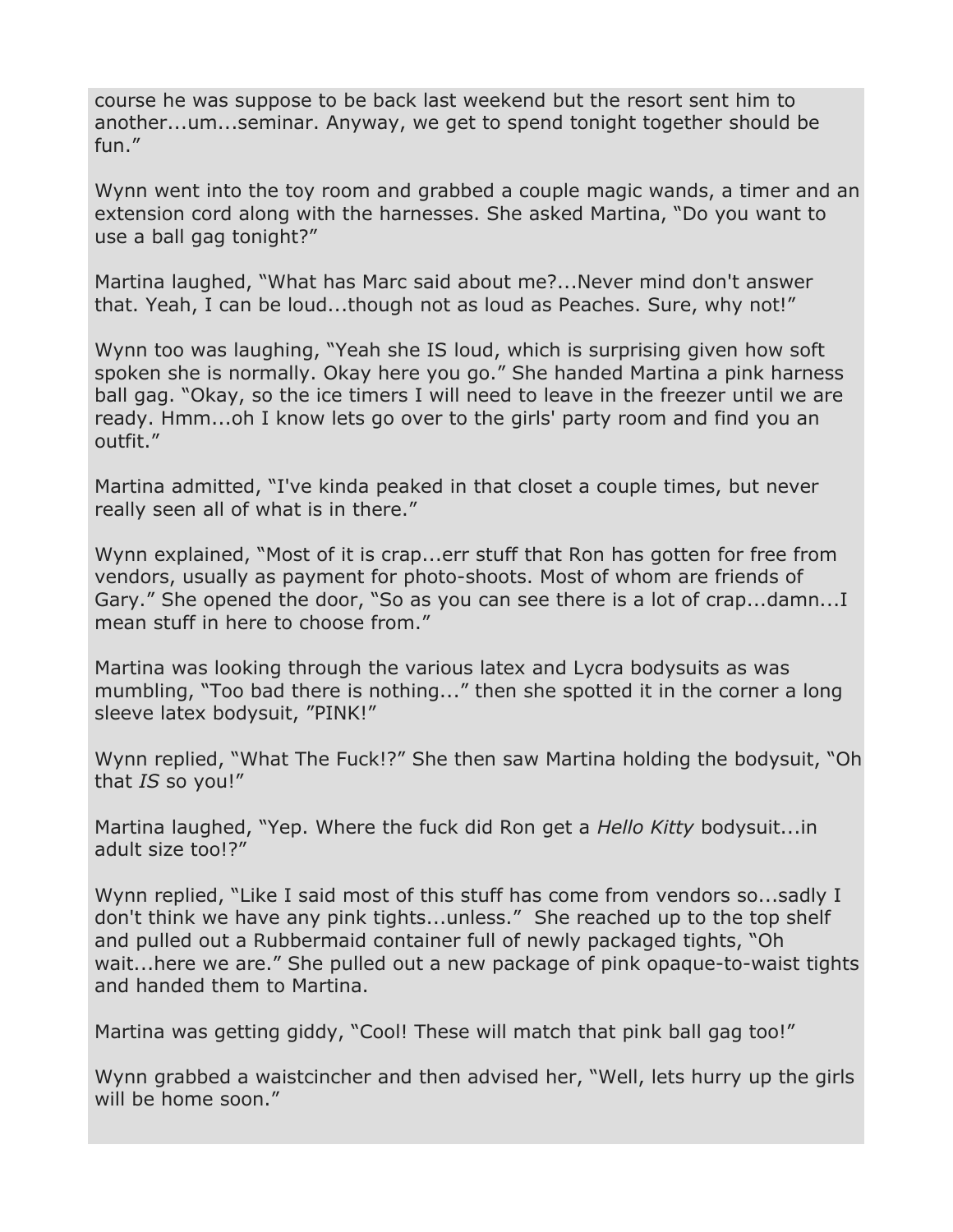course he was suppose to be back last weekend but the resort sent him to another...um...seminar. Anyway, we get to spend tonight together should be fun."

Wynn went into the toy room and grabbed a couple magic wands, a timer and an extension cord along with the harnesses. She asked Martina, "Do you want to use a ball gag tonight?"

Martina laughed, "What has Marc said about me?...Never mind don't answer that. Yeah, I can be loud...though not as loud as Peaches. Sure, why not!"

Wynn too was laughing, "Yeah she IS loud, which is surprising given how soft spoken she is normally. Okay here you go." She handed Martina a pink harness ball gag. "Okay, so the ice timers I will need to leave in the freezer until we are ready. Hmm...oh I know lets go over to the girls' party room and find you an outfit."

Martina admitted, "I've kinda peaked in that closet a couple times, but never really seen all of what is in there."

Wynn explained, "Most of it is crap...err stuff that Ron has gotten for free from vendors, usually as payment for photo-shoots. Most of whom are friends of Gary." She opened the door, "So as you can see there is a lot of crap...damn...I mean stuff in here to choose from."

Martina was looking through the various latex and Lycra bodysuits as was mumbling, "Too bad there is nothing..." then she spotted it in the corner a long sleeve latex bodysuit, "PINK!"

Wynn replied, "What The Fuck!?" She then saw Martina holding the bodysuit, "Oh that *IS* so you!"

Martina laughed, "Yep. Where the fuck did Ron get a *Hello Kitty* bodysuit...in adult size too!?"

Wynn replied, "Like I said most of this stuff has come from vendors so...sadly I don't think we have any pink tights...unless." She reached up to the top shelf and pulled out a Rubbermaid container full of newly packaged tights, "Oh wait...here we are." She pulled out a new package of pink opaque-to-waist tights and handed them to Martina.

Martina was getting giddy, "Cool! These will match that pink ball gag too!"

Wynn grabbed a waistcincher and then advised her, "Well, lets hurry up the girls will be home soon."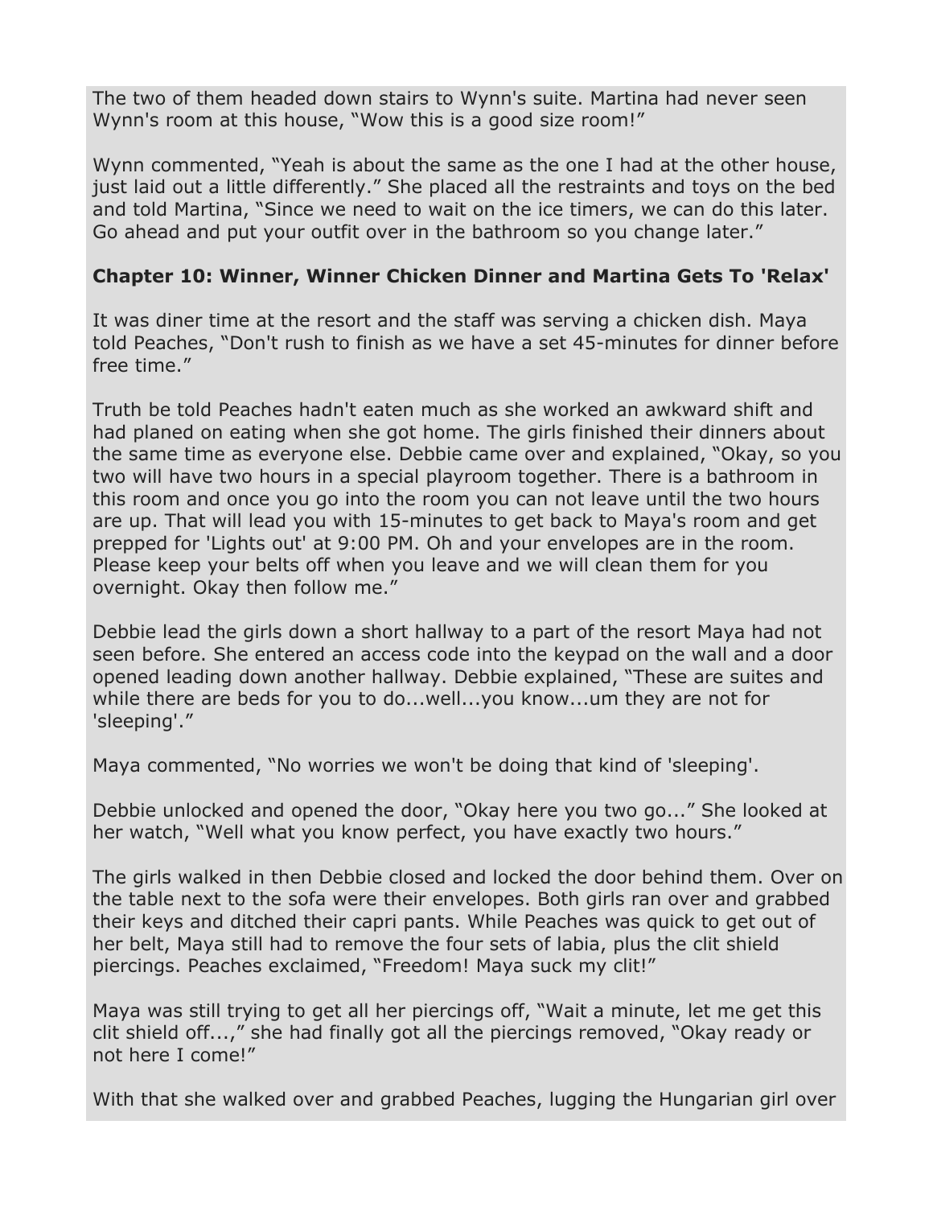The two of them headed down stairs to Wynn's suite. Martina had never seen Wynn's room at this house, "Wow this is a good size room!"

Wynn commented, "Yeah is about the same as the one I had at the other house, just laid out a little differently." She placed all the restraints and toys on the bed and told Martina, "Since we need to wait on the ice timers, we can do this later. Go ahead and put your outfit over in the bathroom so you change later."

**Chapter 10: Winner, Winner Chicken Dinner and Martina Gets To 'Relax'**

It was diner time at the resort and the staff was serving a chicken dish. Maya told Peaches, "Don't rush to finish as we have a set 45-minutes for dinner before free time."

Truth be told Peaches hadn't eaten much as she worked an awkward shift and had planed on eating when she got home. The girls finished their dinners about the same time as everyone else. Debbie came over and explained, "Okay, so you two will have two hours in a special playroom together. There is a bathroom in this room and once you go into the room you can not leave until the two hours are up. That will lead you with 15-minutes to get back to Maya's room and get prepped for 'Lights out' at 9:00 PM. Oh and your envelopes are in the room. Please keep your belts off when you leave and we will clean them for you overnight. Okay then follow me."

Debbie lead the girls down a short hallway to a part of the resort Maya had not seen before. She entered an access code into the keypad on the wall and a door opened leading down another hallway. Debbie explained, "These are suites and while there are beds for you to do...well...you know...um they are not for 'sleeping'."

Maya commented, "No worries we won't be doing that kind of 'sleeping'.

Debbie unlocked and opened the door, "Okay here you two go..." She looked at her watch, "Well what you know perfect, you have exactly two hours."

The girls walked in then Debbie closed and locked the door behind them. Over on the table next to the sofa were their envelopes. Both girls ran over and grabbed their keys and ditched their capri pants. While Peaches was quick to get out of her belt, Maya still had to remove the four sets of labia, plus the clit shield piercings. Peaches exclaimed, "Freedom! Maya suck my clit!"

Maya was still trying to get all her piercings off, "Wait a minute, let me get this clit shield off...," she had finally got all the piercings removed, "Okay ready or not here I come!"

With that she walked over and grabbed Peaches, lugging the Hungarian girl over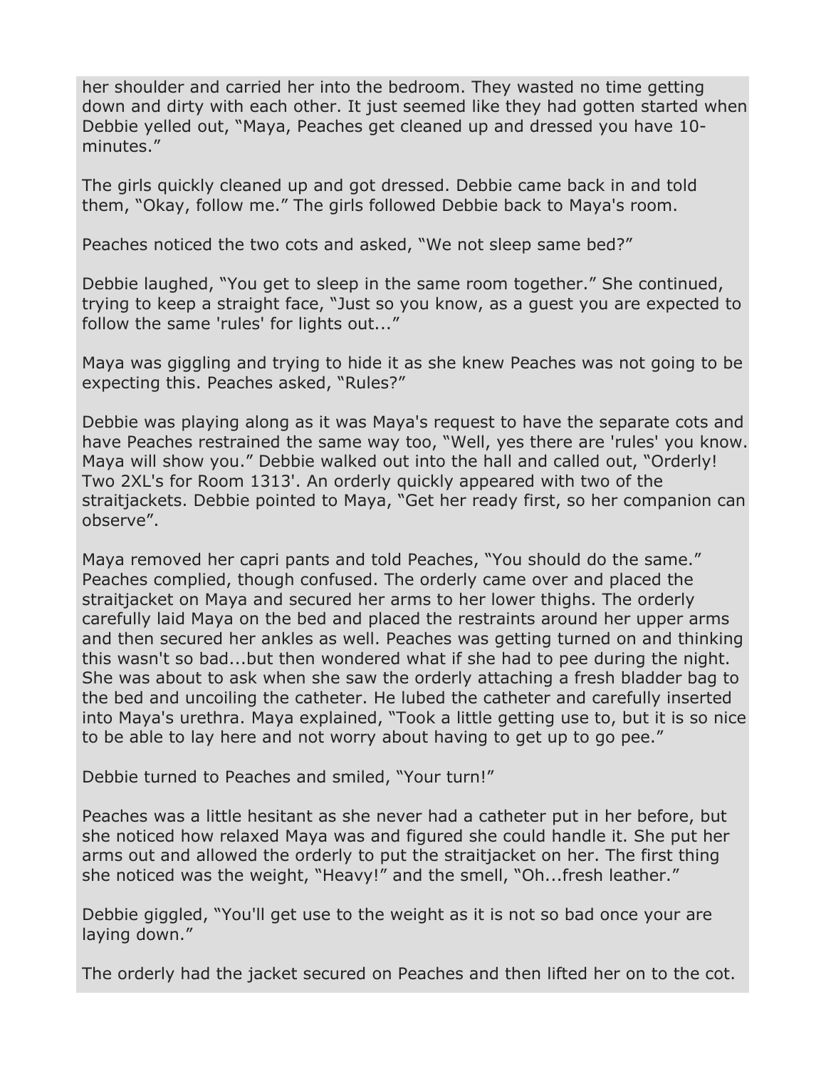her shoulder and carried her into the bedroom. They wasted no time getting down and dirty with each other. It just seemed like they had gotten started when Debbie yelled out, “Maya, Peaches get cleaned up and dressed you have 10-minutes.”

The girls quickly cleaned up and got dressed. Debbie came back in and told them, “Okay, follow me.” The girls followed Debbie back to Maya's room.

Peaches noticed the two cots and asked, “We not sleep same bed?”

Debbie laughed, “You get to sleep in the same room together.” She continued, trying to keep a straight face, “Just so you know, as a guest you are expected to follow the same 'rules' for lights out...”

Maya was giggling and trying to hide it as she knew Peaches was not going to be expecting this. Peaches asked, “Rules?”

Debbie was playing along as it was Maya's request to have the separate cots and have Peaches restrained the same way too, “Well, yes there are 'rules' you know. Maya will show you.” Debbie walked out into the hall and called out, “Orderly! Two 2XL's for Room 1313'. An orderly quickly appeared with two of the straitjackets. Debbie pointed to Maya, “Get her ready first, so her companion can observe”.

Maya removed her capri pants and told Peaches, “You should do the same.” Peaches complied, though confused. The orderly came over and placed the straitjacket on Maya and secured her arms to her lower thighs. The orderly carefully laid Maya on the bed and placed the restraints around her upper arms and then secured her ankles as well. Peaches was getting turned on and thinking this wasn't so bad...but then wondered what if she had to pee during the night. She was about to ask when she saw the orderly attaching a fresh bladder bag to the bed and uncoiling the catheter. He lubed the catheter and carefully inserted into Maya's urethra. Maya explained, “Took a little getting use to, but it is so nice to be able to lay here and not worry about having to get up to go pee.”

Debbie turned to Peaches and smiled, “Your turn!”

Peaches was a little hesitant as she never had a catheter put in her before, but she noticed how relaxed Maya was and figured she could handle it. She put her arms out and allowed the orderly to put the straitjacket on her. The first thing she noticed was the weight, “Heavy!” and the smell, “Oh...fresh leather.”

Debbie giggled, “You'll get use to the weight as it is not so bad once your are laying down.”

The orderly had the jacket secured on Peaches and then lifted her on to the cot.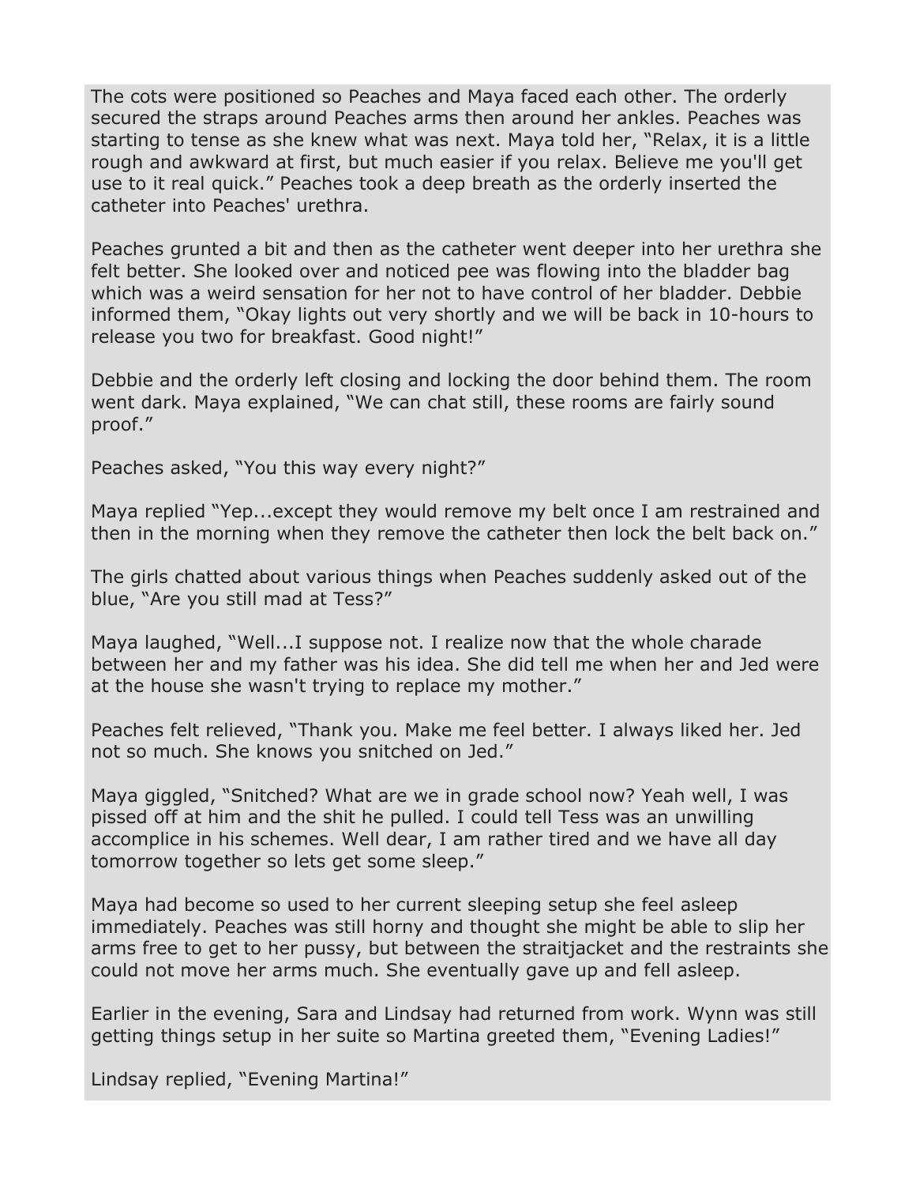The cots were positioned so Peaches and Maya faced each other. The orderly secured the straps around Peaches arms then around her ankles. Peaches was starting to tense as she knew what was next. Maya told her, "Relax, it is a little rough and awkward at first, but much easier if you relax. Believe me you'll get use to it real quick." Peaches took a deep breath as the orderly inserted the catheter into Peaches' urethra.

Peaches grunted a bit and then as the catheter went deeper into her urethra she felt better. She looked over and noticed pee was flowing into the bladder bag which was a weird sensation for her not to have control of her bladder. Debbie informed them, "Okay lights out very shortly and we will be back in 10-hours to release you two for breakfast. Good night!"

Debbie and the orderly left closing and locking the door behind them. The room went dark. Maya explained, "We can chat still, these rooms are fairly sound proof."

Peaches asked, "You this way every night?"

Maya replied "Yep...except they would remove my belt once I am restrained and then in the morning when they remove the catheter then lock the belt back on."

The girls chatted about various things when Peaches suddenly asked out of the blue, "Are you still mad at Tess?"

Maya laughed, "Well...I suppose not. I realize now that the whole charade between her and my father was his idea. She did tell me when her and Jed were at the house she wasn't trying to replace my mother."

Peaches felt relieved, "Thank you. Make me feel better. I always liked her. Jed not so much. She knows you snitched on Jed."

Maya giggled, "Snitched? What are we in grade school now? Yeah well, I was pissed off at him and the shit he pulled. I could tell Tess was an unwilling accomplice in his schemes. Well dear, I am rather tired and we have all day tomorrow together so lets get some sleep."

Maya had become so used to her current sleeping setup she feel asleep immediately. Peaches was still horny and thought she might be able to slip her arms free to get to her pussy, but between the straitjacket and the restraints she could not move her arms much. She eventually gave up and fell asleep.

Earlier in the evening, Sara and Lindsay had returned from work. Wynn was still getting things setup in her suite so Martina greeted them, "Evening Ladies!"

Lindsay replied, "Evening Martina!"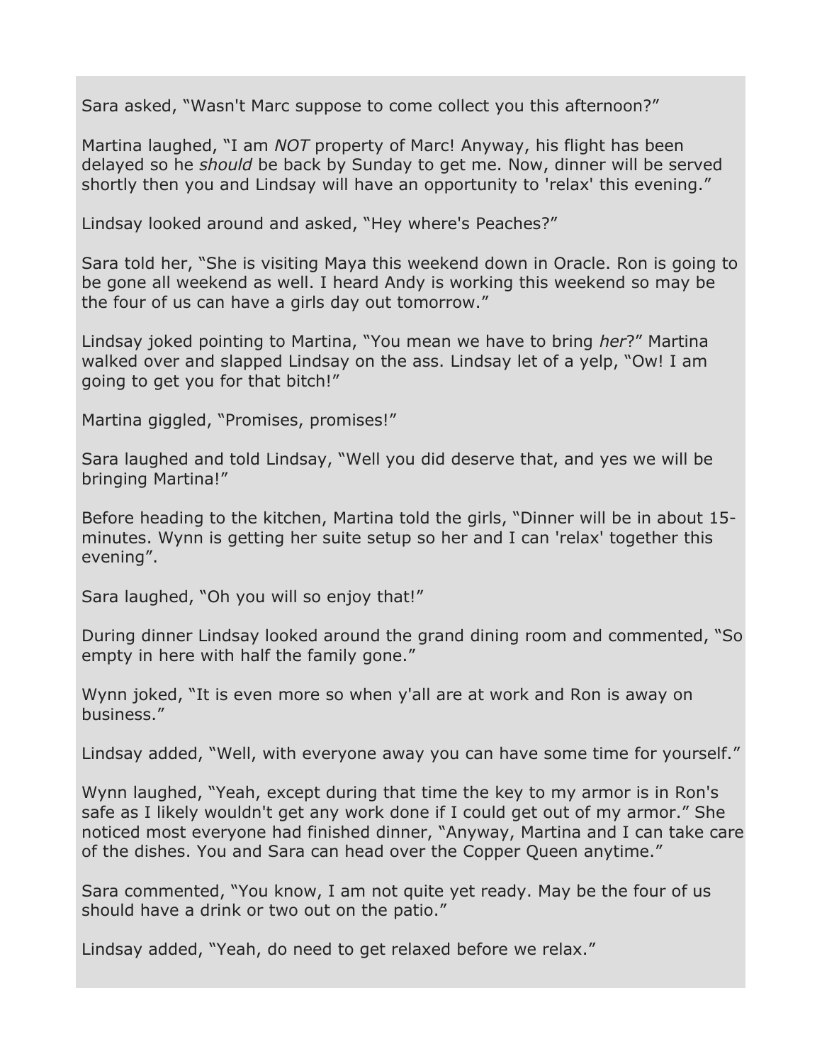Sara asked, “Wasn't Marc suppose to come collect you this afternoon?”

Martina laughed, “I am *NOT* property of Marc! Anyway, his flight has been delayed so he *should* be back by Sunday to get me. Now, dinner will be served shortly then you and Lindsay will have an opportunity to 'relax' this evening.”

Lindsay looked around and asked, “Hey where's Peaches?”

Sara told her, “She is visiting Maya this weekend down in Oracle. Ron is going to be gone all weekend as well. I heard Andy is working this weekend so may be the four of us can have a girls day out tomorrow.”

Lindsay joked pointing to Martina, “You mean we have to bring *her*?” Martina walked over and slapped Lindsay on the ass. Lindsay let of a yelp, “Ow! I am going to get you for that bitch!”

Martina giggled, “Promises, promises!”

Sara laughed and told Lindsay, “Well you did deserve that, and yes we will be bringing Martina!”

Before heading to the kitchen, Martina told the girls, “Dinner will be in about 15-minutes. Wynn is getting her suite setup so her and I can 'relax' together this evening”.

Sara laughed, “Oh you will so enjoy that!”

During dinner Lindsay looked around the grand dining room and commented, “So empty in here with half the family gone.”

Wynn joked, “It is even more so when y'all are at work and Ron is away on business.”

Lindsay added, “Well, with everyone away you can have some time for yourself.”

Wynn laughed, “Yeah, except during that time the key to my armor is in Ron's safe as I likely wouldn't get any work done if I could get out of my armor.” She noticed most everyone had finished dinner, “Anyway, Martina and I can take care of the dishes. You and Sara can head over the Copper Queen anytime.”

Sara commented, “You know, I am not quite yet ready. May be the four of us should have a drink or two out on the patio.”

Lindsay added, “Yeah, do need to get relaxed before we relax.”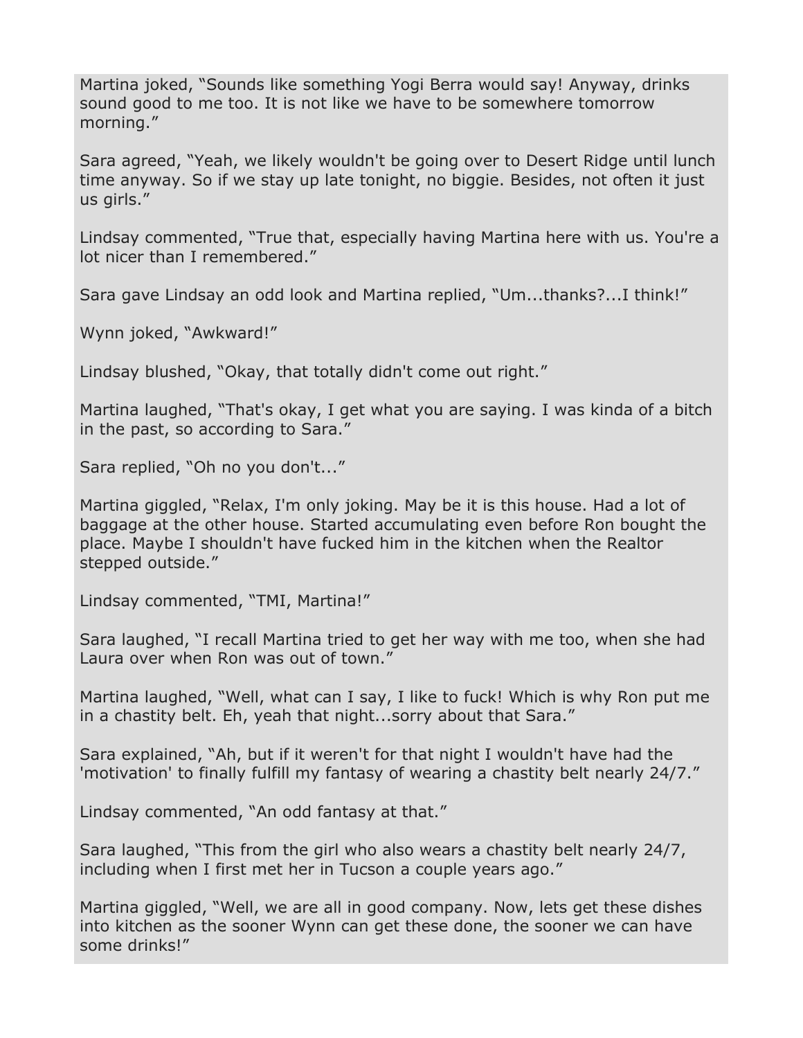Martina joked, “Sounds like something Yogi Berra would say! Anyway, drinks sound good to me too. It is not like we have to be somewhere tomorrow morning.”

Sara agreed, “Yeah, we likely wouldn't be going over to Desert Ridge until lunch time anyway. So if we stay up late tonight, no biggie. Besides, not often it just us girls.”

Lindsay commented, “True that, especially having Martina here with us. You're a lot nicer than I remembered.”

Sara gave Lindsay an odd look and Martina replied, “Um...thanks?...I think!”

Wynn joked, “Awkward!”

Lindsay blushed, “Okay, that totally didn't come out right.”

Martina laughed, “That's okay, I get what you are saying. I was kinda of a bitch in the past, so according to Sara.”

Sara replied, “Oh no you don't...”

Martina giggled, “Relax, I'm only joking. May be it is this house. Had a lot of baggage at the other house. Started accumulating even before Ron bought the place. Maybe I shouldn't have fucked him in the kitchen when the Realtor stepped outside.”

Lindsay commented, “TMI, Martina!”

Sara laughed, “I recall Martina tried to get her way with me too, when she had Laura over when Ron was out of town.”

Martina laughed, “Well, what can I say, I like to fuck! Which is why Ron put me in a chastity belt. Eh, yeah that night...sorry about that Sara.”

Sara explained, “Ah, but if it weren't for that night I wouldn't have had the 'motivation' to finally fulfill my fantasy of wearing a chastity belt nearly 24/7.”

Lindsay commented, “An odd fantasy at that.”

Sara laughed, “This from the girl who also wears a chastity belt nearly 24/7, including when I first met her in Tucson a couple years ago.”

Martina giggled, “Well, we are all in good company. Now, lets get these dishes into kitchen as the sooner Wynn can get these done, the sooner we can have some drinks!”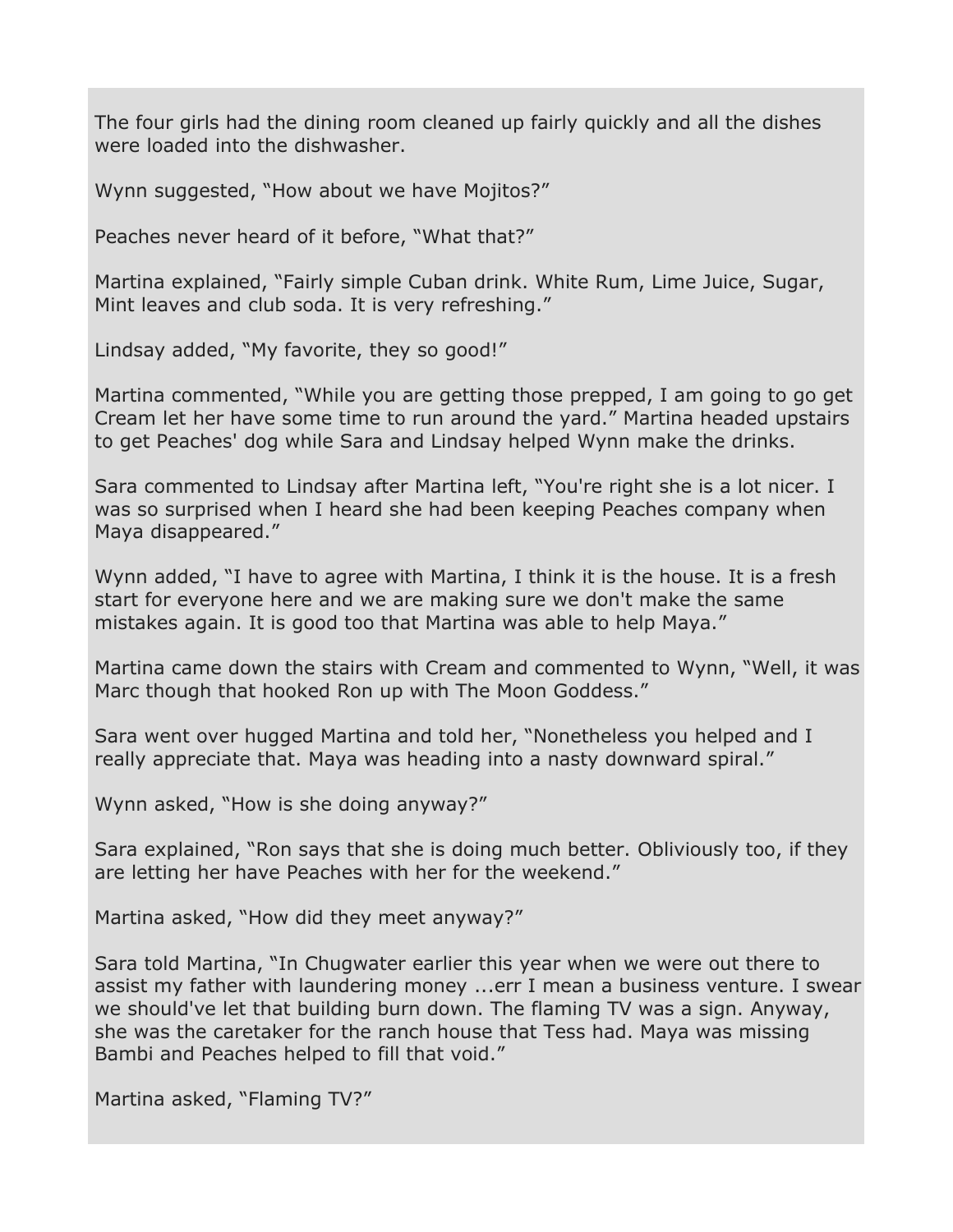The four girls had the dining room cleaned up fairly quickly and all the dishes were loaded into the dishwasher.

Wynn suggested, “How about we have Mojitos?”

Peaches never heard of it before, “What that?”

Martina explained, “Fairly simple Cuban drink. White Rum, Lime Juice, Sugar, Mint leaves and club soda. It is very refreshing.”

Lindsay added, “My favorite, they so good!”

Martina commented, “While you are getting those prepped, I am going to go get Cream let her have some time to run around the yard.” Martina headed upstairs to get Peaches' dog while Sara and Lindsay helped Wynn make the drinks.

Sara commented to Lindsay after Martina left, “You're right she is a lot nicer. I was so surprised when I heard she had been keeping Peaches company when Maya disappeared.”

Wynn added, “I have to agree with Martina, I think it is the house. It is a fresh start for everyone here and we are making sure we don't make the same mistakes again. It is good too that Martina was able to help Maya.”

Martina came down the stairs with Cream and commented to Wynn, “Well, it was Marc though that hooked Ron up with The Moon Goddess.”

Sara went over hugged Martina and told her, “Nonetheless you helped and I really appreciate that. Maya was heading into a nasty downward spiral.”

Wynn asked, “How is she doing anyway?”

Sara explained, “Ron says that she is doing much better. Obliviously too, if they are letting her have Peaches with her for the weekend.”

Martina asked, “How did they meet anyway?”

Sara told Martina, “In Chugwater earlier this year when we were out there to assist my father with laundering money ...err I mean a business venture. I swear we should've let that building burn down. The flaming TV was a sign. Anyway, she was the caretaker for the ranch house that Tess had. Maya was missing Bambi and Peaches helped to fill that void.”

Martina asked, “Flaming TV?”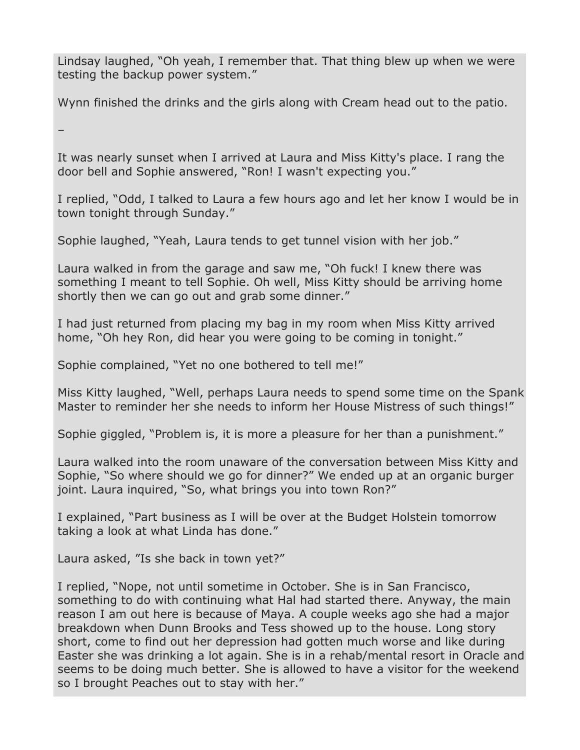Lindsay laughed, “Oh yeah, I remember that. That thing blew up when we were testing the backup power system.”

Wynn finished the drinks and the girls along with Cream head out to the patio.

–

It was nearly sunset when I arrived at Laura and Miss Kitty's place. I rang the door bell and Sophie answered, “Ron! I wasn't expecting you.”

I replied, “Odd, I talked to Laura a few hours ago and let her know I would be in town tonight through Sunday.”

Sophie laughed, “Yeah, Laura tends to get tunnel vision with her job.”

Laura walked in from the garage and saw me, “Oh fuck! I knew there was something I meant to tell Sophie. Oh well, Miss Kitty should be arriving home shortly then we can go out and grab some dinner.”

I had just returned from placing my bag in my room when Miss Kitty arrived home, “Oh hey Ron, did hear you were going to be coming in tonight.”

Sophie complained, “Yet no one bothered to tell me!”

Miss Kitty laughed, “Well, perhaps Laura needs to spend some time on the Spank Master to reminder her she needs to inform her House Mistress of such things!”

Sophie giggled, “Problem is, it is more a pleasure for her than a punishment.”

Laura walked into the room unaware of the conversation between Miss Kitty and Sophie, “So where should we go for dinner?” We ended up at an organic burger joint. Laura inquired, “So, what brings you into town Ron?”

I explained, “Part business as I will be over at the Budget Holstein tomorrow taking a look at what Linda has done.”

Laura asked, ”Is she back in town yet?”

I replied, “Nope, not until sometime in October. She is in San Francisco, something to do with continuing what Hal had started there. Anyway, the main reason I am out here is because of Maya. A couple weeks ago she had a major breakdown when Dunn Brooks and Tess showed up to the house. Long story short, come to find out her depression had gotten much worse and like during Easter she was drinking a lot again. She is in a rehab/mental resort in Oracle and seems to be doing much better. She is allowed to have a visitor for the weekend so I brought Peaches out to stay with her.”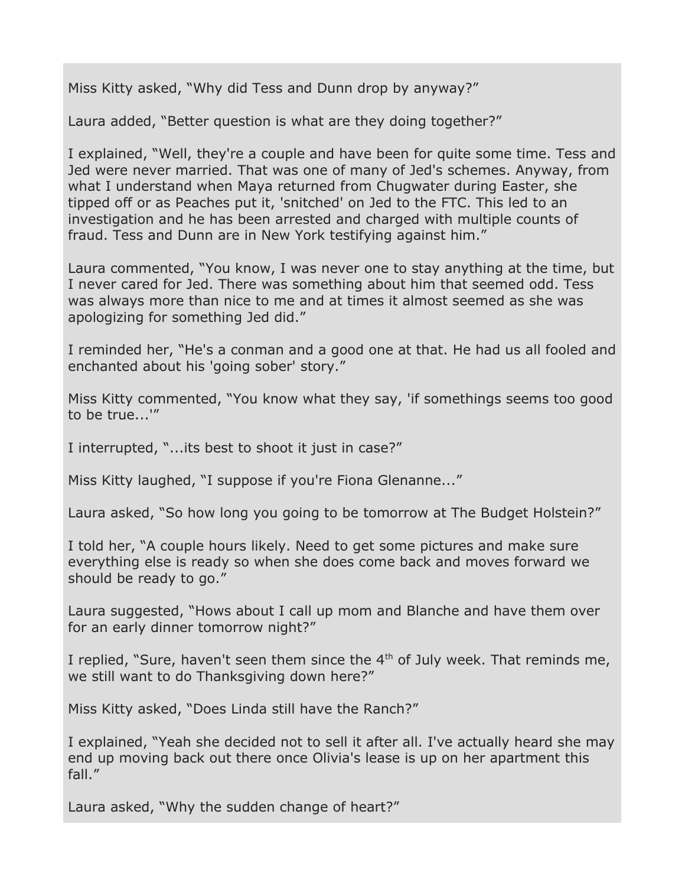Miss Kitty asked, “Why did Tess and Dunn drop by anyway?”

Laura added, “Better question is what are they doing together?”

I explained, “Well, they're a couple and have been for quite some time. Tess and Jed were never married. That was one of many of Jed's schemes. Anyway, from what I understand when Maya returned from Chugwater during Easter, she tipped off or as Peaches put it, 'snitched' on Jed to the FTC. This led to an investigation and he has been arrested and charged with multiple counts of fraud. Tess and Dunn are in New York testifying against him.”

Laura commented, “You know, I was never one to stay anything at the time, but I never cared for Jed. There was something about him that seemed odd. Tess was always more than nice to me and at times it almost seemed as she was apologizing for something Jed did.”

I reminded her, “He's a conman and a good one at that. He had us all fooled and enchanted about his 'going sober' story.”

Miss Kitty commented, “You know what they say, 'if somethings seems too good to be true...'”

I interrupted, “...its best to shoot it just in case?”

Miss Kitty laughed, “I suppose if you're Fiona Glenanne...”

Laura asked, “So how long you going to be tomorrow at The Budget Holstein?”

I told her, “A couple hours likely. Need to get some pictures and make sure everything else is ready so when she does come back and moves forward we should be ready to go.”

Laura suggested, “Hows about I call up mom and Blanche and have them over for an early dinner tomorrow night?”

I replied, “Sure, haven't seen them since the 4th of July week. That reminds me, we still want to do Thanksgiving down here?”

Miss Kitty asked, “Does Linda still have the Ranch?”

I explained, “Yeah she decided not to sell it after all. I've actually heard she may end up moving back out there once Olivia's lease is up on her apartment this fall.”

Laura asked, “Why the sudden change of heart?”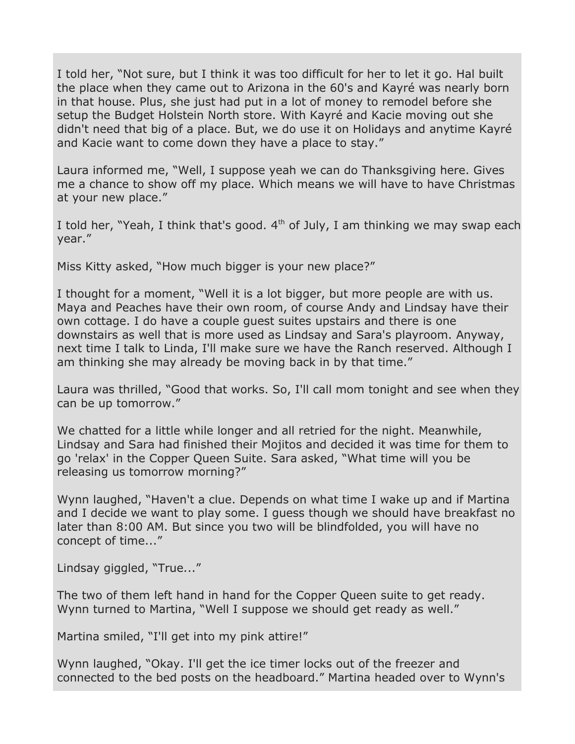I told her, "Not sure, but I think it was too difficult for her to let it go. Hal built the place when they came out to Arizona in the 60's and Kayré was nearly born in that house. Plus, she just had put in a lot of money to remodel before she setup the Budget Holstein North store. With Kayré and Kacie moving out she didn't need that big of a place. But, we do use it on Holidays and anytime Kayré and Kacie want to come down they have a place to stay."

Laura informed me, "Well, I suppose yeah we can do Thanksgiving here. Gives me a chance to show off my place. Which means we will have to have Christmas at your new place."

I told her, "Yeah, I think that's good. 4th of July, I am thinking we may swap each year."

Miss Kitty asked, "How much bigger is your new place?"

I thought for a moment, "Well it is a lot bigger, but more people are with us. Maya and Peaches have their own room, of course Andy and Lindsay have their own cottage. I do have a couple guest suites upstairs and there is one downstairs as well that is more used as Lindsay and Sara's playroom. Anyway, next time I talk to Linda, I'll make sure we have the Ranch reserved. Although I am thinking she may already be moving back in by that time."

Laura was thrilled, "Good that works. So, I'll call mom tonight and see when they can be up tomorrow."

We chatted for a little while longer and all retried for the night. Meanwhile, Lindsay and Sara had finished their Mojitos and decided it was time for them to go 'relax' in the Copper Queen Suite. Sara asked, "What time will you be releasing us tomorrow morning?"

Wynn laughed, "Haven't a clue. Depends on what time I wake up and if Martina and I decide we want to play some. I guess though we should have breakfast no later than 8:00 AM. But since you two will be blindfolded, you will have no concept of time..."

Lindsay giggled, "True..."

The two of them left hand in hand for the Copper Queen suite to get ready. Wynn turned to Martina, "Well I suppose we should get ready as well."

Martina smiled, "I'll get into my pink attire!"

Wynn laughed, "Okay. I'll get the ice timer locks out of the freezer and connected to the bed posts on the headboard." Martina headed over to Wynn's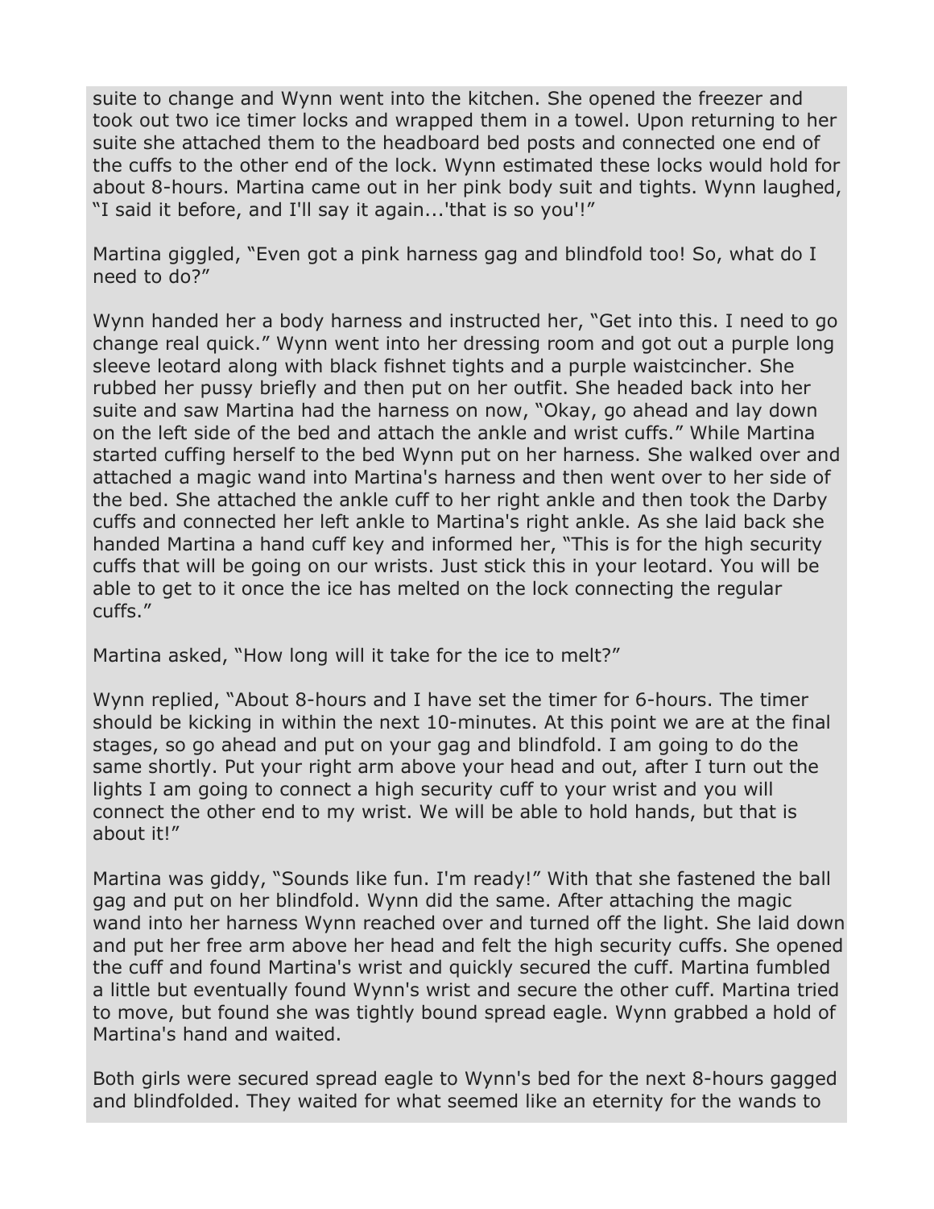suite to change and Wynn went into the kitchen. She opened the freezer and took out two ice timer locks and wrapped them in a towel. Upon returning to her suite she attached them to the headboard bed posts and connected one end of the cuffs to the other end of the lock. Wynn estimated these locks would hold for about 8-hours. Martina came out in her pink body suit and tights. Wynn laughed, "I said it before, and I'll say it again...'that is so you'!"

Martina giggled, "Even got a pink harness gag and blindfold too! So, what do I need to do?"

Wynn handed her a body harness and instructed her, "Get into this. I need to go change real quick." Wynn went into her dressing room and got out a purple long sleeve leotard along with black fishnet tights and a purple waistcincher. She rubbed her pussy briefly and then put on her outfit. She headed back into her suite and saw Martina had the harness on now, "Okay, go ahead and lay down on the left side of the bed and attach the ankle and wrist cuffs." While Martina started cuffing herself to the bed Wynn put on her harness. She walked over and attached a magic wand into Martina's harness and then went over to her side of the bed. She attached the ankle cuff to her right ankle and then took the Darby cuffs and connected her left ankle to Martina's right ankle. As she laid back she handed Martina a hand cuff key and informed her, "This is for the high security cuffs that will be going on our wrists. Just stick this in your leotard. You will be able to get to it once the ice has melted on the lock connecting the regular cuffs."

Martina asked, "How long will it take for the ice to melt?"

Wynn replied, "About 8-hours and I have set the timer for 6-hours. The timer should be kicking in within the next 10-minutes. At this point we are at the final stages, so go ahead and put on your gag and blindfold. I am going to do the same shortly. Put your right arm above your head and out, after I turn out the lights I am going to connect a high security cuff to your wrist and you will connect the other end to my wrist. We will be able to hold hands, but that is about it!"

Martina was giddy, "Sounds like fun. I'm ready!" With that she fastened the ball gag and put on her blindfold. Wynn did the same. After attaching the magic wand into her harness Wynn reached over and turned off the light. She laid down and put her free arm above her head and felt the high security cuffs. She opened the cuff and found Martina's wrist and quickly secured the cuff. Martina fumbled a little but eventually found Wynn's wrist and secure the other cuff. Martina tried to move, but found she was tightly bound spread eagle. Wynn grabbed a hold of Martina's hand and waited.

Both girls were secured spread eagle to Wynn's bed for the next 8-hours gagged and blindfolded. They waited for what seemed like an eternity for the wands to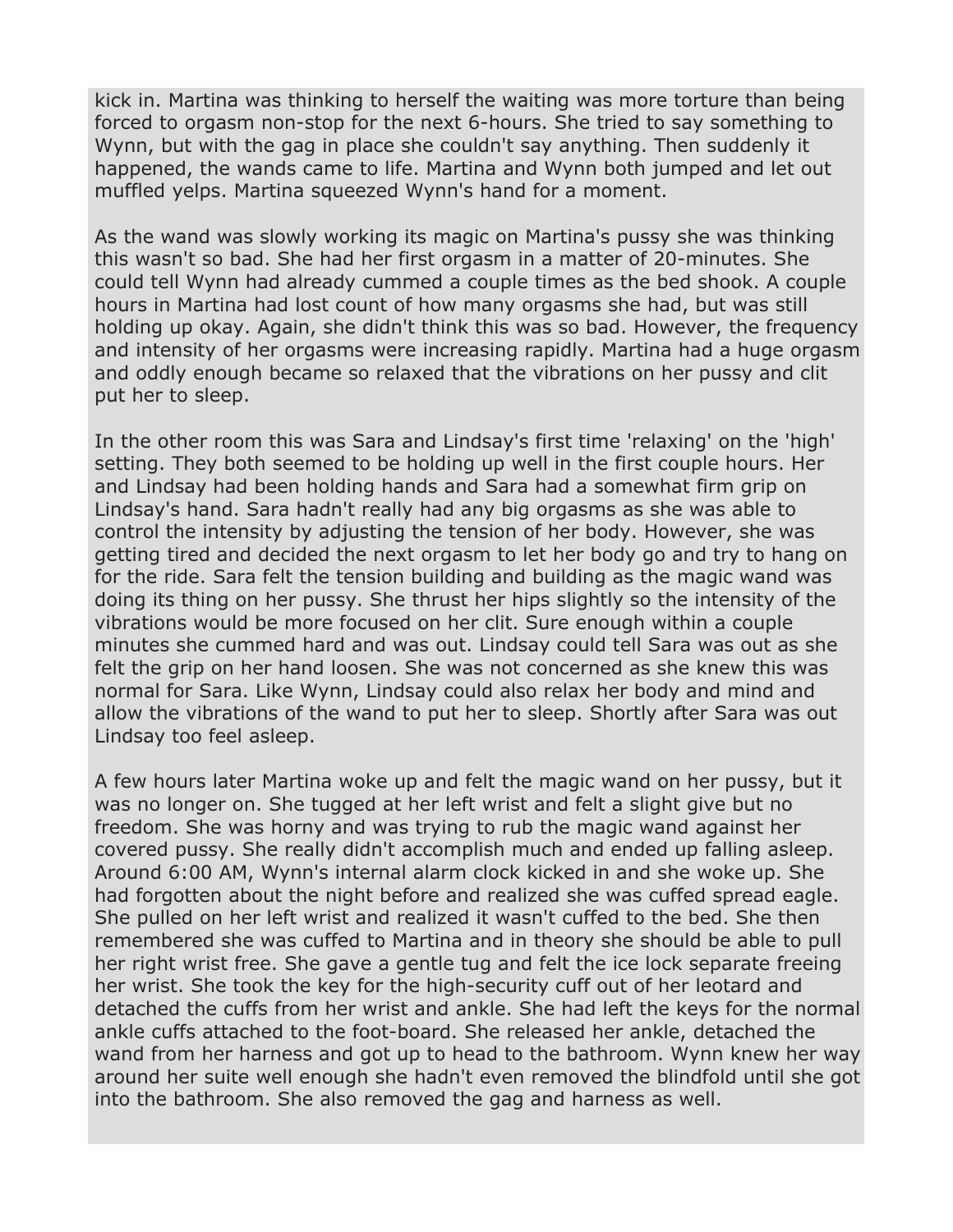kick in. Martina was thinking to herself the waiting was more torture than being forced to orgasm non-stop for the next 6-hours. She tried to say something to Wynn, but with the gag in place she couldn't say anything. Then suddenly it happened, the wands came to life. Martina and Wynn both jumped and let out muffled yelps. Martina squeezed Wynn's hand for a moment.

As the wand was slowly working its magic on Martina's pussy she was thinking this wasn't so bad. She had her first orgasm in a matter of 20-minutes. She could tell Wynn had already cummed a couple times as the bed shook. A couple hours in Martina had lost count of how many orgasms she had, but was still holding up okay. Again, she didn't think this was so bad. However, the frequency and intensity of her orgasms were increasing rapidly. Martina had a huge orgasm and oddly enough became so relaxed that the vibrations on her pussy and clit put her to sleep.

In the other room this was Sara and Lindsay's first time 'relaxing' on the 'high' setting. They both seemed to be holding up well in the first couple hours. Her and Lindsay had been holding hands and Sara had a somewhat firm grip on Lindsay's hand. Sara hadn't really had any big orgasms as she was able to control the intensity by adjusting the tension of her body. However, she was getting tired and decided the next orgasm to let her body go and try to hang on for the ride. Sara felt the tension building and building as the magic wand was doing its thing on her pussy. She thrust her hips slightly so the intensity of the vibrations would be more focused on her clit. Sure enough within a couple minutes she cummed hard and was out. Lindsay could tell Sara was out as she felt the grip on her hand loosen. She was not concerned as she knew this was normal for Sara. Like Wynn, Lindsay could also relax her body and mind and allow the vibrations of the wand to put her to sleep. Shortly after Sara was out Lindsay too feel asleep.

A few hours later Martina woke up and felt the magic wand on her pussy, but it was no longer on. She tugged at her left wrist and felt a slight give but no freedom. She was horny and was trying to rub the magic wand against her covered pussy. She really didn't accomplish much and ended up falling asleep. Around 6:00 AM, Wynn's internal alarm clock kicked in and she woke up. She had forgotten about the night before and realized she was cuffed spread eagle. She pulled on her left wrist and realized it wasn't cuffed to the bed. She then remembered she was cuffed to Martina and in theory she should be able to pull her right wrist free. She gave a gentle tug and felt the ice lock separate freeing her wrist. She took the key for the high-security cuff out of her leotard and detached the cuffs from her wrist and ankle. She had left the keys for the normal ankle cuffs attached to the foot-board. She released her ankle, detached the wand from her harness and got up to head to the bathroom. Wynn knew her way around her suite well enough she hadn't even removed the blindfold until she got into the bathroom. She also removed the gag and harness as well.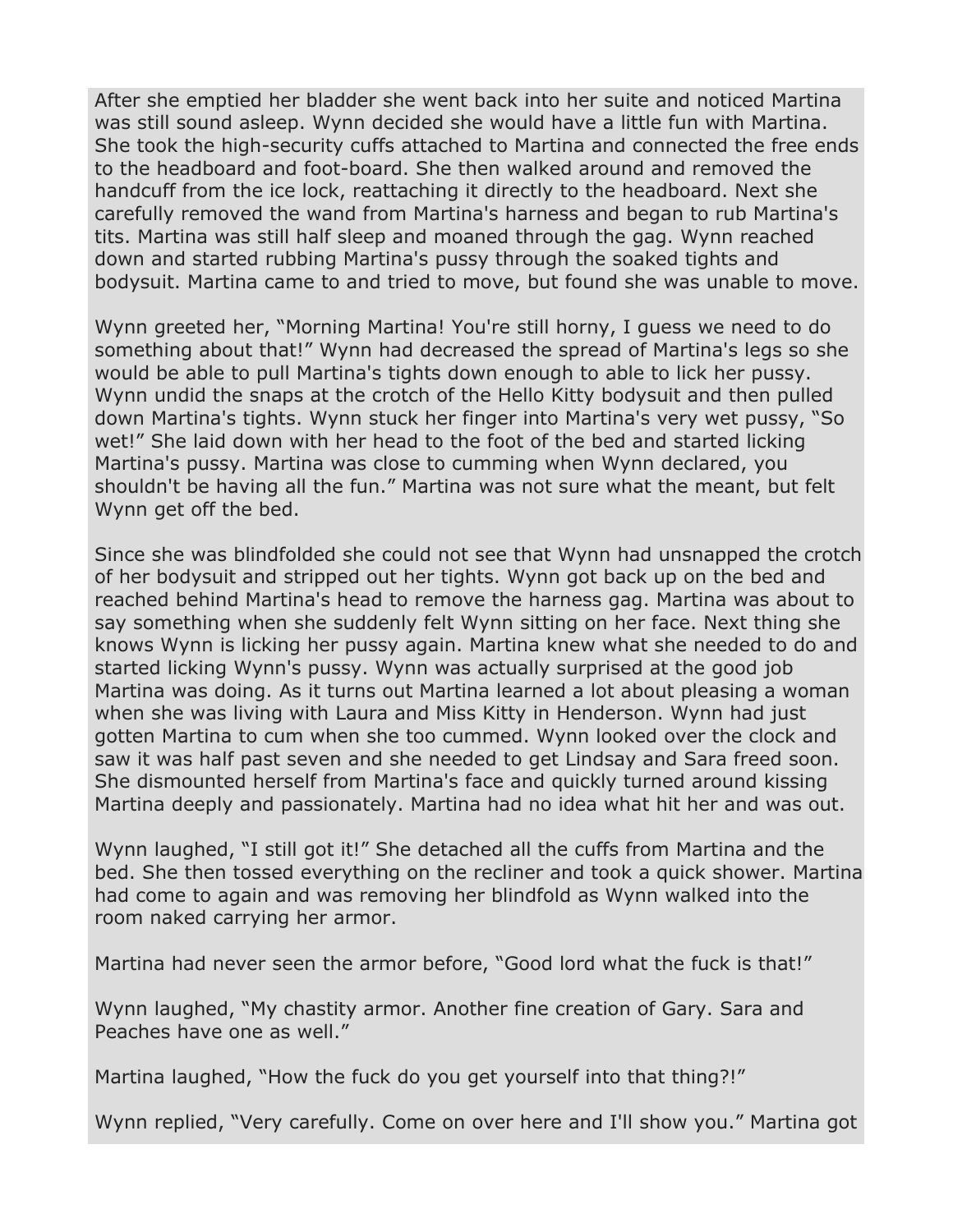After she emptied her bladder she went back into her suite and noticed Martina was still sound asleep. Wynn decided she would have a little fun with Martina. She took the high-security cuffs attached to Martina and connected the free ends to the headboard and foot-board. She then walked around and removed the handcuff from the ice lock, reattaching it directly to the headboard. Next she carefully removed the wand from Martina's harness and began to rub Martina's tits. Martina was still half sleep and moaned through the gag. Wynn reached down and started rubbing Martina's pussy through the soaked tights and bodysuit. Martina came to and tried to move, but found she was unable to move.

Wynn greeted her, "Morning Martina! You're still horny, I guess we need to do something about that!" Wynn had decreased the spread of Martina's legs so she would be able to pull Martina's tights down enough to able to lick her pussy. Wynn undid the snaps at the crotch of the Hello Kitty bodysuit and then pulled down Martina's tights. Wynn stuck her finger into Martina's very wet pussy, "So wet!" She laid down with her head to the foot of the bed and started licking Martina's pussy. Martina was close to cumming when Wynn declared, you shouldn't be having all the fun." Martina was not sure what the meant, but felt Wynn get off the bed.

Since she was blindfolded she could not see that Wynn had unsnapped the crotch of her bodysuit and stripped out her tights. Wynn got back up on the bed and reached behind Martina's head to remove the harness gag. Martina was about to say something when she suddenly felt Wynn sitting on her face. Next thing she knows Wynn is licking her pussy again. Martina knew what she needed to do and started licking Wynn's pussy. Wynn was actually surprised at the good job Martina was doing. As it turns out Martina learned a lot about pleasing a woman when she was living with Laura and Miss Kitty in Henderson. Wynn had just gotten Martina to cum when she too cummed. Wynn looked over the clock and saw it was half past seven and she needed to get Lindsay and Sara freed soon. She dismounted herself from Martina's face and quickly turned around kissing Martina deeply and passionately. Martina had no idea what hit her and was out.

Wynn laughed, "I still got it!" She detached all the cuffs from Martina and the bed. She then tossed everything on the recliner and took a quick shower. Martina had come to again and was removing her blindfold as Wynn walked into the room naked carrying her armor.

Martina had never seen the armor before, "Good lord what the fuck is that!"

Wynn laughed, "My chastity armor. Another fine creation of Gary. Sara and Peaches have one as well."

Martina laughed, "How the fuck do you get yourself into that thing?!"

Wynn replied, "Very carefully. Come on over here and I'll show you." Martina got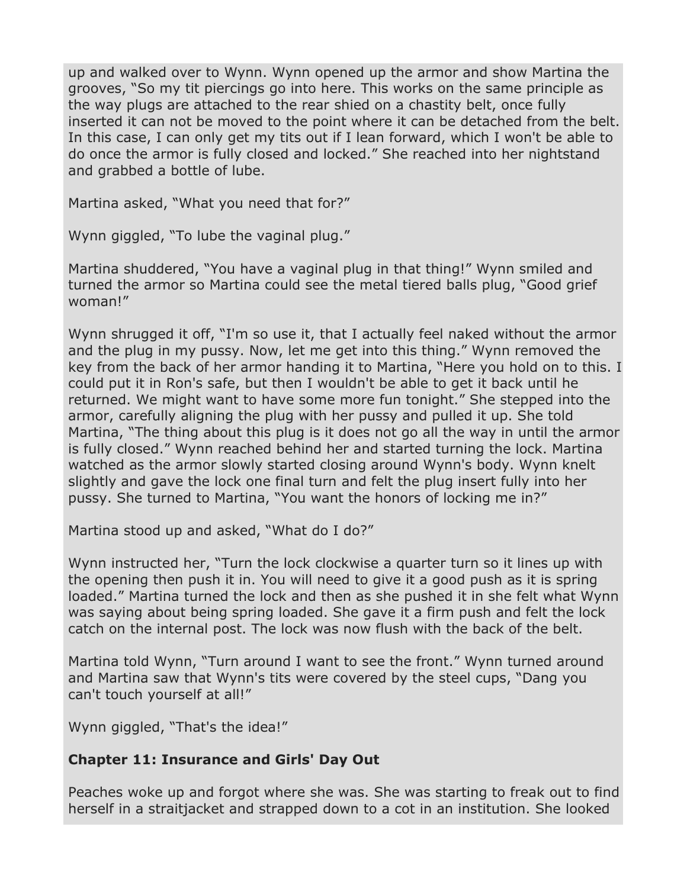up and walked over to Wynn. Wynn opened up the armor and show Martina the grooves, "So my tit piercings go into here. This works on the same principle as the way plugs are attached to the rear shied on a chastity belt, once fully inserted it can not be moved to the point where it can be detached from the belt. In this case, I can only get my tits out if I lean forward, which I won't be able to do once the armor is fully closed and locked." She reached into her nightstand and grabbed a bottle of lube.

Martina asked, "What you need that for?"

Wynn giggled, "To lube the vaginal plug."

Martina shuddered, "You have a vaginal plug in that thing!" Wynn smiled and turned the armor so Martina could see the metal tiered balls plug, "Good grief woman!"

Wynn shrugged it off, "I'm so use it, that I actually feel naked without the armor and the plug in my pussy. Now, let me get into this thing." Wynn removed the key from the back of her armor handing it to Martina, "Here you hold on to this. I could put it in Ron's safe, but then I wouldn't be able to get it back until he returned. We might want to have some more fun tonight." She stepped into the armor, carefully aligning the plug with her pussy and pulled it up. She told Martina, "The thing about this plug is it does not go all the way in until the armor is fully closed." Wynn reached behind her and started turning the lock. Martina watched as the armor slowly started closing around Wynn's body. Wynn knelt slightly and gave the lock one final turn and felt the plug insert fully into her pussy. She turned to Martina, "You want the honors of locking me in?"

Martina stood up and asked, "What do I do?"

Wynn instructed her, "Turn the lock clockwise a quarter turn so it lines up with the opening then push it in. You will need to give it a good push as it is spring loaded." Martina turned the lock and then as she pushed it in she felt what Wynn was saying about being spring loaded. She gave it a firm push and felt the lock catch on the internal post. The lock was now flush with the back of the belt.

Martina told Wynn, "Turn around I want to see the front." Wynn turned around and Martina saw that Wynn's tits were covered by the steel cups, "Dang you can't touch yourself at all!"

Wynn giggled, "That's the idea!"

## Chapter 11: Insurance and Girls' Day Out

Peaches woke up and forgot where she was. She was starting to freak out to find herself in a straitjacket and strapped down to a cot in an institution. She looked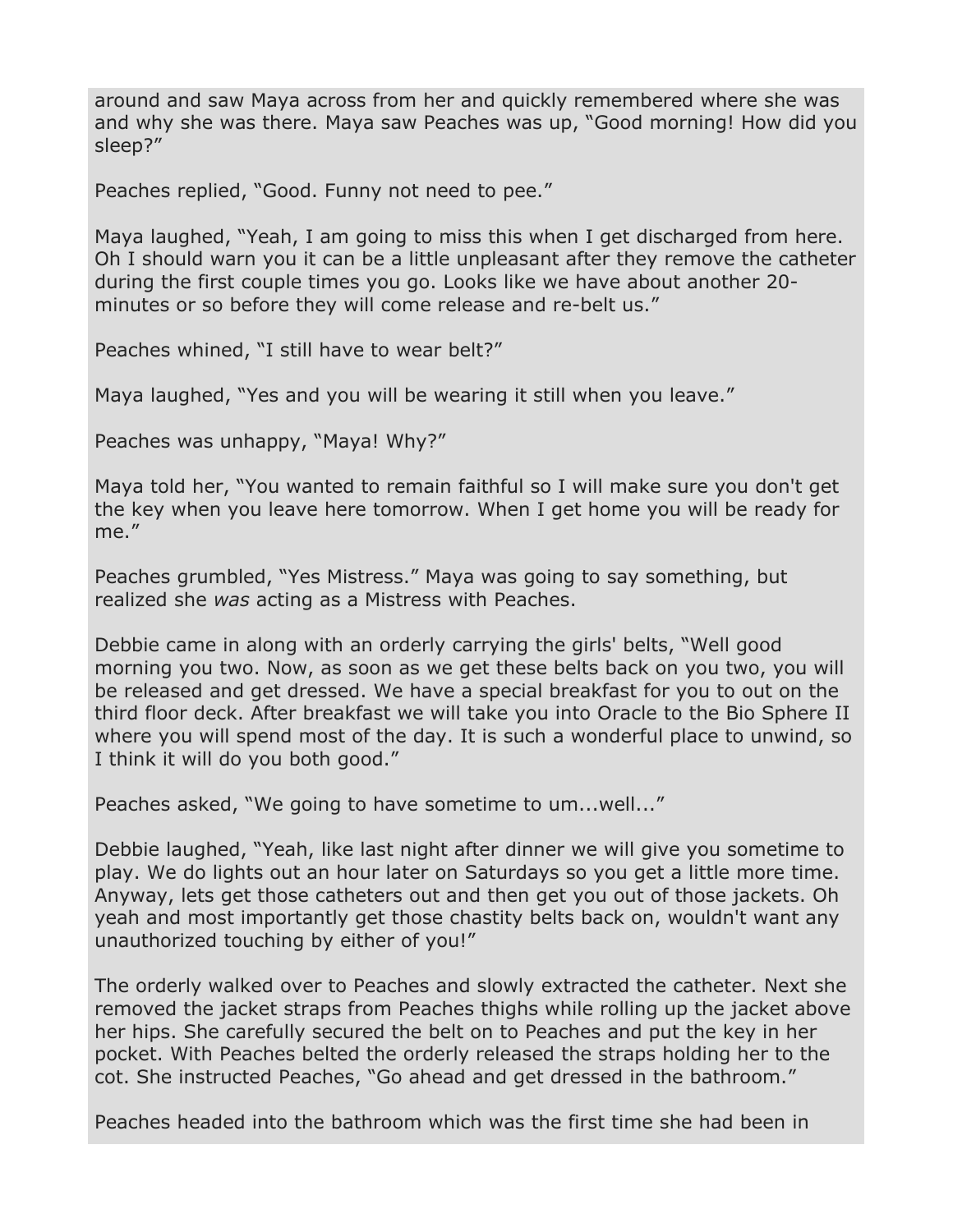around and saw Maya across from her and quickly remembered where she was and why she was there. Maya saw Peaches was up, “Good morning! How did you sleep?”

Peaches replied, “Good. Funny not need to pee.”

Maya laughed, “Yeah, I am going to miss this when I get discharged from here. Oh I should warn you it can be a little unpleasant after they remove the catheter during the first couple times you go. Looks like we have about another 20-minutes or so before they will come release and re-belt us.”

Peaches whined, “I still have to wear belt?”

Maya laughed, “Yes and you will be wearing it still when you leave.”

Peaches was unhappy, “Maya! Why?”

Maya told her, “You wanted to remain faithful so I will make sure you don't get the key when you leave here tomorrow. When I get home you will be ready for me.”

Peaches grumbled, “Yes Mistress.” Maya was going to say something, but realized she *was* acting as a Mistress with Peaches.

Debbie came in along with an orderly carrying the girls' belts, “Well good morning you two. Now, as soon as we get these belts back on you two, you will be released and get dressed. We have a special breakfast for you to out on the third floor deck. After breakfast we will take you into Oracle to the Bio Sphere II where you will spend most of the day. It is such a wonderful place to unwind, so I think it will do you both good.”

Peaches asked, “We going to have sometime to um...well...”

Debbie laughed, “Yeah, like last night after dinner we will give you sometime to play. We do lights out an hour later on Saturdays so you get a little more time. Anyway, lets get those catheters out and then get you out of those jackets. Oh yeah and most importantly get those chastity belts back on, wouldn't want any unauthorized touching by either of you!”

The orderly walked over to Peaches and slowly extracted the catheter. Next she removed the jacket straps from Peaches thighs while rolling up the jacket above her hips. She carefully secured the belt on to Peaches and put the key in her pocket. With Peaches belted the orderly released the straps holding her to the cot. She instructed Peaches, “Go ahead and get dressed in the bathroom.”

Peaches headed into the bathroom which was the first time she had been in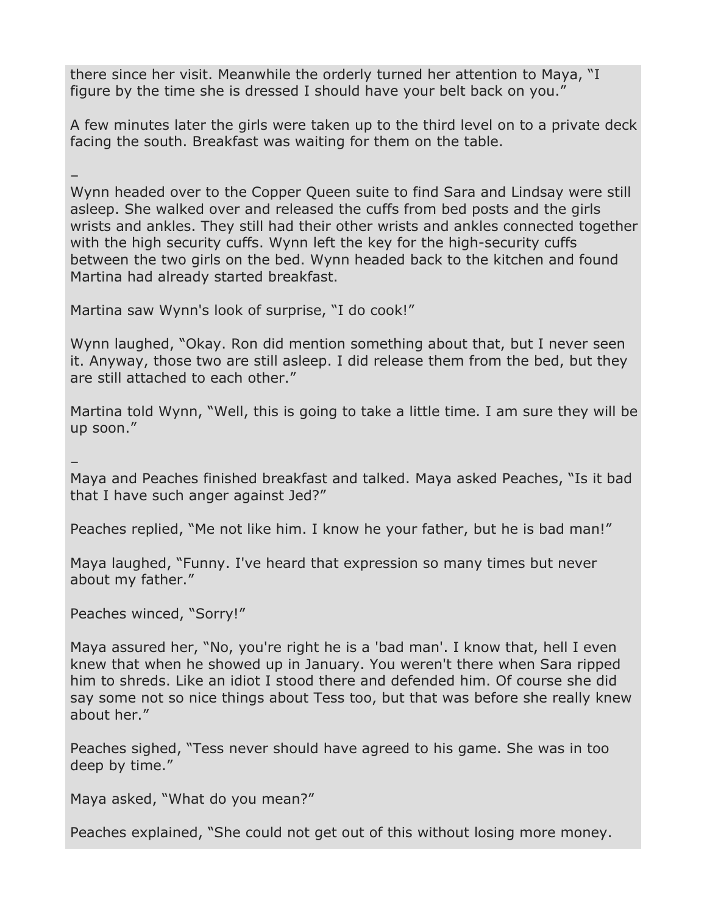there since her visit. Meanwhile the orderly turned her attention to Maya, "I figure by the time she is dressed I should have your belt back on you."

A few minutes later the girls were taken up to the third level on to a private deck facing the south. Breakfast was waiting for them on the table.

–

Wynn headed over to the Copper Queen suite to find Sara and Lindsay were still asleep. She walked over and released the cuffs from bed posts and the girls wrists and ankles. They still had their other wrists and ankles connected together with the high security cuffs. Wynn left the key for the high-security cuffs between the two girls on the bed. Wynn headed back to the kitchen and found Martina had already started breakfast.

Martina saw Wynn's look of surprise, "I do cook!"

Wynn laughed, "Okay. Ron did mention something about that, but I never seen it. Anyway, those two are still asleep. I did release them from the bed, but they are still attached to each other."

Martina told Wynn, "Well, this is going to take a little time. I am sure they will be up soon."

–

Maya and Peaches finished breakfast and talked. Maya asked Peaches, "Is it bad that I have such anger against Jed?"

Peaches replied, "Me not like him. I know he your father, but he is bad man!"

Maya laughed, "Funny. I've heard that expression so many times but never about my father."

Peaches winced, "Sorry!"

Maya assured her, "No, you're right he is a 'bad man'. I know that, hell I even knew that when he showed up in January. You weren't there when Sara ripped him to shreds. Like an idiot I stood there and defended him. Of course she did say some not so nice things about Tess too, but that was before she really knew about her."

Peaches sighed, "Tess never should have agreed to his game. She was in too deep by time."

Maya asked, "What do you mean?"

Peaches explained, "She could not get out of this without losing more money.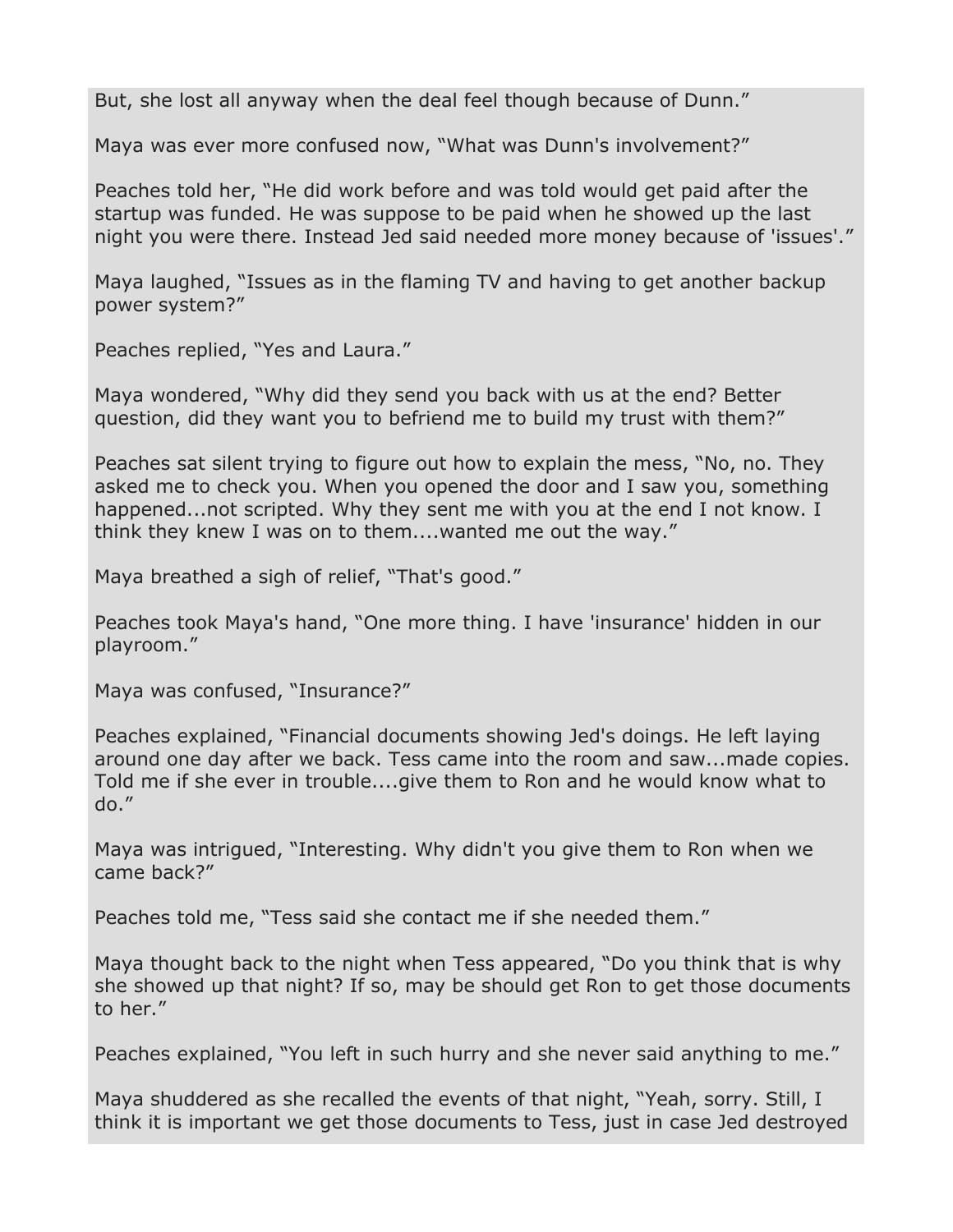But, she lost all anyway when the deal feel though because of Dunn."

Maya was ever more confused now, "What was Dunn's involvement?"

Peaches told her, "He did work before and was told would get paid after the startup was funded. He was suppose to be paid when he showed up the last night you were there. Instead Jed said needed more money because of 'issues'."

Maya laughed, "Issues as in the flaming TV and having to get another backup power system?"

Peaches replied, "Yes and Laura."

Maya wondered, "Why did they send you back with us at the end? Better question, did they want you to befriend me to build my trust with them?"

Peaches sat silent trying to figure out how to explain the mess, "No, no. They asked me to check you. When you opened the door and I saw you, something happened...not scripted. Why they sent me with you at the end I not know. I think they knew I was on to them....wanted me out the way."

Maya breathed a sigh of relief, "That's good."

Peaches took Maya's hand, "One more thing. I have 'insurance' hidden in our playroom."

Maya was confused, "Insurance?"

Peaches explained, "Financial documents showing Jed's doings. He left laying around one day after we back. Tess came into the room and saw...made copies. Told me if she ever in trouble....give them to Ron and he would know what to do."

Maya was intrigued, "Interesting. Why didn't you give them to Ron when we came back?"

Peaches told me, "Tess said she contact me if she needed them."

Maya thought back to the night when Tess appeared, "Do you think that is why she showed up that night? If so, may be should get Ron to get those documents to her."

Peaches explained, "You left in such hurry and she never said anything to me."

Maya shuddered as she recalled the events of that night, "Yeah, sorry. Still, I think it is important we get those documents to Tess, just in case Jed destroyed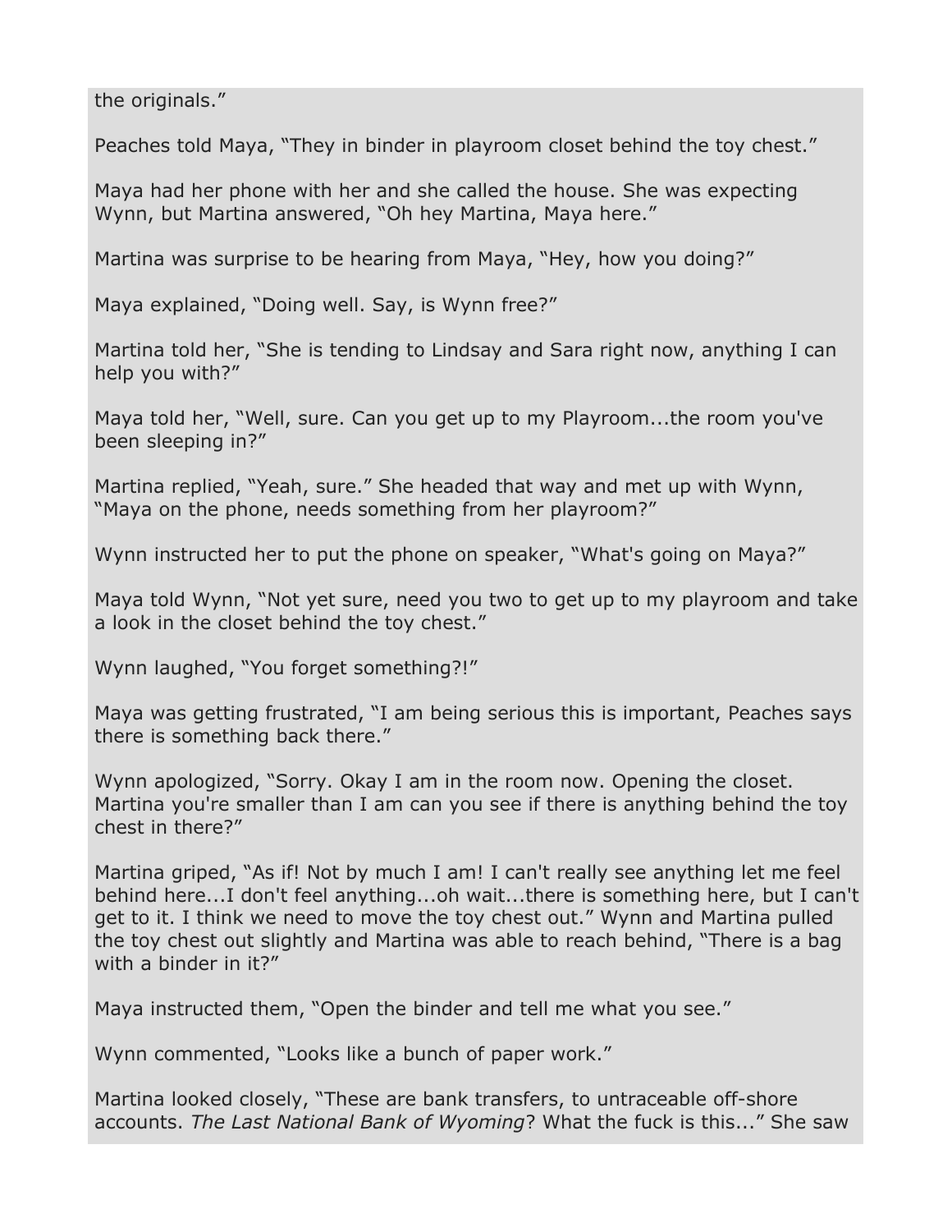the originals."

Peaches told Maya, "They in binder in playroom closet behind the toy chest."

Maya had her phone with her and she called the house. She was expecting Wynn, but Martina answered, "Oh hey Martina, Maya here."

Martina was surprise to be hearing from Maya, "Hey, how you doing?"

Maya explained, "Doing well. Say, is Wynn free?"

Martina told her, "She is tending to Lindsay and Sara right now, anything I can help you with?"

Maya told her, "Well, sure. Can you get up to my Playroom...the room you've been sleeping in?"

Martina replied, "Yeah, sure." She headed that way and met up with Wynn, "Maya on the phone, needs something from her playroom?"

Wynn instructed her to put the phone on speaker, "What's going on Maya?"

Maya told Wynn, "Not yet sure, need you two to get up to my playroom and take a look in the closet behind the toy chest."

Wynn laughed, "You forget something?!"

Maya was getting frustrated, "I am being serious this is important, Peaches says there is something back there."

Wynn apologized, "Sorry. Okay I am in the room now. Opening the closet. Martina you're smaller than I am can you see if there is anything behind the toy chest in there?"

Martina griped, "As if! Not by much I am! I can't really see anything let me feel behind here...I don't feel anything...oh wait...there is something here, but I can't get to it. I think we need to move the toy chest out." Wynn and Martina pulled the toy chest out slightly and Martina was able to reach behind, "There is a bag with a binder in it?"

Maya instructed them, "Open the binder and tell me what you see."

Wynn commented, "Looks like a bunch of paper work."

Martina looked closely, "These are bank transfers, to untraceable off-shore accounts. *The Last National Bank of Wyoming*? What the fuck is this..." She saw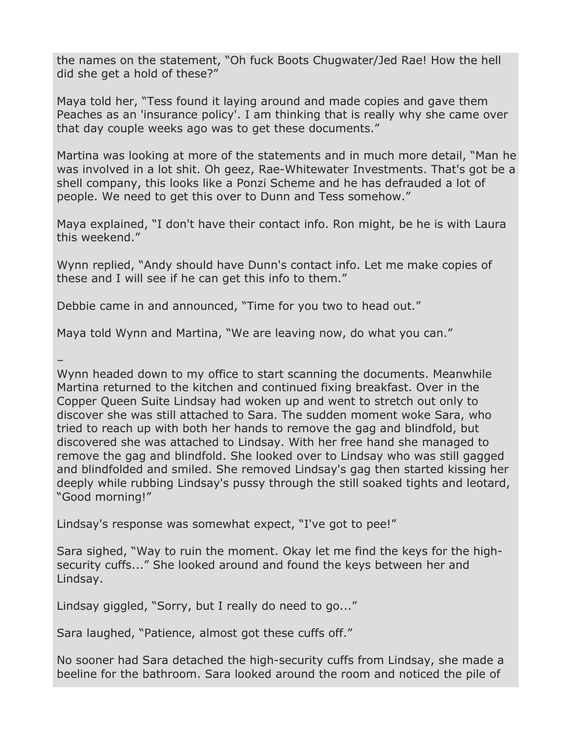the names on the statement, "Oh fuck Boots Chugwater/Jed Rae! How the hell did she get a hold of these?"

Maya told her, "Tess found it laying around and made copies and gave them Peaches as an 'insurance policy'. I am thinking that is really why she came over that day couple weeks ago was to get these documents."

Martina was looking at more of the statements and in much more detail, "Man he was involved in a lot shit. Oh geez, Rae-Whitewater Investments. That's got be a shell company, this looks like a Ponzi Scheme and he has defrauded a lot of people. We need to get this over to Dunn and Tess somehow."

Maya explained, "I don't have their contact info. Ron might, be he is with Laura this weekend."

Wynn replied, "Andy should have Dunn's contact info. Let me make copies of these and I will see if he can get this info to them."

Debbie came in and announced, "Time for you two to head out."

Maya told Wynn and Martina, "We are leaving now, do what you can."

–

Wynn headed down to my office to start scanning the documents. Meanwhile Martina returned to the kitchen and continued fixing breakfast. Over in the Copper Queen Suite Lindsay had woken up and went to stretch out only to discover she was still attached to Sara. The sudden moment woke Sara, who tried to reach up with both her hands to remove the gag and blindfold, but discovered she was attached to Lindsay. With her free hand she managed to remove the gag and blindfold. She looked over to Lindsay who was still gagged and blindfolded and smiled. She removed Lindsay's gag then started kissing her deeply while rubbing Lindsay's pussy through the still soaked tights and leotard, "Good morning!"

Lindsay's response was somewhat expect, "I've got to pee!"

Sara sighed, "Way to ruin the moment. Okay let me find the keys for the high-security cuffs..." She looked around and found the keys between her and Lindsay.

Lindsay giggled, "Sorry, but I really do need to go..."

Sara laughed, "Patience, almost got these cuffs off."

No sooner had Sara detached the high-security cuffs from Lindsay, she made a beeline for the bathroom. Sara looked around the room and noticed the pile of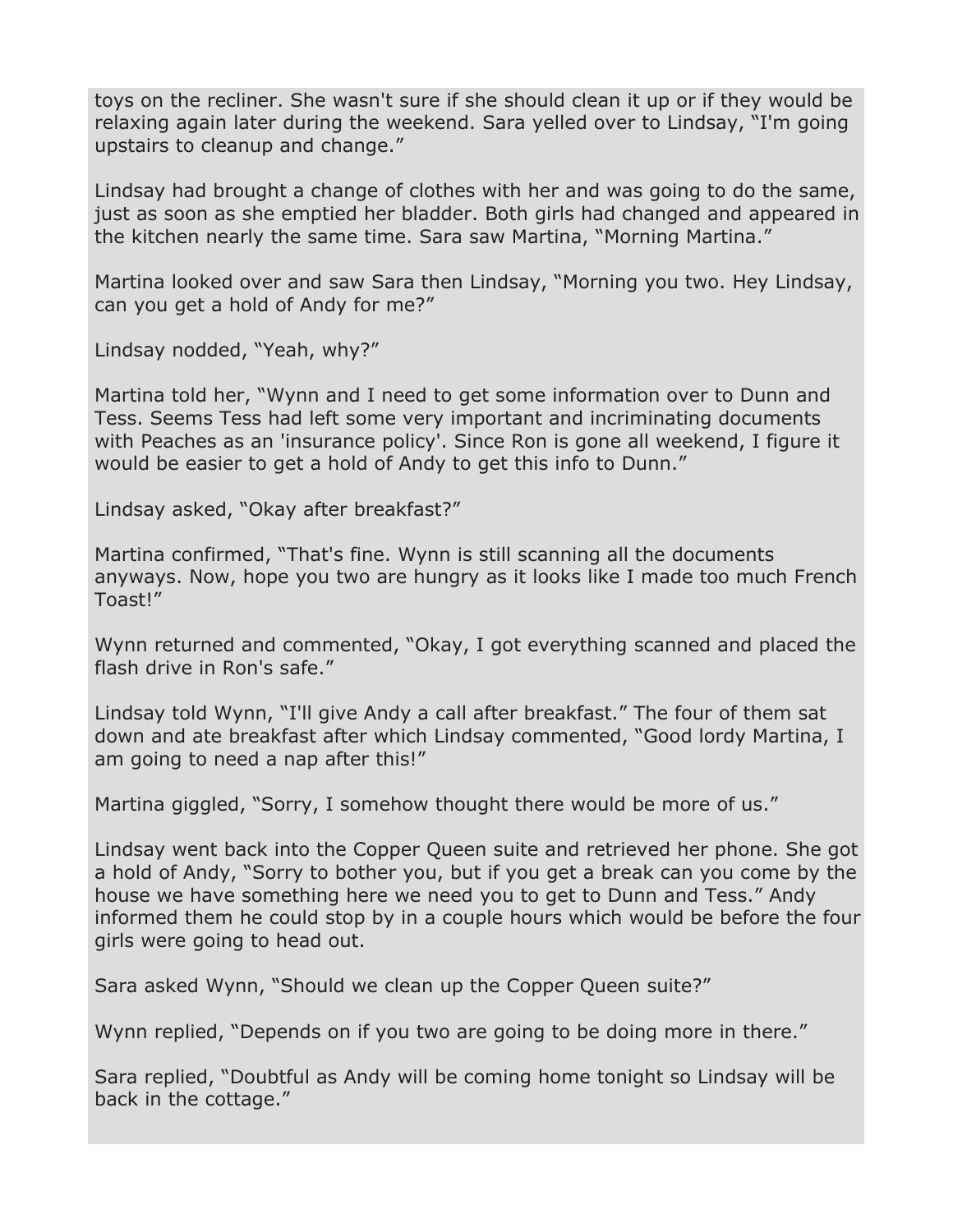toys on the recliner. She wasn't sure if she should clean it up or if they would be relaxing again later during the weekend. Sara yelled over to Lindsay, "I'm going upstairs to cleanup and change."

Lindsay had brought a change of clothes with her and was going to do the same, just as soon as she emptied her bladder. Both girls had changed and appeared in the kitchen nearly the same time. Sara saw Martina, "Morning Martina."

Martina looked over and saw Sara then Lindsay, "Morning you two. Hey Lindsay, can you get a hold of Andy for me?"

Lindsay nodded, "Yeah, why?"

Martina told her, "Wynn and I need to get some information over to Dunn and Tess. Seems Tess had left some very important and incriminating documents with Peaches as an 'insurance policy'. Since Ron is gone all weekend, I figure it would be easier to get a hold of Andy to get this info to Dunn."

Lindsay asked, "Okay after breakfast?"

Martina confirmed, "That's fine. Wynn is still scanning all the documents anyways. Now, hope you two are hungry as it looks like I made too much French Toast!"

Wynn returned and commented, "Okay, I got everything scanned and placed the flash drive in Ron's safe."

Lindsay told Wynn, "I'll give Andy a call after breakfast." The four of them sat down and ate breakfast after which Lindsay commented, "Good lordy Martina, I am going to need a nap after this!"

Martina giggled, "Sorry, I somehow thought there would be more of us."

Lindsay went back into the Copper Queen suite and retrieved her phone. She got a hold of Andy, "Sorry to bother you, but if you get a break can you come by the house we have something here we need you to get to Dunn and Tess." Andy informed them he could stop by in a couple hours which would be before the four girls were going to head out.

Sara asked Wynn, "Should we clean up the Copper Queen suite?"

Wynn replied, "Depends on if you two are going to be doing more in there."

Sara replied, "Doubtful as Andy will be coming home tonight so Lindsay will be back in the cottage."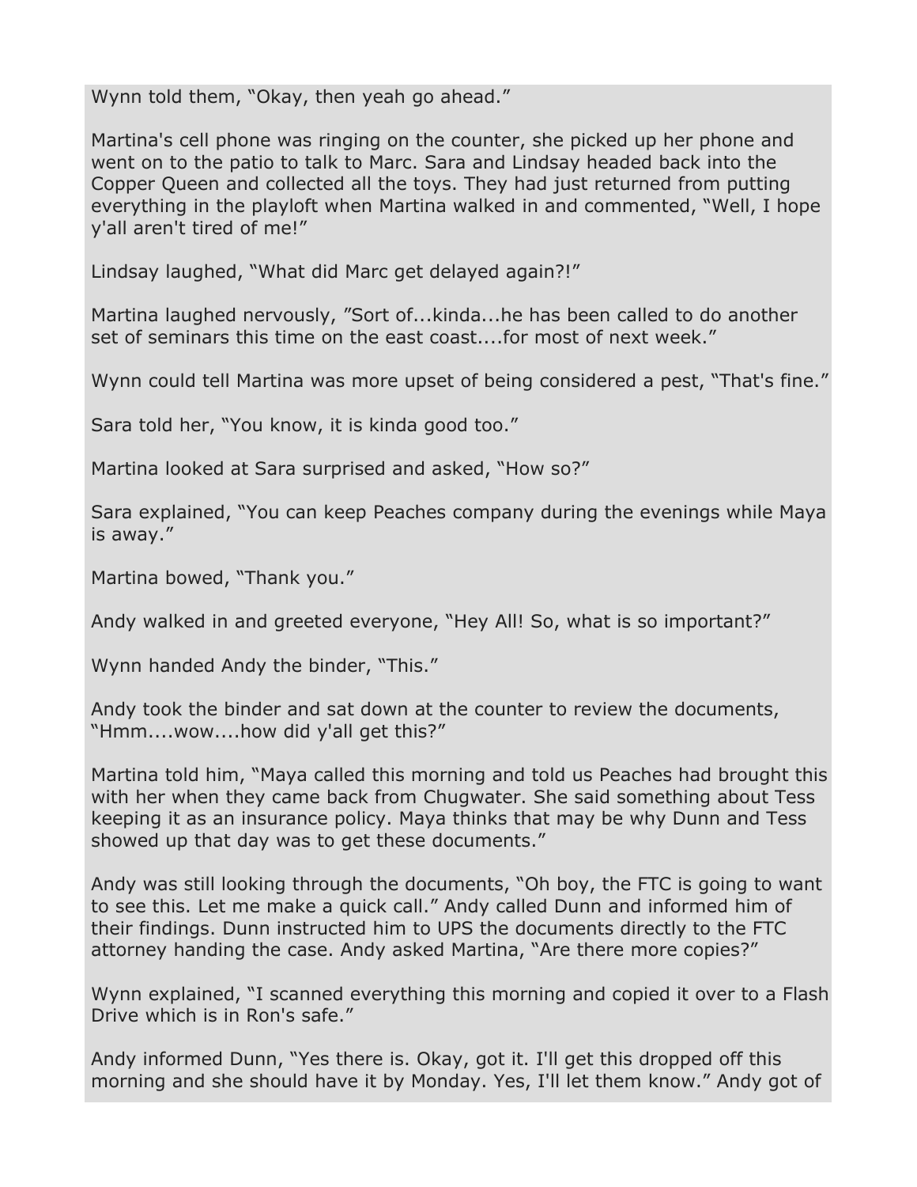Wynn told them, “Okay, then yeah go ahead.”

Martina's cell phone was ringing on the counter, she picked up her phone and went on to the patio to talk to Marc. Sara and Lindsay headed back into the Copper Queen and collected all the toys. They had just returned from putting everything in the playloft when Martina walked in and commented, “Well, I hope y'all aren't tired of me!”

Lindsay laughed, “What did Marc get delayed again?!”

Martina laughed nervously, ”Sort of...kinda...he has been called to do another set of seminars this time on the east coast....for most of next week.”

Wynn could tell Martina was more upset of being considered a pest, “That's fine.”

Sara told her, “You know, it is kinda good too.”

Martina looked at Sara surprised and asked, “How so?”

Sara explained, “You can keep Peaches company during the evenings while Maya is away.”

Martina bowed, “Thank you.”

Andy walked in and greeted everyone, “Hey All! So, what is so important?”

Wynn handed Andy the binder, “This.”

Andy took the binder and sat down at the counter to review the documents, “Hmm....wow....how did y'all get this?”

Martina told him, “Maya called this morning and told us Peaches had brought this with her when they came back from Chugwater. She said something about Tess keeping it as an insurance policy. Maya thinks that may be why Dunn and Tess showed up that day was to get these documents.”

Andy was still looking through the documents, “Oh boy, the FTC is going to want to see this. Let me make a quick call.” Andy called Dunn and informed him of their findings. Dunn instructed him to UPS the documents directly to the FTC attorney handing the case. Andy asked Martina, “Are there more copies?”

Wynn explained, “I scanned everything this morning and copied it over to a Flash Drive which is in Ron's safe.”

Andy informed Dunn, “Yes there is. Okay, got it. I'll get this dropped off this morning and she should have it by Monday. Yes, I'll let them know.” Andy got of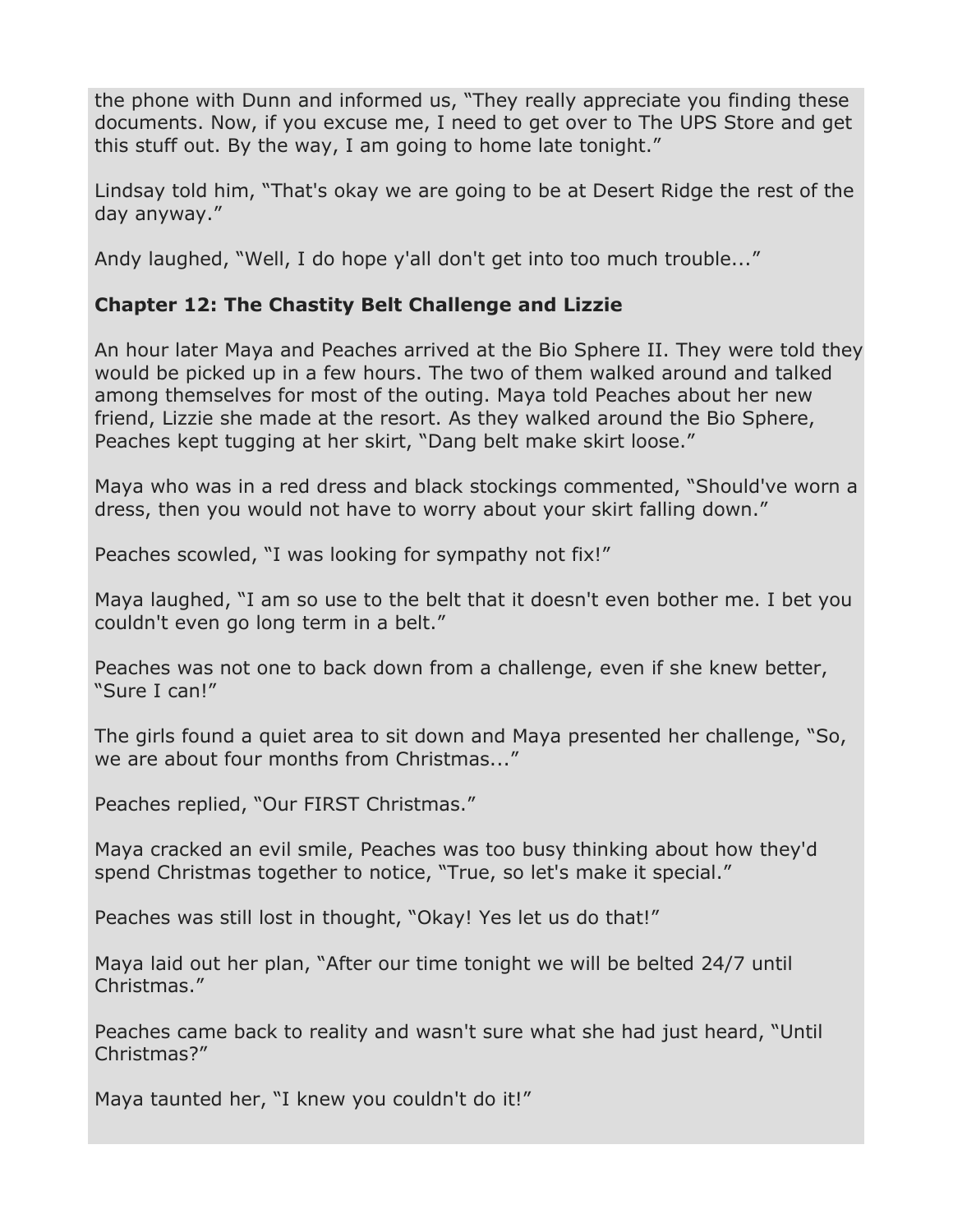the phone with Dunn and informed us, “They really appreciate you finding these documents. Now, if you excuse me, I need to get over to The UPS Store and get this stuff out. By the way, I am going to home late tonight.”

Lindsay told him, “That's okay we are going to be at Desert Ridge the rest of the day anyway.”

Andy laughed, “Well, I do hope y'all don't get into too much trouble...”

**Chapter 12: The Chastity Belt Challenge and Lizzie**

An hour later Maya and Peaches arrived at the Bio Sphere II. They were told they would be picked up in a few hours. The two of them walked around and talked among themselves for most of the outing. Maya told Peaches about her new friend, Lizzie she made at the resort. As they walked around the Bio Sphere, Peaches kept tugging at her skirt, “Dang belt make skirt loose.”

Maya who was in a red dress and black stockings commented, “Should've worn a dress, then you would not have to worry about your skirt falling down.”

Peaches scowled, “I was looking for sympathy not fix!”

Maya laughed, “I am so use to the belt that it doesn't even bother me. I bet you couldn't even go long term in a belt.”

Peaches was not one to back down from a challenge, even if she knew better, “Sure I can!”

The girls found a quiet area to sit down and Maya presented her challenge, “So, we are about four months from Christmas...”

Peaches replied, “Our FIRST Christmas.”

Maya cracked an evil smile, Peaches was too busy thinking about how they'd spend Christmas together to notice, “True, so let's make it special.”

Peaches was still lost in thought, “Okay! Yes let us do that!”

Maya laid out her plan, “After our time tonight we will be belted 24/7 until Christmas.”

Peaches came back to reality and wasn't sure what she had just heard, “Until Christmas?”

Maya taunted her, “I knew you couldn't do it!”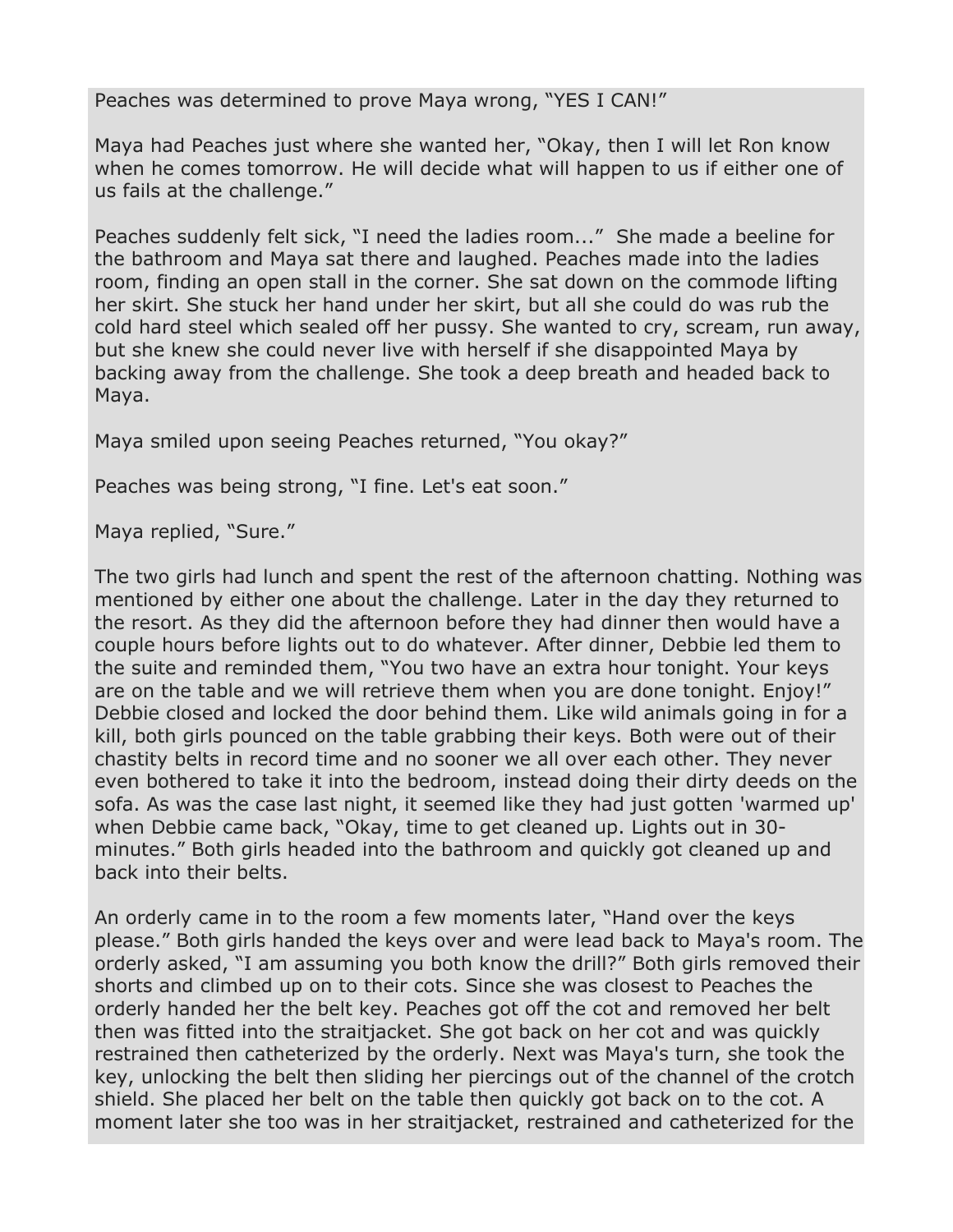Peaches was determined to prove Maya wrong, “YES I CAN!”

Maya had Peaches just where she wanted her, “Okay, then I will let Ron know when he comes tomorrow. He will decide what will happen to us if either one of us fails at the challenge.”

Peaches suddenly felt sick, “I need the ladies room...” She made a beeline for the bathroom and Maya sat there and laughed. Peaches made into the ladies room, finding an open stall in the corner. She sat down on the commode lifting her skirt. She stuck her hand under her skirt, but all she could do was rub the cold hard steel which sealed off her pussy. She wanted to cry, scream, run away, but she knew she could never live with herself if she disappointed Maya by backing away from the challenge. She took a deep breath and headed back to Maya.

Maya smiled upon seeing Peaches returned, “You okay?”

Peaches was being strong, “I fine. Let's eat soon.”

Maya replied, “Sure.”

The two girls had lunch and spent the rest of the afternoon chatting. Nothing was mentioned by either one about the challenge. Later in the day they returned to the resort. As they did the afternoon before they had dinner then would have a couple hours before lights out to do whatever. After dinner, Debbie led them to the suite and reminded them, “You two have an extra hour tonight. Your keys are on the table and we will retrieve them when you are done tonight. Enjoy!” Debbie closed and locked the door behind them. Like wild animals going in for a kill, both girls pounced on the table grabbing their keys. Both were out of their chastity belts in record time and no sooner we all over each other. They never even bothered to take it into the bedroom, instead doing their dirty deeds on the sofa. As was the case last night, it seemed like they had just gotten 'warmed up' when Debbie came back, “Okay, time to get cleaned up. Lights out in 30-minutes.” Both girls headed into the bathroom and quickly got cleaned up and back into their belts.

An orderly came in to the room a few moments later, “Hand over the keys please.” Both girls handed the keys over and were lead back to Maya's room. The orderly asked, “I am assuming you both know the drill?” Both girls removed their shorts and climbed up on to their cots. Since she was closest to Peaches the orderly handed her the belt key. Peaches got off the cot and removed her belt then was fitted into the straitjacket. She got back on her cot and was quickly restrained then catheterized by the orderly. Next was Maya's turn, she took the key, unlocking the belt then sliding her piercings out of the channel of the crotch shield. She placed her belt on the table then quickly got back on to the cot. A moment later she too was in her straitjacket, restrained and catheterized for the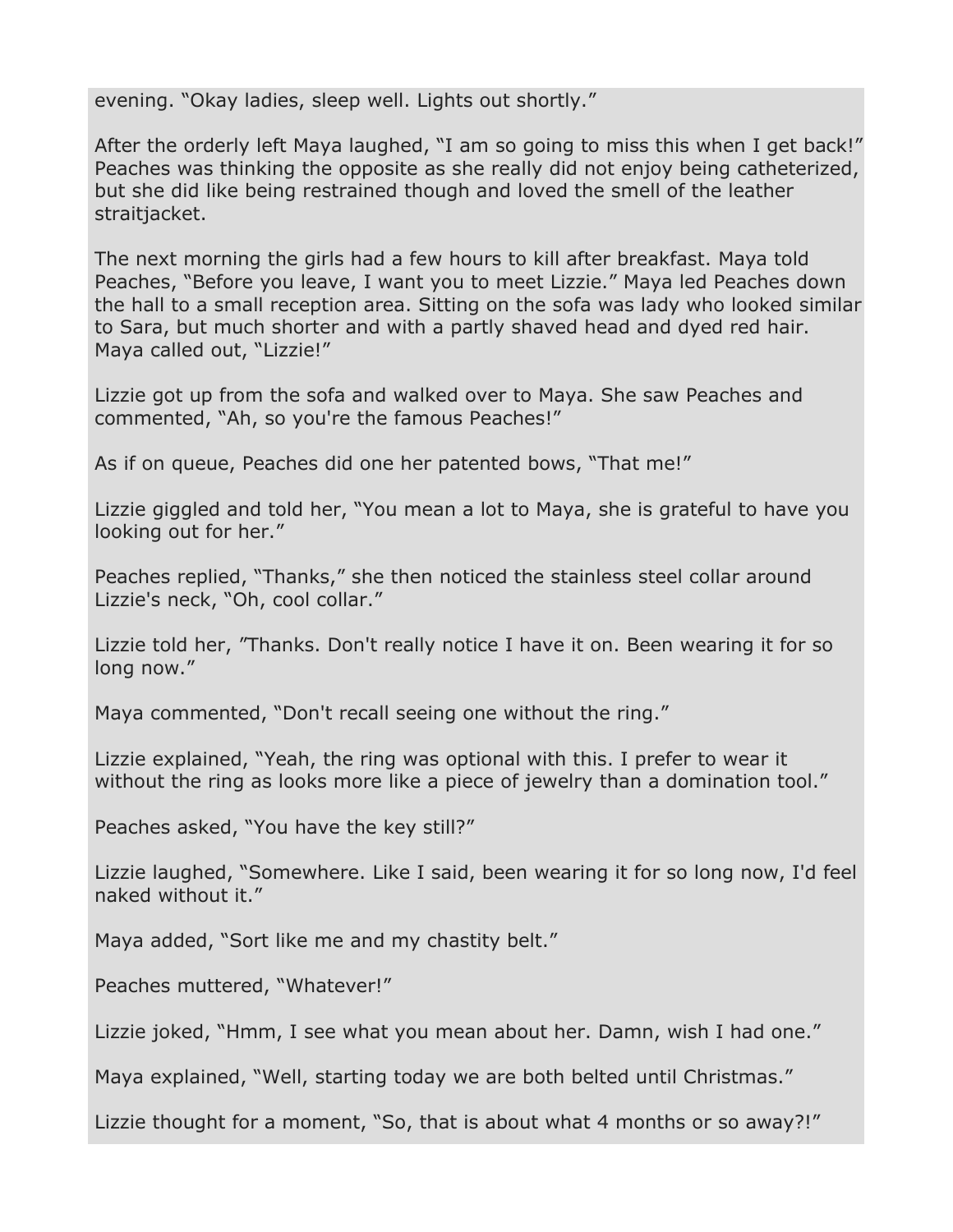evening. “Okay ladies, sleep well. Lights out shortly.”

After the orderly left Maya laughed, “I am so going to miss this when I get back!” Peaches was thinking the opposite as she really did not enjoy being catheterized, but she did like being restrained though and loved the smell of the leather straitjacket.

The next morning the girls had a few hours to kill after breakfast. Maya told Peaches, “Before you leave, I want you to meet Lizzie.” Maya led Peaches down the hall to a small reception area. Sitting on the sofa was lady who looked similar to Sara, but much shorter and with a partly shaved head and dyed red hair. Maya called out, “Lizzie!”

Lizzie got up from the sofa and walked over to Maya. She saw Peaches and commented, “Ah, so you're the famous Peaches!”

As if on queue, Peaches did one her patented bows, “That me!”

Lizzie giggled and told her, “You mean a lot to Maya, she is grateful to have you looking out for her.”

Peaches replied, “Thanks,” she then noticed the stainless steel collar around Lizzie's neck, “Oh, cool collar.”

Lizzie told her, ”Thanks. Don't really notice I have it on. Been wearing it for so long now.”

Maya commented, “Don't recall seeing one without the ring.”

Lizzie explained, “Yeah, the ring was optional with this. I prefer to wear it without the ring as looks more like a piece of jewelry than a domination tool.”

Peaches asked, “You have the key still?”

Lizzie laughed, “Somewhere. Like I said, been wearing it for so long now, I'd feel naked without it.”

Maya added, “Sort like me and my chastity belt.”

Peaches muttered, “Whatever!”

Lizzie joked, “Hmm, I see what you mean about her. Damn, wish I had one.”

Maya explained, “Well, starting today we are both belted until Christmas.”

Lizzie thought for a moment, “So, that is about what 4 months or so away?!”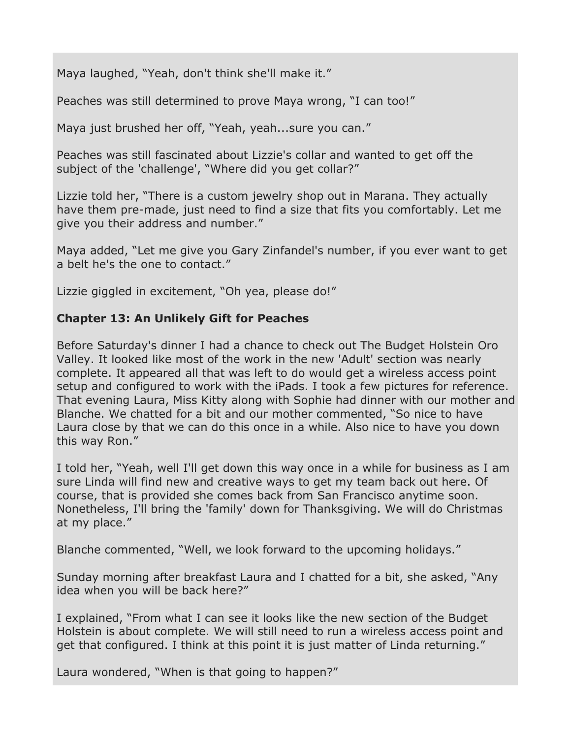Maya laughed, “Yeah, don't think she'll make it.”

Peaches was still determined to prove Maya wrong, “I can too!”

Maya just brushed her off, “Yeah, yeah...sure you can.”

Peaches was still fascinated about Lizzie's collar and wanted to get off the subject of the 'challenge', “Where did you get collar?”

Lizzie told her, “There is a custom jewelry shop out in Marana. They actually have them pre-made, just need to find a size that fits you comfortably. Let me give you their address and number.”

Maya added, “Let me give you Gary Zinfandel's number, if you ever want to get a belt he's the one to contact.”

Lizzie giggled in excitement, “Oh yea, please do!”

**Chapter 13: An Unlikely Gift for Peaches**

Before Saturday's dinner I had a chance to check out The Budget Holstein Oro Valley. It looked like most of the work in the new 'Adult' section was nearly complete. It appeared all that was left to do would get a wireless access point setup and configured to work with the iPads. I took a few pictures for reference. That evening Laura, Miss Kitty along with Sophie had dinner with our mother and Blanche. We chatted for a bit and our mother commented, “So nice to have Laura close by that we can do this once in a while. Also nice to have you down this way Ron.”

I told her, “Yeah, well I'll get down this way once in a while for business as I am sure Linda will find new and creative ways to get my team back out here. Of course, that is provided she comes back from San Francisco anytime soon. Nonetheless, I'll bring the 'family' down for Thanksgiving. We will do Christmas at my place.”

Blanche commented, “Well, we look forward to the upcoming holidays.”

Sunday morning after breakfast Laura and I chatted for a bit, she asked, “Any idea when you will be back here?”

I explained, “From what I can see it looks like the new section of the Budget Holstein is about complete. We will still need to run a wireless access point and get that configured. I think at this point it is just matter of Linda returning.”

Laura wondered, “When is that going to happen?”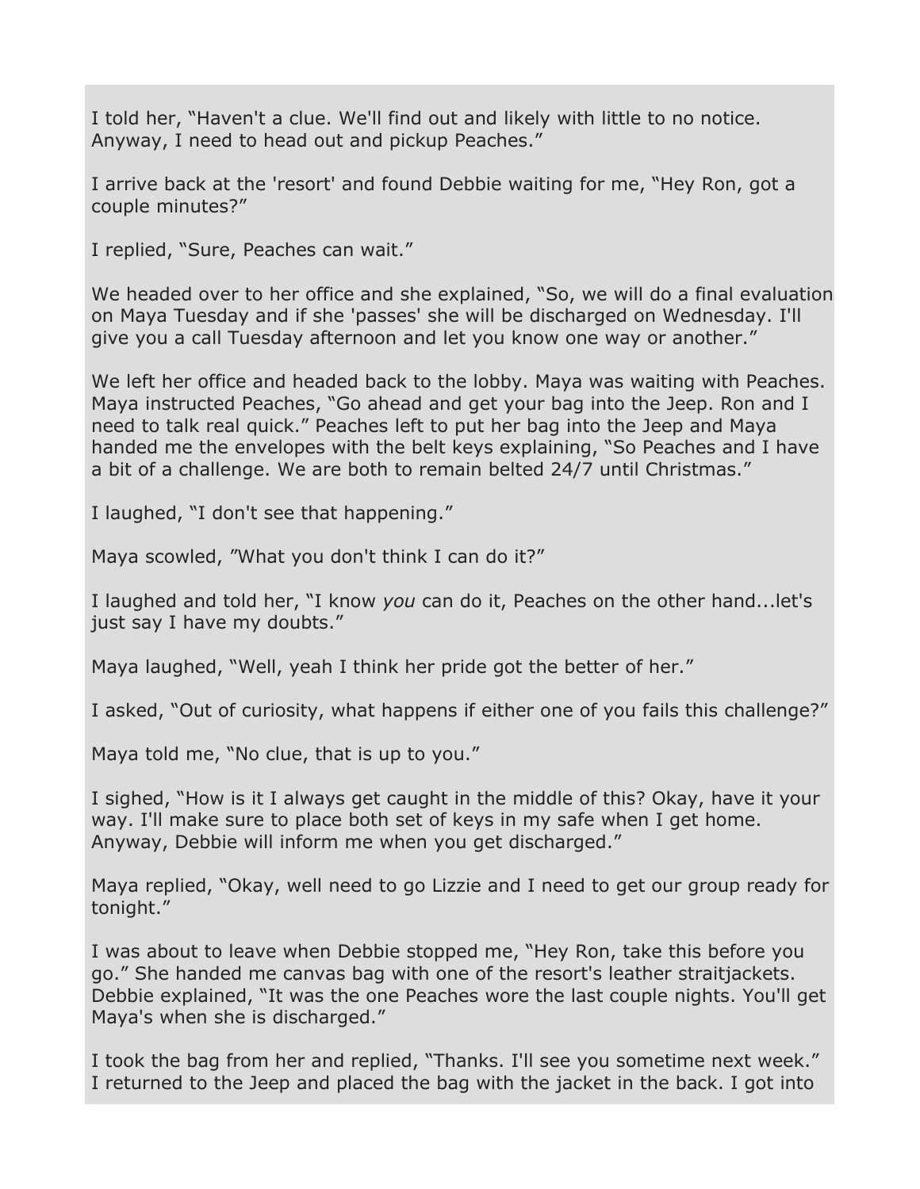I told her, “Haven't a clue. We'll find out and likely with little to no notice. Anyway, I need to head out and pickup Peaches.”

I arrive back at the 'resort' and found Debbie waiting for me, “Hey Ron, got a couple minutes?”

I replied, “Sure, Peaches can wait.”

We headed over to her office and she explained, “So, we will do a final evaluation on Maya Tuesday and if she 'passes' she will be discharged on Wednesday. I'll give you a call Tuesday afternoon and let you know one way or another.”

We left her office and headed back to the lobby. Maya was waiting with Peaches. Maya instructed Peaches, “Go ahead and get your bag into the Jeep. Ron and I need to talk real quick.” Peaches left to put her bag into the Jeep and Maya handed me the envelopes with the belt keys explaining, “So Peaches and I have a bit of a challenge. We are both to remain belted 24/7 until Christmas.”

I laughed, “I don't see that happening.”

Maya scowled, ”What you don't think I can do it?”

I laughed and told her, “I know *you* can do it, Peaches on the other hand...let's just say I have my doubts.”

Maya laughed, “Well, yeah I think her pride got the better of her.”

I asked, “Out of curiosity, what happens if either one of you fails this challenge?”

Maya told me, “No clue, that is up to you.”

I sighed, “How is it I always get caught in the middle of this? Okay, have it your way. I'll make sure to place both set of keys in my safe when I get home. Anyway, Debbie will inform me when you get discharged.”

Maya replied, “Okay, well need to go Lizzie and I need to get our group ready for tonight.”

I was about to leave when Debbie stopped me, “Hey Ron, take this before you go.” She handed me canvas bag with one of the resort's leather straitjackets. Debbie explained, “It was the one Peaches wore the last couple nights. You'll get Maya's when she is discharged.”

I took the bag from her and replied, “Thanks. I'll see you sometime next week.” I returned to the Jeep and placed the bag with the jacket in the back. I got into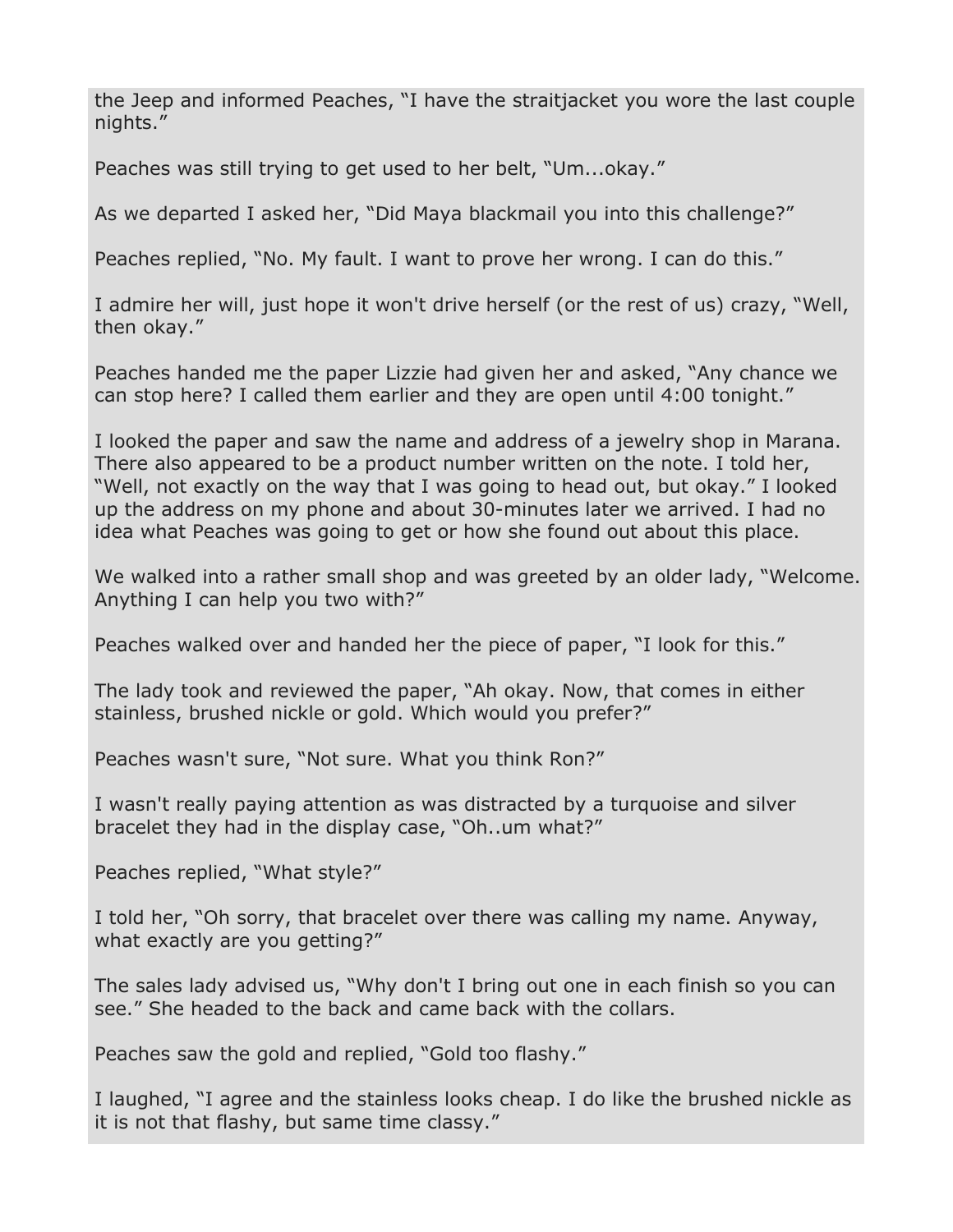the Jeep and informed Peaches, "I have the straitjacket you wore the last couple nights."

Peaches was still trying to get used to her belt, "Um...okay."

As we departed I asked her, "Did Maya blackmail you into this challenge?"

Peaches replied, "No. My fault. I want to prove her wrong. I can do this."

I admire her will, just hope it won't drive herself (or the rest of us) crazy, "Well, then okay."

Peaches handed me the paper Lizzie had given her and asked, "Any chance we can stop here? I called them earlier and they are open until 4:00 tonight."

I looked the paper and saw the name and address of a jewelry shop in Marana. There also appeared to be a product number written on the note. I told her, "Well, not exactly on the way that I was going to head out, but okay." I looked up the address on my phone and about 30-minutes later we arrived. I had no idea what Peaches was going to get or how she found out about this place.

We walked into a rather small shop and was greeted by an older lady, "Welcome. Anything I can help you two with?"

Peaches walked over and handed her the piece of paper, "I look for this."

The lady took and reviewed the paper, "Ah okay. Now, that comes in either stainless, brushed nickle or gold. Which would you prefer?"

Peaches wasn't sure, "Not sure. What you think Ron?"

I wasn't really paying attention as was distracted by a turquoise and silver bracelet they had in the display case, "Oh..um what?"

Peaches replied, "What style?"

I told her, "Oh sorry, that bracelet over there was calling my name. Anyway, what exactly are you getting?"

The sales lady advised us, "Why don't I bring out one in each finish so you can see." She headed to the back and came back with the collars.

Peaches saw the gold and replied, "Gold too flashy."

I laughed, "I agree and the stainless looks cheap. I do like the brushed nickle as it is not that flashy, but same time classy."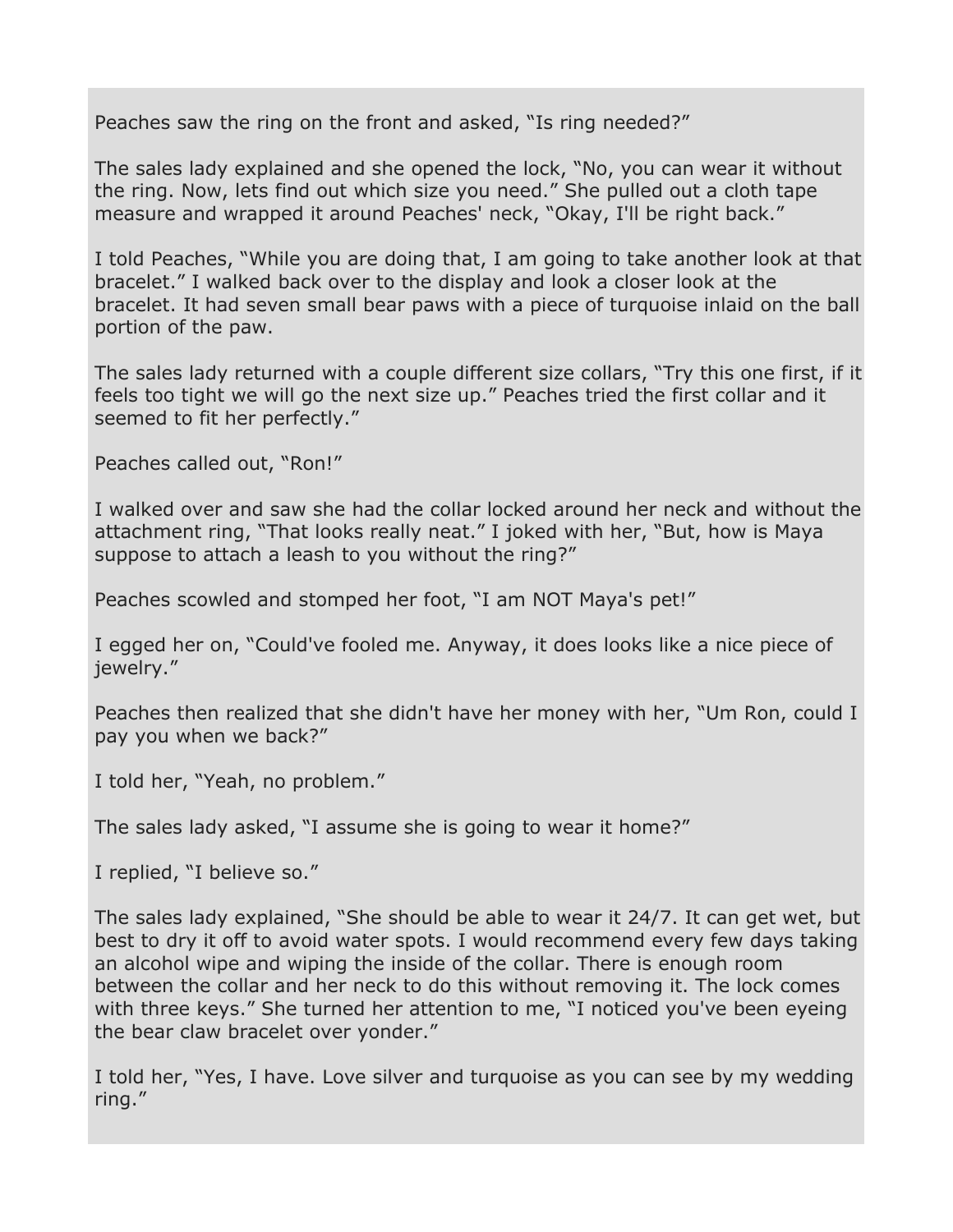Peaches saw the ring on the front and asked, “Is ring needed?”

The sales lady explained and she opened the lock, “No, you can wear it without the ring. Now, lets find out which size you need.” She pulled out a cloth tape measure and wrapped it around Peaches' neck, “Okay, I'll be right back.”

I told Peaches, “While you are doing that, I am going to take another look at that bracelet.” I walked back over to the display and look a closer look at the bracelet. It had seven small bear paws with a piece of turquoise inlaid on the ball portion of the paw.

The sales lady returned with a couple different size collars, “Try this one first, if it feels too tight we will go the next size up.” Peaches tried the first collar and it seemed to fit her perfectly.”

Peaches called out, “Ron!”

I walked over and saw she had the collar locked around her neck and without the attachment ring, “That looks really neat.” I joked with her, “But, how is Maya suppose to attach a leash to you without the ring?”

Peaches scowled and stomped her foot, “I am NOT Maya's pet!”

I egged her on, “Could've fooled me. Anyway, it does looks like a nice piece of jewelry.”

Peaches then realized that she didn't have her money with her, “Um Ron, could I pay you when we back?”

I told her, “Yeah, no problem.”

The sales lady asked, “I assume she is going to wear it home?”

I replied, “I believe so.”

The sales lady explained, “She should be able to wear it 24/7. It can get wet, but best to dry it off to avoid water spots. I would recommend every few days taking an alcohol wipe and wiping the inside of the collar. There is enough room between the collar and her neck to do this without removing it. The lock comes with three keys.” She turned her attention to me, “I noticed you've been eyeing the bear claw bracelet over yonder.”

I told her, “Yes, I have. Love silver and turquoise as you can see by my wedding ring.”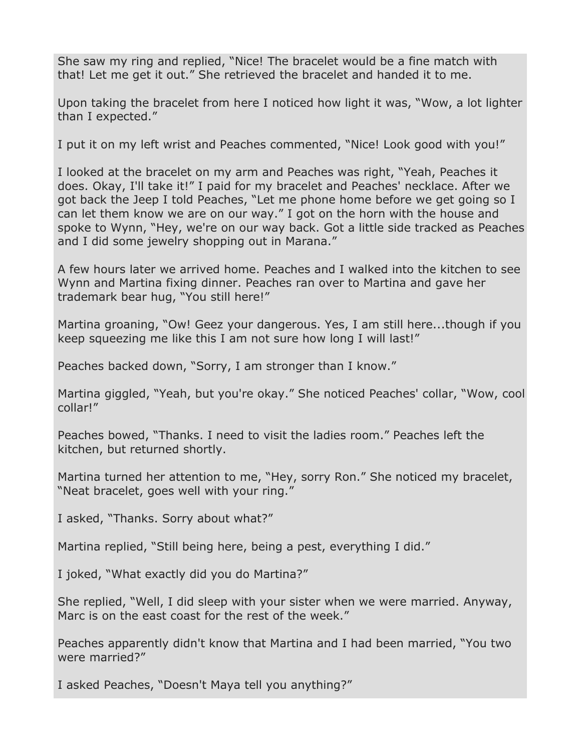She saw my ring and replied, "Nice! The bracelet would be a fine match with that! Let me get it out." She retrieved the bracelet and handed it to me.

Upon taking the bracelet from here I noticed how light it was, "Wow, a lot lighter than I expected."

I put it on my left wrist and Peaches commented, "Nice! Look good with you!"

I looked at the bracelet on my arm and Peaches was right, "Yeah, Peaches it does. Okay, I'll take it!" I paid for my bracelet and Peaches' necklace. After we got back the Jeep I told Peaches, "Let me phone home before we get going so I can let them know we are on our way." I got on the horn with the house and spoke to Wynn, "Hey, we're on our way back. Got a little side tracked as Peaches and I did some jewelry shopping out in Marana."

A few hours later we arrived home. Peaches and I walked into the kitchen to see Wynn and Martina fixing dinner. Peaches ran over to Martina and gave her trademark bear hug, "You still here!"

Martina groaning, "Ow! Geez your dangerous. Yes, I am still here...though if you keep squeezing me like this I am not sure how long I will last!"

Peaches backed down, "Sorry, I am stronger than I know."

Martina giggled, "Yeah, but you're okay." She noticed Peaches' collar, "Wow, cool collar!"

Peaches bowed, "Thanks. I need to visit the ladies room." Peaches left the kitchen, but returned shortly.

Martina turned her attention to me, "Hey, sorry Ron." She noticed my bracelet, "Neat bracelet, goes well with your ring."

I asked, "Thanks. Sorry about what?"

Martina replied, "Still being here, being a pest, everything I did."

I joked, "What exactly did you do Martina?"

She replied, "Well, I did sleep with your sister when we were married. Anyway, Marc is on the east coast for the rest of the week."

Peaches apparently didn't know that Martina and I had been married, "You two were married?"

I asked Peaches, "Doesn't Maya tell you anything?"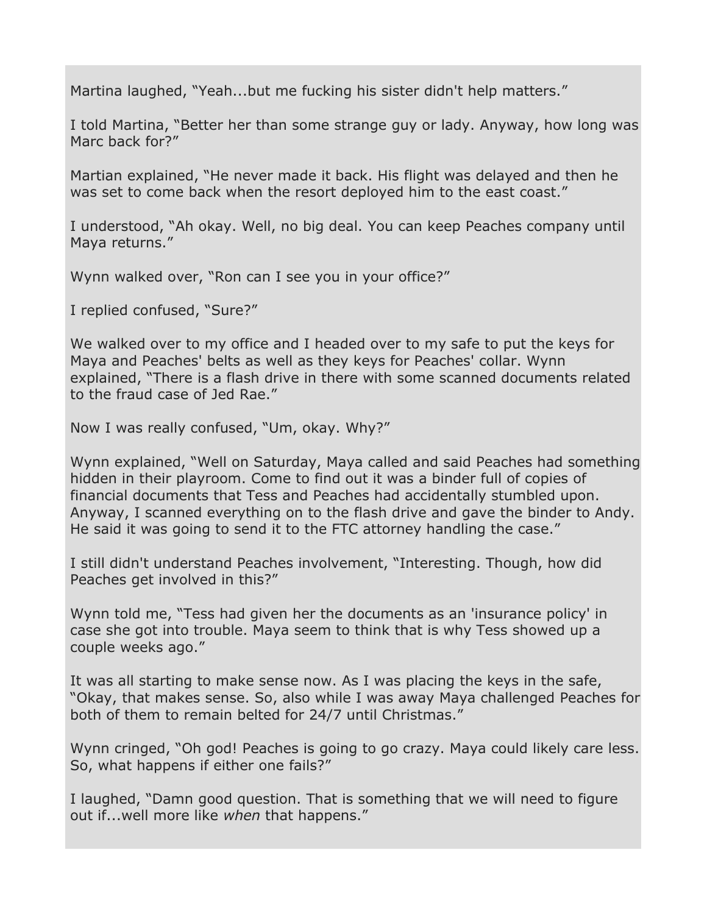Martina laughed, "Yeah...but me fucking his sister didn't help matters."

I told Martina, "Better her than some strange guy or lady. Anyway, how long was Marc back for?"

Martian explained, "He never made it back. His flight was delayed and then he was set to come back when the resort deployed him to the east coast."

I understood, "Ah okay. Well, no big deal. You can keep Peaches company until Maya returns."

Wynn walked over, "Ron can I see you in your office?"

I replied confused, "Sure?"

We walked over to my office and I headed over to my safe to put the keys for Maya and Peaches' belts as well as they keys for Peaches' collar. Wynn explained, "There is a flash drive in there with some scanned documents related to the fraud case of Jed Rae."

Now I was really confused, "Um, okay. Why?"

Wynn explained, "Well on Saturday, Maya called and said Peaches had something hidden in their playroom. Come to find out it was a binder full of copies of financial documents that Tess and Peaches had accidentally stumbled upon. Anyway, I scanned everything on to the flash drive and gave the binder to Andy. He said it was going to send it to the FTC attorney handling the case."

I still didn't understand Peaches involvement, "Interesting. Though, how did Peaches get involved in this?"

Wynn told me, "Tess had given her the documents as an 'insurance policy' in case she got into trouble. Maya seem to think that is why Tess showed up a couple weeks ago."

It was all starting to make sense now. As I was placing the keys in the safe, "Okay, that makes sense. So, also while I was away Maya challenged Peaches for both of them to remain belted for 24/7 until Christmas."

Wynn cringed, "Oh god! Peaches is going to go crazy. Maya could likely care less. So, what happens if either one fails?"

I laughed, "Damn good question. That is something that we will need to figure out if...well more like *when* that happens."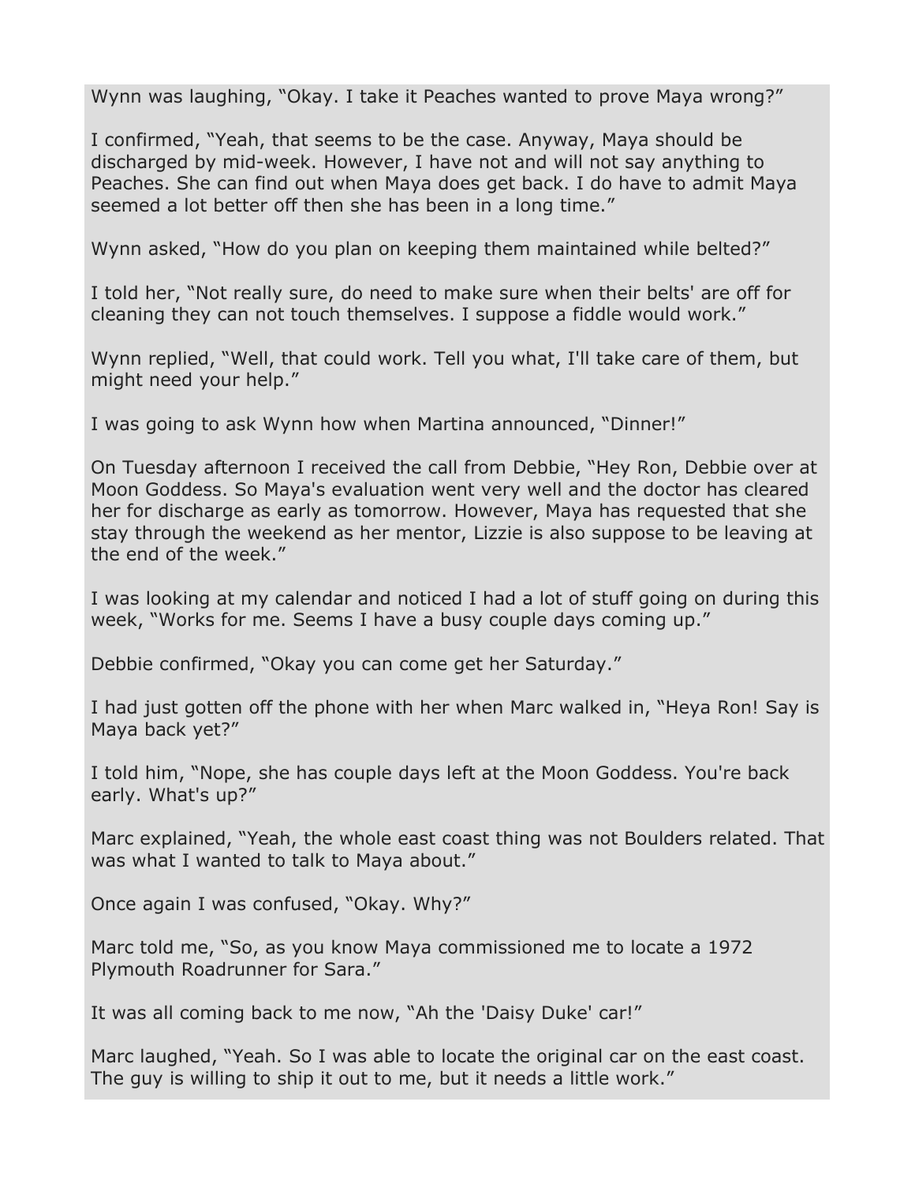Wynn was laughing, “Okay. I take it Peaches wanted to prove Maya wrong?”

I confirmed, “Yeah, that seems to be the case. Anyway, Maya should be discharged by mid-week. However, I have not and will not say anything to Peaches. She can find out when Maya does get back. I do have to admit Maya seemed a lot better off then she has been in a long time.”

Wynn asked, “How do you plan on keeping them maintained while belted?”

I told her, “Not really sure, do need to make sure when their belts' are off for cleaning they can not touch themselves. I suppose a fiddle would work.”

Wynn replied, “Well, that could work. Tell you what, I'll take care of them, but might need your help.”

I was going to ask Wynn how when Martina announced, “Dinner!”

On Tuesday afternoon I received the call from Debbie, “Hey Ron, Debbie over at Moon Goddess. So Maya's evaluation went very well and the doctor has cleared her for discharge as early as tomorrow. However, Maya has requested that she stay through the weekend as her mentor, Lizzie is also suppose to be leaving at the end of the week.”

I was looking at my calendar and noticed I had a lot of stuff going on during this week, “Works for me. Seems I have a busy couple days coming up.”

Debbie confirmed, “Okay you can come get her Saturday.”

I had just gotten off the phone with her when Marc walked in, “Heya Ron! Say is Maya back yet?”

I told him, “Nope, she has couple days left at the Moon Goddess. You're back early. What's up?”

Marc explained, “Yeah, the whole east coast thing was not Boulders related. That was what I wanted to talk to Maya about.”

Once again I was confused, “Okay. Why?”

Marc told me, “So, as you know Maya commissioned me to locate a 1972 Plymouth Roadrunner for Sara.”

It was all coming back to me now, “Ah the 'Daisy Duke' car!”

Marc laughed, “Yeah. So I was able to locate the original car on the east coast. The guy is willing to ship it out to me, but it needs a little work.”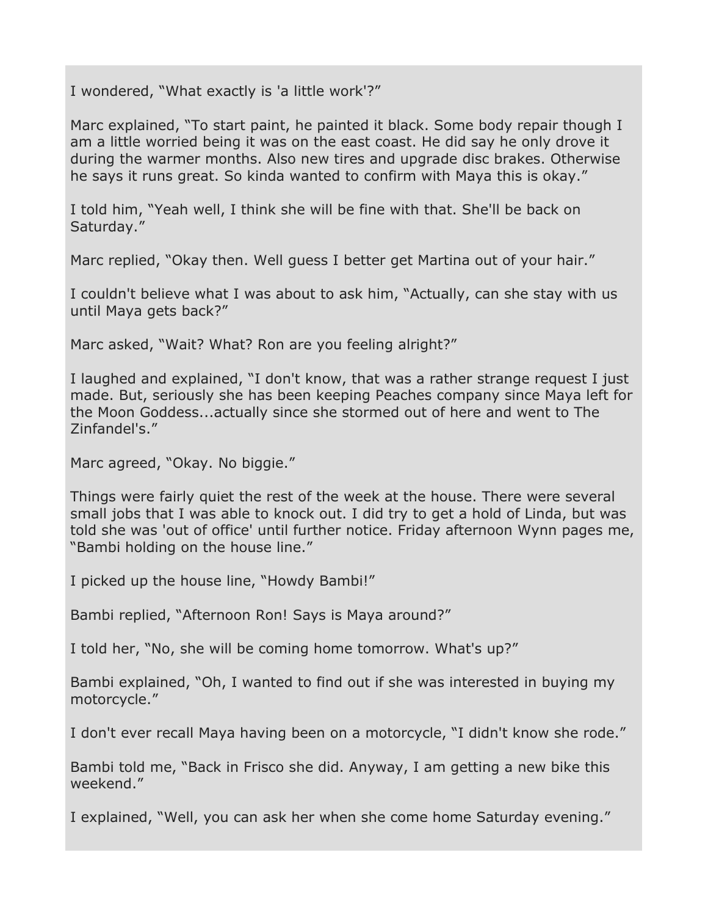I wondered, “What exactly is 'a little work'?”

Marc explained, “To start paint, he painted it black. Some body repair though I am a little worried being it was on the east coast. He did say he only drove it during the warmer months. Also new tires and upgrade disc brakes. Otherwise he says it runs great. So kinda wanted to confirm with Maya this is okay.”

I told him, “Yeah well, I think she will be fine with that. She'll be back on Saturday.”

Marc replied, “Okay then. Well guess I better get Martina out of your hair.”

I couldn't believe what I was about to ask him, “Actually, can she stay with us until Maya gets back?”

Marc asked, “Wait? What? Ron are you feeling alright?”

I laughed and explained, “I don't know, that was a rather strange request I just made. But, seriously she has been keeping Peaches company since Maya left for the Moon Goddess...actually since she stormed out of here and went to The Zinfandel's.”

Marc agreed, “Okay. No biggie.”

Things were fairly quiet the rest of the week at the house. There were several small jobs that I was able to knock out. I did try to get a hold of Linda, but was told she was 'out of office' until further notice. Friday afternoon Wynn pages me, “Bambi holding on the house line.”

I picked up the house line, “Howdy Bambi!”

Bambi replied, “Afternoon Ron! Says is Maya around?”

I told her, “No, she will be coming home tomorrow. What's up?”

Bambi explained, “Oh, I wanted to find out if she was interested in buying my motorcycle.”

I don't ever recall Maya having been on a motorcycle, “I didn't know she rode.”

Bambi told me, “Back in Frisco she did. Anyway, I am getting a new bike this weekend.”

I explained, “Well, you can ask her when she come home Saturday evening.”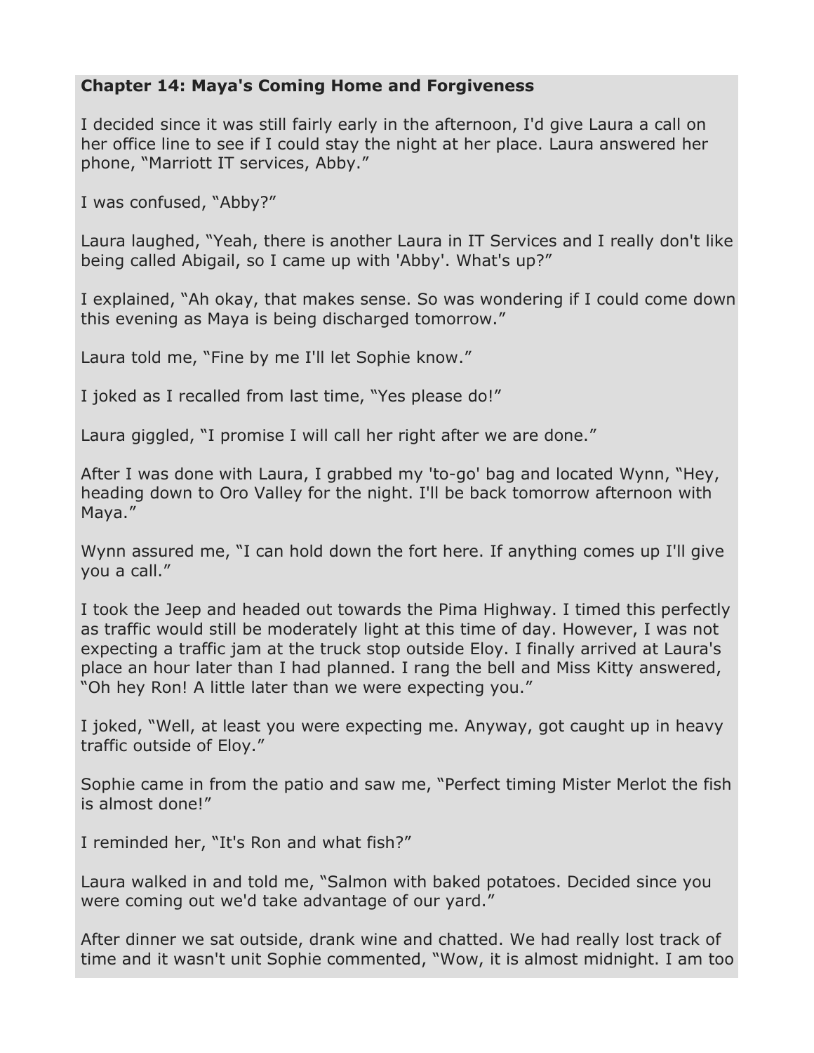**Chapter 14: Maya's Coming Home and Forgiveness**

I decided since it was still fairly early in the afternoon, I'd give Laura a call on her office line to see if I could stay the night at her place. Laura answered her phone, "Marriott IT services, Abby."

I was confused, "Abby?"

Laura laughed, "Yeah, there is another Laura in IT Services and I really don't like being called Abigail, so I came up with 'Abby'. What's up?"

I explained, "Ah okay, that makes sense. So was wondering if I could come down this evening as Maya is being discharged tomorrow."

Laura told me, "Fine by me I'll let Sophie know."

I joked as I recalled from last time, "Yes please do!"

Laura giggled, "I promise I will call her right after we are done."

After I was done with Laura, I grabbed my 'to-go' bag and located Wynn, "Hey, heading down to Oro Valley for the night. I'll be back tomorrow afternoon with Maya."

Wynn assured me, "I can hold down the fort here. If anything comes up I'll give you a call."

I took the Jeep and headed out towards the Pima Highway. I timed this perfectly as traffic would still be moderately light at this time of day. However, I was not expecting a traffic jam at the truck stop outside Eloy. I finally arrived at Laura's place an hour later than I had planned. I rang the bell and Miss Kitty answered, "Oh hey Ron! A little later than we were expecting you."

I joked, "Well, at least you were expecting me. Anyway, got caught up in heavy traffic outside of Eloy."

Sophie came in from the patio and saw me, "Perfect timing Mister Merlot the fish is almost done!"

I reminded her, "It's Ron and what fish?"

Laura walked in and told me, "Salmon with baked potatoes. Decided since you were coming out we'd take advantage of our yard."

After dinner we sat outside, drank wine and chatted. We had really lost track of time and it wasn't unit Sophie commented, "Wow, it is almost midnight. I am too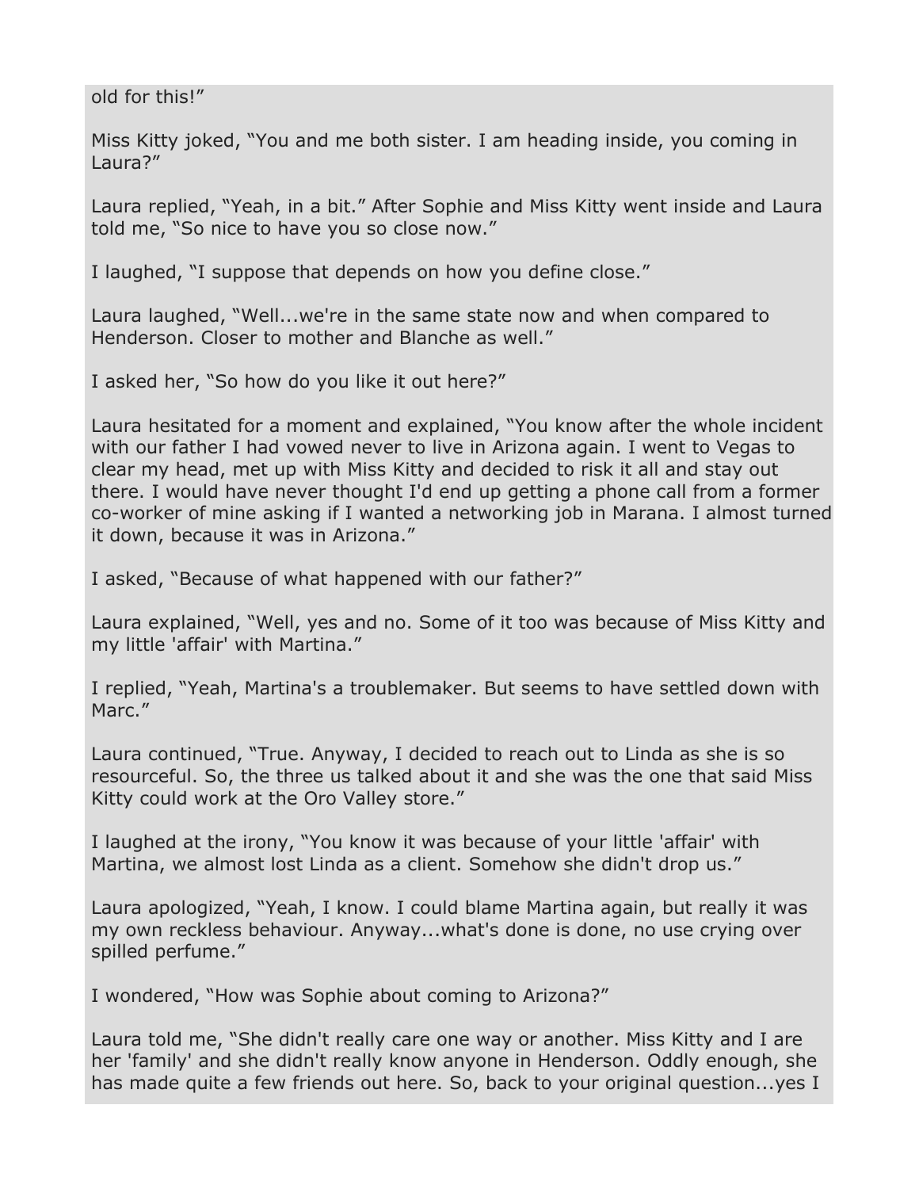old for this!"

Miss Kitty joked, "You and me both sister. I am heading inside, you coming in Laura?"

Laura replied, "Yeah, in a bit." After Sophie and Miss Kitty went inside and Laura told me, "So nice to have you so close now."

I laughed, "I suppose that depends on how you define close."

Laura laughed, "Well...we're in the same state now and when compared to Henderson. Closer to mother and Blanche as well."

I asked her, "So how do you like it out here?"

Laura hesitated for a moment and explained, "You know after the whole incident with our father I had vowed never to live in Arizona again. I went to Vegas to clear my head, met up with Miss Kitty and decided to risk it all and stay out there. I would have never thought I'd end up getting a phone call from a former co-worker of mine asking if I wanted a networking job in Marana. I almost turned it down, because it was in Arizona."

I asked, "Because of what happened with our father?"

Laura explained, "Well, yes and no. Some of it too was because of Miss Kitty and my little 'affair' with Martina."

I replied, "Yeah, Martina's a troublemaker. But seems to have settled down with Marc."

Laura continued, "True. Anyway, I decided to reach out to Linda as she is so resourceful. So, the three us talked about it and she was the one that said Miss Kitty could work at the Oro Valley store."

I laughed at the irony, "You know it was because of your little 'affair' with Martina, we almost lost Linda as a client. Somehow she didn't drop us."

Laura apologized, "Yeah, I know. I could blame Martina again, but really it was my own reckless behaviour. Anyway...what's done is done, no use crying over spilled perfume."

I wondered, "How was Sophie about coming to Arizona?"

Laura told me, "She didn't really care one way or another. Miss Kitty and I are her 'family' and she didn't really know anyone in Henderson. Oddly enough, she has made quite a few friends out here. So, back to your original question...yes I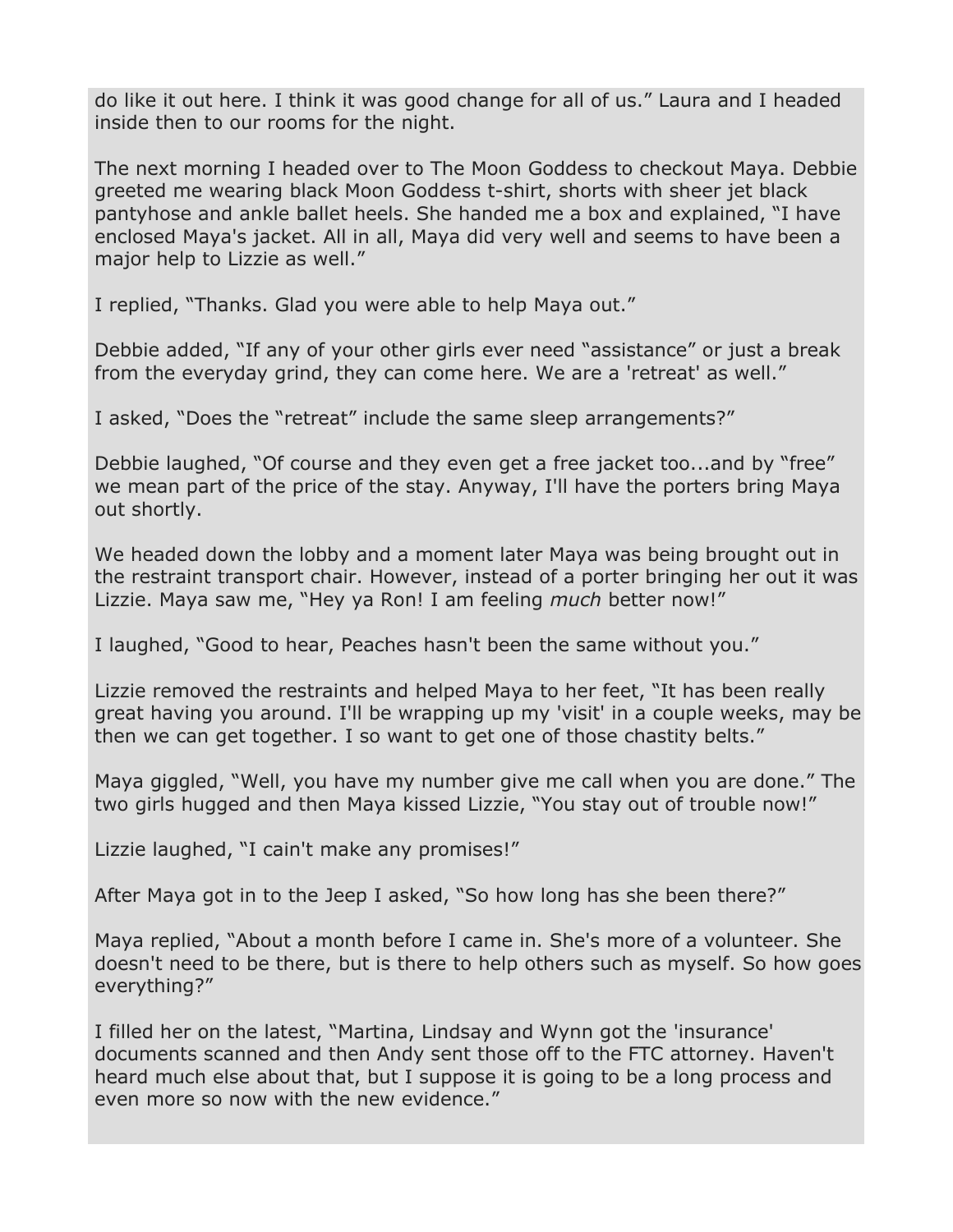do like it out here. I think it was good change for all of us." Laura and I headed inside then to our rooms for the night.

The next morning I headed over to The Moon Goddess to checkout Maya. Debbie greeted me wearing black Moon Goddess t-shirt, shorts with sheer jet black pantyhose and ankle ballet heels. She handed me a box and explained, "I have enclosed Maya's jacket. All in all, Maya did very well and seems to have been a major help to Lizzie as well."

I replied, "Thanks. Glad you were able to help Maya out."

Debbie added, "If any of your other girls ever need "assistance" or just a break from the everyday grind, they can come here. We are a 'retreat' as well."

I asked, "Does the "retreat" include the same sleep arrangements?"

Debbie laughed, "Of course and they even get a free jacket too...and by "free" we mean part of the price of the stay. Anyway, I'll have the porters bring Maya out shortly.

We headed down the lobby and a moment later Maya was being brought out in the restraint transport chair. However, instead of a porter bringing her out it was Lizzie. Maya saw me, "Hey ya Ron! I am feeling *much* better now!"

I laughed, "Good to hear, Peaches hasn't been the same without you."

Lizzie removed the restraints and helped Maya to her feet, "It has been really great having you around. I'll be wrapping up my 'visit' in a couple weeks, may be then we can get together. I so want to get one of those chastity belts."

Maya giggled, "Well, you have my number give me call when you are done." The two girls hugged and then Maya kissed Lizzie, "You stay out of trouble now!"

Lizzie laughed, "I cain't make any promises!"

After Maya got in to the Jeep I asked, "So how long has she been there?"

Maya replied, "About a month before I came in. She's more of a volunteer. She doesn't need to be there, but is there to help others such as myself. So how goes everything?"

I filled her on the latest, "Martina, Lindsay and Wynn got the 'insurance' documents scanned and then Andy sent those off to the FTC attorney. Haven't heard much else about that, but I suppose it is going to be a long process and even more so now with the new evidence."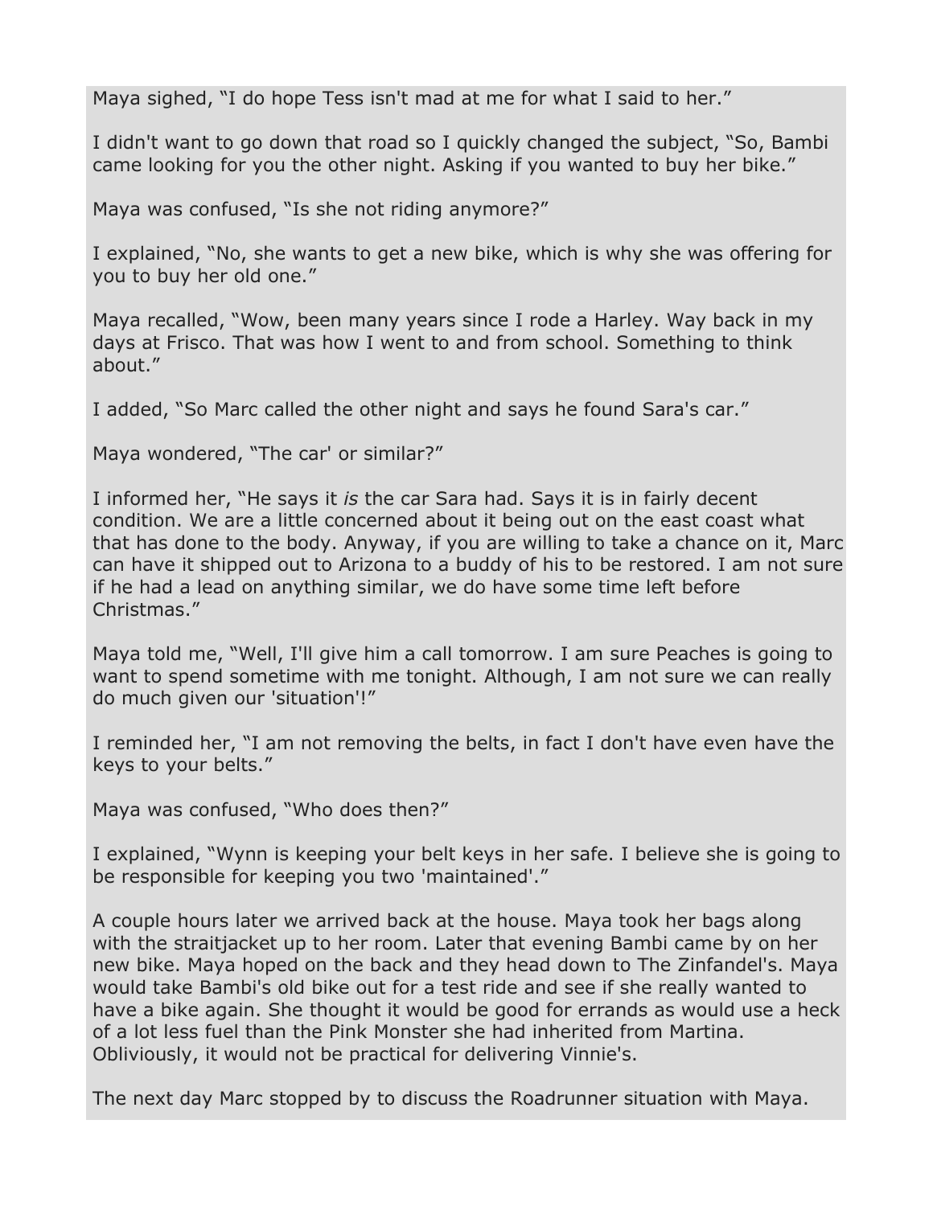Maya sighed, “I do hope Tess isn't mad at me for what I said to her.”

I didn't want to go down that road so I quickly changed the subject, “So, Bambi came looking for you the other night. Asking if you wanted to buy her bike.”

Maya was confused, “Is she not riding anymore?”

I explained, “No, she wants to get a new bike, which is why she was offering for you to buy her old one.”

Maya recalled, “Wow, been many years since I rode a Harley. Way back in my days at Frisco. That was how I went to and from school. Something to think about.”

I added, “So Marc called the other night and says he found Sara's car.”

Maya wondered, “The car' or similar?”

I informed her, “He says it *is* the car Sara had. Says it is in fairly decent condition. We are a little concerned about it being out on the east coast what that has done to the body. Anyway, if you are willing to take a chance on it, Marc can have it shipped out to Arizona to a buddy of his to be restored. I am not sure if he had a lead on anything similar, we do have some time left before Christmas.”

Maya told me, “Well, I'll give him a call tomorrow. I am sure Peaches is going to want to spend sometime with me tonight. Although, I am not sure we can really do much given our 'situation'!”

I reminded her, “I am not removing the belts, in fact I don't have even have the keys to your belts.”

Maya was confused, “Who does then?”

I explained, “Wynn is keeping your belt keys in her safe. I believe she is going to be responsible for keeping you two 'maintained'.”

A couple hours later we arrived back at the house. Maya took her bags along with the straitjacket up to her room. Later that evening Bambi came by on her new bike. Maya hoped on the back and they head down to The Zinfandel's. Maya would take Bambi's old bike out for a test ride and see if she really wanted to have a bike again. She thought it would be good for errands as would use a heck of a lot less fuel than the Pink Monster she had inherited from Martina. Obliviously, it would not be practical for delivering Vinnie's.

The next day Marc stopped by to discuss the Roadrunner situation with Maya.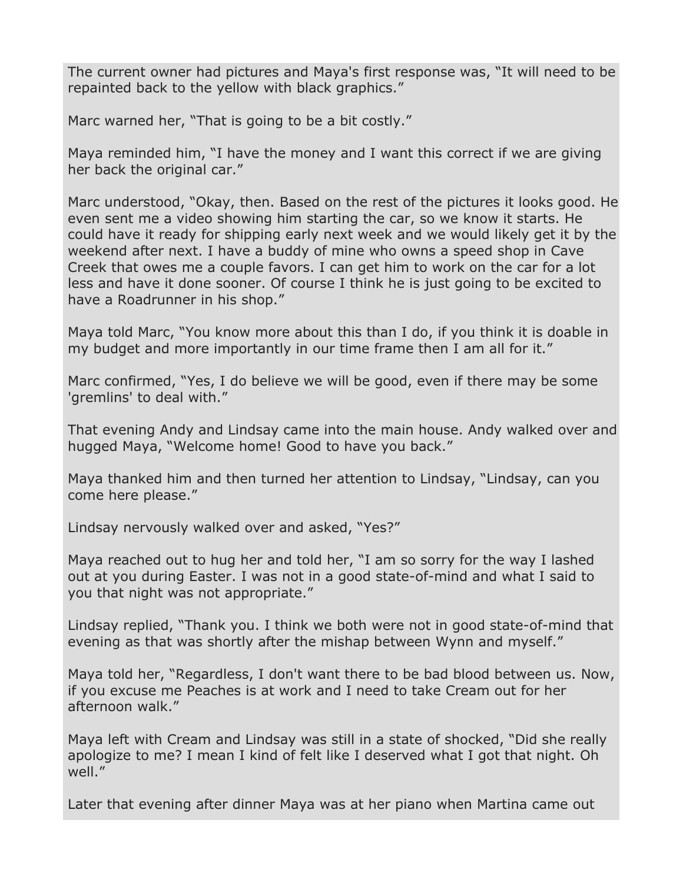The current owner had pictures and Maya's first response was, "It will need to be repainted back to the yellow with black graphics."

Marc warned her, "That is going to be a bit costly."

Maya reminded him, "I have the money and I want this correct if we are giving her back the original car."

Marc understood, "Okay, then. Based on the rest of the pictures it looks good. He even sent me a video showing him starting the car, so we know it starts. He could have it ready for shipping early next week and we would likely get it by the weekend after next. I have a buddy of mine who owns a speed shop in Cave Creek that owes me a couple favors. I can get him to work on the car for a lot less and have it done sooner. Of course I think he is just going to be excited to have a Roadrunner in his shop."

Maya told Marc, "You know more about this than I do, if you think it is doable in my budget and more importantly in our time frame then I am all for it."

Marc confirmed, "Yes, I do believe we will be good, even if there may be some 'gremlins' to deal with."

That evening Andy and Lindsay came into the main house. Andy walked over and hugged Maya, "Welcome home! Good to have you back."

Maya thanked him and then turned her attention to Lindsay, "Lindsay, can you come here please."

Lindsay nervously walked over and asked, "Yes?"

Maya reached out to hug her and told her, "I am so sorry for the way I lashed out at you during Easter. I was not in a good state-of-mind and what I said to you that night was not appropriate."

Lindsay replied, "Thank you. I think we both were not in good state-of-mind that evening as that was shortly after the mishap between Wynn and myself."

Maya told her, "Regardless, I don't want there to be bad blood between us. Now, if you excuse me Peaches is at work and I need to take Cream out for her afternoon walk."

Maya left with Cream and Lindsay was still in a state of shocked, "Did she really apologize to me? I mean I kind of felt like I deserved what I got that night. Oh well."

Later that evening after dinner Maya was at her piano when Martina came out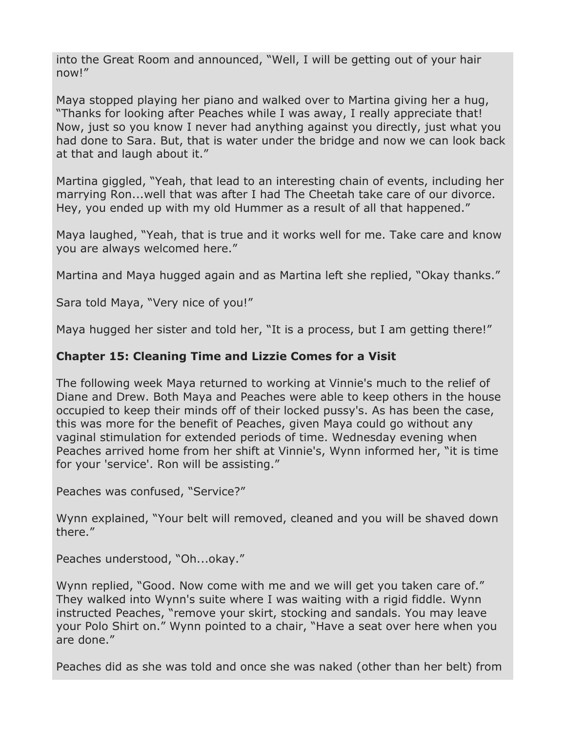into the Great Room and announced, "Well, I will be getting out of your hair now!"

Maya stopped playing her piano and walked over to Martina giving her a hug, "Thanks for looking after Peaches while I was away, I really appreciate that! Now, just so you know I never had anything against you directly, just what you had done to Sara. But, that is water under the bridge and now we can look back at that and laugh about it."

Martina giggled, "Yeah, that lead to an interesting chain of events, including her marrying Ron...well that was after I had The Cheetah take care of our divorce. Hey, you ended up with my old Hummer as a result of all that happened."

Maya laughed, "Yeah, that is true and it works well for me. Take care and know you are always welcomed here."

Martina and Maya hugged again and as Martina left she replied, "Okay thanks."

Sara told Maya, "Very nice of you!"

Maya hugged her sister and told her, "It is a process, but I am getting there!"

**Chapter 15: Cleaning Time and Lizzie Comes for a Visit**

The following week Maya returned to working at Vinnie's much to the relief of Diane and Drew. Both Maya and Peaches were able to keep others in the house occupied to keep their minds off of their locked pussy's. As has been the case, this was more for the benefit of Peaches, given Maya could go without any vaginal stimulation for extended periods of time. Wednesday evening when Peaches arrived home from her shift at Vinnie's, Wynn informed her, "it is time for your 'service'. Ron will be assisting."

Peaches was confused, "Service?"

Wynn explained, "Your belt will removed, cleaned and you will be shaved down there."

Peaches understood, "Oh...okay."

Wynn replied, "Good. Now come with me and we will get you taken care of." They walked into Wynn's suite where I was waiting with a rigid fiddle. Wynn instructed Peaches, "remove your skirt, stocking and sandals. You may leave your Polo Shirt on." Wynn pointed to a chair, "Have a seat over here when you are done."

Peaches did as she was told and once she was naked (other than her belt) from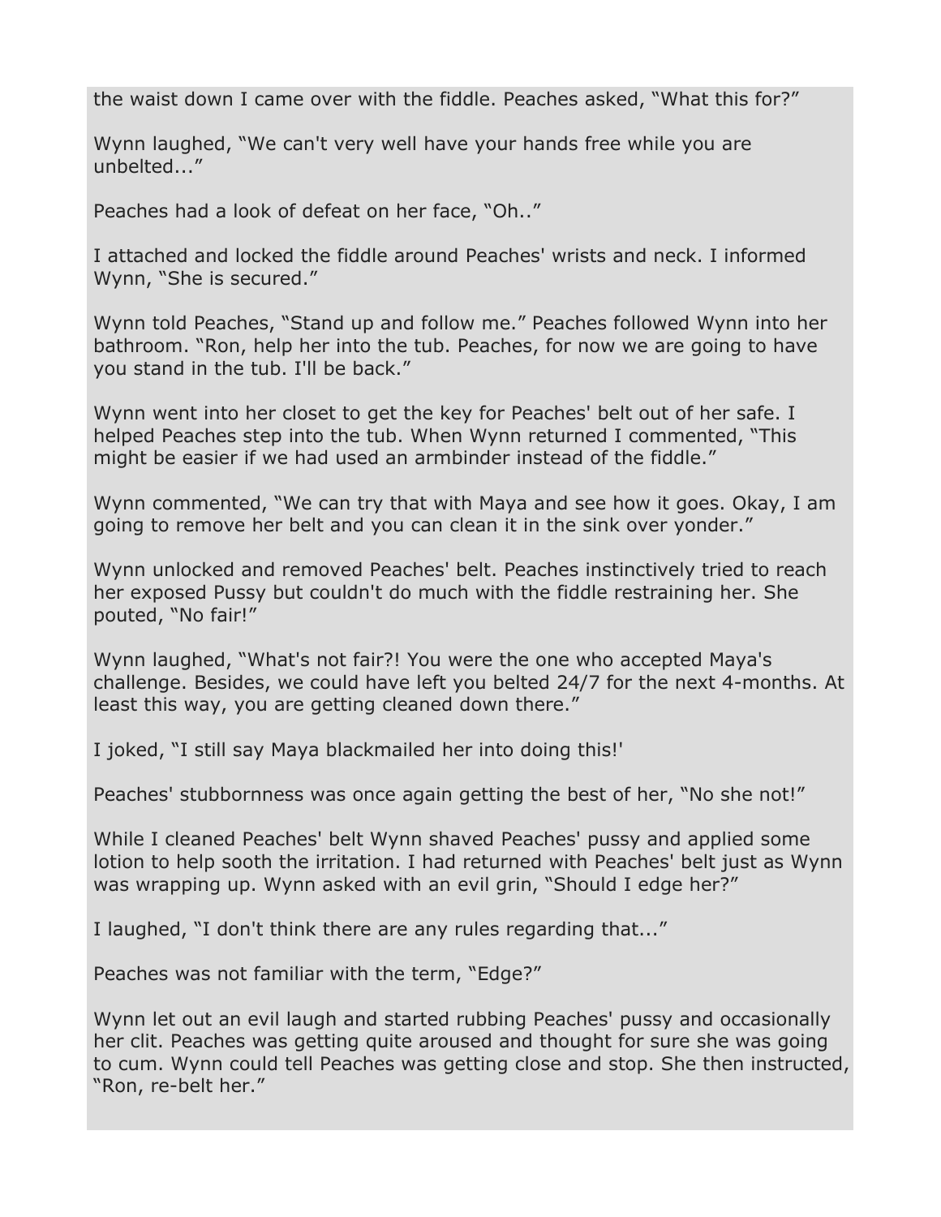the waist down I came over with the fiddle. Peaches asked, "What this for?"

Wynn laughed, "We can't very well have your hands free while you are unbelted..."

Peaches had a look of defeat on her face, "Oh.."

I attached and locked the fiddle around Peaches' wrists and neck. I informed Wynn, "She is secured."

Wynn told Peaches, "Stand up and follow me." Peaches followed Wynn into her bathroom. "Ron, help her into the tub. Peaches, for now we are going to have you stand in the tub. I'll be back."

Wynn went into her closet to get the key for Peaches' belt out of her safe. I helped Peaches step into the tub. When Wynn returned I commented, "This might be easier if we had used an armbinder instead of the fiddle."

Wynn commented, "We can try that with Maya and see how it goes. Okay, I am going to remove her belt and you can clean it in the sink over yonder."

Wynn unlocked and removed Peaches' belt. Peaches instinctively tried to reach her exposed Pussy but couldn't do much with the fiddle restraining her. She pouted, "No fair!"

Wynn laughed, "What's not fair?! You were the one who accepted Maya's challenge. Besides, we could have left you belted 24/7 for the next 4-months. At least this way, you are getting cleaned down there."

I joked, "I still say Maya blackmailed her into doing this!'

Peaches' stubbornness was once again getting the best of her, "No she not!"

While I cleaned Peaches' belt Wynn shaved Peaches' pussy and applied some lotion to help sooth the irritation. I had returned with Peaches' belt just as Wynn was wrapping up. Wynn asked with an evil grin, "Should I edge her?"

I laughed, "I don't think there are any rules regarding that..."

Peaches was not familiar with the term, "Edge?"

Wynn let out an evil laugh and started rubbing Peaches' pussy and occasionally her clit. Peaches was getting quite aroused and thought for sure she was going to cum. Wynn could tell Peaches was getting close and stop. She then instructed, "Ron, re-belt her."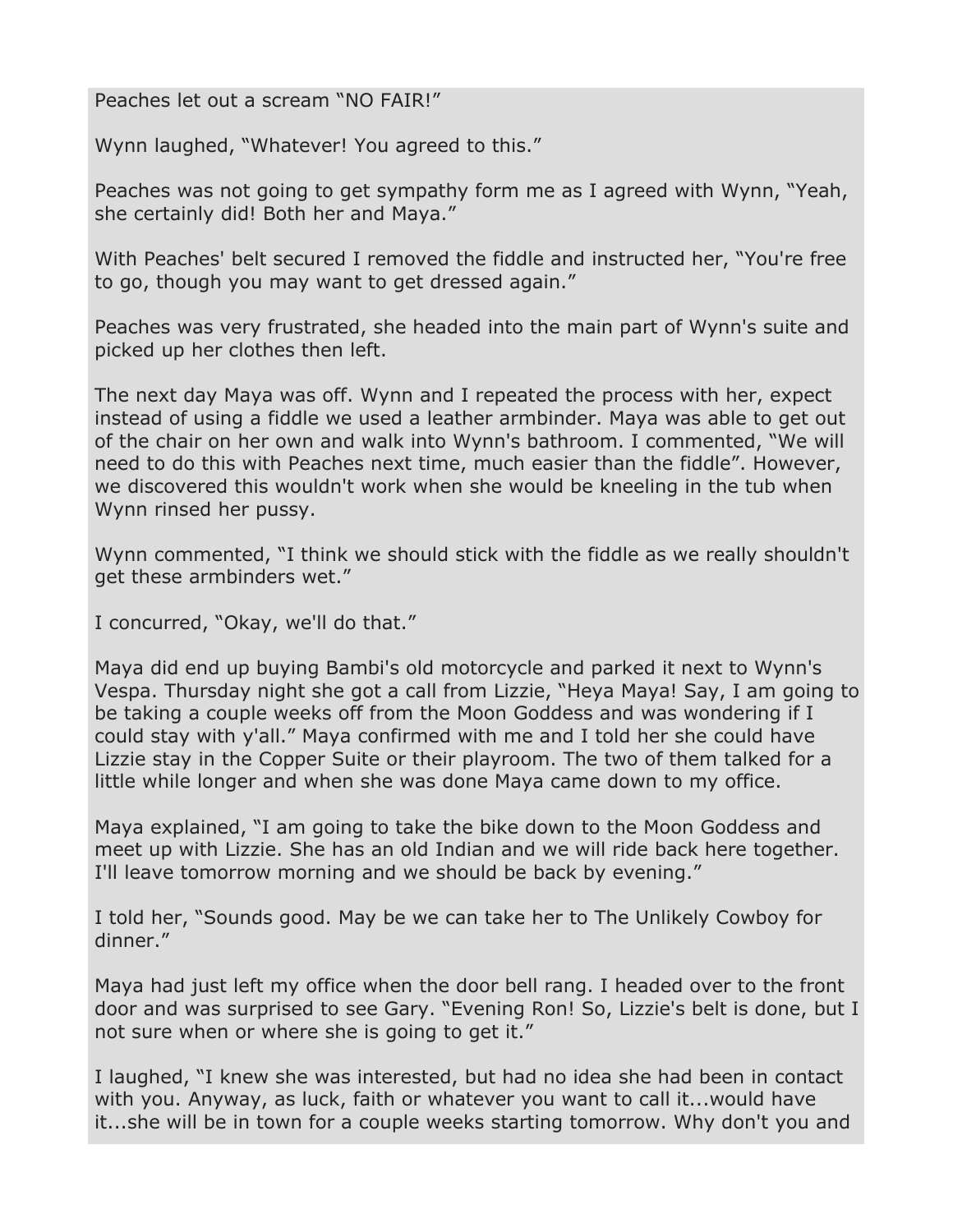Peaches let out a scream "NO FAIR!"

Wynn laughed, "Whatever! You agreed to this."

Peaches was not going to get sympathy form me as I agreed with Wynn, "Yeah, she certainly did! Both her and Maya."

With Peaches' belt secured I removed the fiddle and instructed her, "You're free to go, though you may want to get dressed again."

Peaches was very frustrated, she headed into the main part of Wynn's suite and picked up her clothes then left.

The next day Maya was off. Wynn and I repeated the process with her, expect instead of using a fiddle we used a leather armbinder. Maya was able to get out of the chair on her own and walk into Wynn's bathroom. I commented, "We will need to do this with Peaches next time, much easier than the fiddle". However, we discovered this wouldn't work when she would be kneeling in the tub when Wynn rinsed her pussy.

Wynn commented, "I think we should stick with the fiddle as we really shouldn't get these armbinders wet."

I concurred, "Okay, we'll do that."

Maya did end up buying Bambi's old motorcycle and parked it next to Wynn's Vespa. Thursday night she got a call from Lizzie, "Heya Maya! Say, I am going to be taking a couple weeks off from the Moon Goddess and was wondering if I could stay with y'all." Maya confirmed with me and I told her she could have Lizzie stay in the Copper Suite or their playroom. The two of them talked for a little while longer and when she was done Maya came down to my office.

Maya explained, "I am going to take the bike down to the Moon Goddess and meet up with Lizzie. She has an old Indian and we will ride back here together. I'll leave tomorrow morning and we should be back by evening."

I told her, "Sounds good. May be we can take her to The Unlikely Cowboy for dinner."

Maya had just left my office when the door bell rang. I headed over to the front door and was surprised to see Gary. "Evening Ron! So, Lizzie's belt is done, but I not sure when or where she is going to get it."

I laughed, "I knew she was interested, but had no idea she had been in contact with you. Anyway, as luck, faith or whatever you want to call it...would have it...she will be in town for a couple weeks starting tomorrow. Why don't you and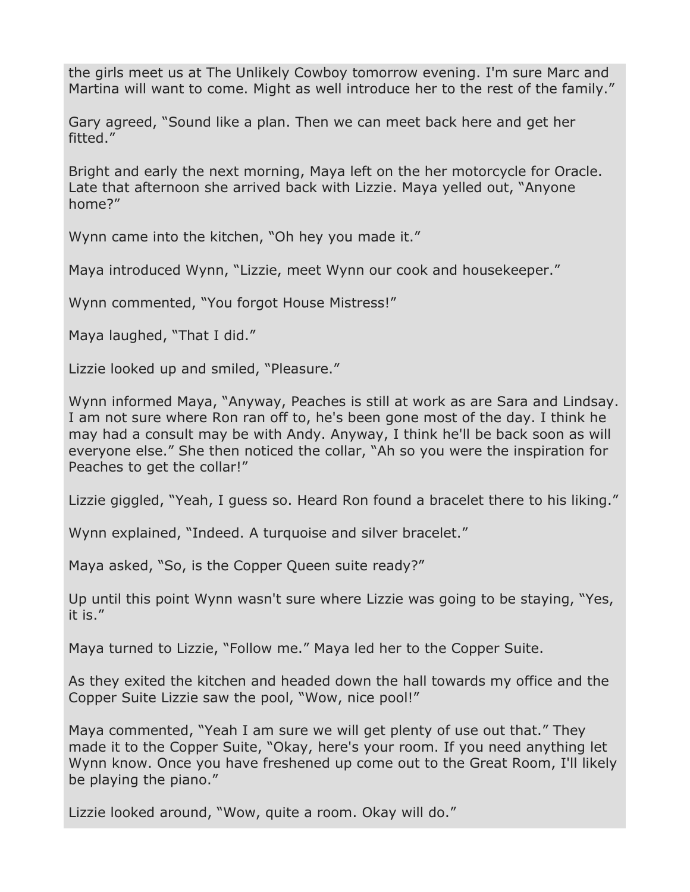the girls meet us at The Unlikely Cowboy tomorrow evening. I'm sure Marc and Martina will want to come. Might as well introduce her to the rest of the family."

Gary agreed, "Sound like a plan. Then we can meet back here and get her fitted."

Bright and early the next morning, Maya left on the her motorcycle for Oracle. Late that afternoon she arrived back with Lizzie. Maya yelled out, "Anyone home?"

Wynn came into the kitchen, "Oh hey you made it."

Maya introduced Wynn, "Lizzie, meet Wynn our cook and housekeeper."

Wynn commented, "You forgot House Mistress!"

Maya laughed, "That I did."

Lizzie looked up and smiled, "Pleasure."

Wynn informed Maya, "Anyway, Peaches is still at work as are Sara and Lindsay. I am not sure where Ron ran off to, he's been gone most of the day. I think he may had a consult may be with Andy. Anyway, I think he'll be back soon as will everyone else." She then noticed the collar, "Ah so you were the inspiration for Peaches to get the collar!"

Lizzie giggled, "Yeah, I guess so. Heard Ron found a bracelet there to his liking."

Wynn explained, "Indeed. A turquoise and silver bracelet."

Maya asked, "So, is the Copper Queen suite ready?"

Up until this point Wynn wasn't sure where Lizzie was going to be staying, "Yes, it is."

Maya turned to Lizzie, "Follow me." Maya led her to the Copper Suite.

As they exited the kitchen and headed down the hall towards my office and the Copper Suite Lizzie saw the pool, "Wow, nice pool!"

Maya commented, "Yeah I am sure we will get plenty of use out that." They made it to the Copper Suite, "Okay, here's your room. If you need anything let Wynn know. Once you have freshened up come out to the Great Room, I'll likely be playing the piano."

Lizzie looked around, "Wow, quite a room. Okay will do."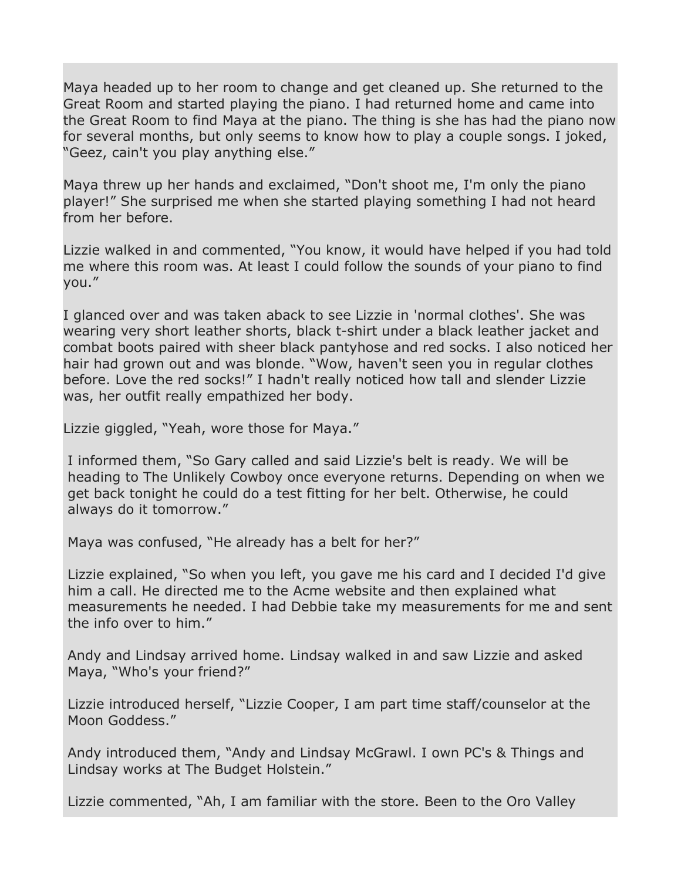Maya headed up to her room to change and get cleaned up. She returned to the Great Room and started playing the piano. I had returned home and came into the Great Room to find Maya at the piano. The thing is she has had the piano now for several months, but only seems to know how to play a couple songs. I joked, “Geez, cain't you play anything else.”

Maya threw up her hands and exclaimed, “Don't shoot me, I'm only the piano player!” She surprised me when she started playing something I had not heard from her before.

Lizzie walked in and commented, “You know, it would have helped if you had told me where this room was. At least I could follow the sounds of your piano to find you.”

I glanced over and was taken aback to see Lizzie in 'normal clothes'. She was wearing very short leather shorts, black t-shirt under a black leather jacket and combat boots paired with sheer black pantyhose and red socks. I also noticed her hair had grown out and was blonde. “Wow, haven't seen you in regular clothes before. Love the red socks!” I hadn't really noticed how tall and slender Lizzie was, her outfit really empathized her body.

Lizzie giggled, “Yeah, wore those for Maya.”

I informed them, “So Gary called and said Lizzie's belt is ready. We will be heading to The Unlikely Cowboy once everyone returns. Depending on when we get back tonight he could do a test fitting for her belt. Otherwise, he could always do it tomorrow.”

Maya was confused, “He already has a belt for her?”

Lizzie explained, “So when you left, you gave me his card and I decided I'd give him a call. He directed me to the Acme website and then explained what measurements he needed. I had Debbie take my measurements for me and sent the info over to him.”

Andy and Lindsay arrived home. Lindsay walked in and saw Lizzie and asked Maya, “Who's your friend?”

Lizzie introduced herself, “Lizzie Cooper, I am part time staff/counselor at the Moon Goddess.”

Andy introduced them, “Andy and Lindsay McGrawl. I own PC's & Things and Lindsay works at The Budget Holstein.”

Lizzie commented, “Ah, I am familiar with the store. Been to the Oro Valley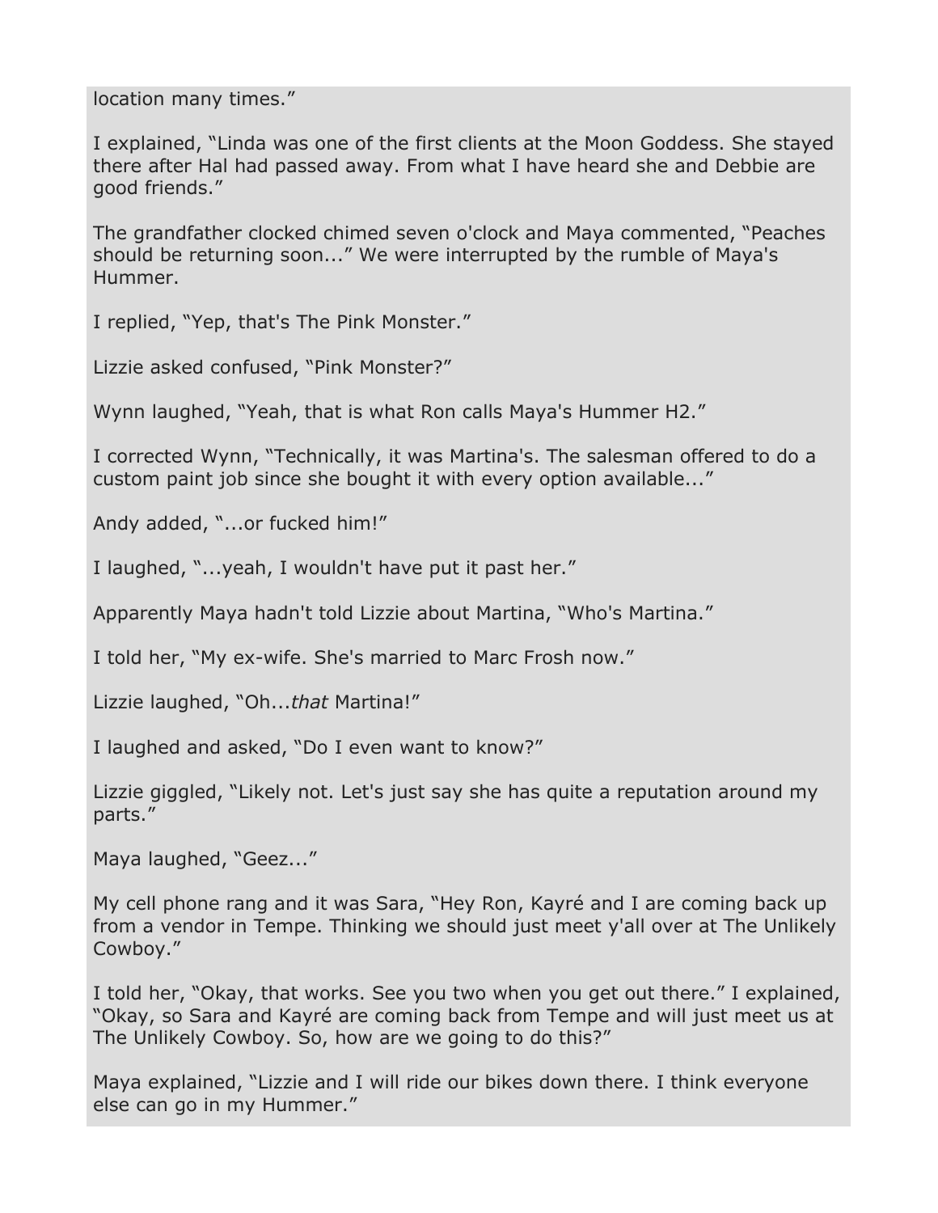location many times."

I explained, "Linda was one of the first clients at the Moon Goddess. She stayed there after Hal had passed away. From what I have heard she and Debbie are good friends."

The grandfather clocked chimed seven o'clock and Maya commented, "Peaches should be returning soon..." We were interrupted by the rumble of Maya's Hummer.

I replied, "Yep, that's The Pink Monster."

Lizzie asked confused, "Pink Monster?"

Wynn laughed, "Yeah, that is what Ron calls Maya's Hummer H2."

I corrected Wynn, "Technically, it was Martina's. The salesman offered to do a custom paint job since she bought it with every option available..."

Andy added, "...or fucked him!"

I laughed, "...yeah, I wouldn't have put it past her."

Apparently Maya hadn't told Lizzie about Martina, "Who's Martina."

I told her, "My ex-wife. She's married to Marc Frosh now."

Lizzie laughed, "Oh...*that* Martina!"

I laughed and asked, "Do I even want to know?"

Lizzie giggled, "Likely not. Let's just say she has quite a reputation around my parts."

Maya laughed, "Geez..."

My cell phone rang and it was Sara, "Hey Ron, Kayré and I are coming back up from a vendor in Tempe. Thinking we should just meet y'all over at The Unlikely Cowboy."

I told her, "Okay, that works. See you two when you get out there." I explained, "Okay, so Sara and Kayré are coming back from Tempe and will just meet us at The Unlikely Cowboy. So, how are we going to do this?"

Maya explained, "Lizzie and I will ride our bikes down there. I think everyone else can go in my Hummer."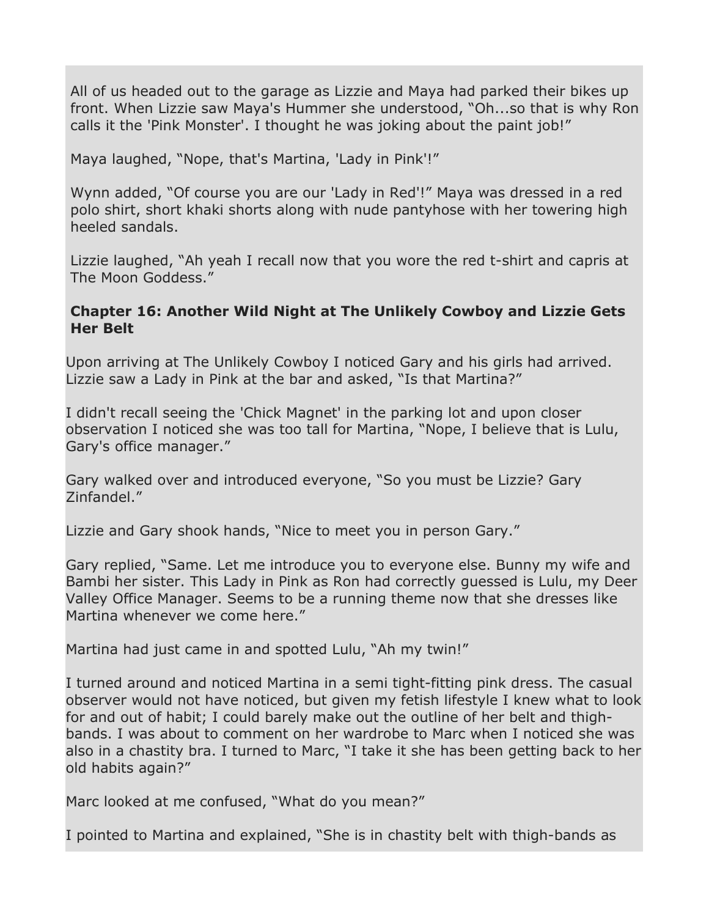All of us headed out to the garage as Lizzie and Maya had parked their bikes up front. When Lizzie saw Maya's Hummer she understood, "Oh...so that is why Ron calls it the 'Pink Monster'. I thought he was joking about the paint job!"

Maya laughed, "Nope, that's Martina, 'Lady in Pink'!"

Wynn added, "Of course you are our 'Lady in Red'!" Maya was dressed in a red polo shirt, short khaki shorts along with nude pantyhose with her towering high heeled sandals.

Lizzie laughed, "Ah yeah I recall now that you wore the red t-shirt and capris at The Moon Goddess."

### Chapter 16: Another Wild Night at The Unlikely Cowboy and Lizzie Gets Her Belt

Upon arriving at The Unlikely Cowboy I noticed Gary and his girls had arrived. Lizzie saw a Lady in Pink at the bar and asked, "Is that Martina?"

I didn't recall seeing the 'Chick Magnet' in the parking lot and upon closer observation I noticed she was too tall for Martina, "Nope, I believe that is Lulu, Gary's office manager."

Gary walked over and introduced everyone, "So you must be Lizzie? Gary Zinfandel."

Lizzie and Gary shook hands, "Nice to meet you in person Gary."

Gary replied, "Same. Let me introduce you to everyone else. Bunny my wife and Bambi her sister. This Lady in Pink as Ron had correctly guessed is Lulu, my Deer Valley Office Manager. Seems to be a running theme now that she dresses like Martina whenever we come here."

Martina had just came in and spotted Lulu, "Ah my twin!"

I turned around and noticed Martina in a semi tight-fitting pink dress. The casual observer would not have noticed, but given my fetish lifestyle I knew what to look for and out of habit; I could barely make out the outline of her belt and thigh-bands. I was about to comment on her wardrobe to Marc when I noticed she was also in a chastity bra. I turned to Marc, "I take it she has been getting back to her old habits again?"

Marc looked at me confused, "What do you mean?"

I pointed to Martina and explained, "She is in chastity belt with thigh-bands as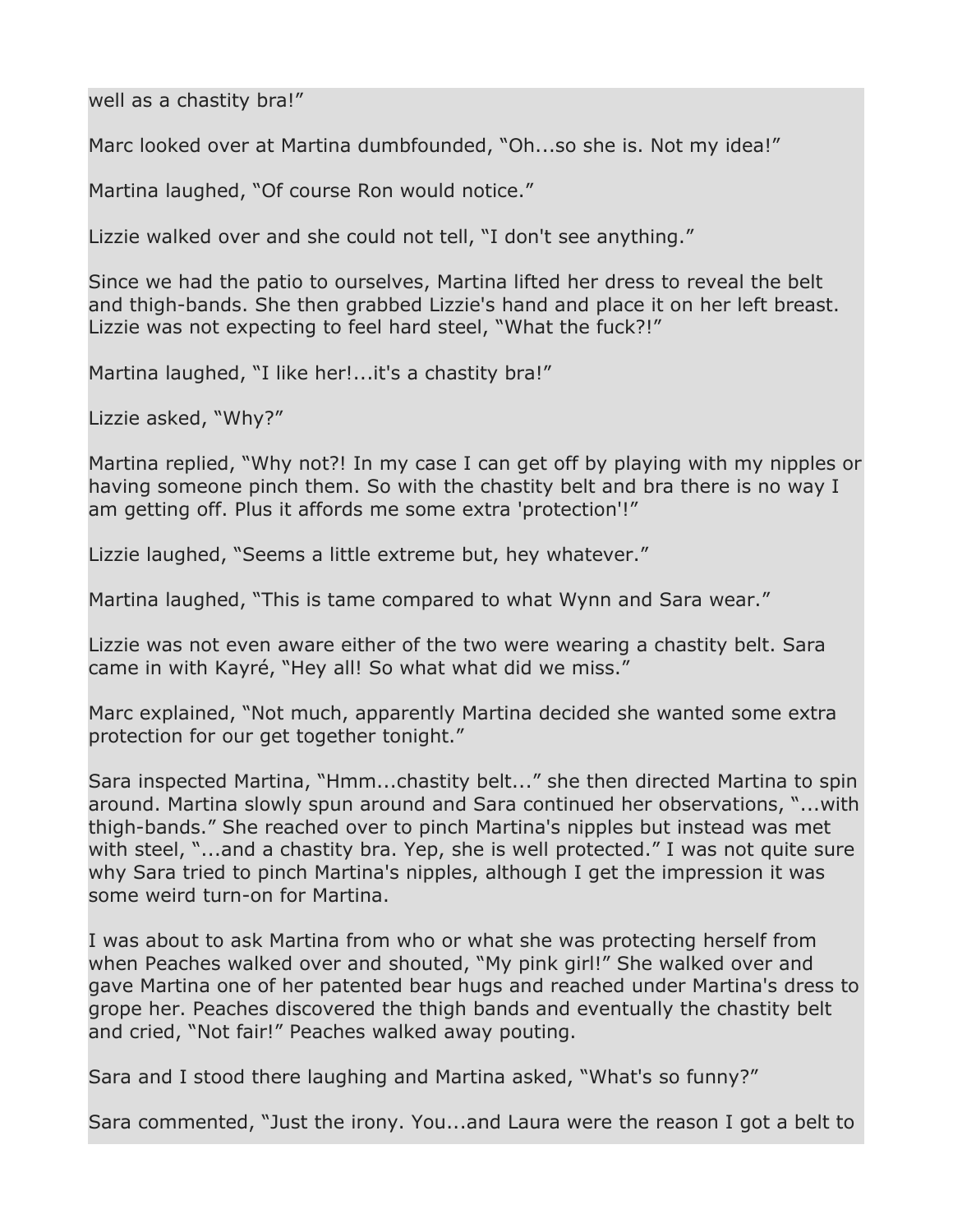well as a chastity bra!”

Marc looked over at Martina dumbfounded, “Oh...so she is. Not my idea!”

Martina laughed, “Of course Ron would notice.”

Lizzie walked over and she could not tell, “I don't see anything.”

Since we had the patio to ourselves, Martina lifted her dress to reveal the belt and thigh-bands. She then grabbed Lizzie's hand and place it on her left breast. Lizzie was not expecting to feel hard steel, “What the fuck?!”

Martina laughed, “I like her!...it's a chastity bra!”

Lizzie asked, “Why?”

Martina replied, “Why not?! In my case I can get off by playing with my nipples or having someone pinch them. So with the chastity belt and bra there is no way I am getting off. Plus it affords me some extra 'protection'!”

Lizzie laughed, “Seems a little extreme but, hey whatever.”

Martina laughed, “This is tame compared to what Wynn and Sara wear.”

Lizzie was not even aware either of the two were wearing a chastity belt. Sara came in with Kayré, “Hey all! So what what did we miss.”

Marc explained, “Not much, apparently Martina decided she wanted some extra protection for our get together tonight.”

Sara inspected Martina, “Hmm...chastity belt...” she then directed Martina to spin around. Martina slowly spun around and Sara continued her observations, “...with thigh-bands.” She reached over to pinch Martina's nipples but instead was met with steel, “...and a chastity bra. Yep, she is well protected.” I was not quite sure why Sara tried to pinch Martina's nipples, although I get the impression it was some weird turn-on for Martina.

I was about to ask Martina from who or what she was protecting herself from when Peaches walked over and shouted, “My pink girl!” She walked over and gave Martina one of her patented bear hugs and reached under Martina's dress to grope her. Peaches discovered the thigh bands and eventually the chastity belt and cried, “Not fair!” Peaches walked away pouting.

Sara and I stood there laughing and Martina asked, “What's so funny?”

Sara commented, “Just the irony. You...and Laura were the reason I got a belt to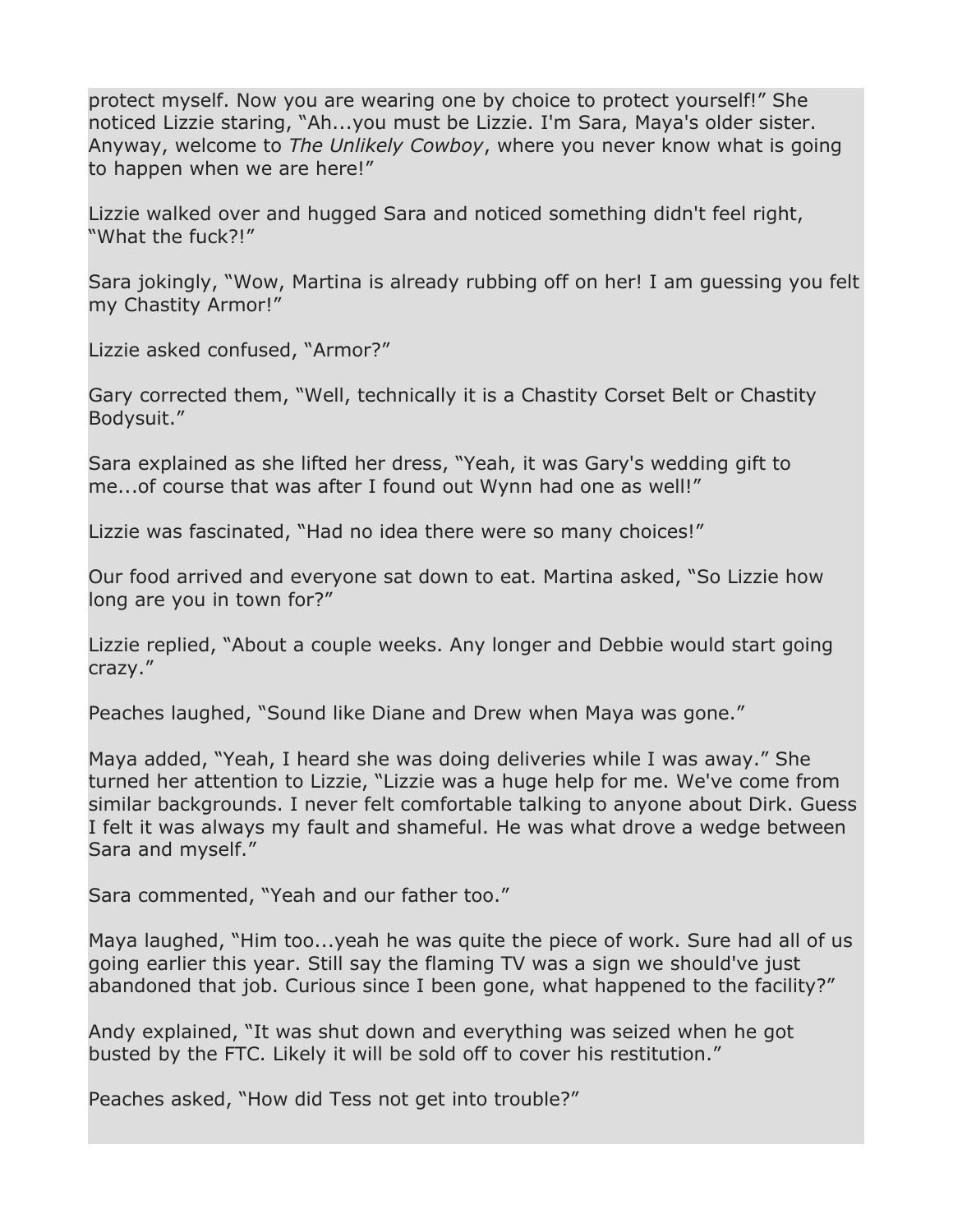protect myself. Now you are wearing one by choice to protect yourself!" She noticed Lizzie staring, "Ah...you must be Lizzie. I'm Sara, Maya's older sister. Anyway, welcome to *The Unlikely Cowboy*, where you never know what is going to happen when we are here!"

Lizzie walked over and hugged Sara and noticed something didn't feel right, "What the fuck?!"

Sara jokingly, "Wow, Martina is already rubbing off on her! I am guessing you felt my Chastity Armor!"

Lizzie asked confused, "Armor?"

Gary corrected them, "Well, technically it is a Chastity Corset Belt or Chastity Bodysuit."

Sara explained as she lifted her dress, "Yeah, it was Gary's wedding gift to me...of course that was after I found out Wynn had one as well!"

Lizzie was fascinated, "Had no idea there were so many choices!"

Our food arrived and everyone sat down to eat. Martina asked, "So Lizzie how long are you in town for?"

Lizzie replied, "About a couple weeks. Any longer and Debbie would start going crazy."

Peaches laughed, "Sound like Diane and Drew when Maya was gone."

Maya added, "Yeah, I heard she was doing deliveries while I was away." She turned her attention to Lizzie, "Lizzie was a huge help for me. We've come from similar backgrounds. I never felt comfortable talking to anyone about Dirk. Guess I felt it was always my fault and shameful. He was what drove a wedge between Sara and myself."

Sara commented, "Yeah and our father too."

Maya laughed, "Him too...yeah he was quite the piece of work. Sure had all of us going earlier this year. Still say the flaming TV was a sign we should've just abandoned that job. Curious since I been gone, what happened to the facility?"

Andy explained, "It was shut down and everything was seized when he got busted by the FTC. Likely it will be sold off to cover his restitution."

Peaches asked, "How did Tess not get into trouble?"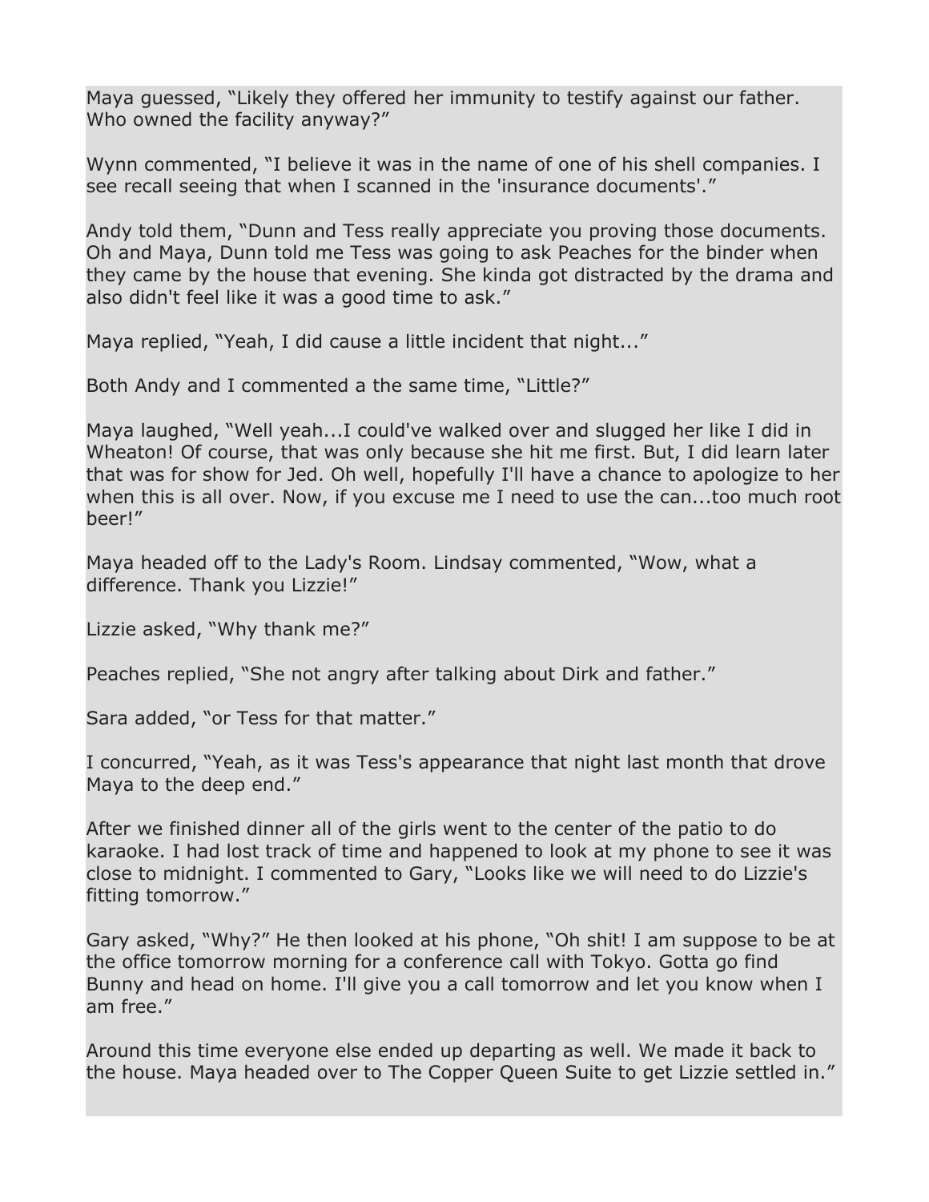Maya guessed, “Likely they offered her immunity to testify against our father. Who owned the facility anyway?”

Wynn commented, “I believe it was in the name of one of his shell companies. I see recall seeing that when I scanned in the 'insurance documents'.”

Andy told them, “Dunn and Tess really appreciate you proving those documents. Oh and Maya, Dunn told me Tess was going to ask Peaches for the binder when they came by the house that evening. She kinda got distracted by the drama and also didn't feel like it was a good time to ask.”

Maya replied, “Yeah, I did cause a little incident that night...”

Both Andy and I commented a the same time, “Little?”

Maya laughed, “Well yeah...I could've walked over and slugged her like I did in Wheaton! Of course, that was only because she hit me first. But, I did learn later that was for show for Jed. Oh well, hopefully I'll have a chance to apologize to her when this is all over. Now, if you excuse me I need to use the can...too much root beer!”

Maya headed off to the Lady's Room. Lindsay commented, “Wow, what a difference. Thank you Lizzie!”

Lizzie asked, “Why thank me?”

Peaches replied, “She not angry after talking about Dirk and father.”

Sara added, “or Tess for that matter.”

I concurred, “Yeah, as it was Tess's appearance that night last month that drove Maya to the deep end.”

After we finished dinner all of the girls went to the center of the patio to do karaoke. I had lost track of time and happened to look at my phone to see it was close to midnight. I commented to Gary, “Looks like we will need to do Lizzie's fitting tomorrow.”

Gary asked, “Why?” He then looked at his phone, “Oh shit! I am suppose to be at the office tomorrow morning for a conference call with Tokyo. Gotta go find Bunny and head on home. I'll give you a call tomorrow and let you know when I am free.”

Around this time everyone else ended up departing as well. We made it back to the house. Maya headed over to The Copper Queen Suite to get Lizzie settled in.”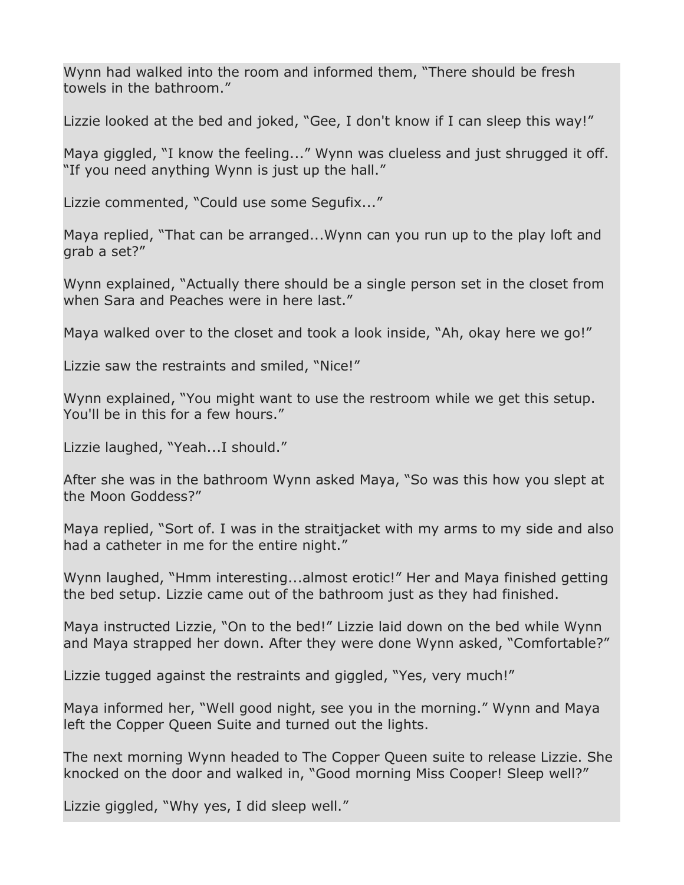Wynn had walked into the room and informed them, “There should be fresh towels in the bathroom.”

Lizzie looked at the bed and joked, “Gee, I don't know if I can sleep this way!”

Maya giggled, “I know the feeling...” Wynn was clueless and just shrugged it off. “If you need anything Wynn is just up the hall.”

Lizzie commented, “Could use some Segufix...”

Maya replied, “That can be arranged...Wynn can you run up to the play loft and grab a set?”

Wynn explained, “Actually there should be a single person set in the closet from when Sara and Peaches were in here last.”

Maya walked over to the closet and took a look inside, “Ah, okay here we go!”

Lizzie saw the restraints and smiled, “Nice!”

Wynn explained, “You might want to use the restroom while we get this setup. You'll be in this for a few hours.”

Lizzie laughed, “Yeah...I should.”

After she was in the bathroom Wynn asked Maya, “So was this how you slept at the Moon Goddess?”

Maya replied, “Sort of. I was in the straitjacket with my arms to my side and also had a catheter in me for the entire night.”

Wynn laughed, “Hmm interesting...almost erotic!” Her and Maya finished getting the bed setup. Lizzie came out of the bathroom just as they had finished.

Maya instructed Lizzie, “On to the bed!” Lizzie laid down on the bed while Wynn and Maya strapped her down. After they were done Wynn asked, “Comfortable?”

Lizzie tugged against the restraints and giggled, “Yes, very much!”

Maya informed her, “Well good night, see you in the morning.” Wynn and Maya left the Copper Queen Suite and turned out the lights.

The next morning Wynn headed to The Copper Queen suite to release Lizzie. She knocked on the door and walked in, “Good morning Miss Cooper! Sleep well?”

Lizzie giggled, “Why yes, I did sleep well.”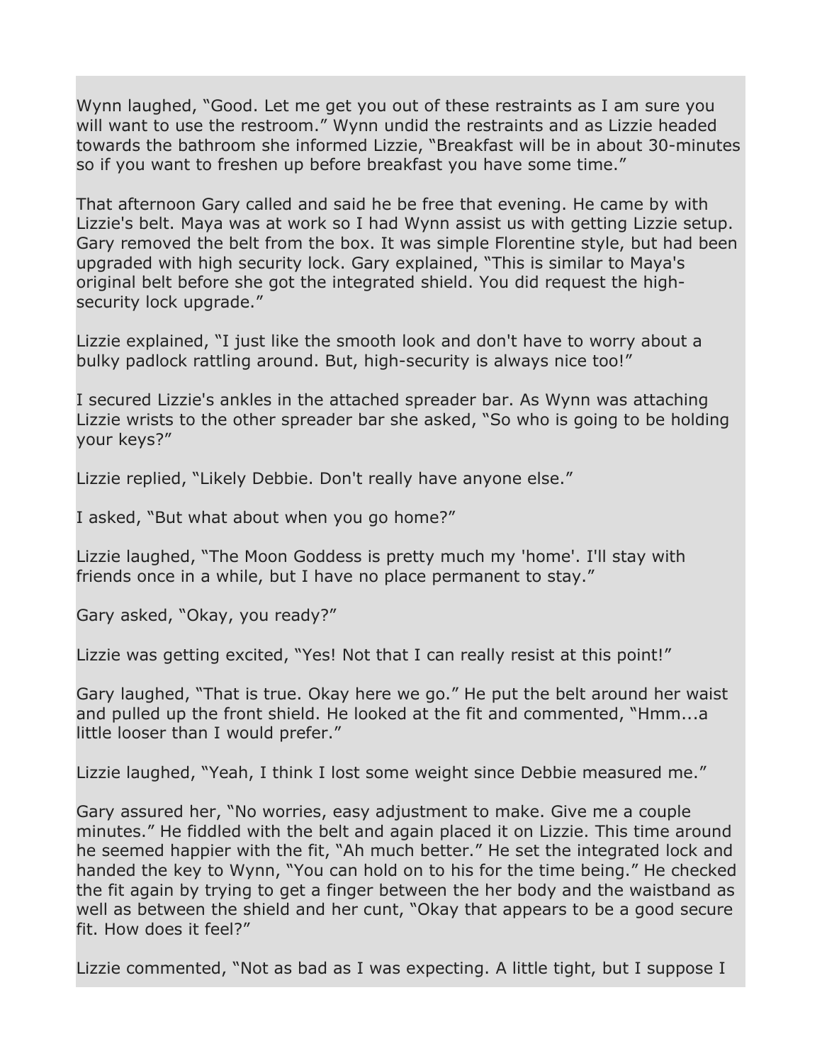Wynn laughed, “Good. Let me get you out of these restraints as I am sure you will want to use the restroom.” Wynn undid the restraints and as Lizzie headed towards the bathroom she informed Lizzie, “Breakfast will be in about 30-minutes so if you want to freshen up before breakfast you have some time.”

That afternoon Gary called and said he be free that evening. He came by with Lizzie's belt. Maya was at work so I had Wynn assist us with getting Lizzie setup. Gary removed the belt from the box. It was simple Florentine style, but had been upgraded with high security lock. Gary explained, “This is similar to Maya's original belt before she got the integrated shield. You did request the high-security lock upgrade.”

Lizzie explained, “I just like the smooth look and don't have to worry about a bulky padlock rattling around. But, high-security is always nice too!”

I secured Lizzie's ankles in the attached spreader bar. As Wynn was attaching Lizzie wrists to the other spreader bar she asked, “So who is going to be holding your keys?”

Lizzie replied, “Likely Debbie. Don't really have anyone else.”

I asked, “But what about when you go home?”

Lizzie laughed, “The Moon Goddess is pretty much my 'home'. I'll stay with friends once in a while, but I have no place permanent to stay.”

Gary asked, “Okay, you ready?”

Lizzie was getting excited, “Yes! Not that I can really resist at this point!”

Gary laughed, “That is true. Okay here we go.” He put the belt around her waist and pulled up the front shield. He looked at the fit and commented, “Hmm...a little looser than I would prefer.”

Lizzie laughed, “Yeah, I think I lost some weight since Debbie measured me.”

Gary assured her, “No worries, easy adjustment to make. Give me a couple minutes.” He fiddled with the belt and again placed it on Lizzie. This time around he seemed happier with the fit, “Ah much better.” He set the integrated lock and handed the key to Wynn, “You can hold on to his for the time being.” He checked the fit again by trying to get a finger between the her body and the waistband as well as between the shield and her cunt, “Okay that appears to be a good secure fit. How does it feel?”

Lizzie commented, “Not as bad as I was expecting. A little tight, but I suppose I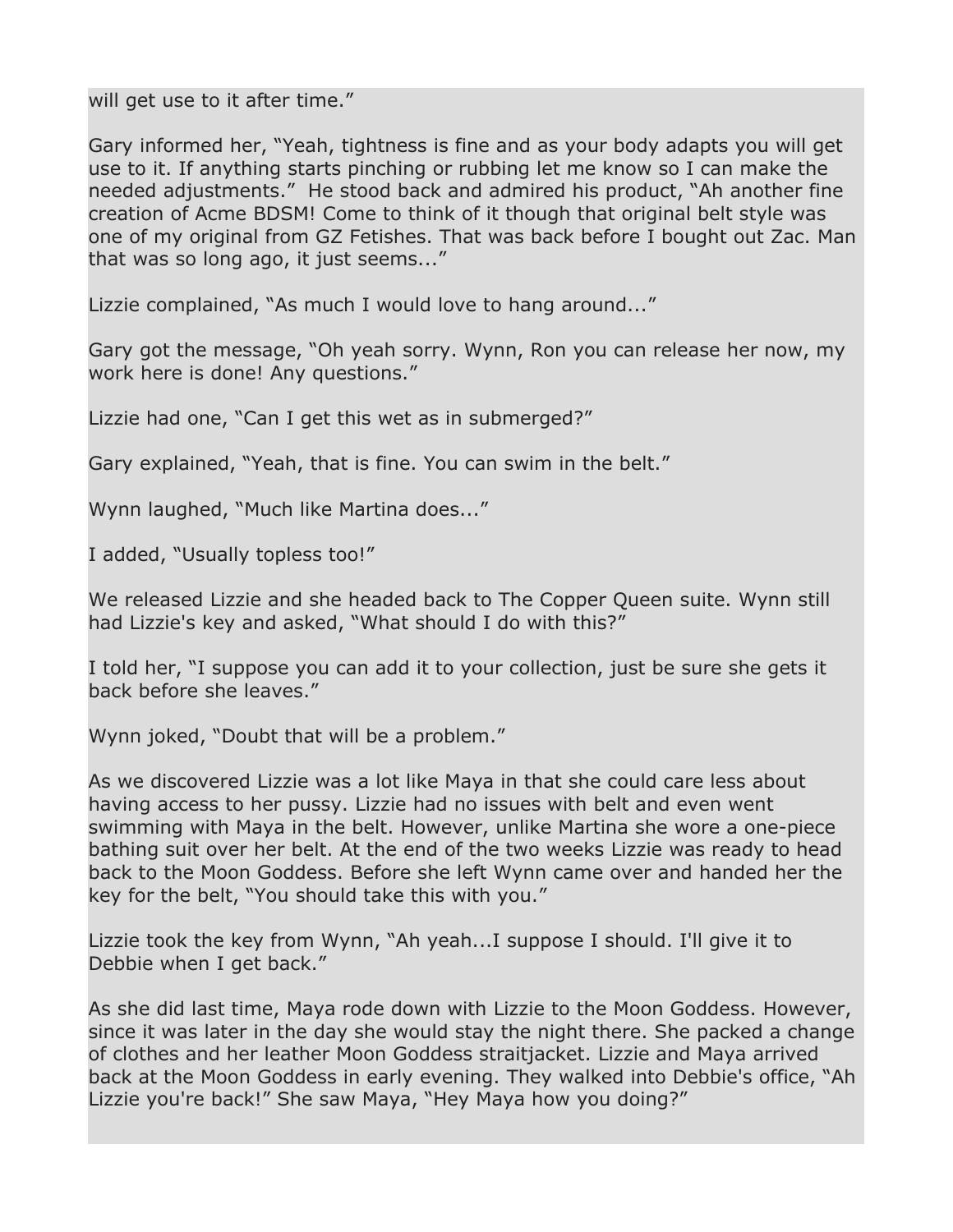will get use to it after time."

Gary informed her, "Yeah, tightness is fine and as your body adapts you will get use to it. If anything starts pinching or rubbing let me know so I can make the needed adjustments." He stood back and admired his product, "Ah another fine creation of Acme BDSM! Come to think of it though that original belt style was one of my original from GZ Fetishes. That was back before I bought out Zac. Man that was so long ago, it just seems..."

Lizzie complained, "As much I would love to hang around..."

Gary got the message, "Oh yeah sorry. Wynn, Ron you can release her now, my work here is done! Any questions."

Lizzie had one, "Can I get this wet as in submerged?"

Gary explained, "Yeah, that is fine. You can swim in the belt."

Wynn laughed, "Much like Martina does..."

I added, "Usually topless too!"

We released Lizzie and she headed back to The Copper Queen suite. Wynn still had Lizzie's key and asked, "What should I do with this?"

I told her, "I suppose you can add it to your collection, just be sure she gets it back before she leaves."

Wynn joked, "Doubt that will be a problem."

As we discovered Lizzie was a lot like Maya in that she could care less about having access to her pussy. Lizzie had no issues with belt and even went swimming with Maya in the belt. However, unlike Martina she wore a one-piece bathing suit over her belt. At the end of the two weeks Lizzie was ready to head back to the Moon Goddess. Before she left Wynn came over and handed her the key for the belt, "You should take this with you."

Lizzie took the key from Wynn, "Ah yeah...I suppose I should. I'll give it to Debbie when I get back."

As she did last time, Maya rode down with Lizzie to the Moon Goddess. However, since it was later in the day she would stay the night there. She packed a change of clothes and her leather Moon Goddess straitjacket. Lizzie and Maya arrived back at the Moon Goddess in early evening. They walked into Debbie's office, "Ah Lizzie you're back!" She saw Maya, "Hey Maya how you doing?"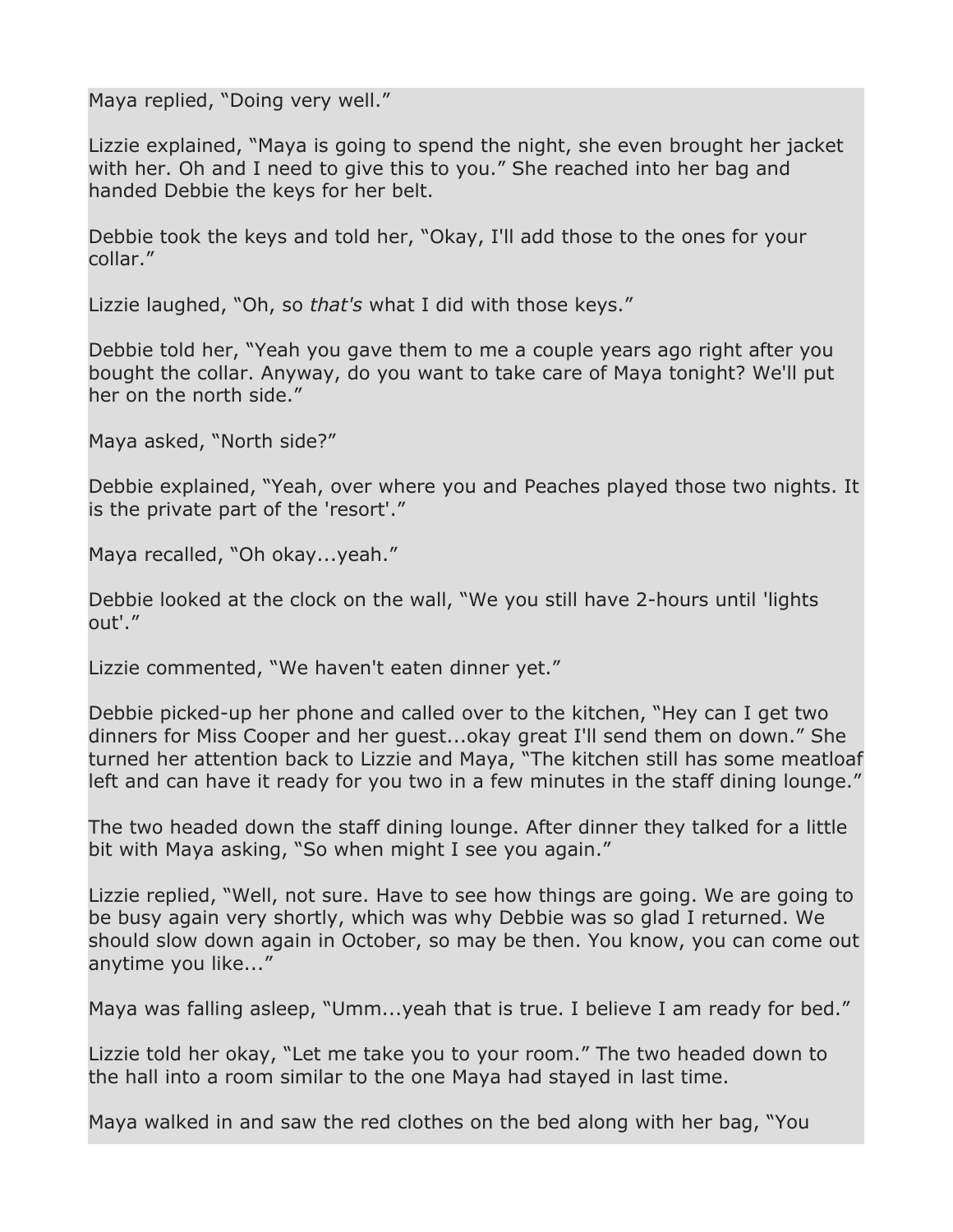Maya replied, “Doing very well.”

Lizzie explained, “Maya is going to spend the night, she even brought her jacket with her. Oh and I need to give this to you.” She reached into her bag and handed Debbie the keys for her belt.

Debbie took the keys and told her, “Okay, I'll add those to the ones for your collar.”

Lizzie laughed, “Oh, so *that's* what I did with those keys.”

Debbie told her, “Yeah you gave them to me a couple years ago right after you bought the collar. Anyway, do you want to take care of Maya tonight? We'll put her on the north side.”

Maya asked, “North side?”

Debbie explained, “Yeah, over where you and Peaches played those two nights. It is the private part of the 'resort'.”

Maya recalled, “Oh okay...yeah.”

Debbie looked at the clock on the wall, “We you still have 2-hours until 'lights out'.”

Lizzie commented, “We haven't eaten dinner yet.”

Debbie picked-up her phone and called over to the kitchen, “Hey can I get two dinners for Miss Cooper and her guest...okay great I'll send them on down.” She turned her attention back to Lizzie and Maya, “The kitchen still has some meatloaf left and can have it ready for you two in a few minutes in the staff dining lounge.”

The two headed down the staff dining lounge. After dinner they talked for a little bit with Maya asking, “So when might I see you again.”

Lizzie replied, “Well, not sure. Have to see how things are going. We are going to be busy again very shortly, which was why Debbie was so glad I returned. We should slow down again in October, so may be then. You know, you can come out anytime you like...”

Maya was falling asleep, “Umm...yeah that is true. I believe I am ready for bed.”

Lizzie told her okay, “Let me take you to your room.” The two headed down to the hall into a room similar to the one Maya had stayed in last time.

Maya walked in and saw the red clothes on the bed along with her bag, “You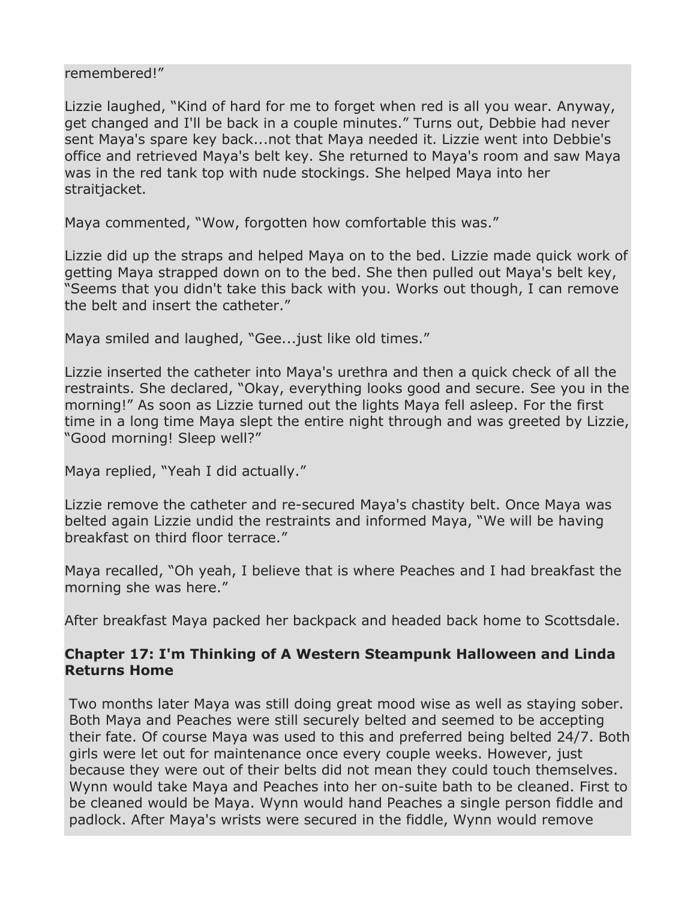remembered!"

Lizzie laughed, "Kind of hard for me to forget when red is all you wear. Anyway, get changed and I'll be back in a couple minutes." Turns out, Debbie had never sent Maya's spare key back...not that Maya needed it. Lizzie went into Debbie's office and retrieved Maya's belt key. She returned to Maya's room and saw Maya was in the red tank top with nude stockings. She helped Maya into her straitjacket.

Maya commented, "Wow, forgotten how comfortable this was."

Lizzie did up the straps and helped Maya on to the bed. Lizzie made quick work of getting Maya strapped down on to the bed. She then pulled out Maya's belt key, "Seems that you didn't take this back with you. Works out though, I can remove the belt and insert the catheter."

Maya smiled and laughed, "Gee...just like old times."

Lizzie inserted the catheter into Maya's urethra and then a quick check of all the restraints. She declared, "Okay, everything looks good and secure. See you in the morning!" As soon as Lizzie turned out the lights Maya fell asleep. For the first time in a long time Maya slept the entire night through and was greeted by Lizzie, "Good morning! Sleep well?"

Maya replied, "Yeah I did actually."

Lizzie remove the catheter and re-secured Maya's chastity belt. Once Maya was belted again Lizzie undid the restraints and informed Maya, "We will be having breakfast on third floor terrace."

Maya recalled, "Oh yeah, I believe that is where Peaches and I had breakfast the morning she was here."

After breakfast Maya packed her backpack and headed back home to Scottsdale.

## Chapter 17: I'm Thinking of A Western Steampunk Halloween and Linda Returns Home

Two months later Maya was still doing great mood wise as well as staying sober. Both Maya and Peaches were still securely belted and seemed to be accepting their fate. Of course Maya was used to this and preferred being belted 24/7. Both girls were let out for maintenance once every couple weeks. However, just because they were out of their belts did not mean they could touch themselves. Wynn would take Maya and Peaches into her on-suite bath to be cleaned. First to be cleaned would be Maya. Wynn would hand Peaches a single person fiddle and padlock. After Maya's wrists were secured in the fiddle, Wynn would remove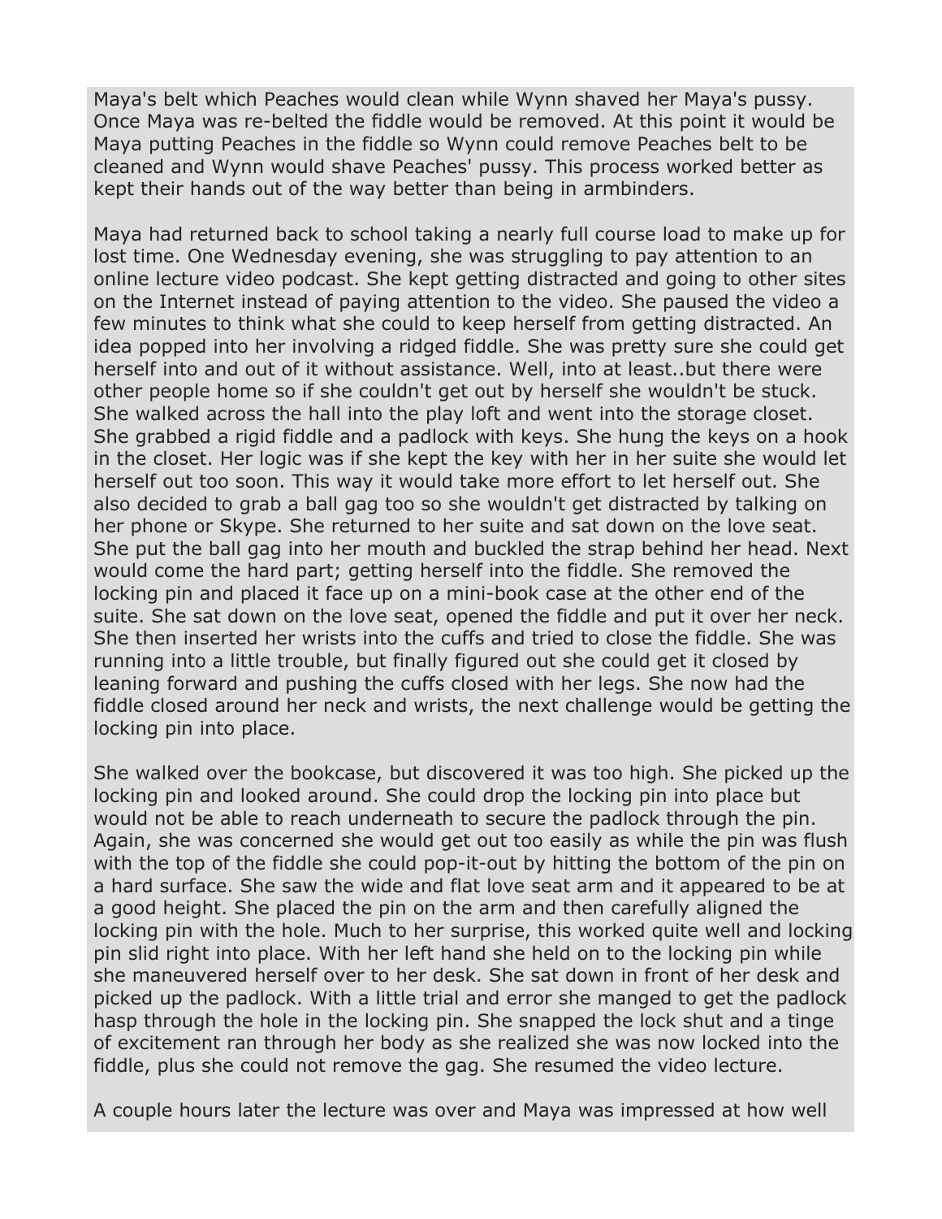Maya's belt which Peaches would clean while Wynn shaved her Maya's pussy. Once Maya was re-belted the fiddle would be removed. At this point it would be Maya putting Peaches in the fiddle so Wynn could remove Peaches belt to be cleaned and Wynn would shave Peaches' pussy. This process worked better as kept their hands out of the way better than being in armbinders.

Maya had returned back to school taking a nearly full course load to make up for lost time. One Wednesday evening, she was struggling to pay attention to an online lecture video podcast. She kept getting distracted and going to other sites on the Internet instead of paying attention to the video. She paused the video a few minutes to think what she could to keep herself from getting distracted. An idea popped into her involving a ridged fiddle. She was pretty sure she could get herself into and out of it without assistance. Well, into at least..but there were other people home so if she couldn't get out by herself she wouldn't be stuck. She walked across the hall into the play loft and went into the storage closet. She grabbed a rigid fiddle and a padlock with keys. She hung the keys on a hook in the closet. Her logic was if she kept the key with her in her suite she would let herself out too soon. This way it would take more effort to let herself out. She also decided to grab a ball gag too so she wouldn't get distracted by talking on her phone or Skype. She returned to her suite and sat down on the love seat. She put the ball gag into her mouth and buckled the strap behind her head. Next would come the hard part; getting herself into the fiddle. She removed the locking pin and placed it face up on a mini-book case at the other end of the suite. She sat down on the love seat, opened the fiddle and put it over her neck. She then inserted her wrists into the cuffs and tried to close the fiddle. She was running into a little trouble, but finally figured out she could get it closed by leaning forward and pushing the cuffs closed with her legs. She now had the fiddle closed around her neck and wrists, the next challenge would be getting the locking pin into place.

She walked over the bookcase, but discovered it was too high. She picked up the locking pin and looked around. She could drop the locking pin into place but would not be able to reach underneath to secure the padlock through the pin. Again, she was concerned she would get out too easily as while the pin was flush with the top of the fiddle she could pop-it-out by hitting the bottom of the pin on a hard surface. She saw the wide and flat love seat arm and it appeared to be at a good height. She placed the pin on the arm and then carefully aligned the locking pin with the hole. Much to her surprise, this worked quite well and locking pin slid right into place. With her left hand she held on to the locking pin while she maneuvered herself over to her desk. She sat down in front of her desk and picked up the padlock. With a little trial and error she manged to get the padlock hasp through the hole in the locking pin. She snapped the lock shut and a tinge of excitement ran through her body as she realized she was now locked into the fiddle, plus she could not remove the gag. She resumed the video lecture.

A couple hours later the lecture was over and Maya was impressed at how well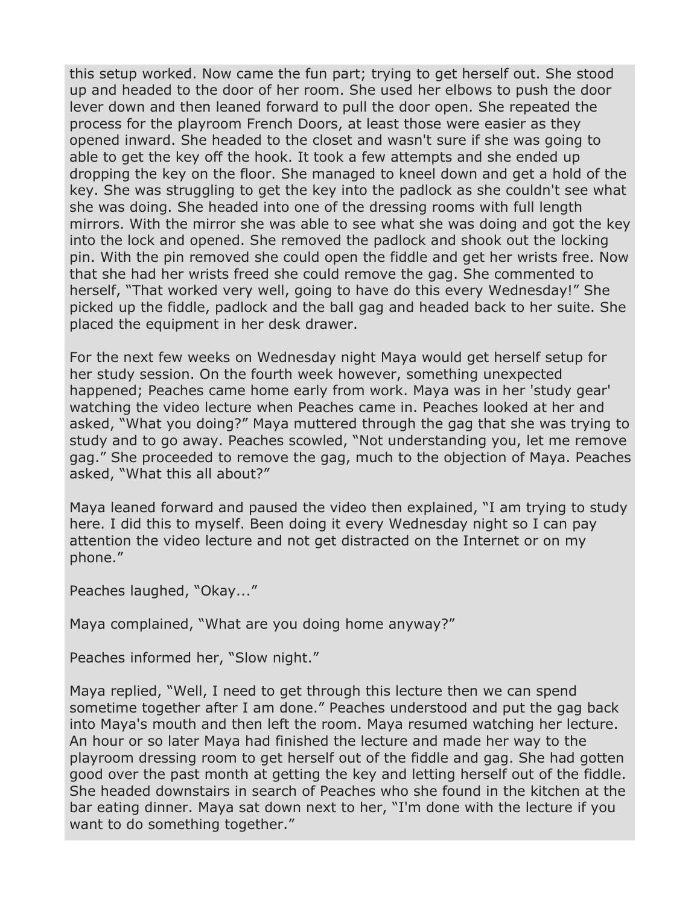this setup worked. Now came the fun part; trying to get herself out. She stood up and headed to the door of her room. She used her elbows to push the door lever down and then leaned forward to pull the door open. She repeated the process for the playroom French Doors, at least those were easier as they opened inward. She headed to the closet and wasn't sure if she was going to able to get the key off the hook. It took a few attempts and she ended up dropping the key on the floor. She managed to kneel down and get a hold of the key. She was struggling to get the key into the padlock as she couldn't see what she was doing. She headed into one of the dressing rooms with full length mirrors. With the mirror she was able to see what she was doing and got the key into the lock and opened. She removed the padlock and shook out the locking pin. With the pin removed she could open the fiddle and get her wrists free. Now that she had her wrists freed she could remove the gag. She commented to herself, "That worked very well, going to have do this every Wednesday!" She picked up the fiddle, padlock and the ball gag and headed back to her suite. She placed the equipment in her desk drawer.

For the next few weeks on Wednesday night Maya would get herself setup for her study session. On the fourth week however, something unexpected happened; Peaches came home early from work. Maya was in her 'study gear' watching the video lecture when Peaches came in. Peaches looked at her and asked, "What you doing?" Maya muttered through the gag that she was trying to study and to go away. Peaches scowled, "Not understanding you, let me remove gag." She proceeded to remove the gag, much to the objection of Maya. Peaches asked, "What this all about?"

Maya leaned forward and paused the video then explained, "I am trying to study here. I did this to myself. Been doing it every Wednesday night so I can pay attention the video lecture and not get distracted on the Internet or on my phone."

Peaches laughed, "Okay..."

Maya complained, "What are you doing home anyway?"

Peaches informed her, "Slow night."

Maya replied, "Well, I need to get through this lecture then we can spend sometime together after I am done." Peaches understood and put the gag back into Maya's mouth and then left the room. Maya resumed watching her lecture. An hour or so later Maya had finished the lecture and made her way to the playroom dressing room to get herself out of the fiddle and gag. She had gotten good over the past month at getting the key and letting herself out of the fiddle. She headed downstairs in search of Peaches who she found in the kitchen at the bar eating dinner. Maya sat down next to her, "I'm done with the lecture if you want to do something together."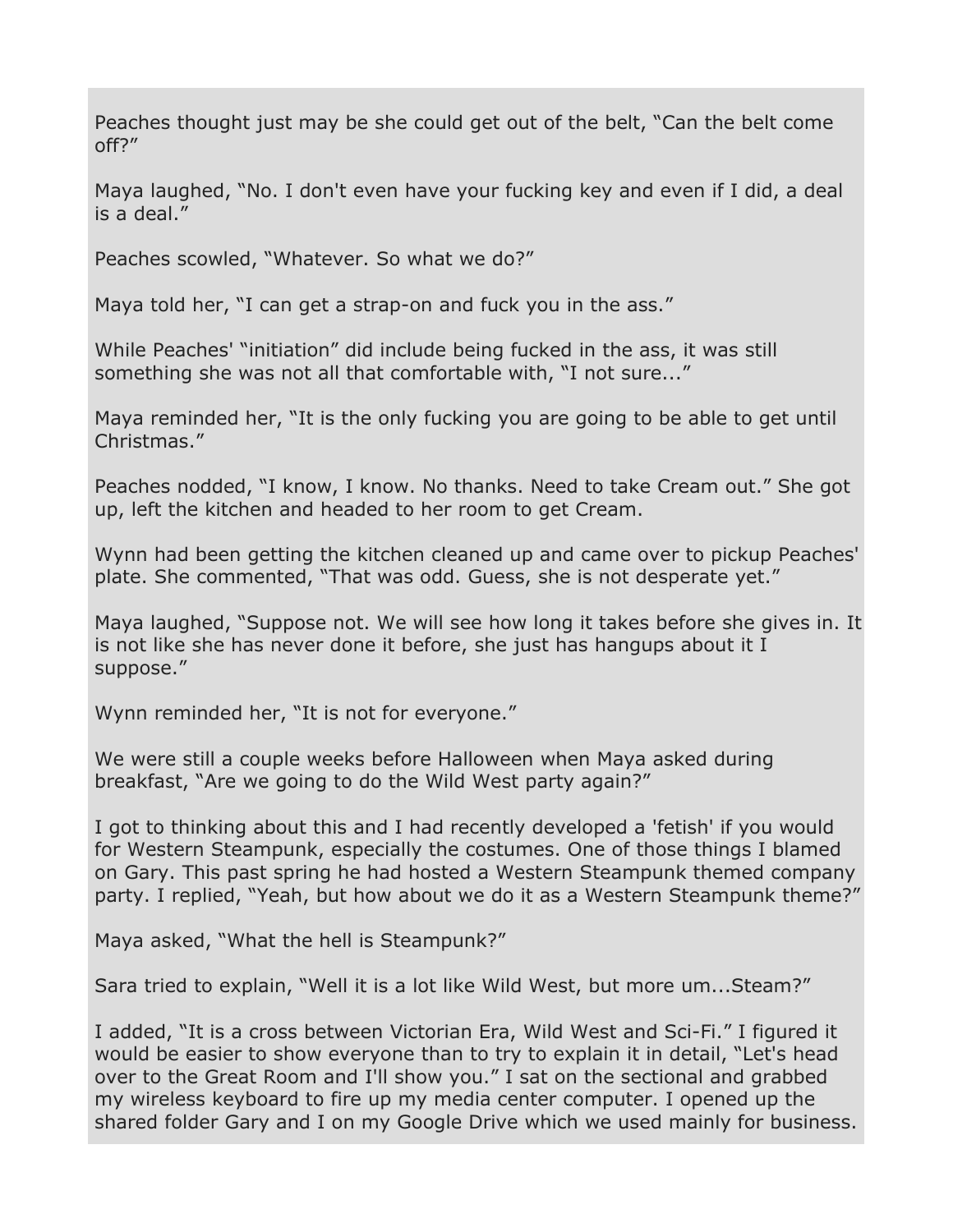Peaches thought just may be she could get out of the belt, “Can the belt come off?”

Maya laughed, “No. I don't even have your fucking key and even if I did, a deal is a deal.”

Peaches scowled, “Whatever. So what we do?”

Maya told her, “I can get a strap-on and fuck you in the ass.”

While Peaches' “initiation” did include being fucked in the ass, it was still something she was not all that comfortable with, “I not sure...”

Maya reminded her, “It is the only fucking you are going to be able to get until Christmas.”

Peaches nodded, “I know, I know. No thanks. Need to take Cream out.” She got up, left the kitchen and headed to her room to get Cream.

Wynn had been getting the kitchen cleaned up and came over to pickup Peaches' plate. She commented, “That was odd. Guess, she is not desperate yet.”

Maya laughed, “Suppose not. We will see how long it takes before she gives in. It is not like she has never done it before, she just has hangups about it I suppose.”

Wynn reminded her, “It is not for everyone.”

We were still a couple weeks before Halloween when Maya asked during breakfast, “Are we going to do the Wild West party again?”

I got to thinking about this and I had recently developed a 'fetish' if you would for Western Steampunk, especially the costumes. One of those things I blamed on Gary. This past spring he had hosted a Western Steampunk themed company party. I replied, “Yeah, but how about we do it as a Western Steampunk theme?”

Maya asked, “What the hell is Steampunk?”

Sara tried to explain, “Well it is a lot like Wild West, but more um...Steam?”

I added, “It is a cross between Victorian Era, Wild West and Sci-Fi.” I figured it would be easier to show everyone than to try to explain it in detail, “Let's head over to the Great Room and I'll show you.” I sat on the sectional and grabbed my wireless keyboard to fire up my media center computer. I opened up the shared folder Gary and I on my Google Drive which we used mainly for business.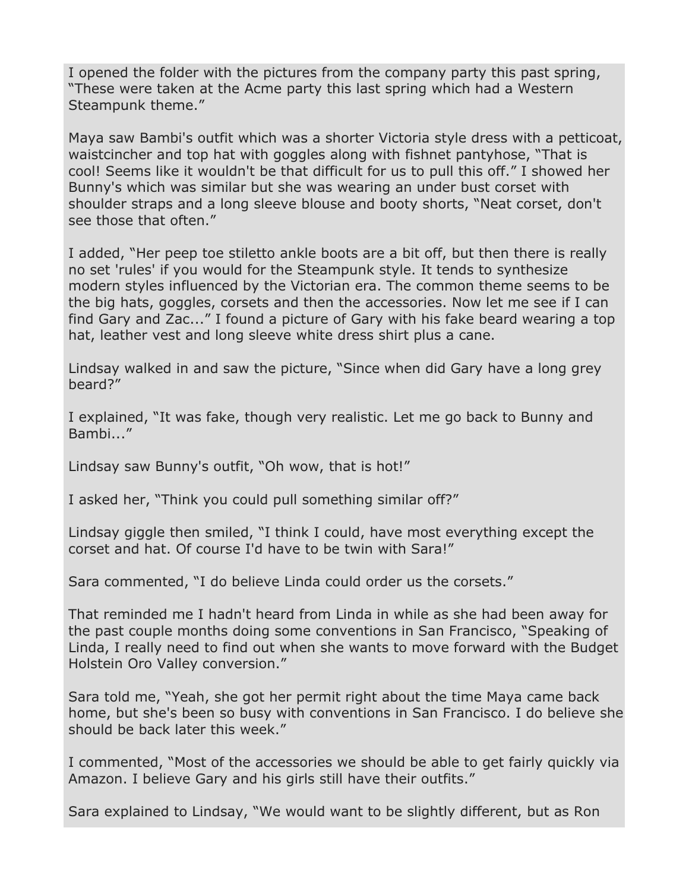I opened the folder with the pictures from the company party this past spring, "These were taken at the Acme party this last spring which had a Western Steampunk theme."

Maya saw Bambi's outfit which was a shorter Victoria style dress with a petticoat, waistcincher and top hat with goggles along with fishnet pantyhose, "That is cool! Seems like it wouldn't be that difficult for us to pull this off." I showed her Bunny's which was similar but she was wearing an under bust corset with shoulder straps and a long sleeve blouse and booty shorts, "Neat corset, don't see those that often."

I added, "Her peep toe stiletto ankle boots are a bit off, but then there is really no set 'rules' if you would for the Steampunk style. It tends to synthesize modern styles influenced by the Victorian era. The common theme seems to be the big hats, goggles, corsets and then the accessories. Now let me see if I can find Gary and Zac..." I found a picture of Gary with his fake beard wearing a top hat, leather vest and long sleeve white dress shirt plus a cane.

Lindsay walked in and saw the picture, "Since when did Gary have a long grey beard?"

I explained, "It was fake, though very realistic. Let me go back to Bunny and Bambi..."

Lindsay saw Bunny's outfit, "Oh wow, that is hot!"

I asked her, "Think you could pull something similar off?"

Lindsay giggle then smiled, "I think I could, have most everything except the corset and hat. Of course I'd have to be twin with Sara!"

Sara commented, "I do believe Linda could order us the corsets."

That reminded me I hadn't heard from Linda in while as she had been away for the past couple months doing some conventions in San Francisco, "Speaking of Linda, I really need to find out when she wants to move forward with the Budget Holstein Oro Valley conversion."

Sara told me, "Yeah, she got her permit right about the time Maya came back home, but she's been so busy with conventions in San Francisco. I do believe she should be back later this week."

I commented, "Most of the accessories we should be able to get fairly quickly via Amazon. I believe Gary and his girls still have their outfits."

Sara explained to Lindsay, "We would want to be slightly different, but as Ron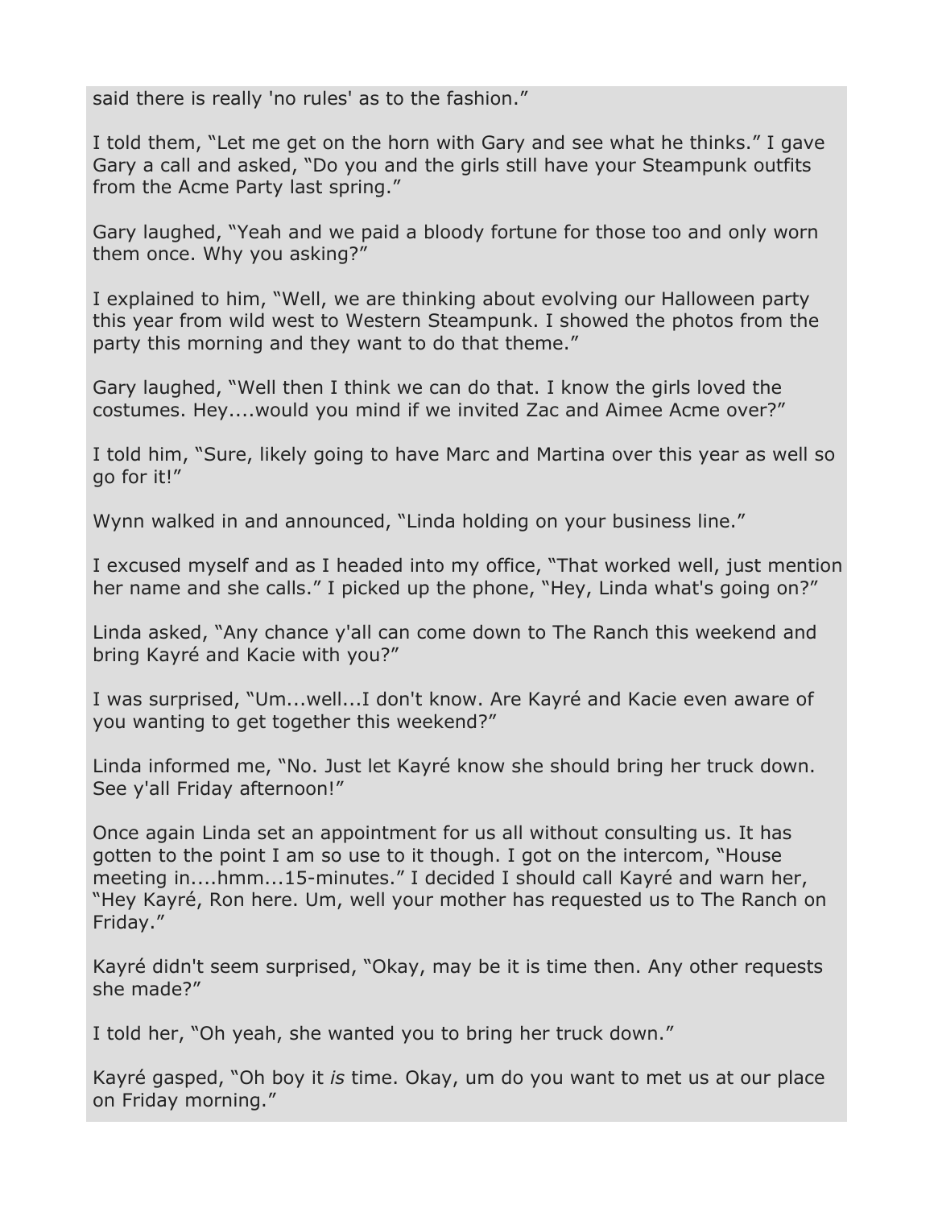said there is really 'no rules' as to the fashion."

I told them, "Let me get on the horn with Gary and see what he thinks." I gave Gary a call and asked, "Do you and the girls still have your Steampunk outfits from the Acme Party last spring."

Gary laughed, "Yeah and we paid a bloody fortune for those too and only worn them once. Why you asking?"

I explained to him, "Well, we are thinking about evolving our Halloween party this year from wild west to Western Steampunk. I showed the photos from the party this morning and they want to do that theme."

Gary laughed, "Well then I think we can do that. I know the girls loved the costumes. Hey....would you mind if we invited Zac and Aimee Acme over?"

I told him, "Sure, likely going to have Marc and Martina over this year as well so go for it!"

Wynn walked in and announced, "Linda holding on your business line."

I excused myself and as I headed into my office, "That worked well, just mention her name and she calls." I picked up the phone, "Hey, Linda what's going on?"

Linda asked, "Any chance y'all can come down to The Ranch this weekend and bring Kayré and Kacie with you?"

I was surprised, "Um...well...I don't know. Are Kayré and Kacie even aware of you wanting to get together this weekend?"

Linda informed me, "No. Just let Kayré know she should bring her truck down. See y'all Friday afternoon!"

Once again Linda set an appointment for us all without consulting us. It has gotten to the point I am so use to it though. I got on the intercom, "House meeting in....hmm...15-minutes." I decided I should call Kayré and warn her, "Hey Kayré, Ron here. Um, well your mother has requested us to The Ranch on Friday."

Kayré didn't seem surprised, "Okay, may be it is time then. Any other requests she made?"

I told her, "Oh yeah, she wanted you to bring her truck down."

Kayré gasped, "Oh boy it *is* time. Okay, um do you want to met us at our place on Friday morning."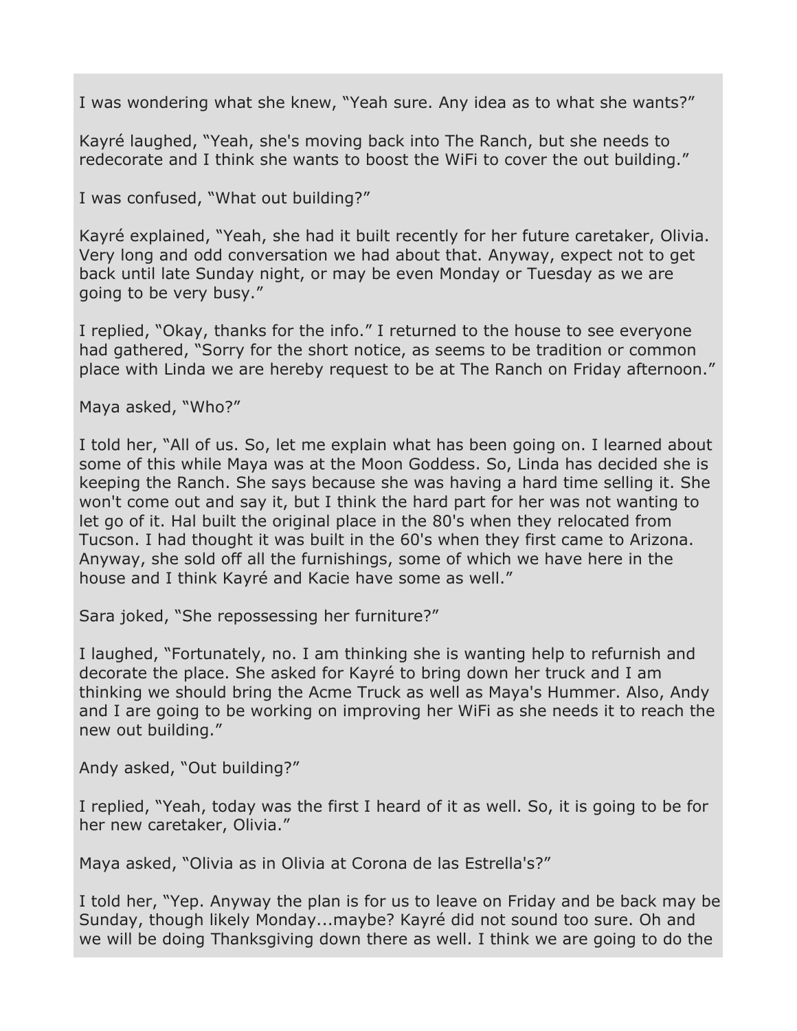I was wondering what she knew, “Yeah sure. Any idea as to what she wants?”

Kayré laughed, “Yeah, she's moving back into The Ranch, but she needs to redecorate and I think she wants to boost the WiFi to cover the out building.”

I was confused, “What out building?”

Kayré explained, “Yeah, she had it built recently for her future caretaker, Olivia. Very long and odd conversation we had about that. Anyway, expect not to get back until late Sunday night, or may be even Monday or Tuesday as we are going to be very busy.”

I replied, “Okay, thanks for the info.” I returned to the house to see everyone had gathered, “Sorry for the short notice, as seems to be tradition or common place with Linda we are hereby request to be at The Ranch on Friday afternoon.”

Maya asked, “Who?”

I told her, “All of us. So, let me explain what has been going on. I learned about some of this while Maya was at the Moon Goddess. So, Linda has decided she is keeping the Ranch. She says because she was having a hard time selling it. She won't come out and say it, but I think the hard part for her was not wanting to let go of it. Hal built the original place in the 80's when they relocated from Tucson. I had thought it was built in the 60's when they first came to Arizona. Anyway, she sold off all the furnishings, some of which we have here in the house and I think Kayré and Kacie have some as well.”

Sara joked, “She repossessing her furniture?”

I laughed, “Fortunately, no. I am thinking she is wanting help to refurnish and decorate the place. She asked for Kayré to bring down her truck and I am thinking we should bring the Acme Truck as well as Maya's Hummer. Also, Andy and I are going to be working on improving her WiFi as she needs it to reach the new out building.”

Andy asked, “Out building?”

I replied, “Yeah, today was the first I heard of it as well. So, it is going to be for her new caretaker, Olivia.”

Maya asked, “Olivia as in Olivia at Corona de las Estrella's?”

I told her, “Yep. Anyway the plan is for us to leave on Friday and be back may be Sunday, though likely Monday...maybe? Kayré did not sound too sure. Oh and we will be doing Thanksgiving down there as well. I think we are going to do the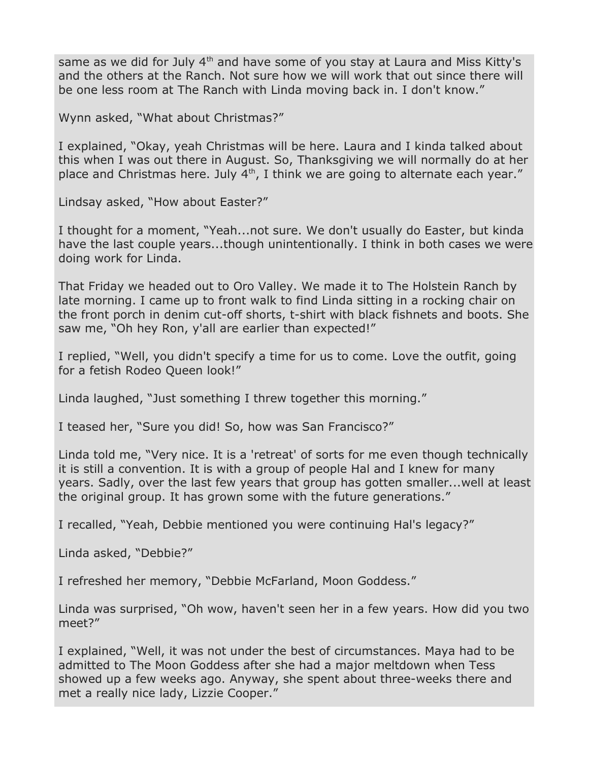same as we did for July 4th and have some of you stay at Laura and Miss Kitty's and the others at the Ranch. Not sure how we will work that out since there will be one less room at The Ranch with Linda moving back in. I don't know."

Wynn asked, "What about Christmas?"

I explained, "Okay, yeah Christmas will be here. Laura and I kinda talked about this when I was out there in August. So, Thanksgiving we will normally do at her place and Christmas here. July 4th, I think we are going to alternate each year."

Lindsay asked, "How about Easter?"

I thought for a moment, "Yeah...not sure. We don't usually do Easter, but kinda have the last couple years...though unintentionally. I think in both cases we were doing work for Linda.

That Friday we headed out to Oro Valley. We made it to The Holstein Ranch by late morning. I came up to front walk to find Linda sitting in a rocking chair on the front porch in denim cut-off shorts, t-shirt with black fishnets and boots. She saw me, "Oh hey Ron, y'all are earlier than expected!"

I replied, "Well, you didn't specify a time for us to come. Love the outfit, going for a fetish Rodeo Queen look!"

Linda laughed, "Just something I threw together this morning."

I teased her, "Sure you did! So, how was San Francisco?"

Linda told me, "Very nice. It is a 'retreat' of sorts for me even though technically it is still a convention. It is with a group of people Hal and I knew for many years. Sadly, over the last few years that group has gotten smaller...well at least the original group. It has grown some with the future generations."

I recalled, "Yeah, Debbie mentioned you were continuing Hal's legacy?"

Linda asked, "Debbie?"

I refreshed her memory, "Debbie McFarland, Moon Goddess."

Linda was surprised, "Oh wow, haven't seen her in a few years. How did you two meet?"

I explained, "Well, it was not under the best of circumstances. Maya had to be admitted to The Moon Goddess after she had a major meltdown when Tess showed up a few weeks ago. Anyway, she spent about three-weeks there and met a really nice lady, Lizzie Cooper."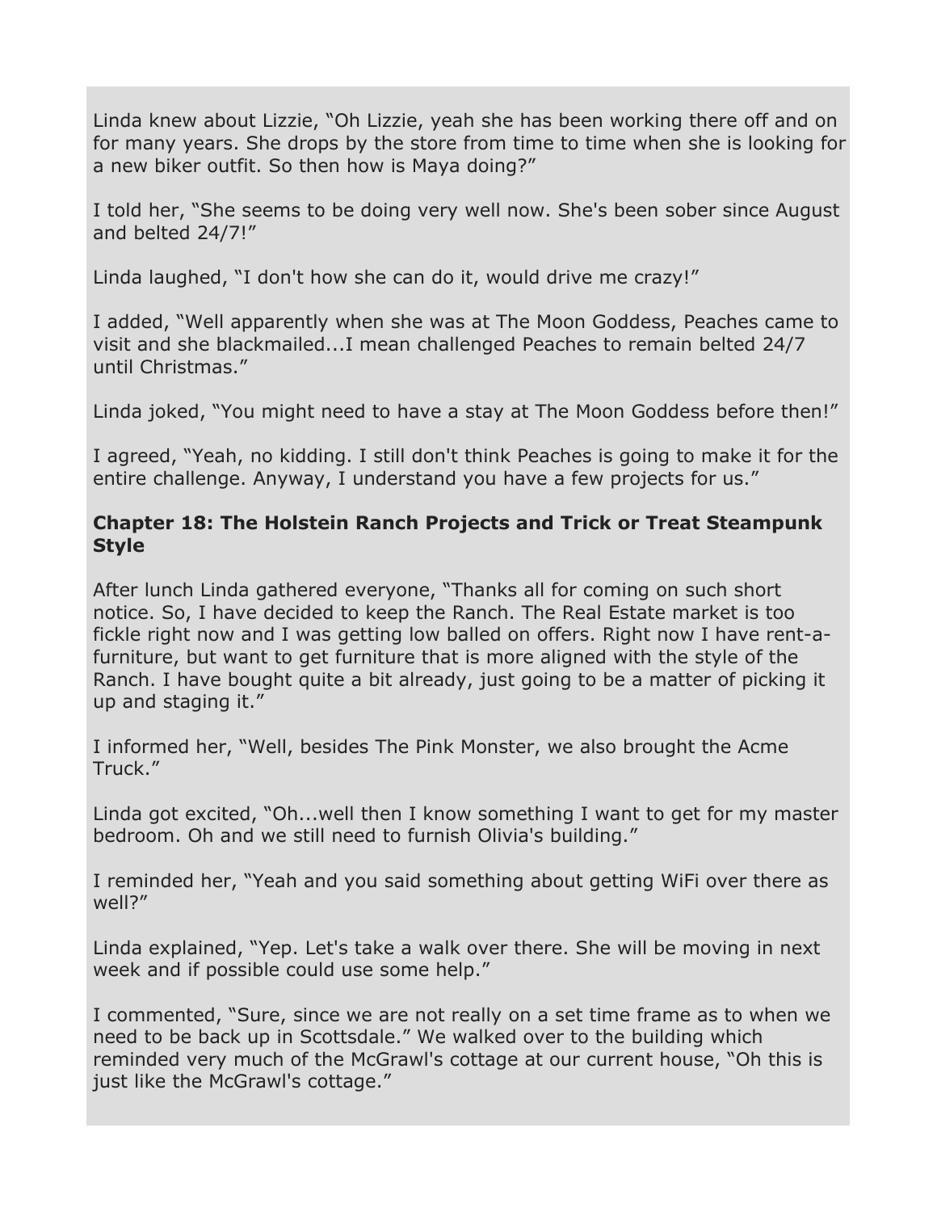Linda knew about Lizzie, “Oh Lizzie, yeah she has been working there off and on for many years. She drops by the store from time to time when she is looking for a new biker outfit. So then how is Maya doing?”

I told her, “She seems to be doing very well now. She's been sober since August and belted 24/7!”

Linda laughed, “I don't how she can do it, would drive me crazy!”

I added, “Well apparently when she was at The Moon Goddess, Peaches came to visit and she blackmailed...I mean challenged Peaches to remain belted 24/7 until Christmas.”

Linda joked, “You might need to have a stay at The Moon Goddess before then!”

I agreed, “Yeah, no kidding. I still don't think Peaches is going to make it for the entire challenge. Anyway, I understand you have a few projects for us.”

### Chapter 18: The Holstein Ranch Projects and Trick or Treat Steampunk Style

After lunch Linda gathered everyone, “Thanks all for coming on such short notice. So, I have decided to keep the Ranch. The Real Estate market is too fickle right now and I was getting low balled on offers. Right now I have rent-a-furniture, but want to get furniture that is more aligned with the style of the Ranch. I have bought quite a bit already, just going to be a matter of picking it up and staging it.”

I informed her, “Well, besides The Pink Monster, we also brought the Acme Truck.”

Linda got excited, “Oh...well then I know something I want to get for my master bedroom. Oh and we still need to furnish Olivia's building.”

I reminded her, “Yeah and you said something about getting WiFi over there as well?”

Linda explained, “Yep. Let's take a walk over there. She will be moving in next week and if possible could use some help.”

I commented, “Sure, since we are not really on a set time frame as to when we need to be back up in Scottsdale.” We walked over to the building which reminded very much of the McGrawl's cottage at our current house, “Oh this is just like the McGrawl's cottage.”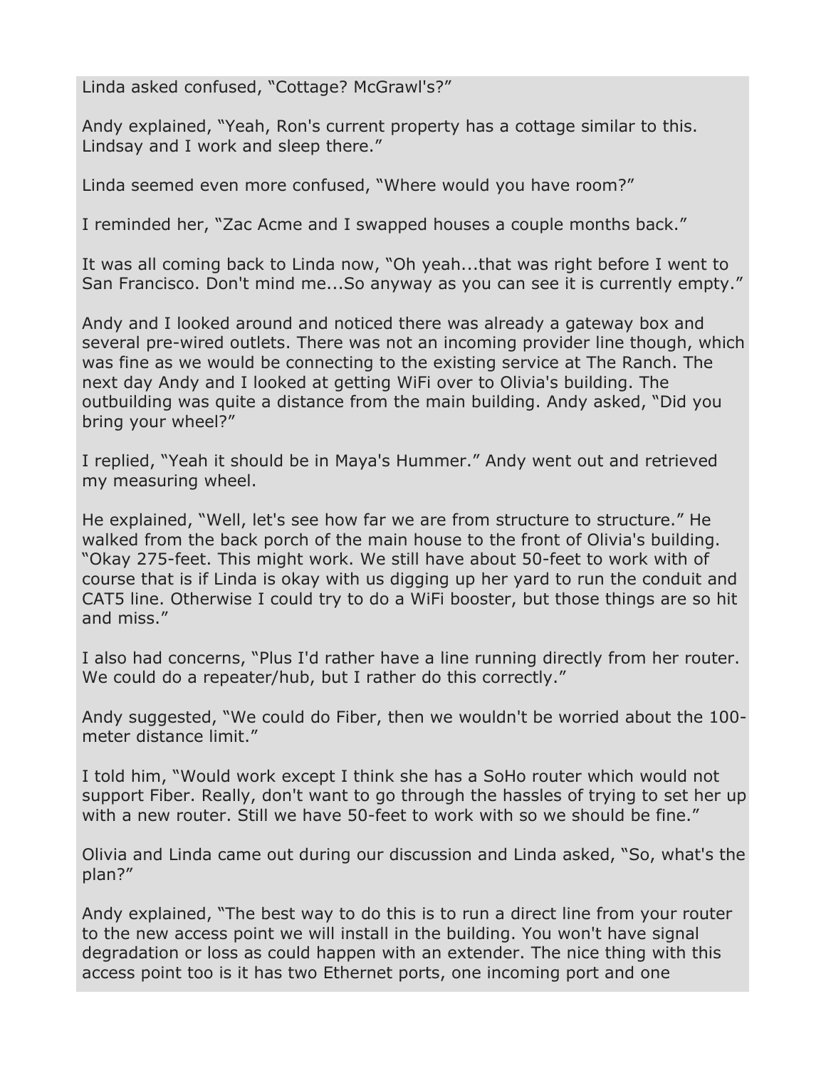Linda asked confused, “Cottage? McGrawl's?”

Andy explained, “Yeah, Ron's current property has a cottage similar to this. Lindsay and I work and sleep there.”

Linda seemed even more confused, “Where would you have room?”

I reminded her, “Zac Acme and I swapped houses a couple months back.”

It was all coming back to Linda now, “Oh yeah...that was right before I went to San Francisco. Don't mind me...So anyway as you can see it is currently empty.”

Andy and I looked around and noticed there was already a gateway box and several pre-wired outlets. There was not an incoming provider line though, which was fine as we would be connecting to the existing service at The Ranch. The next day Andy and I looked at getting WiFi over to Olivia's building. The outbuilding was quite a distance from the main building. Andy asked, “Did you bring your wheel?”

I replied, “Yeah it should be in Maya's Hummer.” Andy went out and retrieved my measuring wheel.

He explained, “Well, let's see how far we are from structure to structure.” He walked from the back porch of the main house to the front of Olivia's building. “Okay 275-feet. This might work. We still have about 50-feet to work with of course that is if Linda is okay with us digging up her yard to run the conduit and CAT5 line. Otherwise I could try to do a WiFi booster, but those things are so hit and miss.”

I also had concerns, “Plus I'd rather have a line running directly from her router. We could do a repeater/hub, but I rather do this correctly.”

Andy suggested, “We could do Fiber, then we wouldn't be worried about the 100-meter distance limit.”

I told him, “Would work except I think she has a SoHo router which would not support Fiber. Really, don't want to go through the hassles of trying to set her up with a new router. Still we have 50-feet to work with so we should be fine.”

Olivia and Linda came out during our discussion and Linda asked, “So, what's the plan?”

Andy explained, “The best way to do this is to run a direct line from your router to the new access point we will install in the building. You won't have signal degradation or loss as could happen with an extender. The nice thing with this access point too is it has two Ethernet ports, one incoming port and one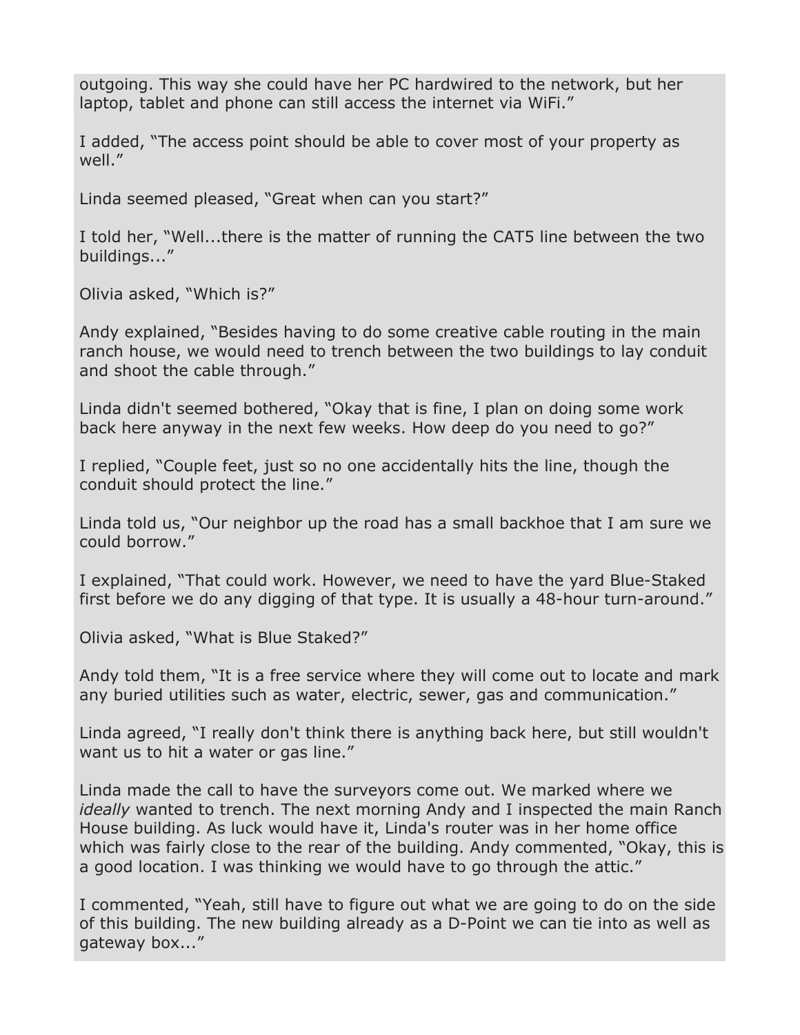outgoing. This way she could have her PC hardwired to the network, but her laptop, tablet and phone can still access the internet via WiFi."

I added, "The access point should be able to cover most of your property as well."

Linda seemed pleased, "Great when can you start?"

I told her, "Well...there is the matter of running the CAT5 line between the two buildings..."

Olivia asked, "Which is?"

Andy explained, "Besides having to do some creative cable routing in the main ranch house, we would need to trench between the two buildings to lay conduit and shoot the cable through."

Linda didn't seemed bothered, "Okay that is fine, I plan on doing some work back here anyway in the next few weeks. How deep do you need to go?"

I replied, "Couple feet, just so no one accidentally hits the line, though the conduit should protect the line."

Linda told us, "Our neighbor up the road has a small backhoe that I am sure we could borrow."

I explained, "That could work. However, we need to have the yard Blue-Staked first before we do any digging of that type. It is usually a 48-hour turn-around."

Olivia asked, "What is Blue Staked?"

Andy told them, "It is a free service where they will come out to locate and mark any buried utilities such as water, electric, sewer, gas and communication."

Linda agreed, "I really don't think there is anything back here, but still wouldn't want us to hit a water or gas line."

Linda made the call to have the surveyors come out. We marked where we *ideally* wanted to trench. The next morning Andy and I inspected the main Ranch House building. As luck would have it, Linda's router was in her home office which was fairly close to the rear of the building. Andy commented, "Okay, this is a good location. I was thinking we would have to go through the attic."

I commented, "Yeah, still have to figure out what we are going to do on the side of this building. The new building already as a D-Point we can tie into as well as gateway box..."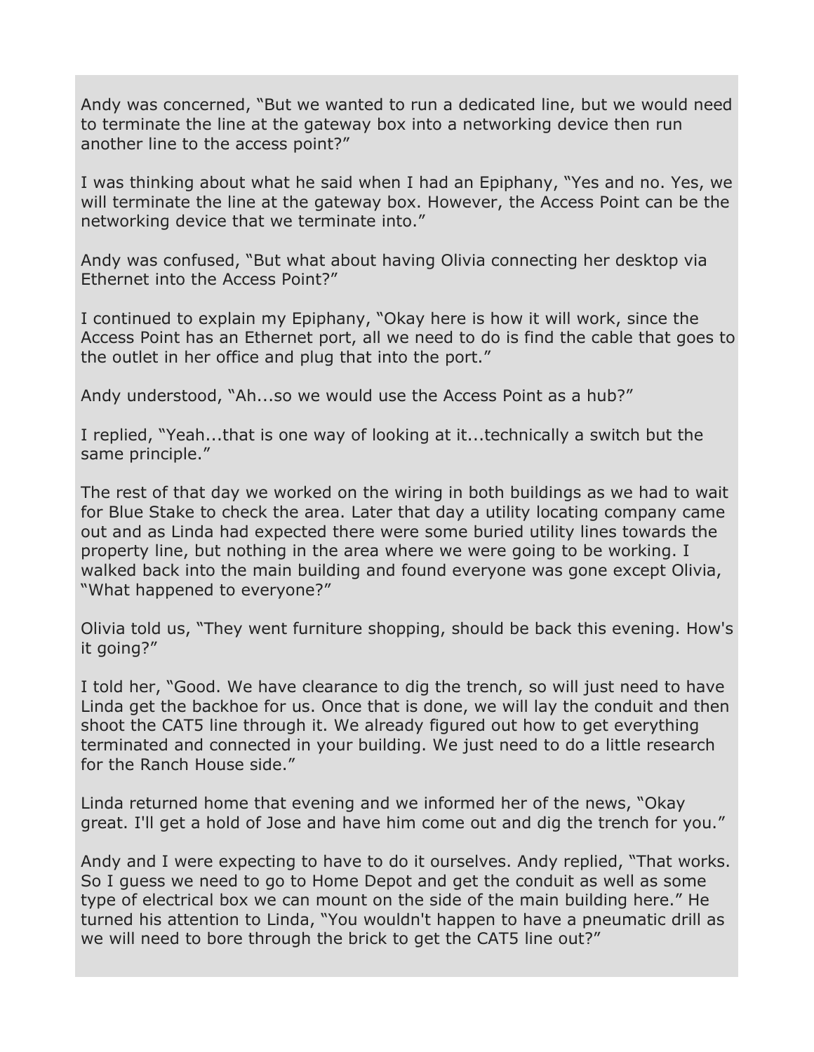Andy was concerned, “But we wanted to run a dedicated line, but we would need to terminate the line at the gateway box into a networking device then run another line to the access point?”

I was thinking about what he said when I had an Epiphany, “Yes and no. Yes, we will terminate the line at the gateway box. However, the Access Point can be the networking device that we terminate into.”

Andy was confused, “But what about having Olivia connecting her desktop via Ethernet into the Access Point?”

I continued to explain my Epiphany, “Okay here is how it will work, since the Access Point has an Ethernet port, all we need to do is find the cable that goes to the outlet in her office and plug that into the port.”

Andy understood, “Ah...so we would use the Access Point as a hub?”

I replied, “Yeah...that is one way of looking at it...technically a switch but the same principle.”

The rest of that day we worked on the wiring in both buildings as we had to wait for Blue Stake to check the area. Later that day a utility locating company came out and as Linda had expected there were some buried utility lines towards the property line, but nothing in the area where we were going to be working. I walked back into the main building and found everyone was gone except Olivia, “What happened to everyone?”

Olivia told us, “They went furniture shopping, should be back this evening. How's it going?”

I told her, “Good. We have clearance to dig the trench, so will just need to have Linda get the backhoe for us. Once that is done, we will lay the conduit and then shoot the CAT5 line through it. We already figured out how to get everything terminated and connected in your building. We just need to do a little research for the Ranch House side.”

Linda returned home that evening and we informed her of the news, “Okay great. I'll get a hold of Jose and have him come out and dig the trench for you.”

Andy and I were expecting to have to do it ourselves. Andy replied, “That works. So I guess we need to go to Home Depot and get the conduit as well as some type of electrical box we can mount on the side of the main building here.” He turned his attention to Linda, “You wouldn't happen to have a pneumatic drill as we will need to bore through the brick to get the CAT5 line out?”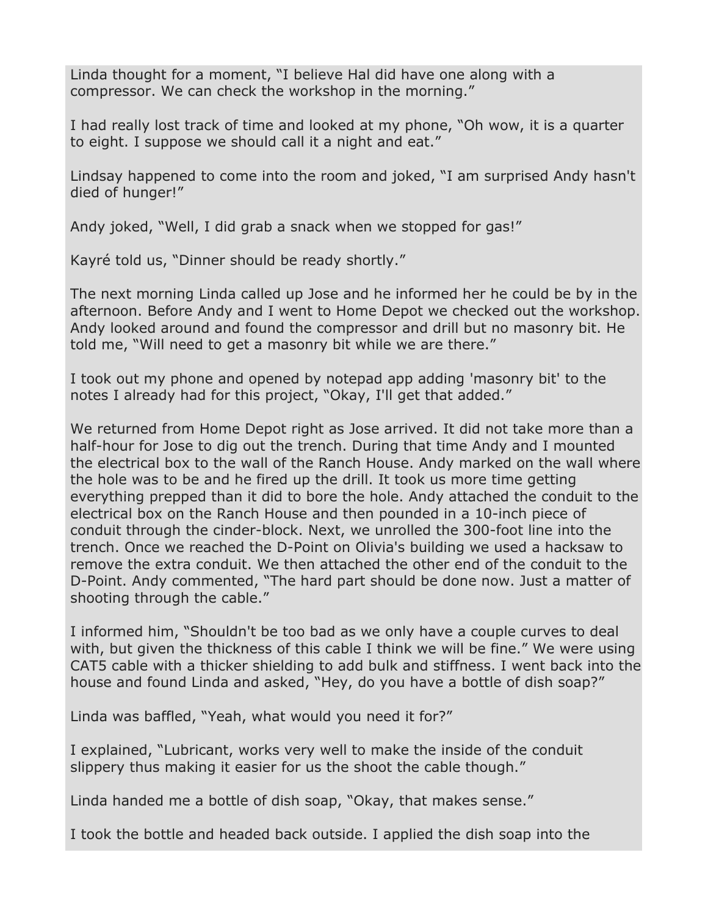Linda thought for a moment, “I believe Hal did have one along with a compressor. We can check the workshop in the morning.”

I had really lost track of time and looked at my phone, “Oh wow, it is a quarter to eight. I suppose we should call it a night and eat.”

Lindsay happened to come into the room and joked, “I am surprised Andy hasn't died of hunger!”

Andy joked, “Well, I did grab a snack when we stopped for gas!”

Kayré told us, “Dinner should be ready shortly.”

The next morning Linda called up Jose and he informed her he could be by in the afternoon. Before Andy and I went to Home Depot we checked out the workshop. Andy looked around and found the compressor and drill but no masonry bit. He told me, “Will need to get a masonry bit while we are there.”

I took out my phone and opened by notepad app adding 'masonry bit' to the notes I already had for this project, “Okay, I'll get that added.”

We returned from Home Depot right as Jose arrived. It did not take more than a half-hour for Jose to dig out the trench. During that time Andy and I mounted the electrical box to the wall of the Ranch House. Andy marked on the wall where the hole was to be and he fired up the drill. It took us more time getting everything prepped than it did to bore the hole. Andy attached the conduit to the electrical box on the Ranch House and then pounded in a 10-inch piece of conduit through the cinder-block. Next, we unrolled the 300-foot line into the trench. Once we reached the D-Point on Olivia's building we used a hacksaw to remove the extra conduit. We then attached the other end of the conduit to the D-Point. Andy commented, “The hard part should be done now. Just a matter of shooting through the cable.”

I informed him, “Shouldn't be too bad as we only have a couple curves to deal with, but given the thickness of this cable I think we will be fine.” We were using CAT5 cable with a thicker shielding to add bulk and stiffness. I went back into the house and found Linda and asked, “Hey, do you have a bottle of dish soap?”

Linda was baffled, “Yeah, what would you need it for?”

I explained, “Lubricant, works very well to make the inside of the conduit slippery thus making it easier for us the shoot the cable though.”

Linda handed me a bottle of dish soap, “Okay, that makes sense.”

I took the bottle and headed back outside. I applied the dish soap into the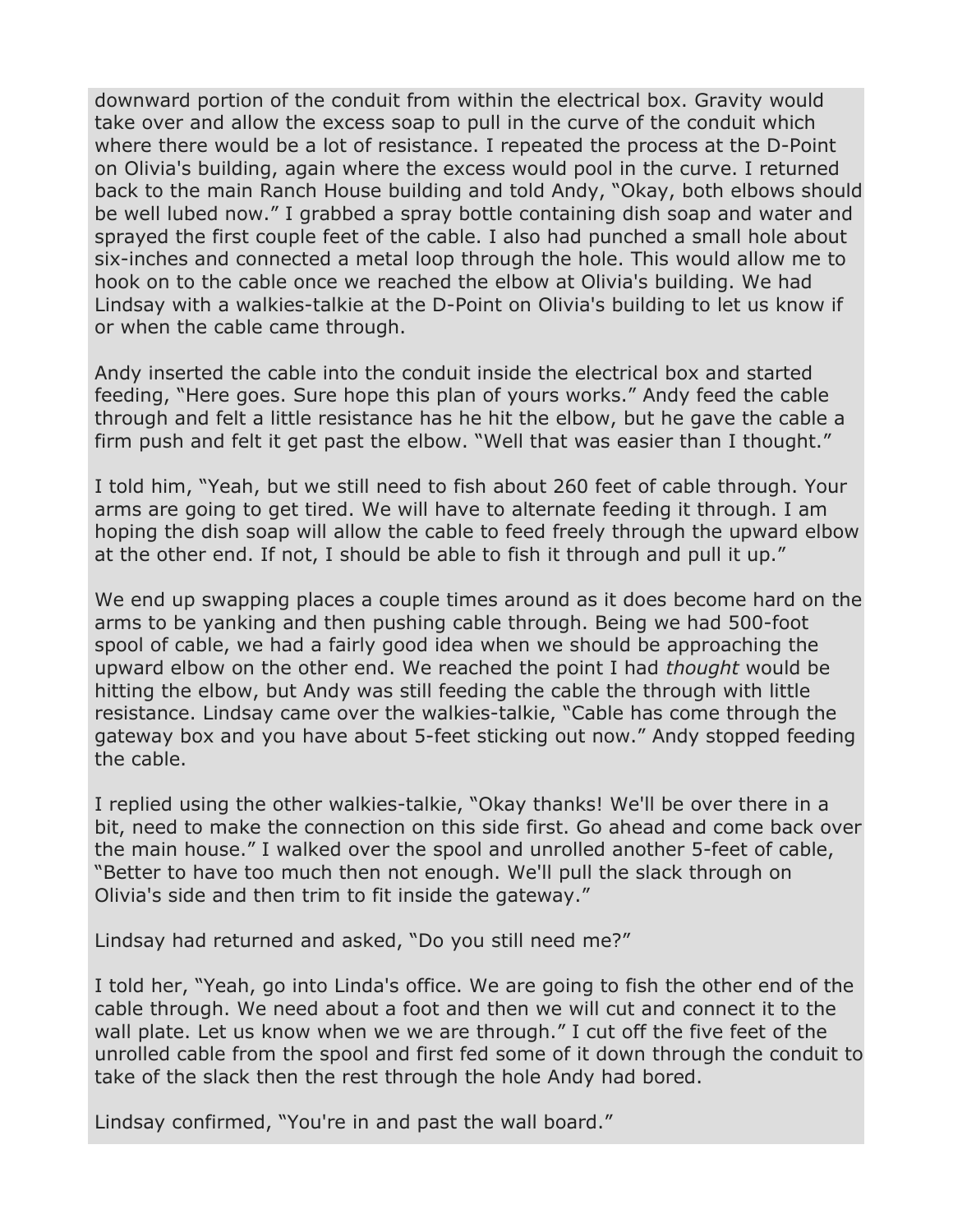downward portion of the conduit from within the electrical box. Gravity would take over and allow the excess soap to pull in the curve of the conduit which where there would be a lot of resistance. I repeated the process at the D-Point on Olivia's building, again where the excess would pool in the curve. I returned back to the main Ranch House building and told Andy, “Okay, both elbows should be well lubed now.” I grabbed a spray bottle containing dish soap and water and sprayed the first couple feet of the cable. I also had punched a small hole about six-inches and connected a metal loop through the hole. This would allow me to hook on to the cable once we reached the elbow at Olivia's building. We had Lindsay with a walkies-talkie at the D-Point on Olivia's building to let us know if or when the cable came through.

Andy inserted the cable into the conduit inside the electrical box and started feeding, “Here goes. Sure hope this plan of yours works.” Andy feed the cable through and felt a little resistance has he hit the elbow, but he gave the cable a firm push and felt it get past the elbow. “Well that was easier than I thought.”

I told him, “Yeah, but we still need to fish about 260 feet of cable through. Your arms are going to get tired. We will have to alternate feeding it through. I am hoping the dish soap will allow the cable to feed freely through the upward elbow at the other end. If not, I should be able to fish it through and pull it up.”

We end up swapping places a couple times around as it does become hard on the arms to be yanking and then pushing cable through. Being we had 500-foot spool of cable, we had a fairly good idea when we should be approaching the upward elbow on the other end. We reached the point I had *thought* would be hitting the elbow, but Andy was still feeding the cable the through with little resistance. Lindsay came over the walkies-talkie, “Cable has come through the gateway box and you have about 5-feet sticking out now.” Andy stopped feeding the cable.

I replied using the other walkies-talkie, “Okay thanks! We'll be over there in a bit, need to make the connection on this side first. Go ahead and come back over the main house.” I walked over the spool and unrolled another 5-feet of cable, “Better to have too much then not enough. We'll pull the slack through on Olivia's side and then trim to fit inside the gateway.”

Lindsay had returned and asked, “Do you still need me?”

I told her, “Yeah, go into Linda's office. We are going to fish the other end of the cable through. We need about a foot and then we will cut and connect it to the wall plate. Let us know when we we are through.” I cut off the five feet of the unrolled cable from the spool and first fed some of it down through the conduit to take of the slack then the rest through the hole Andy had bored.

Lindsay confirmed, “You're in and past the wall board.”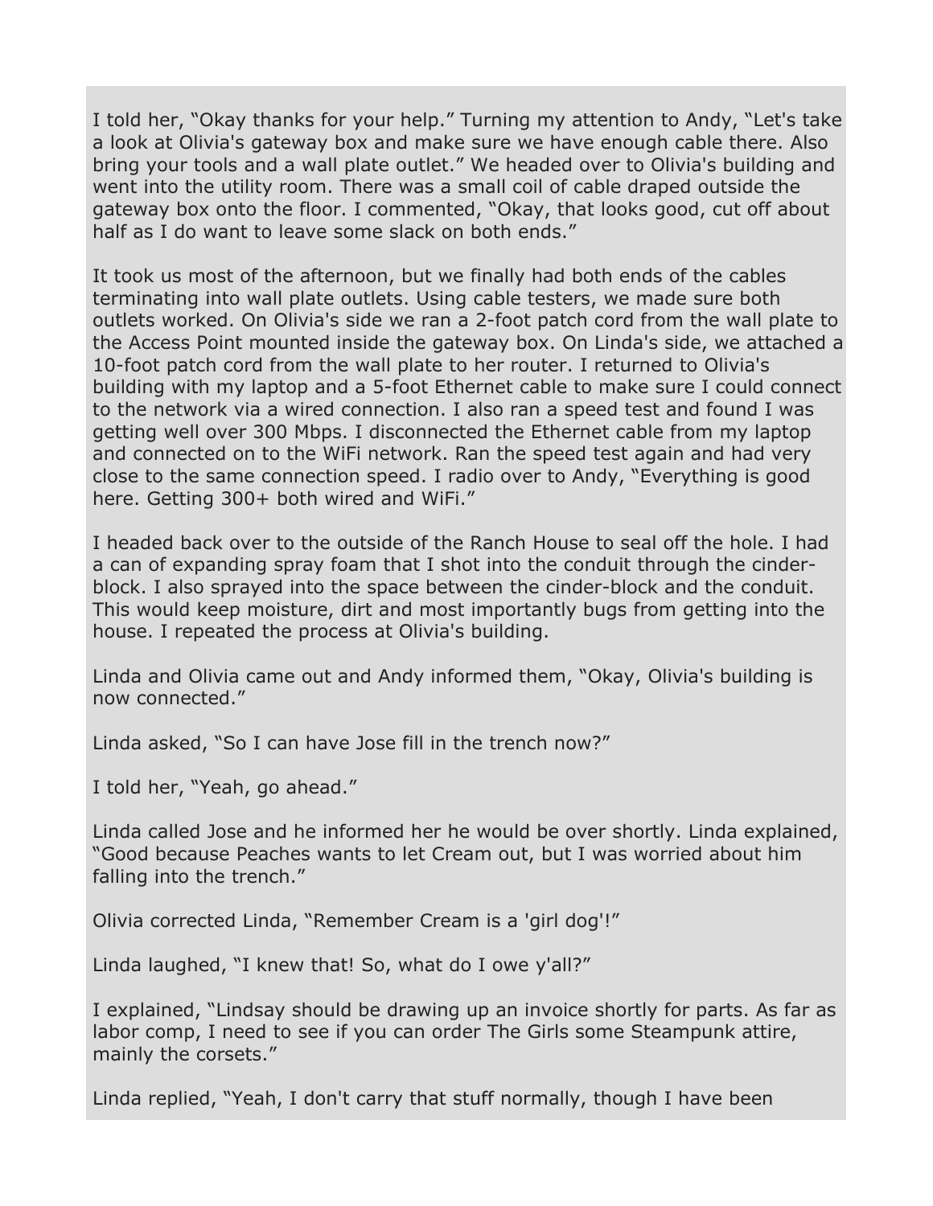I told her, “Okay thanks for your help.” Turning my attention to Andy, “Let's take a look at Olivia's gateway box and make sure we have enough cable there. Also bring your tools and a wall plate outlet.” We headed over to Olivia's building and went into the utility room. There was a small coil of cable draped outside the gateway box onto the floor. I commented, “Okay, that looks good, cut off about half as I do want to leave some slack on both ends.”

It took us most of the afternoon, but we finally had both ends of the cables terminating into wall plate outlets. Using cable testers, we made sure both outlets worked. On Olivia's side we ran a 2-foot patch cord from the wall plate to the Access Point mounted inside the gateway box. On Linda's side, we attached a 10-foot patch cord from the wall plate to her router. I returned to Olivia's building with my laptop and a 5-foot Ethernet cable to make sure I could connect to the network via a wired connection. I also ran a speed test and found I was getting well over 300 Mbps. I disconnected the Ethernet cable from my laptop and connected on to the WiFi network. Ran the speed test again and had very close to the same connection speed. I radio over to Andy, “Everything is good here. Getting 300+ both wired and WiFi.”

I headed back over to the outside of the Ranch House to seal off the hole. I had a can of expanding spray foam that I shot into the conduit through the cinder-block. I also sprayed into the space between the cinder-block and the conduit. This would keep moisture, dirt and most importantly bugs from getting into the house. I repeated the process at Olivia's building.

Linda and Olivia came out and Andy informed them, “Okay, Olivia's building is now connected.”

Linda asked, “So I can have Jose fill in the trench now?”

I told her, “Yeah, go ahead.”

Linda called Jose and he informed her he would be over shortly. Linda explained, “Good because Peaches wants to let Cream out, but I was worried about him falling into the trench.”

Olivia corrected Linda, “Remember Cream is a 'girl dog'!”

Linda laughed, “I knew that! So, what do I owe y'all?”

I explained, “Lindsay should be drawing up an invoice shortly for parts. As far as labor comp, I need to see if you can order The Girls some Steampunk attire, mainly the corsets.”

Linda replied, “Yeah, I don't carry that stuff normally, though I have been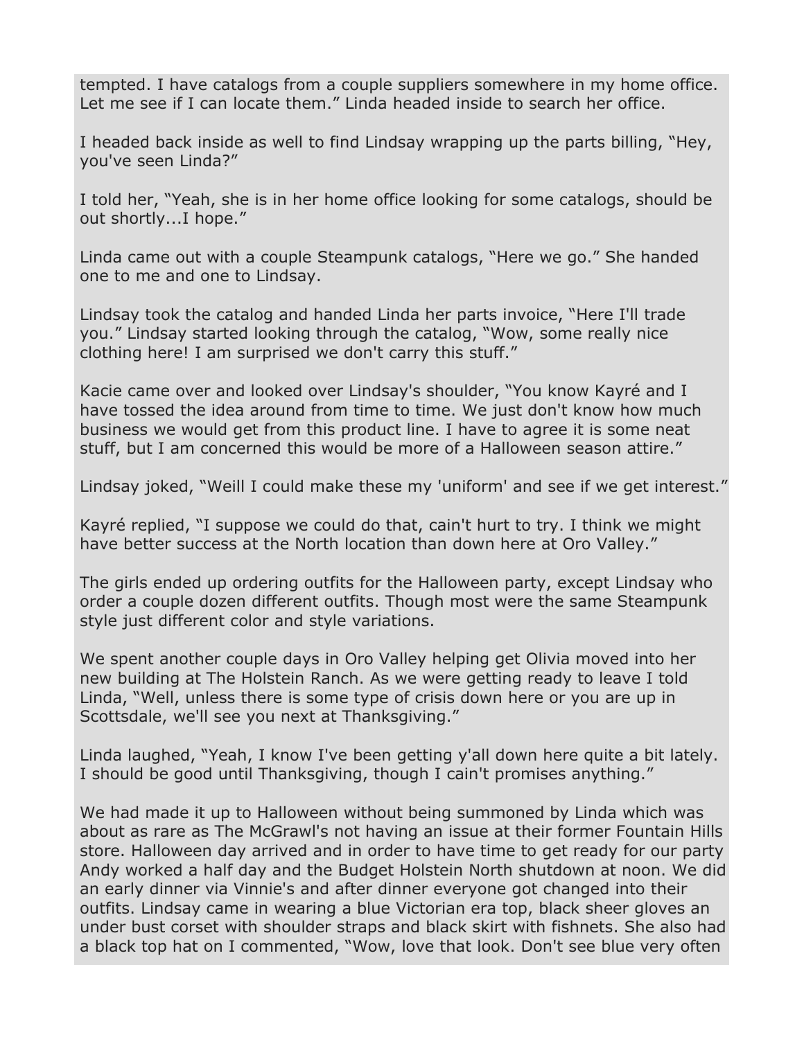tempted. I have catalogs from a couple suppliers somewhere in my home office. Let me see if I can locate them." Linda headed inside to search her office.

I headed back inside as well to find Lindsay wrapping up the parts billing, "Hey, you've seen Linda?"

I told her, "Yeah, she is in her home office looking for some catalogs, should be out shortly...I hope."

Linda came out with a couple Steampunk catalogs, "Here we go." She handed one to me and one to Lindsay.

Lindsay took the catalog and handed Linda her parts invoice, "Here I'll trade you." Lindsay started looking through the catalog, "Wow, some really nice clothing here! I am surprised we don't carry this stuff."

Kacie came over and looked over Lindsay's shoulder, "You know Kayré and I have tossed the idea around from time to time. We just don't know how much business we would get from this product line. I have to agree it is some neat stuff, but I am concerned this would be more of a Halloween season attire."

Lindsay joked, "Weill I could make these my 'uniform' and see if we get interest."

Kayré replied, "I suppose we could do that, cain't hurt to try. I think we might have better success at the North location than down here at Oro Valley."

The girls ended up ordering outfits for the Halloween party, except Lindsay who order a couple dozen different outfits. Though most were the same Steampunk style just different color and style variations.

We spent another couple days in Oro Valley helping get Olivia moved into her new building at The Holstein Ranch. As we were getting ready to leave I told Linda, "Well, unless there is some type of crisis down here or you are up in Scottsdale, we'll see you next at Thanksgiving."

Linda laughed, "Yeah, I know I've been getting y'all down here quite a bit lately. I should be good until Thanksgiving, though I cain't promises anything."

We had made it up to Halloween without being summoned by Linda which was about as rare as The McGrawl's not having an issue at their former Fountain Hills store. Halloween day arrived and in order to have time to get ready for our party Andy worked a half day and the Budget Holstein North shutdown at noon. We did an early dinner via Vinnie's and after dinner everyone got changed into their outfits. Lindsay came in wearing a blue Victorian era top, black sheer gloves an under bust corset with shoulder straps and black skirt with fishnets. She also had a black top hat on I commented, "Wow, love that look. Don't see blue very often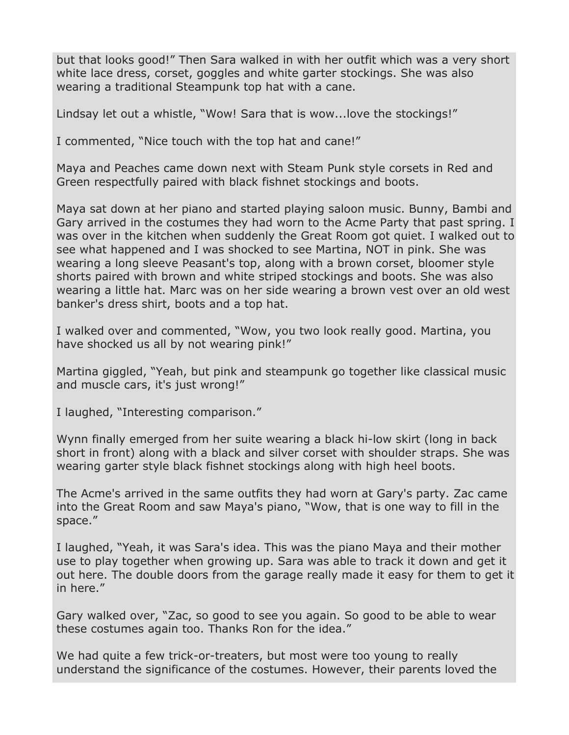but that looks good!” Then Sara walked in with her outfit which was a very short white lace dress, corset, goggles and white garter stockings. She was also wearing a traditional Steampunk top hat with a cane.

Lindsay let out a whistle, “Wow! Sara that is wow...love the stockings!”

I commented, “Nice touch with the top hat and cane!”

Maya and Peaches came down next with Steam Punk style corsets in Red and Green respectfully paired with black fishnet stockings and boots.

Maya sat down at her piano and started playing saloon music. Bunny, Bambi and Gary arrived in the costumes they had worn to the Acme Party that past spring. I was over in the kitchen when suddenly the Great Room got quiet. I walked out to see what happened and I was shocked to see Martina, NOT in pink. She was wearing a long sleeve Peasant's top, along with a brown corset, bloomer style shorts paired with brown and white striped stockings and boots. She was also wearing a little hat. Marc was on her side wearing a brown vest over an old west banker's dress shirt, boots and a top hat.

I walked over and commented, “Wow, you two look really good. Martina, you have shocked us all by not wearing pink!”

Martina giggled, “Yeah, but pink and steampunk go together like classical music and muscle cars, it's just wrong!”

I laughed, “Interesting comparison.”

Wynn finally emerged from her suite wearing a black hi-low skirt (long in back short in front) along with a black and silver corset with shoulder straps. She was wearing garter style black fishnet stockings along with high heel boots.

The Acme's arrived in the same outfits they had worn at Gary's party. Zac came into the Great Room and saw Maya's piano, “Wow, that is one way to fill in the space.”

I laughed, “Yeah, it was Sara's idea. This was the piano Maya and their mother use to play together when growing up. Sara was able to track it down and get it out here. The double doors from the garage really made it easy for them to get it in here.”

Gary walked over, “Zac, so good to see you again. So good to be able to wear these costumes again too. Thanks Ron for the idea.”

We had quite a few trick-or-treaters, but most were too young to really understand the significance of the costumes. However, their parents loved the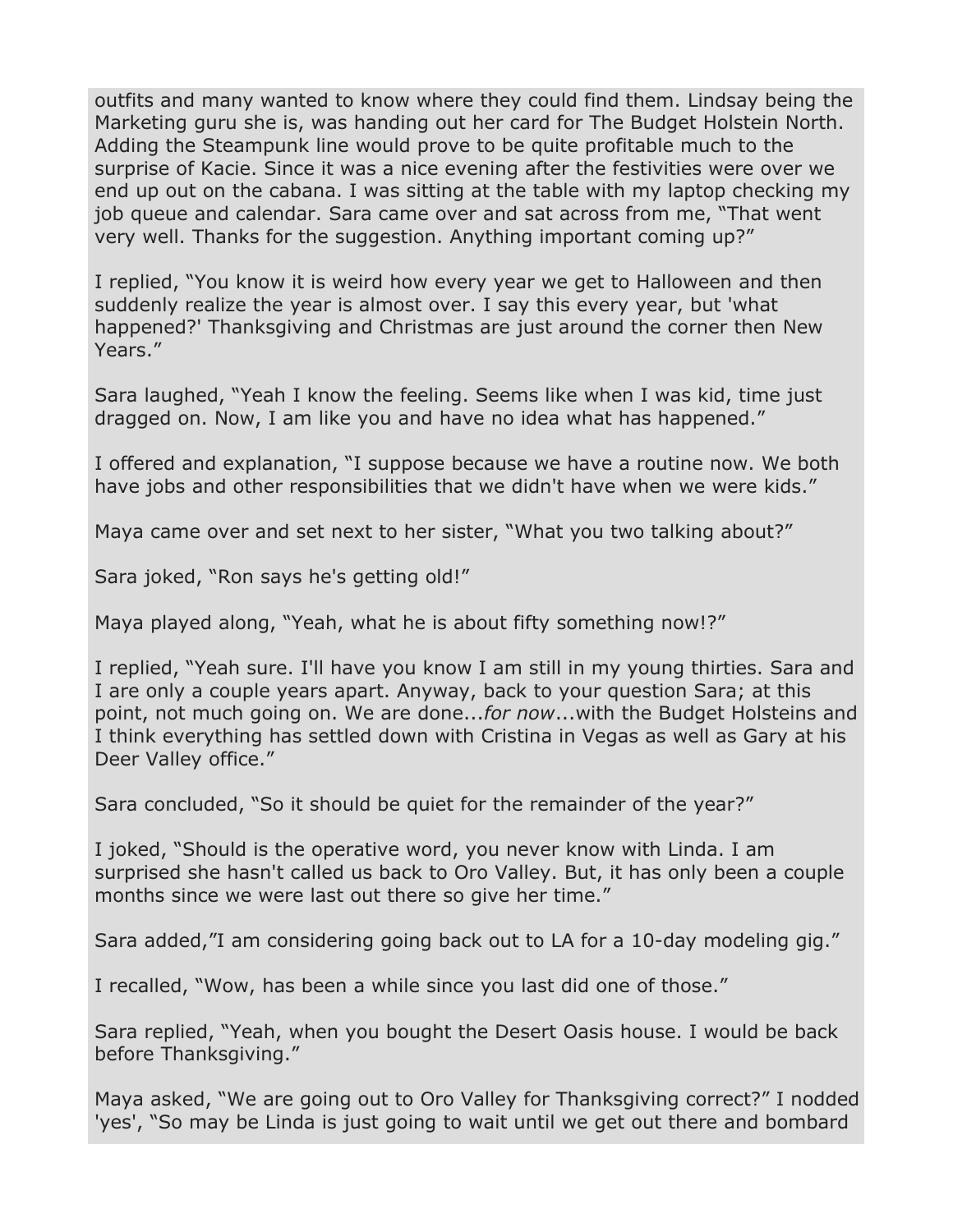outfits and many wanted to know where they could find them. Lindsay being the Marketing guru she is, was handing out her card for The Budget Holstein North. Adding the Steampunk line would prove to be quite profitable much to the surprise of Kacie. Since it was a nice evening after the festivities were over we end up out on the cabana. I was sitting at the table with my laptop checking my job queue and calendar. Sara came over and sat across from me, “That went very well. Thanks for the suggestion. Anything important coming up?”

I replied, “You know it is weird how every year we get to Halloween and then suddenly realize the year is almost over. I say this every year, but 'what happened?' Thanksgiving and Christmas are just around the corner then New Years.”

Sara laughed, “Yeah I know the feeling. Seems like when I was kid, time just dragged on. Now, I am like you and have no idea what has happened.”

I offered and explanation, “I suppose because we have a routine now. We both have jobs and other responsibilities that we didn't have when we were kids.”

Maya came over and set next to her sister, “What you two talking about?”

Sara joked, “Ron says he's getting old!”

Maya played along, “Yeah, what he is about fifty something now!?”

I replied, “Yeah sure. I'll have you know I am still in my young thirties. Sara and I are only a couple years apart. Anyway, back to your question Sara; at this point, not much going on. We are done...*for now*...with the Budget Holsteins and I think everything has settled down with Cristina in Vegas as well as Gary at his Deer Valley office.”

Sara concluded, “So it should be quiet for the remainder of the year?”

I joked, “Should is the operative word, you never know with Linda. I am surprised she hasn't called us back to Oro Valley. But, it has only been a couple months since we were last out there so give her time.”

Sara added,”I am considering going back out to LA for a 10-day modeling gig.”

I recalled, “Wow, has been a while since you last did one of those.”

Sara replied, “Yeah, when you bought the Desert Oasis house. I would be back before Thanksgiving.”

Maya asked, “We are going out to Oro Valley for Thanksgiving correct?” I nodded 'yes', “So may be Linda is just going to wait until we get out there and bombard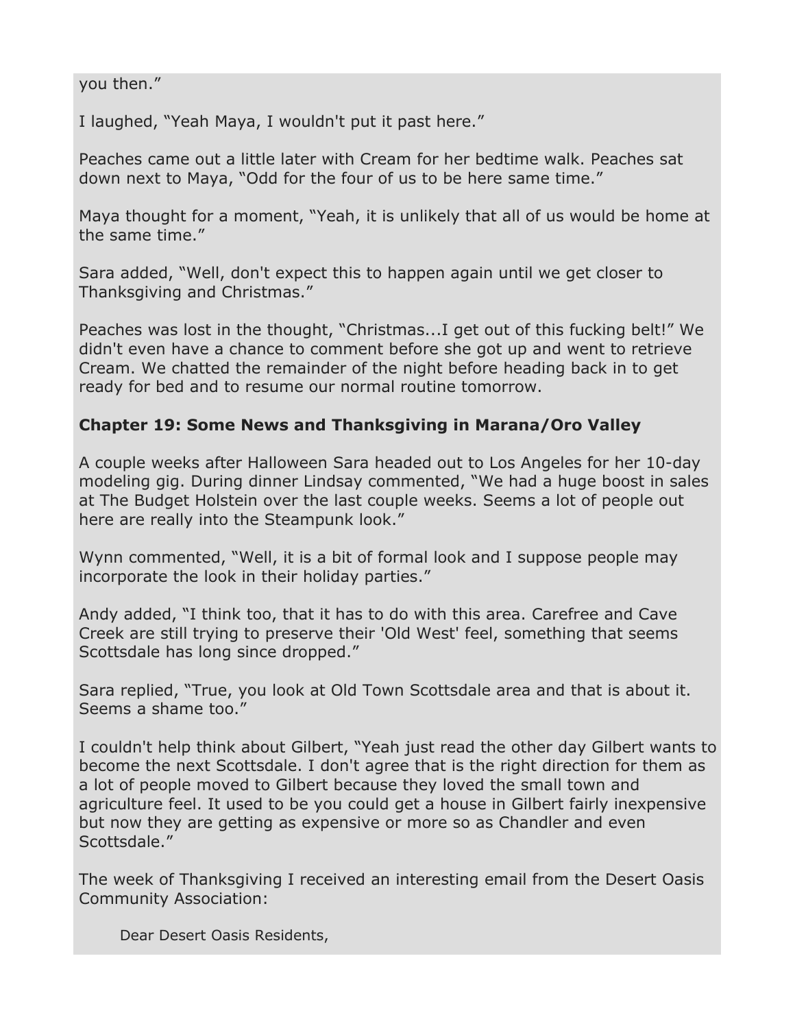you then."

I laughed, "Yeah Maya, I wouldn't put it past here."

Peaches came out a little later with Cream for her bedtime walk. Peaches sat down next to Maya, "Odd for the four of us to be here same time."

Maya thought for a moment, "Yeah, it is unlikely that all of us would be home at the same time."

Sara added, "Well, don't expect this to happen again until we get closer to Thanksgiving and Christmas."

Peaches was lost in the thought, "Christmas...I get out of this fucking belt!" We didn't even have a chance to comment before she got up and went to retrieve Cream. We chatted the remainder of the night before heading back in to get ready for bed and to resume our normal routine tomorrow.

**Chapter 19: Some News and Thanksgiving in Marana/Oro Valley**

A couple weeks after Halloween Sara headed out to Los Angeles for her 10-day modeling gig. During dinner Lindsay commented, "We had a huge boost in sales at The Budget Holstein over the last couple weeks. Seems a lot of people out here are really into the Steampunk look."

Wynn commented, "Well, it is a bit of formal look and I suppose people may incorporate the look in their holiday parties."

Andy added, "I think too, that it has to do with this area. Carefree and Cave Creek are still trying to preserve their 'Old West' feel, something that seems Scottsdale has long since dropped."

Sara replied, "True, you look at Old Town Scottsdale area and that is about it. Seems a shame too."

I couldn't help think about Gilbert, "Yeah just read the other day Gilbert wants to become the next Scottsdale. I don't agree that is the right direction for them as a lot of people moved to Gilbert because they loved the small town and agriculture feel. It used to be you could get a house in Gilbert fairly inexpensive but now they are getting as expensive or more so as Chandler and even Scottsdale."

The week of Thanksgiving I received an interesting email from the Desert Oasis Community Association:

> Dear Desert Oasis Residents,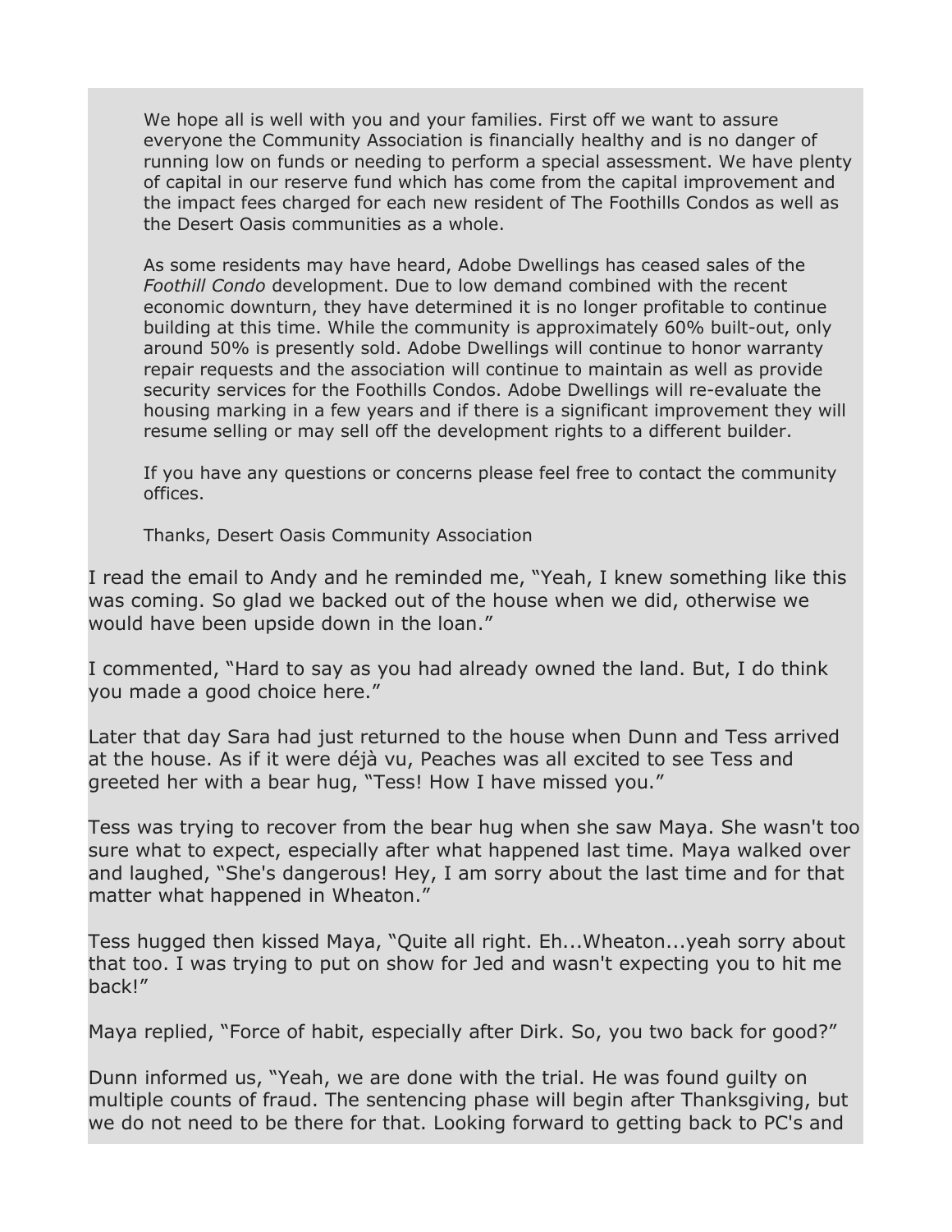> We hope all is well with you and your families. First off we want to assure everyone the Community Association is financially healthy and is no danger of running low on funds or needing to perform a special assessment. We have plenty of capital in our reserve fund which has come from the capital improvement and the impact fees charged for each new resident of The Foothills Condos as well as the Desert Oasis communities as a whole.
>
> As some residents may have heard, Adobe Dwellings has ceased sales of the *Foothill Condo* development. Due to low demand combined with the recent economic downturn, they have determined it is no longer profitable to continue building at this time. While the community is approximately 60% built-out, only around 50% is presently sold. Adobe Dwellings will continue to honor warranty repair requests and the association will continue to maintain as well as provide security services for the Foothills Condos. Adobe Dwellings will re-evaluate the housing marking in a few years and if there is a significant improvement they will resume selling or may sell off the development rights to a different builder.
>
> If you have any questions or concerns please feel free to contact the community offices.
>
> Thanks, Desert Oasis Community Association

I read the email to Andy and he reminded me, “Yeah, I knew something like this was coming. So glad we backed out of the house when we did, otherwise we would have been upside down in the loan.”

I commented, “Hard to say as you had already owned the land. But, I do think you made a good choice here.”

Later that day Sara had just returned to the house when Dunn and Tess arrived at the house. As if it were déjà vu, Peaches was all excited to see Tess and greeted her with a bear hug, “Tess! How I have missed you.”

Tess was trying to recover from the bear hug when she saw Maya. She wasn't too sure what to expect, especially after what happened last time. Maya walked over and laughed, “She's dangerous! Hey, I am sorry about the last time and for that matter what happened in Wheaton.”

Tess hugged then kissed Maya, “Quite all right. Eh...Wheaton...yeah sorry about that too. I was trying to put on show for Jed and wasn't expecting you to hit me back!”

Maya replied, “Force of habit, especially after Dirk. So, you two back for good?”

Dunn informed us, “Yeah, we are done with the trial. He was found guilty on multiple counts of fraud. The sentencing phase will begin after Thanksgiving, but we do not need to be there for that. Looking forward to getting back to PC's and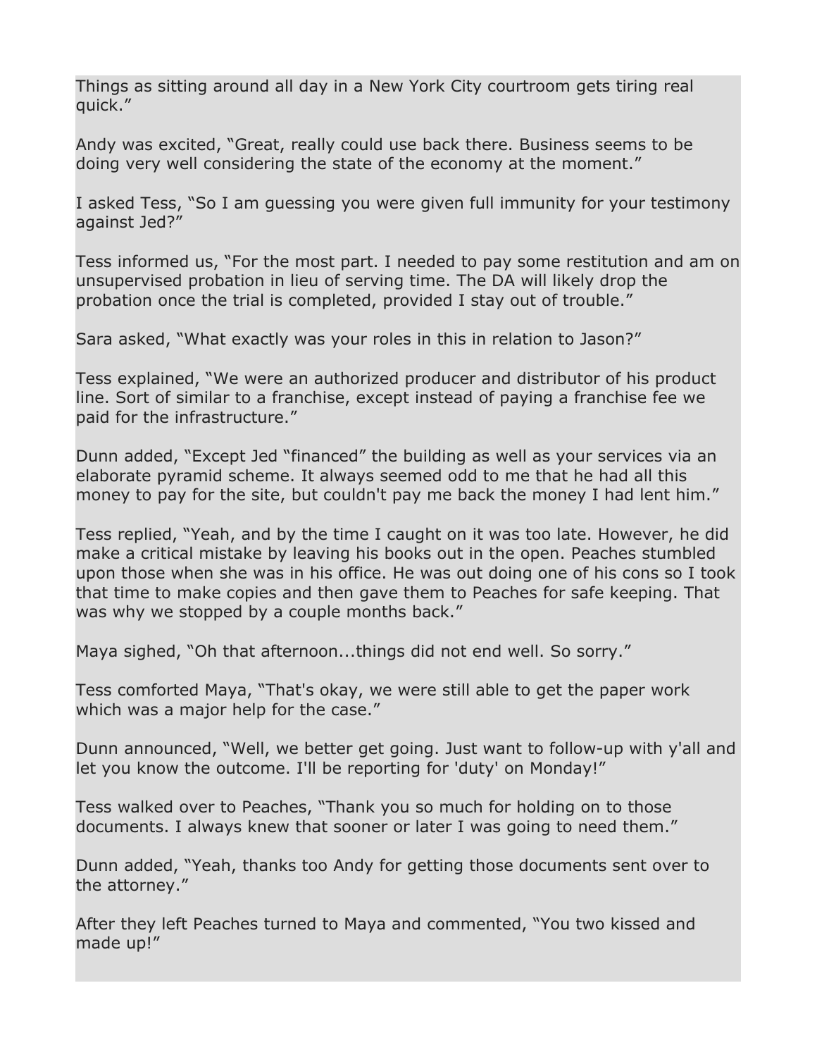Things as sitting around all day in a New York City courtroom gets tiring real quick."

Andy was excited, "Great, really could use back there. Business seems to be doing very well considering the state of the economy at the moment."

I asked Tess, "So I am guessing you were given full immunity for your testimony against Jed?"

Tess informed us, "For the most part. I needed to pay some restitution and am on unsupervised probation in lieu of serving time. The DA will likely drop the probation once the trial is completed, provided I stay out of trouble."

Sara asked, "What exactly was your roles in this in relation to Jason?"

Tess explained, "We were an authorized producer and distributor of his product line. Sort of similar to a franchise, except instead of paying a franchise fee we paid for the infrastructure."

Dunn added, "Except Jed "financed" the building as well as your services via an elaborate pyramid scheme. It always seemed odd to me that he had all this money to pay for the site, but couldn't pay me back the money I had lent him."

Tess replied, "Yeah, and by the time I caught on it was too late. However, he did make a critical mistake by leaving his books out in the open. Peaches stumbled upon those when she was in his office. He was out doing one of his cons so I took that time to make copies and then gave them to Peaches for safe keeping. That was why we stopped by a couple months back."

Maya sighed, "Oh that afternoon...things did not end well. So sorry."

Tess comforted Maya, "That's okay, we were still able to get the paper work which was a major help for the case."

Dunn announced, "Well, we better get going. Just want to follow-up with y'all and let you know the outcome. I'll be reporting for 'duty' on Monday!"

Tess walked over to Peaches, "Thank you so much for holding on to those documents. I always knew that sooner or later I was going to need them."

Dunn added, "Yeah, thanks too Andy for getting those documents sent over to the attorney."

After they left Peaches turned to Maya and commented, "You two kissed and made up!"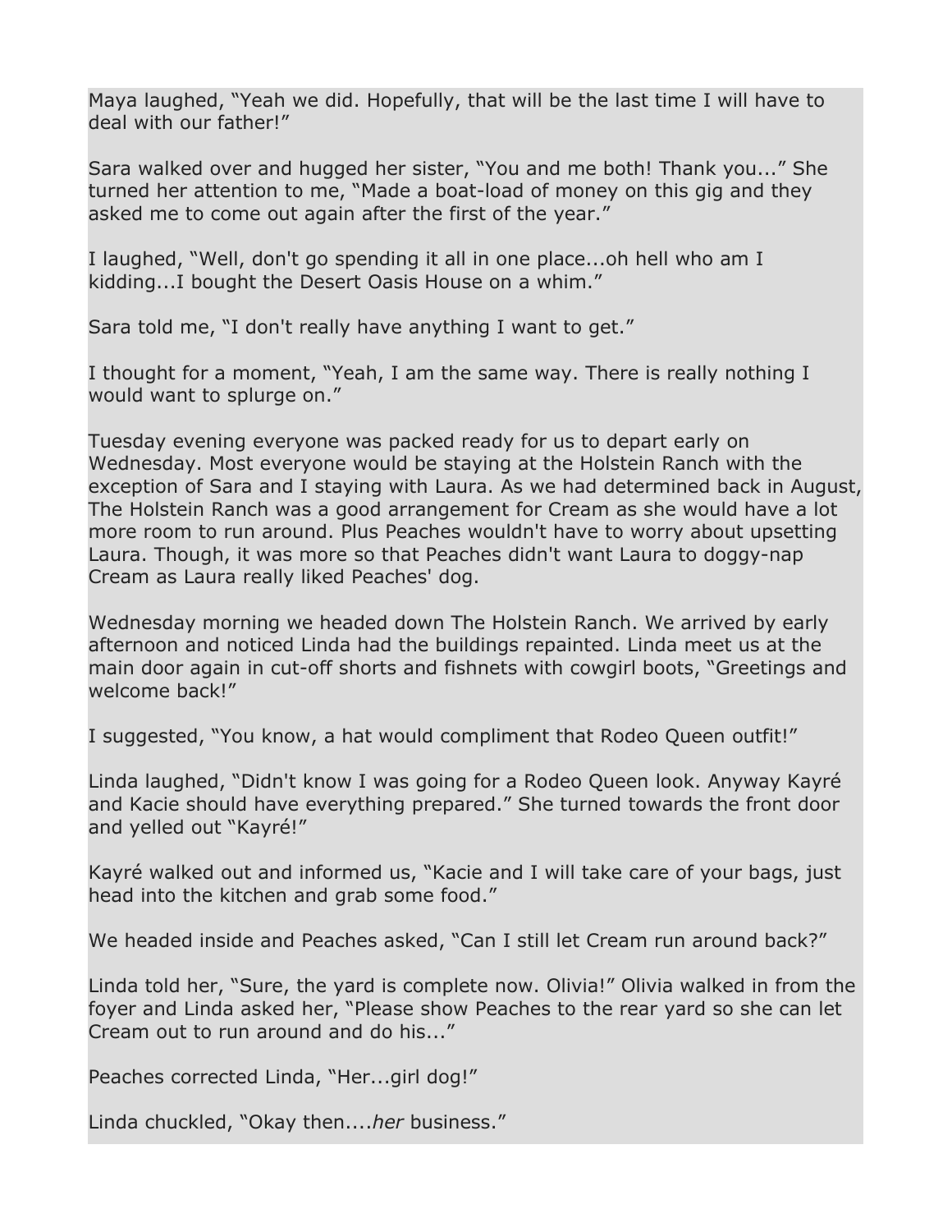Maya laughed, “Yeah we did. Hopefully, that will be the last time I will have to deal with our father!”

Sara walked over and hugged her sister, “You and me both! Thank you...” She turned her attention to me, “Made a boat-load of money on this gig and they asked me to come out again after the first of the year.”

I laughed, “Well, don't go spending it all in one place...oh hell who am I kidding...I bought the Desert Oasis House on a whim.”

Sara told me, “I don't really have anything I want to get.”

I thought for a moment, “Yeah, I am the same way. There is really nothing I would want to splurge on.”

Tuesday evening everyone was packed ready for us to depart early on Wednesday. Most everyone would be staying at the Holstein Ranch with the exception of Sara and I staying with Laura. As we had determined back in August, The Holstein Ranch was a good arrangement for Cream as she would have a lot more room to run around. Plus Peaches wouldn't have to worry about upsetting Laura. Though, it was more so that Peaches didn't want Laura to doggy-nap Cream as Laura really liked Peaches' dog.

Wednesday morning we headed down The Holstein Ranch. We arrived by early afternoon and noticed Linda had the buildings repainted. Linda meet us at the main door again in cut-off shorts and fishnets with cowgirl boots, “Greetings and welcome back!”

I suggested, “You know, a hat would compliment that Rodeo Queen outfit!”

Linda laughed, “Didn't know I was going for a Rodeo Queen look. Anyway Kayré and Kacie should have everything prepared.” She turned towards the front door and yelled out “Kayré!”

Kayré walked out and informed us, “Kacie and I will take care of your bags, just head into the kitchen and grab some food.”

We headed inside and Peaches asked, “Can I still let Cream run around back?”

Linda told her, “Sure, the yard is complete now. Olivia!” Olivia walked in from the foyer and Linda asked her, “Please show Peaches to the rear yard so she can let Cream out to run around and do his...”

Peaches corrected Linda, “Her...girl dog!”

Linda chuckled, “Okay then....*her* business.”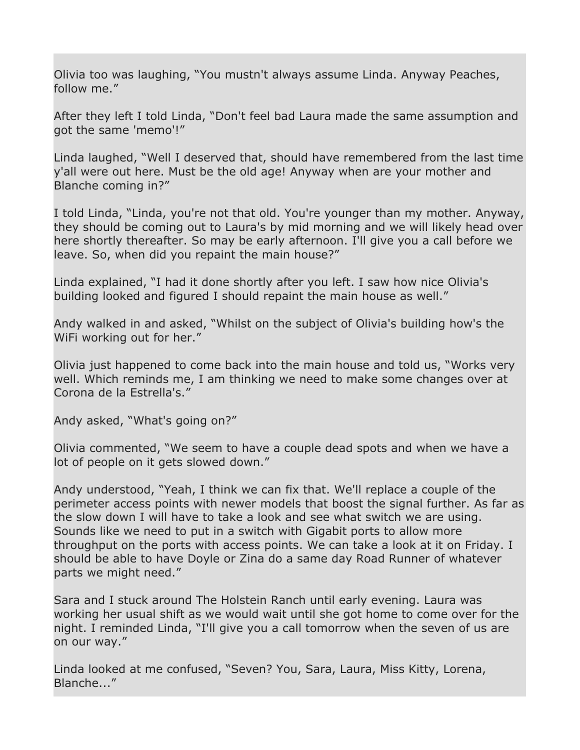Olivia too was laughing, “You mustn't always assume Linda. Anyway Peaches, follow me.”

After they left I told Linda, “Don't feel bad Laura made the same assumption and got the same 'memo'!”

Linda laughed, “Well I deserved that, should have remembered from the last time y'all were out here. Must be the old age! Anyway when are your mother and Blanche coming in?”

I told Linda, “Linda, you're not that old. You're younger than my mother. Anyway, they should be coming out to Laura's by mid morning and we will likely head over here shortly thereafter. So may be early afternoon. I'll give you a call before we leave. So, when did you repaint the main house?”

Linda explained, “I had it done shortly after you left. I saw how nice Olivia's building looked and figured I should repaint the main house as well.”

Andy walked in and asked, “Whilst on the subject of Olivia's building how's the WiFi working out for her.”

Olivia just happened to come back into the main house and told us, “Works very well. Which reminds me, I am thinking we need to make some changes over at Corona de la Estrella's.”

Andy asked, “What's going on?”

Olivia commented, “We seem to have a couple dead spots and when we have a lot of people on it gets slowed down.”

Andy understood, “Yeah, I think we can fix that. We'll replace a couple of the perimeter access points with newer models that boost the signal further. As far as the slow down I will have to take a look and see what switch we are using. Sounds like we need to put in a switch with Gigabit ports to allow more throughput on the ports with access points. We can take a look at it on Friday. I should be able to have Doyle or Zina do a same day Road Runner of whatever parts we might need.”

Sara and I stuck around The Holstein Ranch until early evening. Laura was working her usual shift as we would wait until she got home to come over for the night. I reminded Linda, “I'll give you a call tomorrow when the seven of us are on our way.”

Linda looked at me confused, “Seven? You, Sara, Laura, Miss Kitty, Lorena, Blanche...”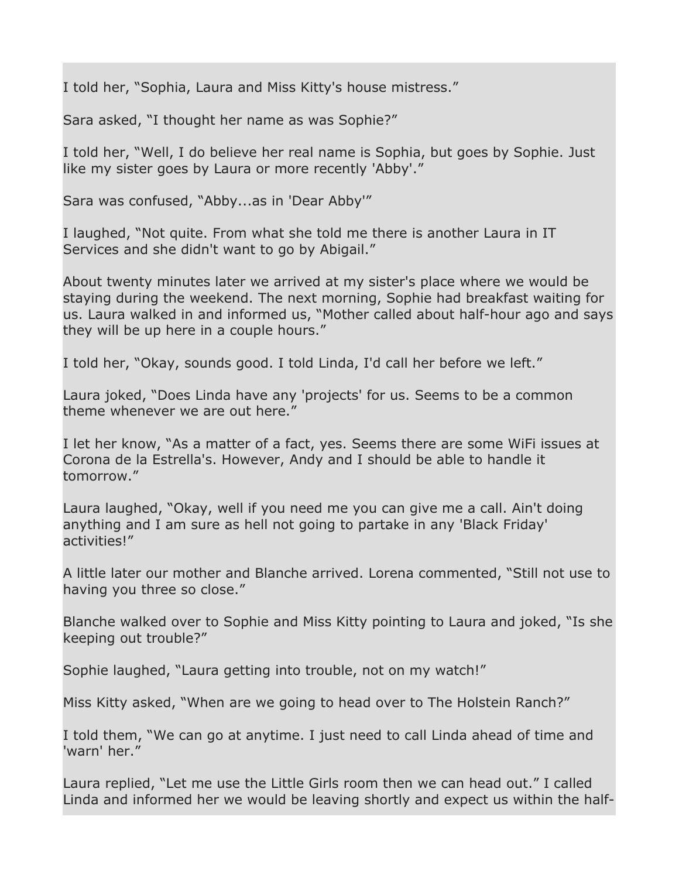I told her, “Sophia, Laura and Miss Kitty's house mistress.”

Sara asked, “I thought her name as was Sophie?”

I told her, “Well, I do believe her real name is Sophia, but goes by Sophie. Just like my sister goes by Laura or more recently 'Abby'.”

Sara was confused, “Abby...as in 'Dear Abby'”

I laughed, “Not quite. From what she told me there is another Laura in IT Services and she didn't want to go by Abigail.”

About twenty minutes later we arrived at my sister's place where we would be staying during the weekend. The next morning, Sophie had breakfast waiting for us. Laura walked in and informed us, “Mother called about half-hour ago and says they will be up here in a couple hours.”

I told her, “Okay, sounds good. I told Linda, I'd call her before we left.”

Laura joked, “Does Linda have any 'projects' for us. Seems to be a common theme whenever we are out here.”

I let her know, “As a matter of a fact, yes. Seems there are some WiFi issues at Corona de la Estrella's. However, Andy and I should be able to handle it tomorrow.”

Laura laughed, “Okay, well if you need me you can give me a call. Ain't doing anything and I am sure as hell not going to partake in any 'Black Friday' activities!”

A little later our mother and Blanche arrived. Lorena commented, “Still not use to having you three so close.”

Blanche walked over to Sophie and Miss Kitty pointing to Laura and joked, “Is she keeping out trouble?”

Sophie laughed, “Laura getting into trouble, not on my watch!”

Miss Kitty asked, “When are we going to head over to The Holstein Ranch?”

I told them, “We can go at anytime. I just need to call Linda ahead of time and 'warn' her.”

Laura replied, “Let me use the Little Girls room then we can head out.” I called Linda and informed her we would be leaving shortly and expect us within the half-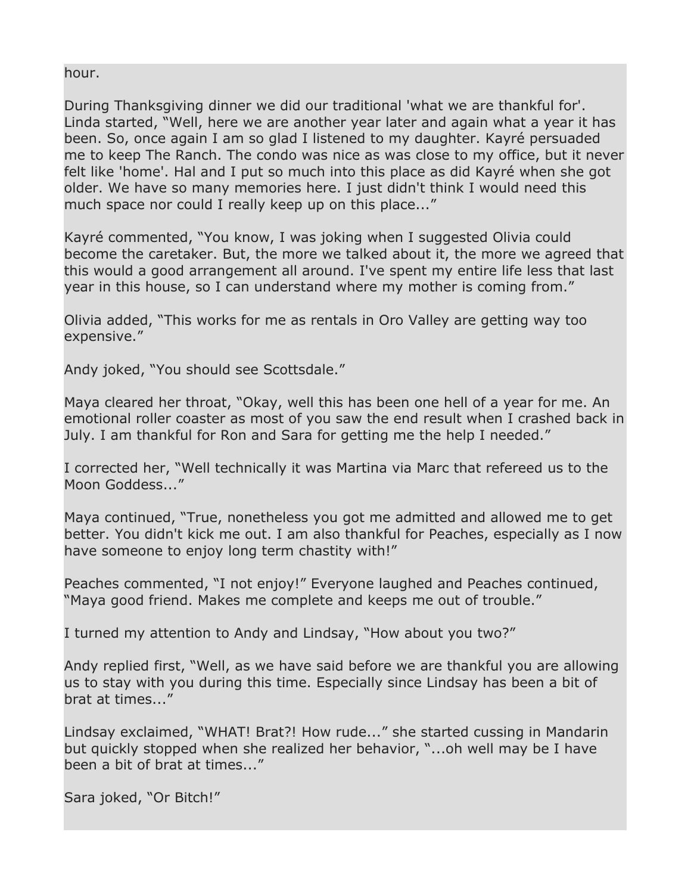hour.

During Thanksgiving dinner we did our traditional 'what we are thankful for'. Linda started, “Well, here we are another year later and again what a year it has been. So, once again I am so glad I listened to my daughter. Kayré persuaded me to keep The Ranch. The condo was nice as was close to my office, but it never felt like 'home'. Hal and I put so much into this place as did Kayré when she got older. We have so many memories here. I just didn't think I would need this much space nor could I really keep up on this place...”

Kayré commented, “You know, I was joking when I suggested Olivia could become the caretaker. But, the more we talked about it, the more we agreed that this would a good arrangement all around. I've spent my entire life less that last year in this house, so I can understand where my mother is coming from.”

Olivia added, “This works for me as rentals in Oro Valley are getting way too expensive.”

Andy joked, “You should see Scottsdale.”

Maya cleared her throat, “Okay, well this has been one hell of a year for me. An emotional roller coaster as most of you saw the end result when I crashed back in July. I am thankful for Ron and Sara for getting me the help I needed.”

I corrected her, “Well technically it was Martina via Marc that refereed us to the Moon Goddess...”

Maya continued, “True, nonetheless you got me admitted and allowed me to get better. You didn't kick me out. I am also thankful for Peaches, especially as I now have someone to enjoy long term chastity with!”

Peaches commented, “I not enjoy!” Everyone laughed and Peaches continued, “Maya good friend. Makes me complete and keeps me out of trouble.”

I turned my attention to Andy and Lindsay, “How about you two?”

Andy replied first, “Well, as we have said before we are thankful you are allowing us to stay with you during this time. Especially since Lindsay has been a bit of brat at times...”

Lindsay exclaimed, “WHAT! Brat?! How rude...” she started cussing in Mandarin but quickly stopped when she realized her behavior, “...oh well may be I have been a bit of brat at times...”

Sara joked, “Or Bitch!”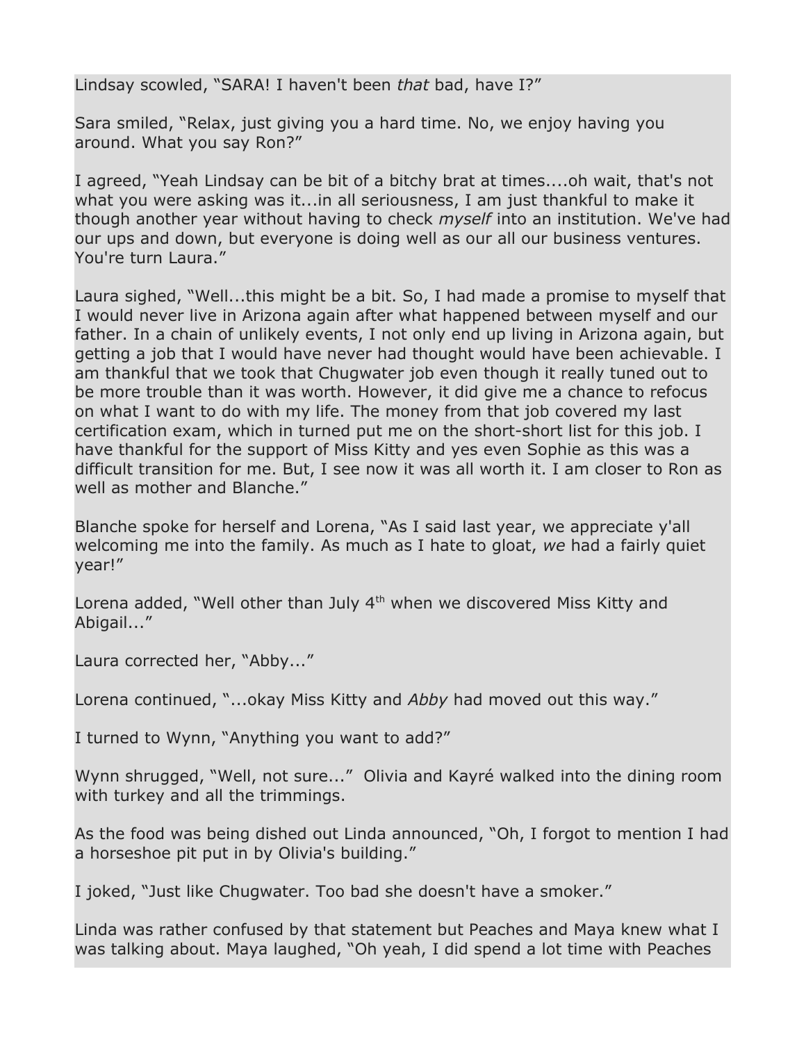Lindsay scowled, "SARA! I haven't been *that* bad, have I?"

Sara smiled, "Relax, just giving you a hard time. No, we enjoy having you around. What you say Ron?"

I agreed, "Yeah Lindsay can be bit of a bitchy brat at times....oh wait, that's not what you were asking was it...in all seriousness, I am just thankful to make it though another year without having to check *myself* into an institution. We've had our ups and down, but everyone is doing well as our all our business ventures. You're turn Laura."

Laura sighed, "Well...this might be a bit. So, I had made a promise to myself that I would never live in Arizona again after what happened between myself and our father. In a chain of unlikely events, I not only end up living in Arizona again, but getting a job that I would have never had thought would have been achievable. I am thankful that we took that Chugwater job even though it really tuned out to be more trouble than it was worth. However, it did give me a chance to refocus on what I want to do with my life. The money from that job covered my last certification exam, which in turned put me on the short-short list for this job. I have thankful for the support of Miss Kitty and yes even Sophie as this was a difficult transition for me. But, I see now it was all worth it. I am closer to Ron as well as mother and Blanche."

Blanche spoke for herself and Lorena, "As I said last year, we appreciate y'all welcoming me into the family. As much as I hate to gloat, *we* had a fairly quiet year!"

Lorena added, "Well other than July 4th when we discovered Miss Kitty and Abigail..."

Laura corrected her, "Abby..."

Lorena continued, "...okay Miss Kitty and *Abby* had moved out this way."

I turned to Wynn, "Anything you want to add?"

Wynn shrugged, "Well, not sure..." Olivia and Kayré walked into the dining room with turkey and all the trimmings.

As the food was being dished out Linda announced, "Oh, I forgot to mention I had a horseshoe pit put in by Olivia's building."

I joked, "Just like Chugwater. Too bad she doesn't have a smoker."

Linda was rather confused by that statement but Peaches and Maya knew what I was talking about. Maya laughed, "Oh yeah, I did spend a lot time with Peaches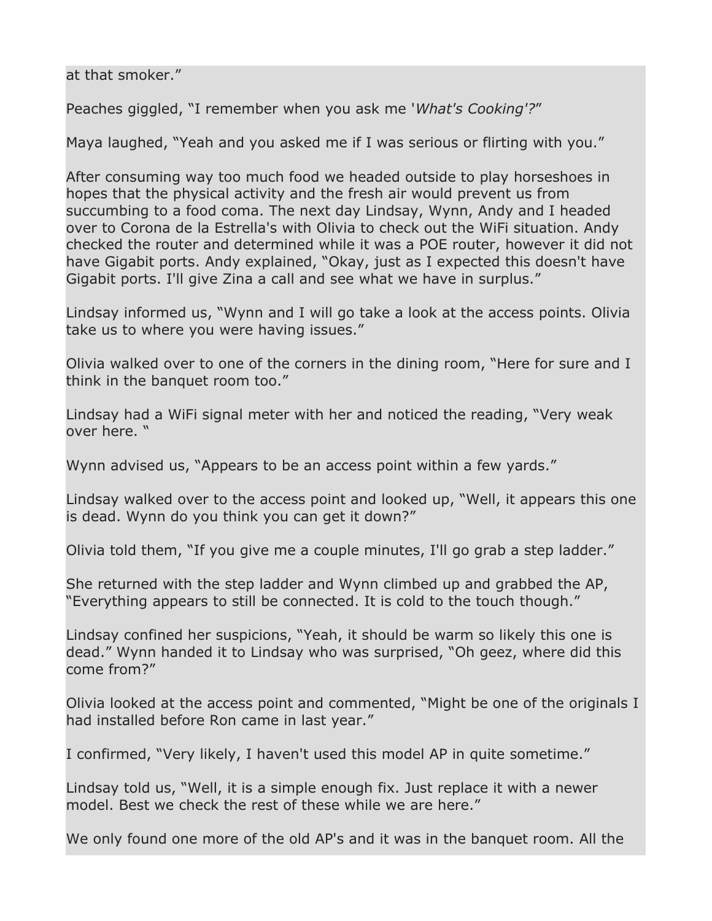at that smoker."

Peaches giggled, "I remember when you ask me '*What's Cooking'?*"

Maya laughed, "Yeah and you asked me if I was serious or flirting with you."

After consuming way too much food we headed outside to play horseshoes in hopes that the physical activity and the fresh air would prevent us from succumbing to a food coma. The next day Lindsay, Wynn, Andy and I headed over to Corona de la Estrella's with Olivia to check out the WiFi situation. Andy checked the router and determined while it was a POE router, however it did not have Gigabit ports. Andy explained, "Okay, just as I expected this doesn't have Gigabit ports. I'll give Zina a call and see what we have in surplus."

Lindsay informed us, "Wynn and I will go take a look at the access points. Olivia take us to where you were having issues."

Olivia walked over to one of the corners in the dining room, "Here for sure and I think in the banquet room too."

Lindsay had a WiFi signal meter with her and noticed the reading, "Very weak over here. "

Wynn advised us, "Appears to be an access point within a few yards."

Lindsay walked over to the access point and looked up, "Well, it appears this one is dead. Wynn do you think you can get it down?"

Olivia told them, "If you give me a couple minutes, I'll go grab a step ladder."

She returned with the step ladder and Wynn climbed up and grabbed the AP, "Everything appears to still be connected. It is cold to the touch though."

Lindsay confined her suspicions, "Yeah, it should be warm so likely this one is dead." Wynn handed it to Lindsay who was surprised, "Oh geez, where did this come from?"

Olivia looked at the access point and commented, "Might be one of the originals I had installed before Ron came in last year."

I confirmed, "Very likely, I haven't used this model AP in quite sometime."

Lindsay told us, "Well, it is a simple enough fix. Just replace it with a newer model. Best we check the rest of these while we are here."

We only found one more of the old AP's and it was in the banquet room. All the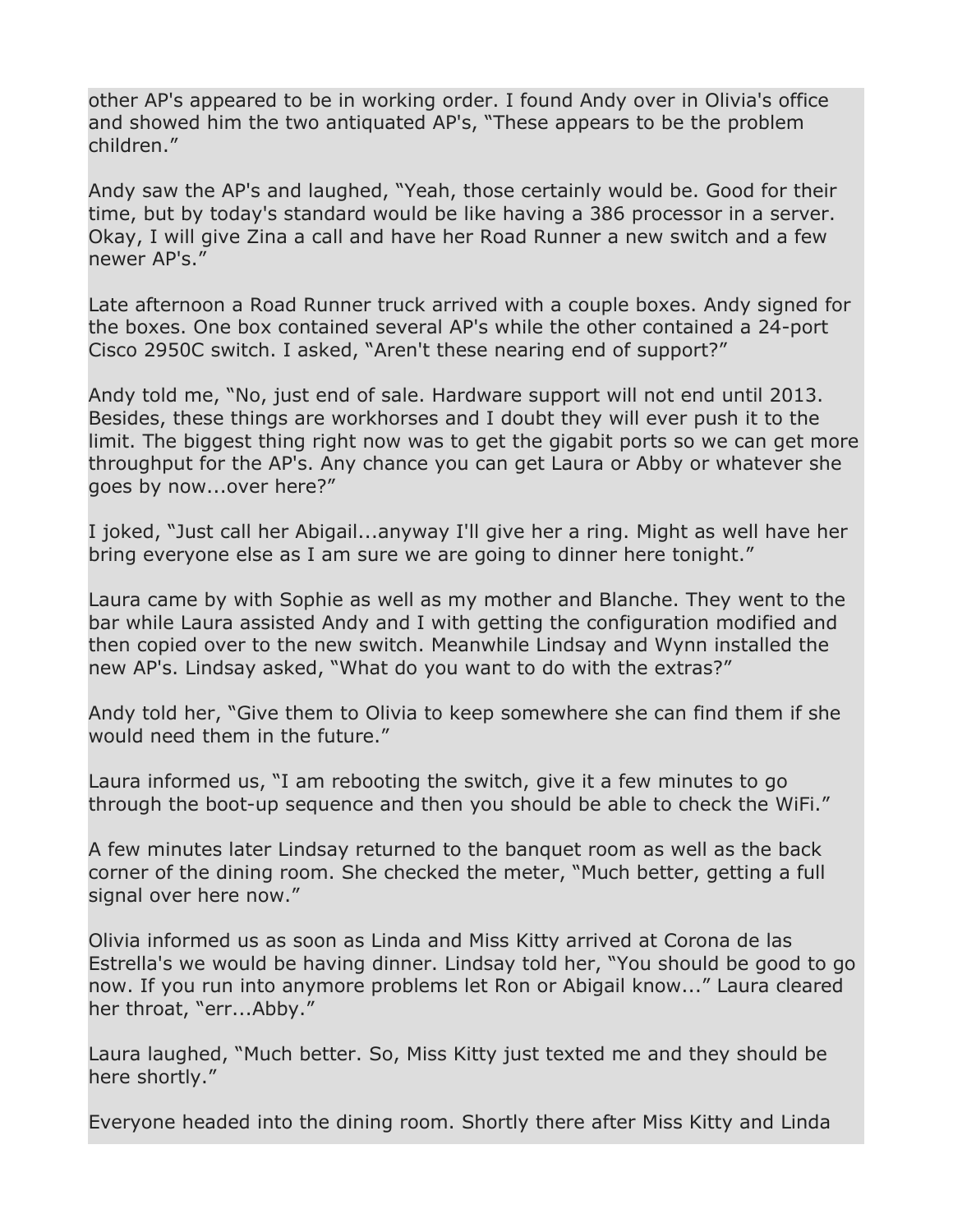other AP's appeared to be in working order. I found Andy over in Olivia's office and showed him the two antiquated AP's, “These appears to be the problem children.”

Andy saw the AP's and laughed, “Yeah, those certainly would be. Good for their time, but by today's standard would be like having a 386 processor in a server. Okay, I will give Zina a call and have her Road Runner a new switch and a few newer AP's.”

Late afternoon a Road Runner truck arrived with a couple boxes. Andy signed for the boxes. One box contained several AP's while the other contained a 24-port Cisco 2950C switch. I asked, “Aren't these nearing end of support?”

Andy told me, “No, just end of sale. Hardware support will not end until 2013. Besides, these things are workhorses and I doubt they will ever push it to the limit. The biggest thing right now was to get the gigabit ports so we can get more throughput for the AP's. Any chance you can get Laura or Abby or whatever she goes by now...over here?”

I joked, “Just call her Abigail...anyway I'll give her a ring. Might as well have her bring everyone else as I am sure we are going to dinner here tonight.”

Laura came by with Sophie as well as my mother and Blanche. They went to the bar while Laura assisted Andy and I with getting the configuration modified and then copied over to the new switch. Meanwhile Lindsay and Wynn installed the new AP's. Lindsay asked, “What do you want to do with the extras?”

Andy told her, “Give them to Olivia to keep somewhere she can find them if she would need them in the future.”

Laura informed us, “I am rebooting the switch, give it a few minutes to go through the boot-up sequence and then you should be able to check the WiFi.”

A few minutes later Lindsay returned to the banquet room as well as the back corner of the dining room. She checked the meter, “Much better, getting a full signal over here now.”

Olivia informed us as soon as Linda and Miss Kitty arrived at Corona de las Estrella's we would be having dinner. Lindsay told her, “You should be good to go now. If you run into anymore problems let Ron or Abigail know...” Laura cleared her throat, “err...Abby.”

Laura laughed, “Much better. So, Miss Kitty just texted me and they should be here shortly.”

Everyone headed into the dining room. Shortly there after Miss Kitty and Linda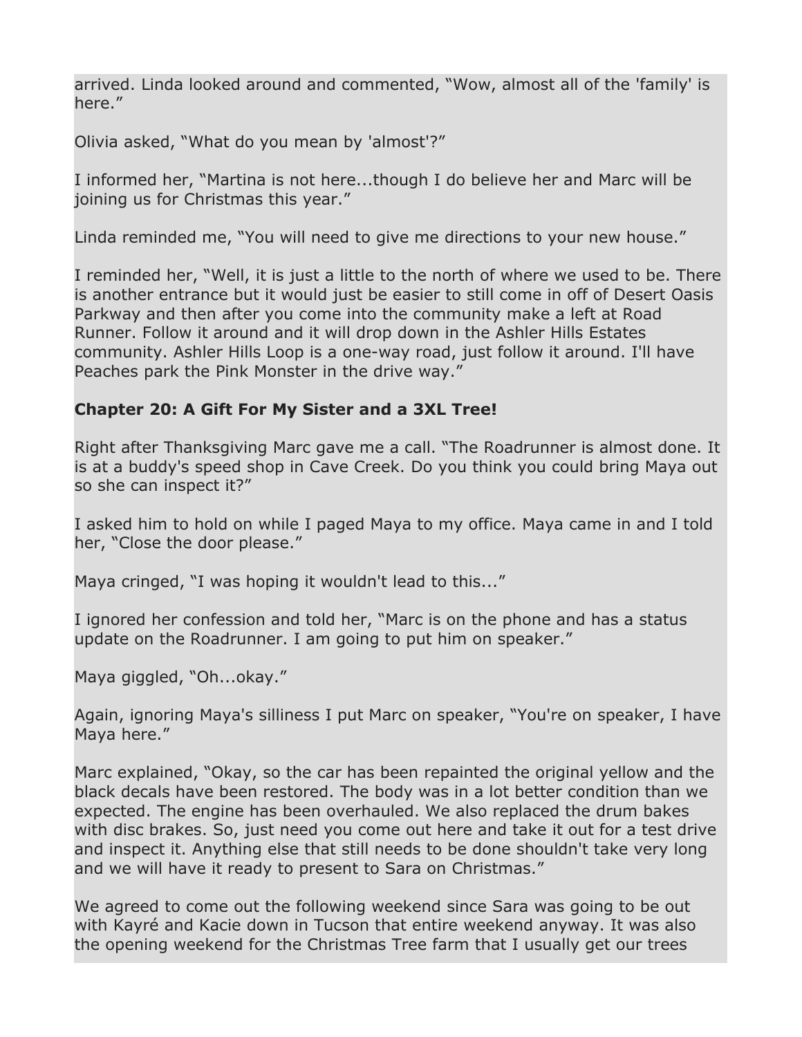arrived. Linda looked around and commented, “Wow, almost all of the 'family' is here.”

Olivia asked, “What do you mean by 'almost'?”

I informed her, “Martina is not here...though I do believe her and Marc will be joining us for Christmas this year.”

Linda reminded me, “You will need to give me directions to your new house.”

I reminded her, “Well, it is just a little to the north of where we used to be. There is another entrance but it would just be easier to still come in off of Desert Oasis Parkway and then after you come into the community make a left at Road Runner. Follow it around and it will drop down in the Ashler Hills Estates community. Ashler Hills Loop is a one-way road, just follow it around. I'll have Peaches park the Pink Monster in the drive way.”

**Chapter 20: A Gift For My Sister and a 3XL Tree!**

Right after Thanksgiving Marc gave me a call. “The Roadrunner is almost done. It is at a buddy's speed shop in Cave Creek. Do you think you could bring Maya out so she can inspect it?”

I asked him to hold on while I paged Maya to my office. Maya came in and I told her, “Close the door please.”

Maya cringed, “I was hoping it wouldn't lead to this...”

I ignored her confession and told her, “Marc is on the phone and has a status update on the Roadrunner. I am going to put him on speaker.”

Maya giggled, “Oh...okay.”

Again, ignoring Maya's silliness I put Marc on speaker, “You're on speaker, I have Maya here.”

Marc explained, “Okay, so the car has been repainted the original yellow and the black decals have been restored. The body was in a lot better condition than we expected. The engine has been overhauled. We also replaced the drum bakes with disc brakes. So, just need you come out here and take it out for a test drive and inspect it. Anything else that still needs to be done shouldn't take very long and we will have it ready to present to Sara on Christmas.”

We agreed to come out the following weekend since Sara was going to be out with Kayré and Kacie down in Tucson that entire weekend anyway. It was also the opening weekend for the Christmas Tree farm that I usually get our trees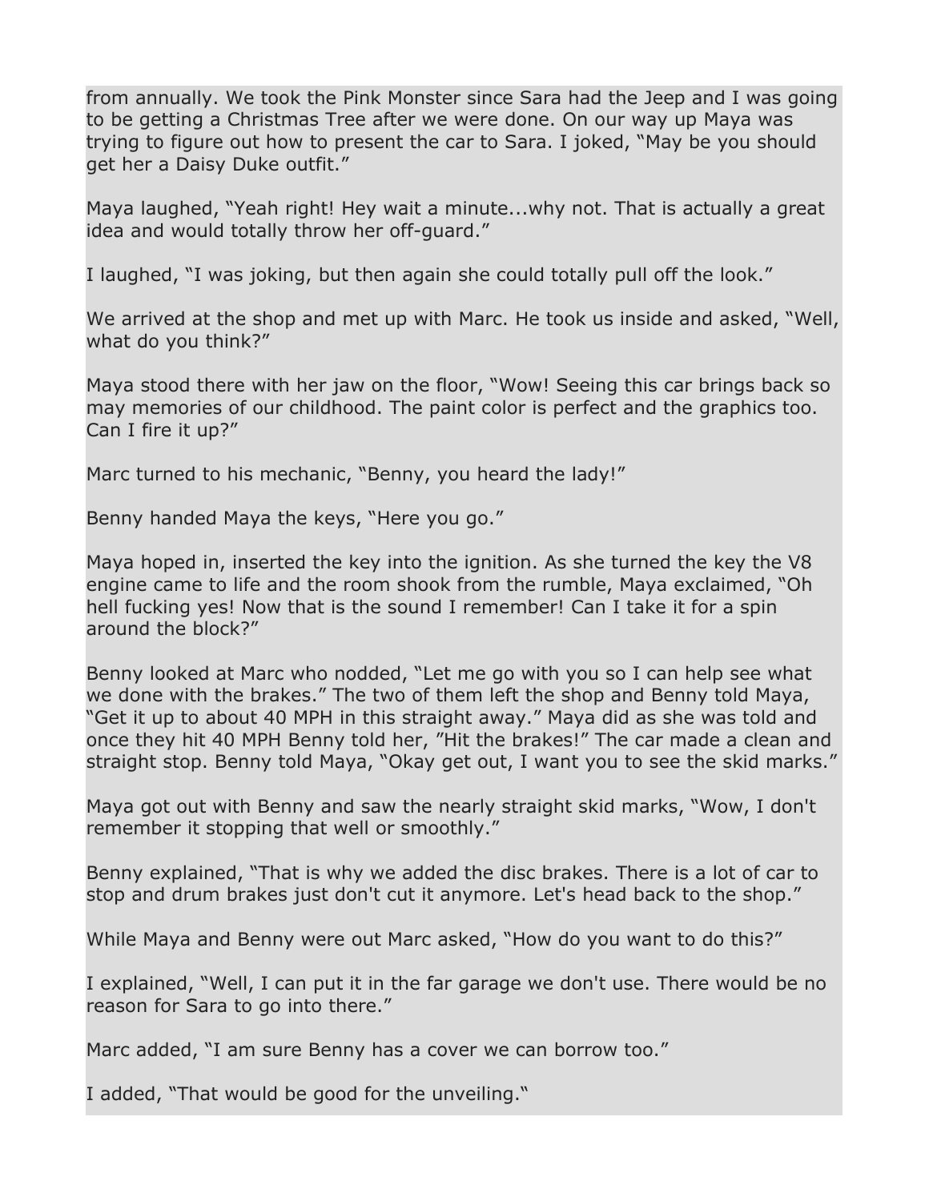from annually. We took the Pink Monster since Sara had the Jeep and I was going to be getting a Christmas Tree after we were done. On our way up Maya was trying to figure out how to present the car to Sara. I joked, “May be you should get her a Daisy Duke outfit.”

Maya laughed, “Yeah right! Hey wait a minute...why not. That is actually a great idea and would totally throw her off-guard.”

I laughed, “I was joking, but then again she could totally pull off the look.”

We arrived at the shop and met up with Marc. He took us inside and asked, “Well, what do you think?”

Maya stood there with her jaw on the floor, “Wow! Seeing this car brings back so may memories of our childhood. The paint color is perfect and the graphics too. Can I fire it up?”

Marc turned to his mechanic, “Benny, you heard the lady!”

Benny handed Maya the keys, “Here you go.”

Maya hoped in, inserted the key into the ignition. As she turned the key the V8 engine came to life and the room shook from the rumble, Maya exclaimed, “Oh hell fucking yes! Now that is the sound I remember! Can I take it for a spin around the block?”

Benny looked at Marc who nodded, “Let me go with you so I can help see what we done with the brakes.” The two of them left the shop and Benny told Maya, “Get it up to about 40 MPH in this straight away.” Maya did as she was told and once they hit 40 MPH Benny told her, ”Hit the brakes!” The car made a clean and straight stop. Benny told Maya, “Okay get out, I want you to see the skid marks.”

Maya got out with Benny and saw the nearly straight skid marks, “Wow, I don't remember it stopping that well or smoothly.”

Benny explained, “That is why we added the disc brakes. There is a lot of car to stop and drum brakes just don't cut it anymore. Let's head back to the shop.”

While Maya and Benny were out Marc asked, “How do you want to do this?”

I explained, “Well, I can put it in the far garage we don't use. There would be no reason for Sara to go into there.”

Marc added, “I am sure Benny has a cover we can borrow too.”

I added, “That would be good for the unveiling.“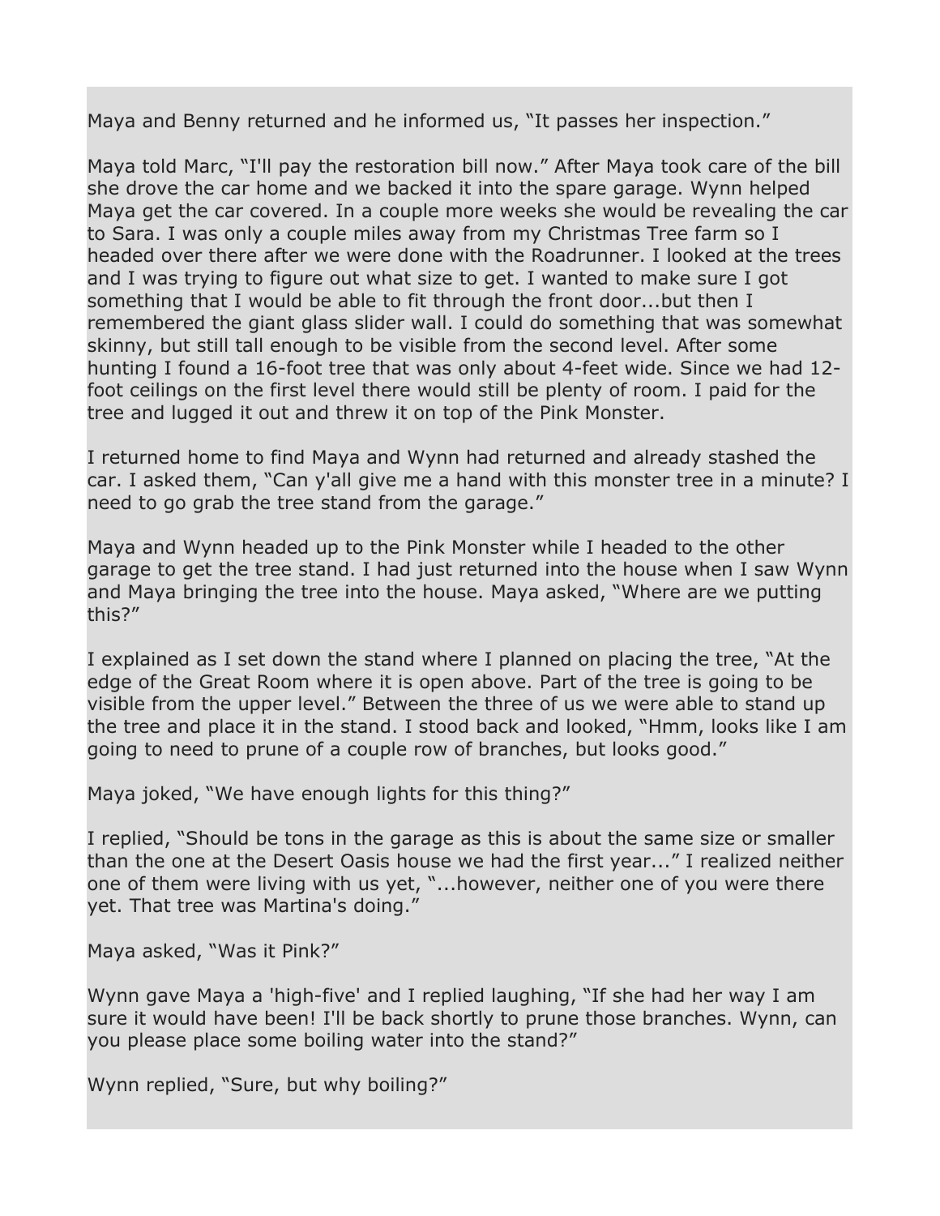Maya and Benny returned and he informed us, “It passes her inspection.”

Maya told Marc, “I'll pay the restoration bill now.” After Maya took care of the bill she drove the car home and we backed it into the spare garage. Wynn helped Maya get the car covered. In a couple more weeks she would be revealing the car to Sara. I was only a couple miles away from my Christmas Tree farm so I headed over there after we were done with the Roadrunner. I looked at the trees and I was trying to figure out what size to get. I wanted to make sure I got something that I would be able to fit through the front door...but then I remembered the giant glass slider wall. I could do something that was somewhat skinny, but still tall enough to be visible from the second level. After some hunting I found a 16-foot tree that was only about 4-feet wide. Since we had 12-foot ceilings on the first level there would still be plenty of room. I paid for the tree and lugged it out and threw it on top of the Pink Monster.

I returned home to find Maya and Wynn had returned and already stashed the car. I asked them, “Can y'all give me a hand with this monster tree in a minute? I need to go grab the tree stand from the garage.”

Maya and Wynn headed up to the Pink Monster while I headed to the other garage to get the tree stand. I had just returned into the house when I saw Wynn and Maya bringing the tree into the house. Maya asked, “Where are we putting this?”

I explained as I set down the stand where I planned on placing the tree, “At the edge of the Great Room where it is open above. Part of the tree is going to be visible from the upper level.” Between the three of us we were able to stand up the tree and place it in the stand. I stood back and looked, “Hmm, looks like I am going to need to prune of a couple row of branches, but looks good.”

Maya joked, “We have enough lights for this thing?”

I replied, “Should be tons in the garage as this is about the same size or smaller than the one at the Desert Oasis house we had the first year...” I realized neither one of them were living with us yet, “...however, neither one of you were there yet. That tree was Martina's doing.”

Maya asked, “Was it Pink?”

Wynn gave Maya a 'high-five' and I replied laughing, “If she had her way I am sure it would have been! I'll be back shortly to prune those branches. Wynn, can you please place some boiling water into the stand?”

Wynn replied, “Sure, but why boiling?”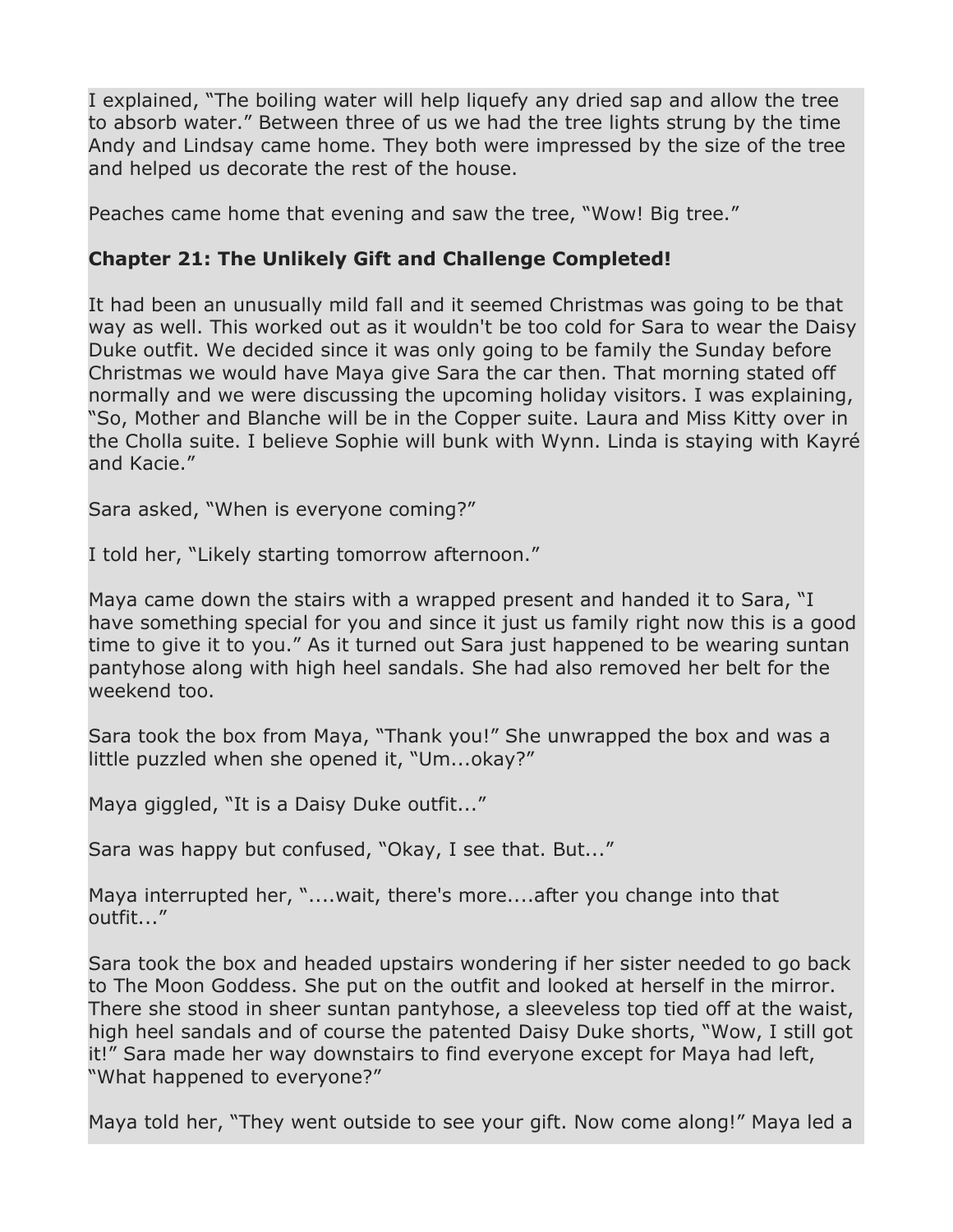I explained, "The boiling water will help liquefy any dried sap and allow the tree to absorb water." Between three of us we had the tree lights strung by the time Andy and Lindsay came home. They both were impressed by the size of the tree and helped us decorate the rest of the house.

Peaches came home that evening and saw the tree, "Wow! Big tree."

**Chapter 21: The Unlikely Gift and Challenge Completed!**

It had been an unusually mild fall and it seemed Christmas was going to be that way as well. This worked out as it wouldn't be too cold for Sara to wear the Daisy Duke outfit. We decided since it was only going to be family the Sunday before Christmas we would have Maya give Sara the car then. That morning stated off normally and we were discussing the upcoming holiday visitors. I was explaining, "So, Mother and Blanche will be in the Copper suite. Laura and Miss Kitty over in the Cholla suite. I believe Sophie will bunk with Wynn. Linda is staying with Kayré and Kacie."

Sara asked, "When is everyone coming?"

I told her, "Likely starting tomorrow afternoon."

Maya came down the stairs with a wrapped present and handed it to Sara, "I have something special for you and since it just us family right now this is a good time to give it to you." As it turned out Sara just happened to be wearing suntan pantyhose along with high heel sandals. She had also removed her belt for the weekend too.

Sara took the box from Maya, "Thank you!" She unwrapped the box and was a little puzzled when she opened it, "Um...okay?"

Maya giggled, "It is a Daisy Duke outfit..."

Sara was happy but confused, "Okay, I see that. But..."

Maya interrupted her, "....wait, there's more....after you change into that outfit..."

Sara took the box and headed upstairs wondering if her sister needed to go back to The Moon Goddess. She put on the outfit and looked at herself in the mirror. There she stood in sheer suntan pantyhose, a sleeveless top tied off at the waist, high heel sandals and of course the patented Daisy Duke shorts, "Wow, I still got it!" Sara made her way downstairs to find everyone except for Maya had left, "What happened to everyone?"

Maya told her, "They went outside to see your gift. Now come along!" Maya led a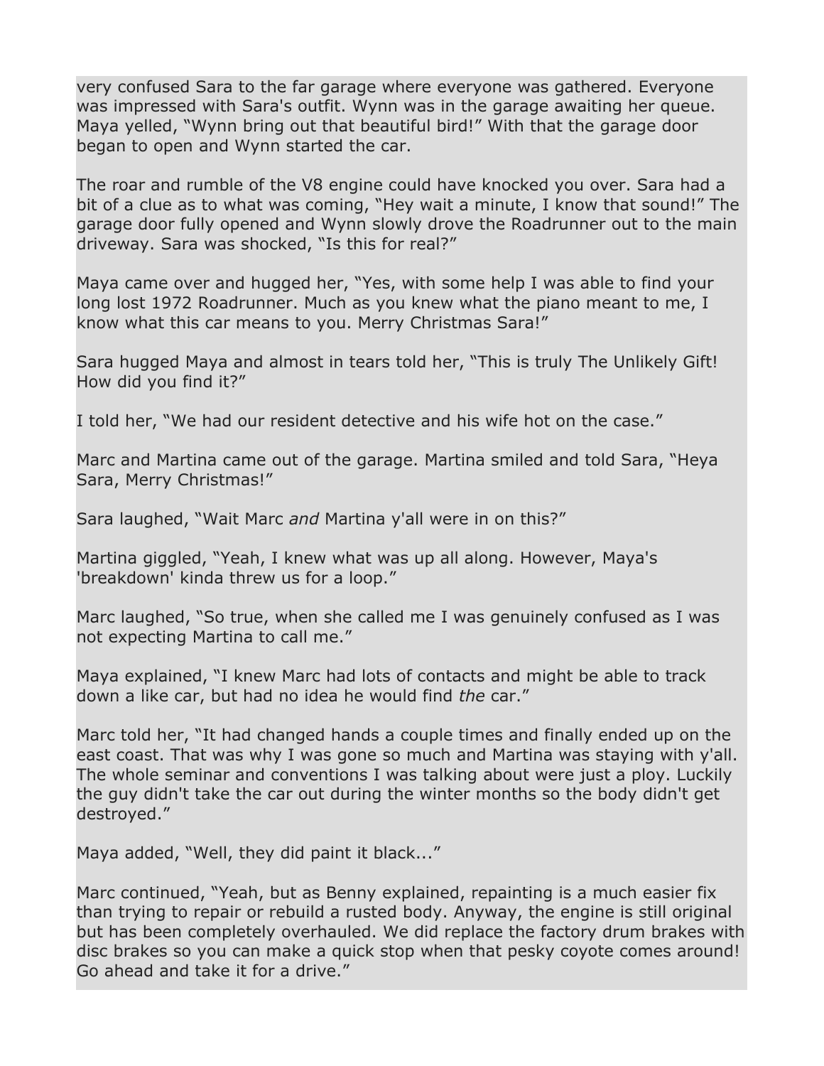very confused Sara to the far garage where everyone was gathered. Everyone was impressed with Sara's outfit. Wynn was in the garage awaiting her queue. Maya yelled, “Wynn bring out that beautiful bird!” With that the garage door began to open and Wynn started the car.

The roar and rumble of the V8 engine could have knocked you over. Sara had a bit of a clue as to what was coming, “Hey wait a minute, I know that sound!” The garage door fully opened and Wynn slowly drove the Roadrunner out to the main driveway. Sara was shocked, “Is this for real?”

Maya came over and hugged her, “Yes, with some help I was able to find your long lost 1972 Roadrunner. Much as you knew what the piano meant to me, I know what this car means to you. Merry Christmas Sara!”

Sara hugged Maya and almost in tears told her, “This is truly The Unlikely Gift! How did you find it?”

I told her, “We had our resident detective and his wife hot on the case.”

Marc and Martina came out of the garage. Martina smiled and told Sara, “Heya Sara, Merry Christmas!”

Sara laughed, “Wait Marc *and* Martina y'all were in on this?”

Martina giggled, “Yeah, I knew what was up all along. However, Maya's 'breakdown' kinda threw us for a loop.”

Marc laughed, “So true, when she called me I was genuinely confused as I was not expecting Martina to call me.”

Maya explained, “I knew Marc had lots of contacts and might be able to track down a like car, but had no idea he would find *the* car.”

Marc told her, “It had changed hands a couple times and finally ended up on the east coast. That was why I was gone so much and Martina was staying with y'all. The whole seminar and conventions I was talking about were just a ploy. Luckily the guy didn't take the car out during the winter months so the body didn't get destroyed.”

Maya added, “Well, they did paint it black...”

Marc continued, “Yeah, but as Benny explained, repainting is a much easier fix than trying to repair or rebuild a rusted body. Anyway, the engine is still original but has been completely overhauled. We did replace the factory drum brakes with disc brakes so you can make a quick stop when that pesky coyote comes around! Go ahead and take it for a drive.”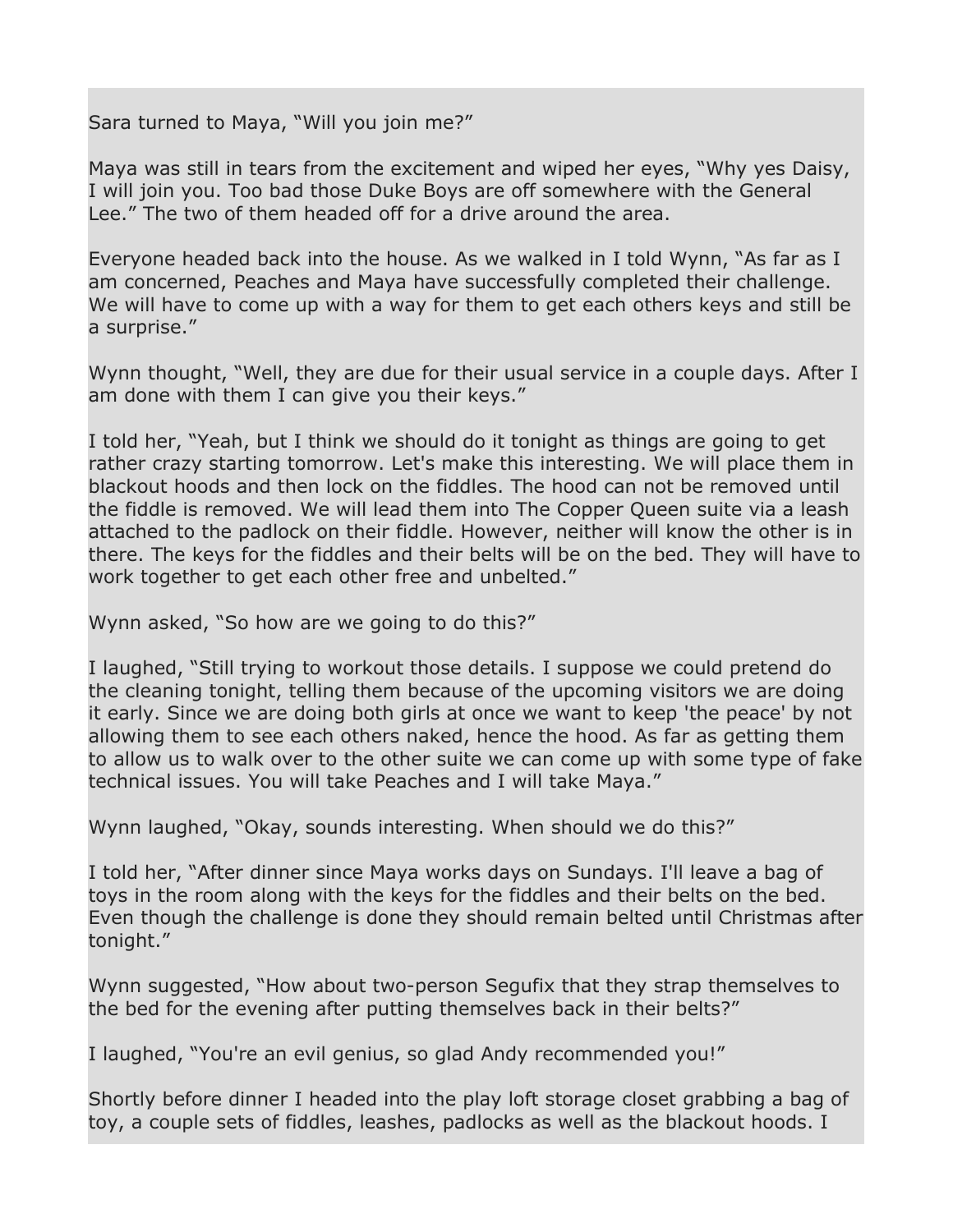Sara turned to Maya, “Will you join me?”

Maya was still in tears from the excitement and wiped her eyes, “Why yes Daisy, I will join you. Too bad those Duke Boys are off somewhere with the General Lee.” The two of them headed off for a drive around the area.

Everyone headed back into the house. As we walked in I told Wynn, “As far as I am concerned, Peaches and Maya have successfully completed their challenge. We will have to come up with a way for them to get each others keys and still be a surprise.”

Wynn thought, “Well, they are due for their usual service in a couple days. After I am done with them I can give you their keys.”

I told her, “Yeah, but I think we should do it tonight as things are going to get rather crazy starting tomorrow. Let's make this interesting. We will place them in blackout hoods and then lock on the fiddles. The hood can not be removed until the fiddle is removed. We will lead them into The Copper Queen suite via a leash attached to the padlock on their fiddle. However, neither will know the other is in there. The keys for the fiddles and their belts will be on the bed. They will have to work together to get each other free and unbelted.”

Wynn asked, “So how are we going to do this?”

I laughed, “Still trying to workout those details. I suppose we could pretend do the cleaning tonight, telling them because of the upcoming visitors we are doing it early. Since we are doing both girls at once we want to keep 'the peace' by not allowing them to see each others naked, hence the hood. As far as getting them to allow us to walk over to the other suite we can come up with some type of fake technical issues. You will take Peaches and I will take Maya.”

Wynn laughed, “Okay, sounds interesting. When should we do this?”

I told her, “After dinner since Maya works days on Sundays. I'll leave a bag of toys in the room along with the keys for the fiddles and their belts on the bed. Even though the challenge is done they should remain belted until Christmas after tonight.”

Wynn suggested, “How about two-person Segufix that they strap themselves to the bed for the evening after putting themselves back in their belts?”

I laughed, “You're an evil genius, so glad Andy recommended you!”

Shortly before dinner I headed into the play loft storage closet grabbing a bag of toy, a couple sets of fiddles, leashes, padlocks as well as the blackout hoods. I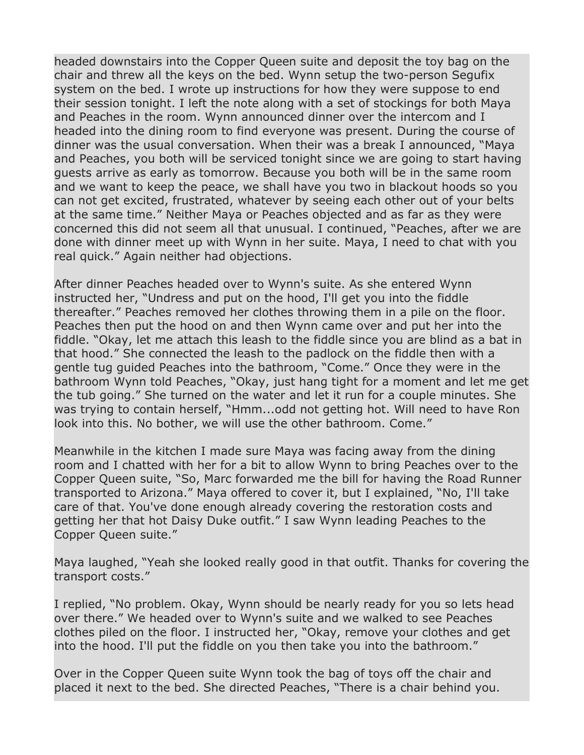headed downstairs into the Copper Queen suite and deposit the toy bag on the chair and threw all the keys on the bed. Wynn setup the two-person Segufix system on the bed. I wrote up instructions for how they were suppose to end their session tonight. I left the note along with a set of stockings for both Maya and Peaches in the room. Wynn announced dinner over the intercom and I headed into the dining room to find everyone was present. During the course of dinner was the usual conversation. When their was a break I announced, "Maya and Peaches, you both will be serviced tonight since we are going to start having guests arrive as early as tomorrow. Because you both will be in the same room and we want to keep the peace, we shall have you two in blackout hoods so you can not get excited, frustrated, whatever by seeing each other out of your belts at the same time." Neither Maya or Peaches objected and as far as they were concerned this did not seem all that unusual. I continued, "Peaches, after we are done with dinner meet up with Wynn in her suite. Maya, I need to chat with you real quick." Again neither had objections.

After dinner Peaches headed over to Wynn's suite. As she entered Wynn instructed her, "Undress and put on the hood, I'll get you into the fiddle thereafter." Peaches removed her clothes throwing them in a pile on the floor. Peaches then put the hood on and then Wynn came over and put her into the fiddle. "Okay, let me attach this leash to the fiddle since you are blind as a bat in that hood." She connected the leash to the padlock on the fiddle then with a gentle tug guided Peaches into the bathroom, "Come." Once they were in the bathroom Wynn told Peaches, "Okay, just hang tight for a moment and let me get the tub going." She turned on the water and let it run for a couple minutes. She was trying to contain herself, "Hmm...odd not getting hot. Will need to have Ron look into this. No bother, we will use the other bathroom. Come."

Meanwhile in the kitchen I made sure Maya was facing away from the dining room and I chatted with her for a bit to allow Wynn to bring Peaches over to the Copper Queen suite, "So, Marc forwarded me the bill for having the Road Runner transported to Arizona." Maya offered to cover it, but I explained, "No, I'll take care of that. You've done enough already covering the restoration costs and getting her that hot Daisy Duke outfit." I saw Wynn leading Peaches to the Copper Queen suite."

Maya laughed, "Yeah she looked really good in that outfit. Thanks for covering the transport costs."

I replied, "No problem. Okay, Wynn should be nearly ready for you so lets head over there." We headed over to Wynn's suite and we walked to see Peaches clothes piled on the floor. I instructed her, "Okay, remove your clothes and get into the hood. I'll put the fiddle on you then take you into the bathroom."

Over in the Copper Queen suite Wynn took the bag of toys off the chair and placed it next to the bed. She directed Peaches, "There is a chair behind you.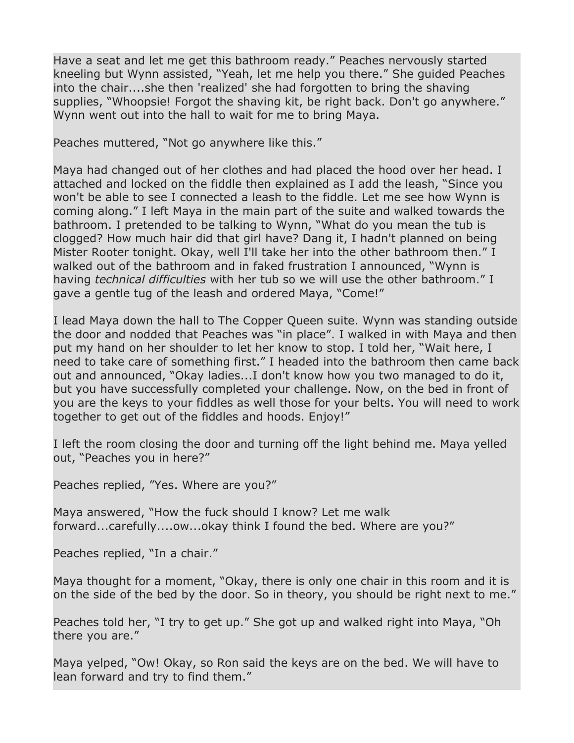Have a seat and let me get this bathroom ready." Peaches nervously started kneeling but Wynn assisted, "Yeah, let me help you there." She guided Peaches into the chair....she then 'realized' she had forgotten to bring the shaving supplies, "Whoopsie! Forgot the shaving kit, be right back. Don't go anywhere." Wynn went out into the hall to wait for me to bring Maya.

Peaches muttered, "Not go anywhere like this."

Maya had changed out of her clothes and had placed the hood over her head. I attached and locked on the fiddle then explained as I add the leash, "Since you won't be able to see I connected a leash to the fiddle. Let me see how Wynn is coming along." I left Maya in the main part of the suite and walked towards the bathroom. I pretended to be talking to Wynn, "What do you mean the tub is clogged? How much hair did that girl have? Dang it, I hadn't planned on being Mister Rooter tonight. Okay, well I'll take her into the other bathroom then." I walked out of the bathroom and in faked frustration I announced, "Wynn is having *technical difficulties* with her tub so we will use the other bathroom." I gave a gentle tug of the leash and ordered Maya, "Come!"

I lead Maya down the hall to The Copper Queen suite. Wynn was standing outside the door and nodded that Peaches was "in place". I walked in with Maya and then put my hand on her shoulder to let her know to stop. I told her, "Wait here, I need to take care of something first." I headed into the bathroom then came back out and announced, "Okay ladies...I don't know how you two managed to do it, but you have successfully completed your challenge. Now, on the bed in front of you are the keys to your fiddles as well those for your belts. You will need to work together to get out of the fiddles and hoods. Enjoy!"

I left the room closing the door and turning off the light behind me. Maya yelled out, "Peaches you in here?"

Peaches replied, "Yes. Where are you?"

Maya answered, "How the fuck should I know? Let me walk forward...carefully....ow...okay think I found the bed. Where are you?"

Peaches replied, "In a chair."

Maya thought for a moment, "Okay, there is only one chair in this room and it is on the side of the bed by the door. So in theory, you should be right next to me."

Peaches told her, "I try to get up." She got up and walked right into Maya, "Oh there you are."

Maya yelped, "Ow! Okay, so Ron said the keys are on the bed. We will have to lean forward and try to find them."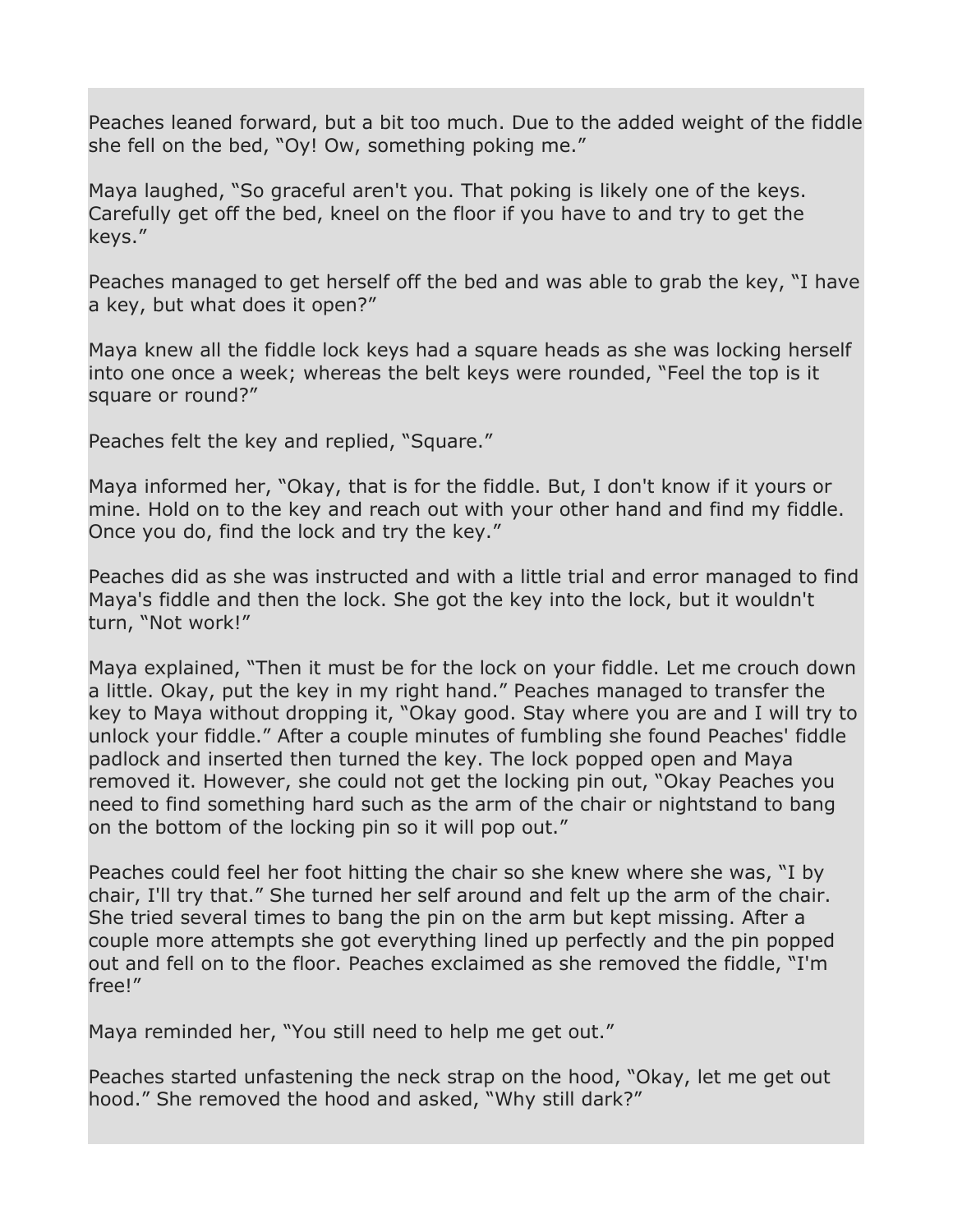Peaches leaned forward, but a bit too much. Due to the added weight of the fiddle she fell on the bed, “Oy! Ow, something poking me.”

Maya laughed, “So graceful aren't you. That poking is likely one of the keys. Carefully get off the bed, kneel on the floor if you have to and try to get the keys.”

Peaches managed to get herself off the bed and was able to grab the key, “I have a key, but what does it open?”

Maya knew all the fiddle lock keys had a square heads as she was locking herself into one once a week; whereas the belt keys were rounded, “Feel the top is it square or round?”

Peaches felt the key and replied, “Square.”

Maya informed her, “Okay, that is for the fiddle. But, I don't know if it yours or mine. Hold on to the key and reach out with your other hand and find my fiddle. Once you do, find the lock and try the key.”

Peaches did as she was instructed and with a little trial and error managed to find Maya's fiddle and then the lock. She got the key into the lock, but it wouldn't turn, “Not work!”

Maya explained, “Then it must be for the lock on your fiddle. Let me crouch down a little. Okay, put the key in my right hand.” Peaches managed to transfer the key to Maya without dropping it, “Okay good. Stay where you are and I will try to unlock your fiddle.” After a couple minutes of fumbling she found Peaches' fiddle padlock and inserted then turned the key. The lock popped open and Maya removed it. However, she could not get the locking pin out, “Okay Peaches you need to find something hard such as the arm of the chair or nightstand to bang on the bottom of the locking pin so it will pop out.”

Peaches could feel her foot hitting the chair so she knew where she was, “I by chair, I'll try that.” She turned her self around and felt up the arm of the chair. She tried several times to bang the pin on the arm but kept missing. After a couple more attempts she got everything lined up perfectly and the pin popped out and fell on to the floor. Peaches exclaimed as she removed the fiddle, “I'm free!”

Maya reminded her, “You still need to help me get out.”

Peaches started unfastening the neck strap on the hood, “Okay, let me get out hood.” She removed the hood and asked, “Why still dark?”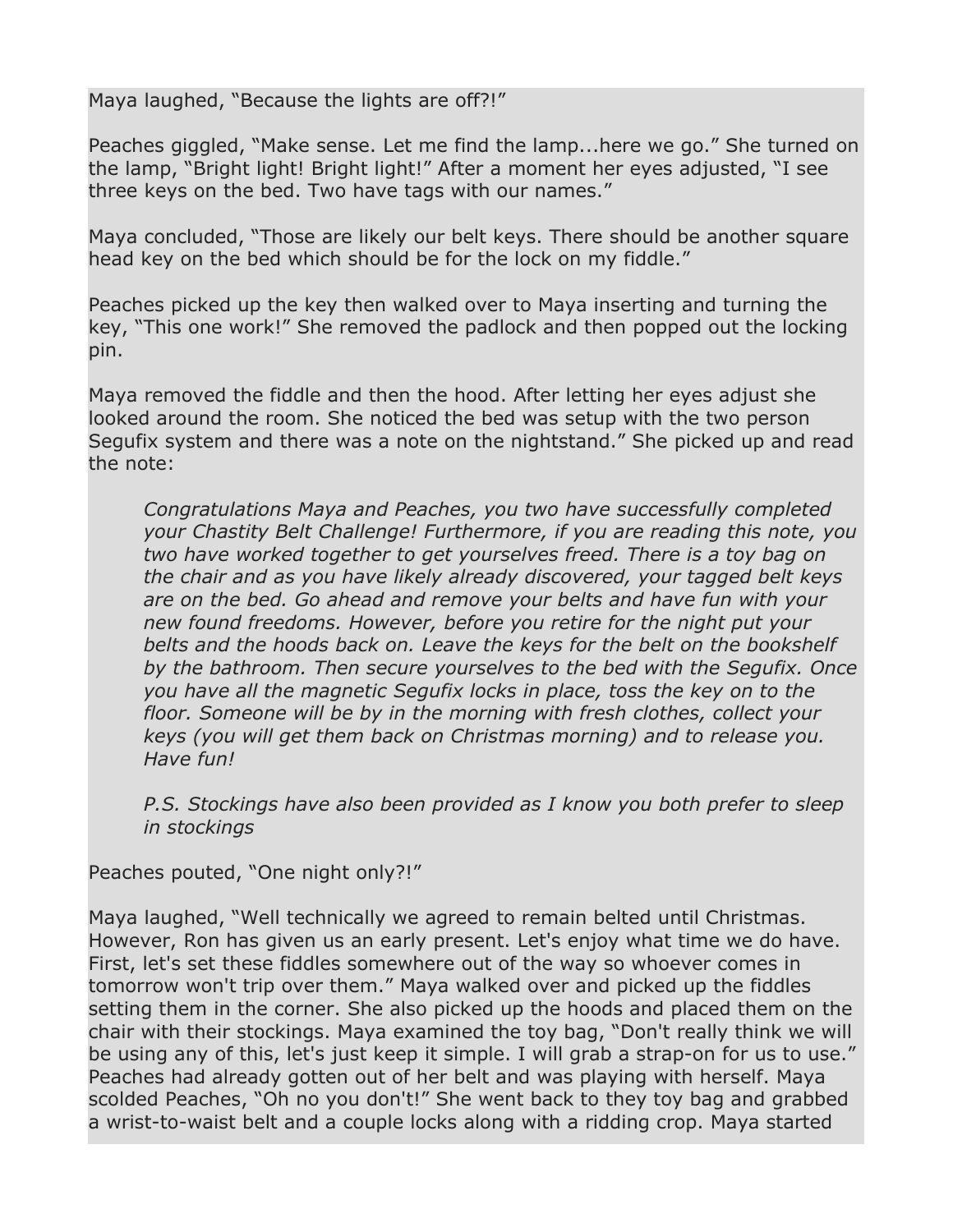Maya laughed, “Because the lights are off?!”

Peaches giggled, “Make sense. Let me find the lamp...here we go.” She turned on the lamp, “Bright light! Bright light!” After a moment her eyes adjusted, “I see three keys on the bed. Two have tags with our names.”

Maya concluded, “Those are likely our belt keys. There should be another square head key on the bed which should be for the lock on my fiddle.”

Peaches picked up the key then walked over to Maya inserting and turning the key, “This one work!” She removed the padlock and then popped out the locking pin.

Maya removed the fiddle and then the hood. After letting her eyes adjust she looked around the room. She noticed the bed was setup with the two person Segufix system and there was a note on the nightstand.” She picked up and read the note:

> *Congratulations Maya and Peaches, you two have successfully completed your Chastity Belt Challenge! Furthermore, if you are reading this note, you two have worked together to get yourselves freed. There is a toy bag on the chair and as you have likely already discovered, your tagged belt keys are on the bed. Go ahead and remove your belts and have fun with your new found freedoms. However, before you retire for the night put your belts and the hoods back on. Leave the keys for the belt on the bookshelf by the bathroom. Then secure yourselves to the bed with the Segufix. Once you have all the magnetic Segufix locks in place, toss the key on to the floor. Someone will be by in the morning with fresh clothes, collect your keys (you will get them back on Christmas morning) and to release you. Have fun!*
>
> *P.S. Stockings have also been provided as I know you both prefer to sleep in stockings*

Peaches pouted, “One night only?!”

Maya laughed, “Well technically we agreed to remain belted until Christmas. However, Ron has given us an early present. Let's enjoy what time we do have. First, let's set these fiddles somewhere out of the way so whoever comes in tomorrow won't trip over them.” Maya walked over and picked up the fiddles setting them in the corner. She also picked up the hoods and placed them on the chair with their stockings. Maya examined the toy bag, “Don't really think we will be using any of this, let's just keep it simple. I will grab a strap-on for us to use.” Peaches had already gotten out of her belt and was playing with herself. Maya scolded Peaches, “Oh no you don't!” She went back to they toy bag and grabbed a wrist-to-waist belt and a couple locks along with a ridding crop. Maya started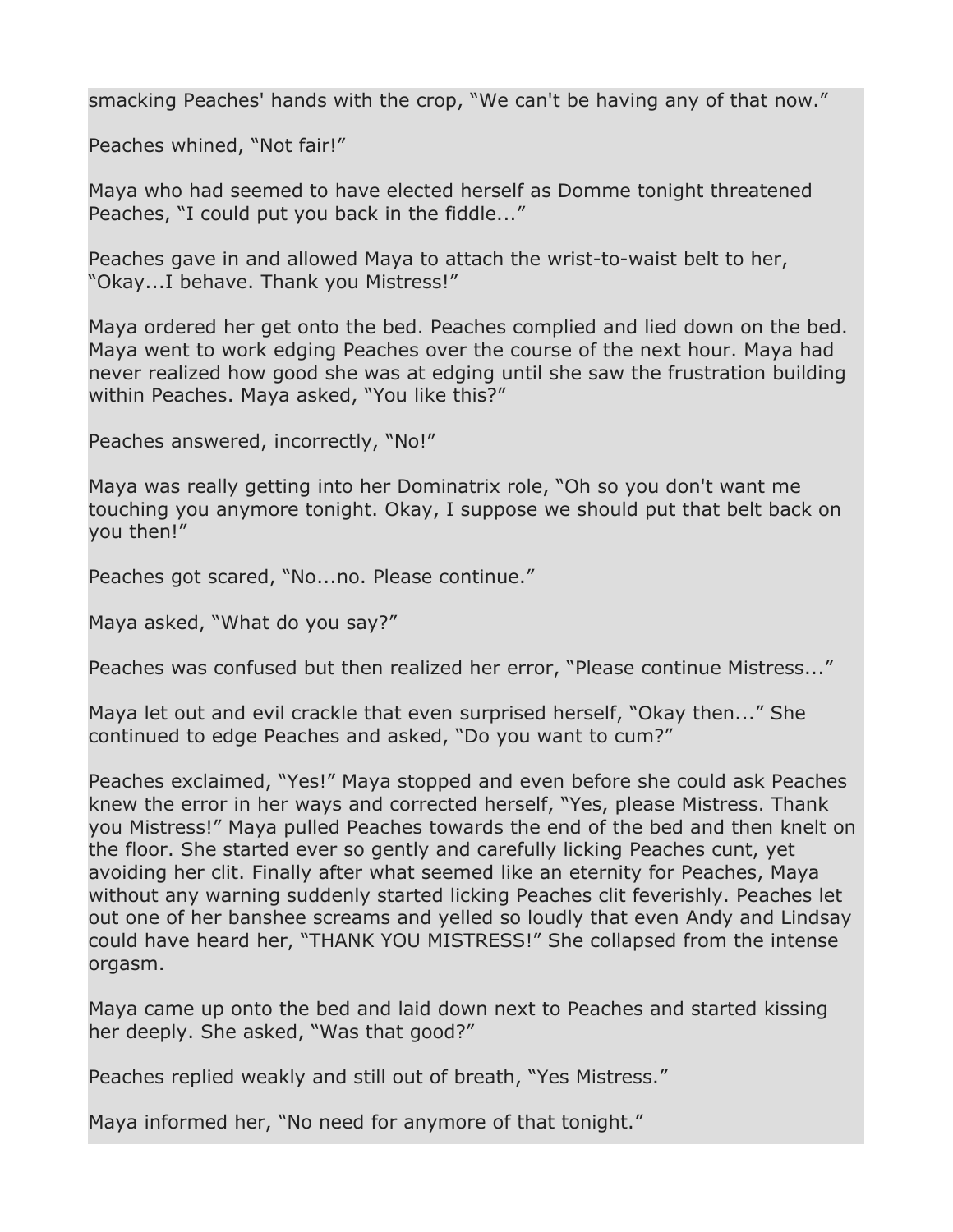smacking Peaches' hands with the crop, “We can't be having any of that now.”

Peaches whined, “Not fair!”

Maya who had seemed to have elected herself as Domme tonight threatened Peaches, “I could put you back in the fiddle...”

Peaches gave in and allowed Maya to attach the wrist-to-waist belt to her, “Okay...I behave. Thank you Mistress!”

Maya ordered her get onto the bed. Peaches complied and lied down on the bed. Maya went to work edging Peaches over the course of the next hour. Maya had never realized how good she was at edging until she saw the frustration building within Peaches. Maya asked, “You like this?”

Peaches answered, incorrectly, “No!”

Maya was really getting into her Dominatrix role, “Oh so you don't want me touching you anymore tonight. Okay, I suppose we should put that belt back on you then!”

Peaches got scared, “No...no. Please continue.”

Maya asked, “What do you say?”

Peaches was confused but then realized her error, “Please continue Mistress...”

Maya let out and evil crackle that even surprised herself, “Okay then...” She continued to edge Peaches and asked, “Do you want to cum?”

Peaches exclaimed, “Yes!” Maya stopped and even before she could ask Peaches knew the error in her ways and corrected herself, “Yes, please Mistress. Thank you Mistress!” Maya pulled Peaches towards the end of the bed and then knelt on the floor. She started ever so gently and carefully licking Peaches cunt, yet avoiding her clit. Finally after what seemed like an eternity for Peaches, Maya without any warning suddenly started licking Peaches clit feverishly. Peaches let out one of her banshee screams and yelled so loudly that even Andy and Lindsay could have heard her, “THANK YOU MISTRESS!” She collapsed from the intense orgasm.

Maya came up onto the bed and laid down next to Peaches and started kissing her deeply. She asked, “Was that good?”

Peaches replied weakly and still out of breath, “Yes Mistress.”

Maya informed her, “No need for anymore of that tonight.”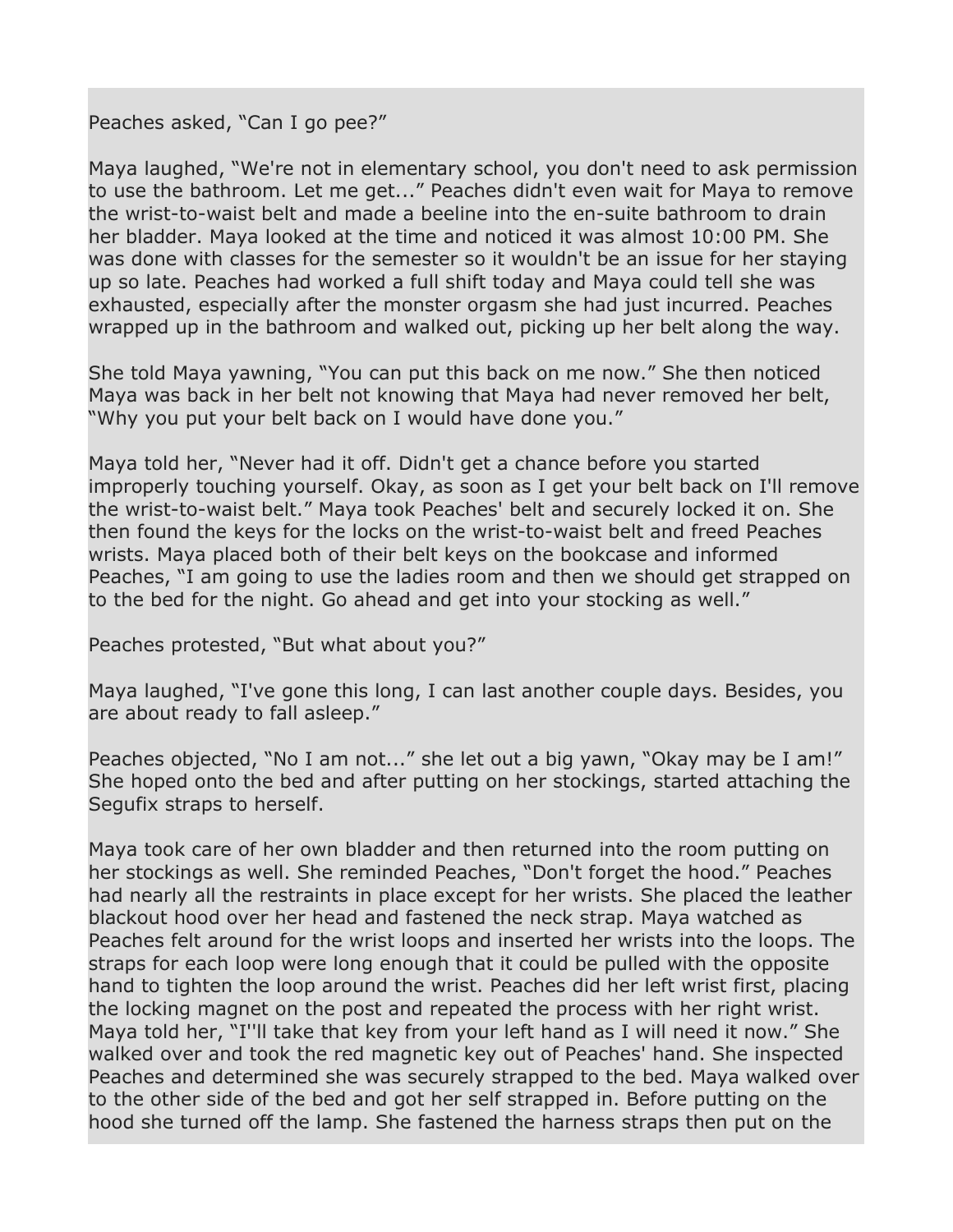Peaches asked, “Can I go pee?”

Maya laughed, “We're not in elementary school, you don't need to ask permission to use the bathroom. Let me get...” Peaches didn't even wait for Maya to remove the wrist-to-waist belt and made a beeline into the en-suite bathroom to drain her bladder. Maya looked at the time and noticed it was almost 10:00 PM. She was done with classes for the semester so it wouldn't be an issue for her staying up so late. Peaches had worked a full shift today and Maya could tell she was exhausted, especially after the monster orgasm she had just incurred. Peaches wrapped up in the bathroom and walked out, picking up her belt along the way.

She told Maya yawning, “You can put this back on me now.” She then noticed Maya was back in her belt not knowing that Maya had never removed her belt, “Why you put your belt back on I would have done you.”

Maya told her, “Never had it off. Didn't get a chance before you started improperly touching yourself. Okay, as soon as I get your belt back on I'll remove the wrist-to-waist belt.” Maya took Peaches' belt and securely locked it on. She then found the keys for the locks on the wrist-to-waist belt and freed Peaches wrists. Maya placed both of their belt keys on the bookcase and informed Peaches, “I am going to use the ladies room and then we should get strapped on to the bed for the night. Go ahead and get into your stocking as well.”

Peaches protested, “But what about you?”

Maya laughed, “I've gone this long, I can last another couple days. Besides, you are about ready to fall asleep.”

Peaches objected, “No I am not...” she let out a big yawn, “Okay may be I am!” She hoped onto the bed and after putting on her stockings, started attaching the Segufix straps to herself.

Maya took care of her own bladder and then returned into the room putting on her stockings as well. She reminded Peaches, “Don't forget the hood.” Peaches had nearly all the restraints in place except for her wrists. She placed the leather blackout hood over her head and fastened the neck strap. Maya watched as Peaches felt around for the wrist loops and inserted her wrists into the loops. The straps for each loop were long enough that it could be pulled with the opposite hand to tighten the loop around the wrist. Peaches did her left wrist first, placing the locking magnet on the post and repeated the process with her right wrist. Maya told her, “I''ll take that key from your left hand as I will need it now.” She walked over and took the red magnetic key out of Peaches' hand. She inspected Peaches and determined she was securely strapped to the bed. Maya walked over to the other side of the bed and got her self strapped in. Before putting on the hood she turned off the lamp. She fastened the harness straps then put on the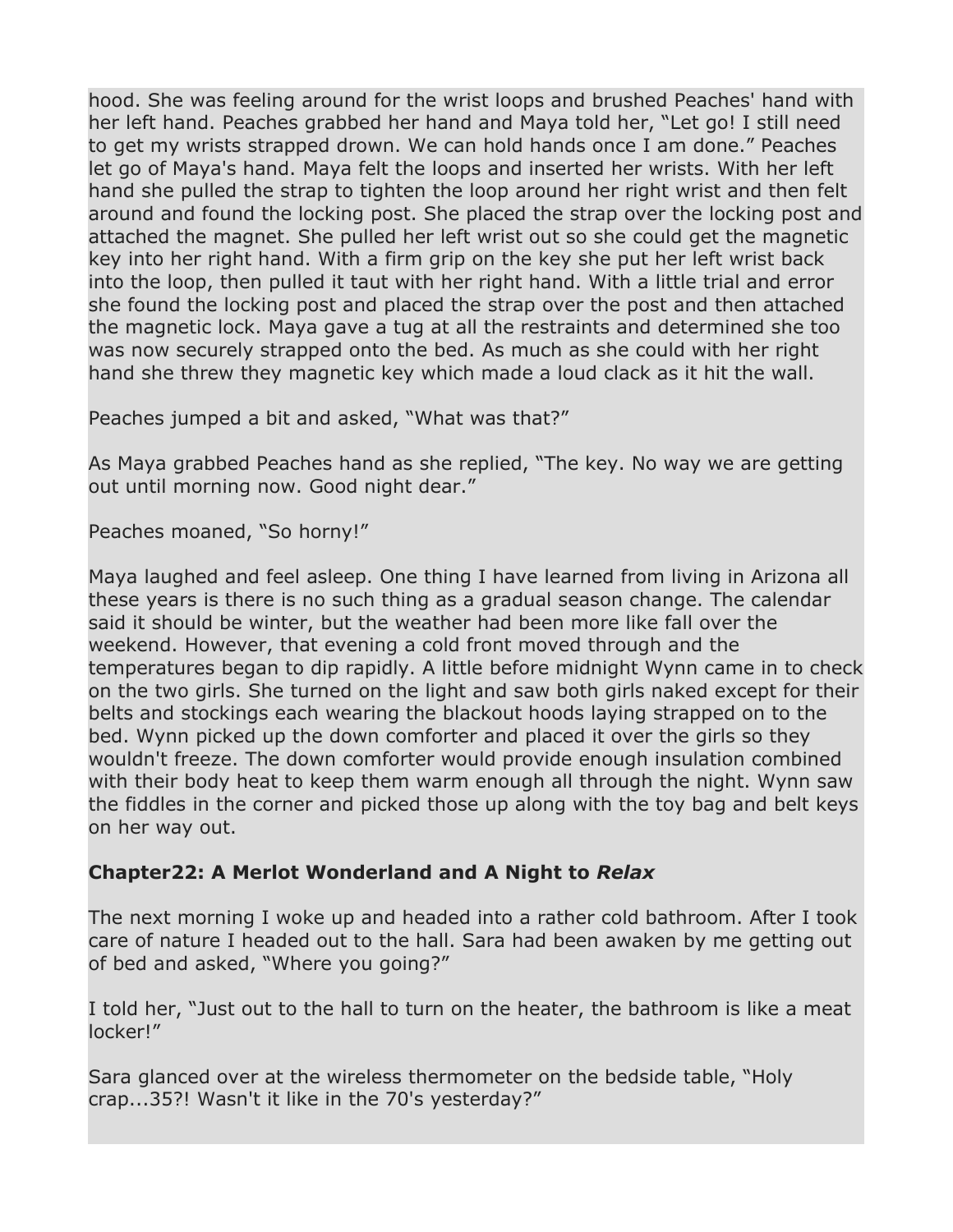hood. She was feeling around for the wrist loops and brushed Peaches' hand with her left hand. Peaches grabbed her hand and Maya told her, "Let go! I still need to get my wrists strapped drown. We can hold hands once I am done." Peaches let go of Maya's hand. Maya felt the loops and inserted her wrists. With her left hand she pulled the strap to tighten the loop around her right wrist and then felt around and found the locking post. She placed the strap over the locking post and attached the magnet. She pulled her left wrist out so she could get the magnetic key into her right hand. With a firm grip on the key she put her left wrist back into the loop, then pulled it taut with her right hand. With a little trial and error she found the locking post and placed the strap over the post and then attached the magnetic lock. Maya gave a tug at all the restraints and determined she too was now securely strapped onto the bed. As much as she could with her right hand she threw they magnetic key which made a loud clack as it hit the wall.

Peaches jumped a bit and asked, "What was that?"

As Maya grabbed Peaches hand as she replied, "The key. No way we are getting out until morning now. Good night dear."

Peaches moaned, "So horny!"

Maya laughed and feel asleep. One thing I have learned from living in Arizona all these years is there is no such thing as a gradual season change. The calendar said it should be winter, but the weather had been more like fall over the weekend. However, that evening a cold front moved through and the temperatures began to dip rapidly. A little before midnight Wynn came in to check on the two girls. She turned on the light and saw both girls naked except for their belts and stockings each wearing the blackout hoods laying strapped on to the bed. Wynn picked up the down comforter and placed it over the girls so they wouldn't freeze. The down comforter would provide enough insulation combined with their body heat to keep them warm enough all through the night. Wynn saw the fiddles in the corner and picked those up along with the toy bag and belt keys on her way out.

**Chapter22: A Merlot Wonderland and A Night to *Relax***

The next morning I woke up and headed into a rather cold bathroom. After I took care of nature I headed out to the hall. Sara had been awaken by me getting out of bed and asked, "Where you going?"

I told her, "Just out to the hall to turn on the heater, the bathroom is like a meat locker!"

Sara glanced over at the wireless thermometer on the bedside table, "Holy crap...35?! Wasn't it like in the 70's yesterday?"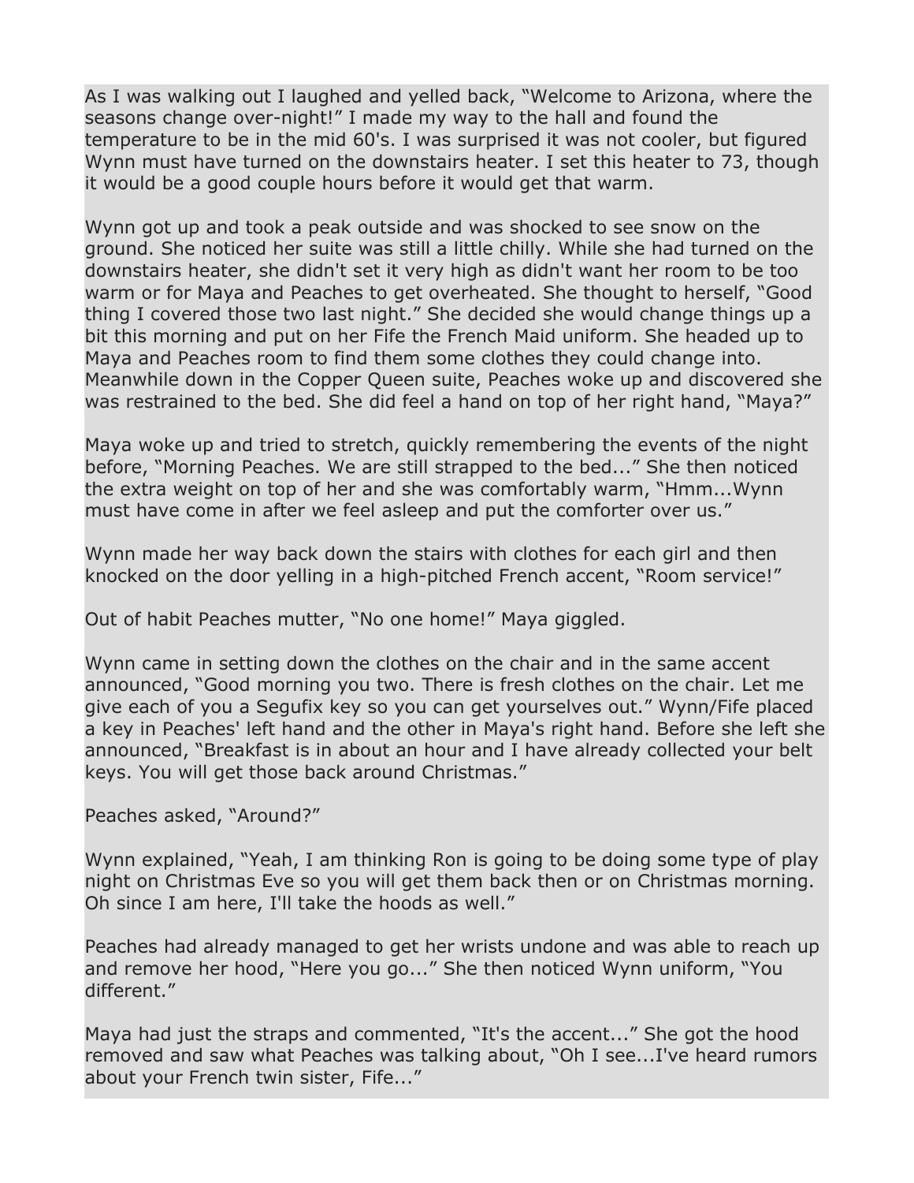As I was walking out I laughed and yelled back, “Welcome to Arizona, where the seasons change over-night!” I made my way to the hall and found the temperature to be in the mid 60's. I was surprised it was not cooler, but figured Wynn must have turned on the downstairs heater. I set this heater to 73, though it would be a good couple hours before it would get that warm.

Wynn got up and took a peak outside and was shocked to see snow on the ground. She noticed her suite was still a little chilly. While she had turned on the downstairs heater, she didn't set it very high as didn't want her room to be too warm or for Maya and Peaches to get overheated. She thought to herself, “Good thing I covered those two last night.” She decided she would change things up a bit this morning and put on her Fife the French Maid uniform. She headed up to Maya and Peaches room to find them some clothes they could change into. Meanwhile down in the Copper Queen suite, Peaches woke up and discovered she was restrained to the bed. She did feel a hand on top of her right hand, “Maya?”

Maya woke up and tried to stretch, quickly remembering the events of the night before, “Morning Peaches. We are still strapped to the bed...” She then noticed the extra weight on top of her and she was comfortably warm, “Hmm...Wynn must have come in after we feel asleep and put the comforter over us.”

Wynn made her way back down the stairs with clothes for each girl and then knocked on the door yelling in a high-pitched French accent, “Room service!”

Out of habit Peaches mutter, “No one home!” Maya giggled.

Wynn came in setting down the clothes on the chair and in the same accent announced, “Good morning you two. There is fresh clothes on the chair. Let me give each of you a Segufix key so you can get yourselves out.” Wynn/Fife placed a key in Peaches' left hand and the other in Maya's right hand. Before she left she announced, “Breakfast is in about an hour and I have already collected your belt keys. You will get those back around Christmas.”

Peaches asked, “Around?”

Wynn explained, “Yeah, I am thinking Ron is going to be doing some type of play night on Christmas Eve so you will get them back then or on Christmas morning. Oh since I am here, I'll take the hoods as well.”

Peaches had already managed to get her wrists undone and was able to reach up and remove her hood, “Here you go...” She then noticed Wynn uniform, “You different.”

Maya had just the straps and commented, “It's the accent...” She got the hood removed and saw what Peaches was talking about, “Oh I see...I've heard rumors about your French twin sister, Fife...”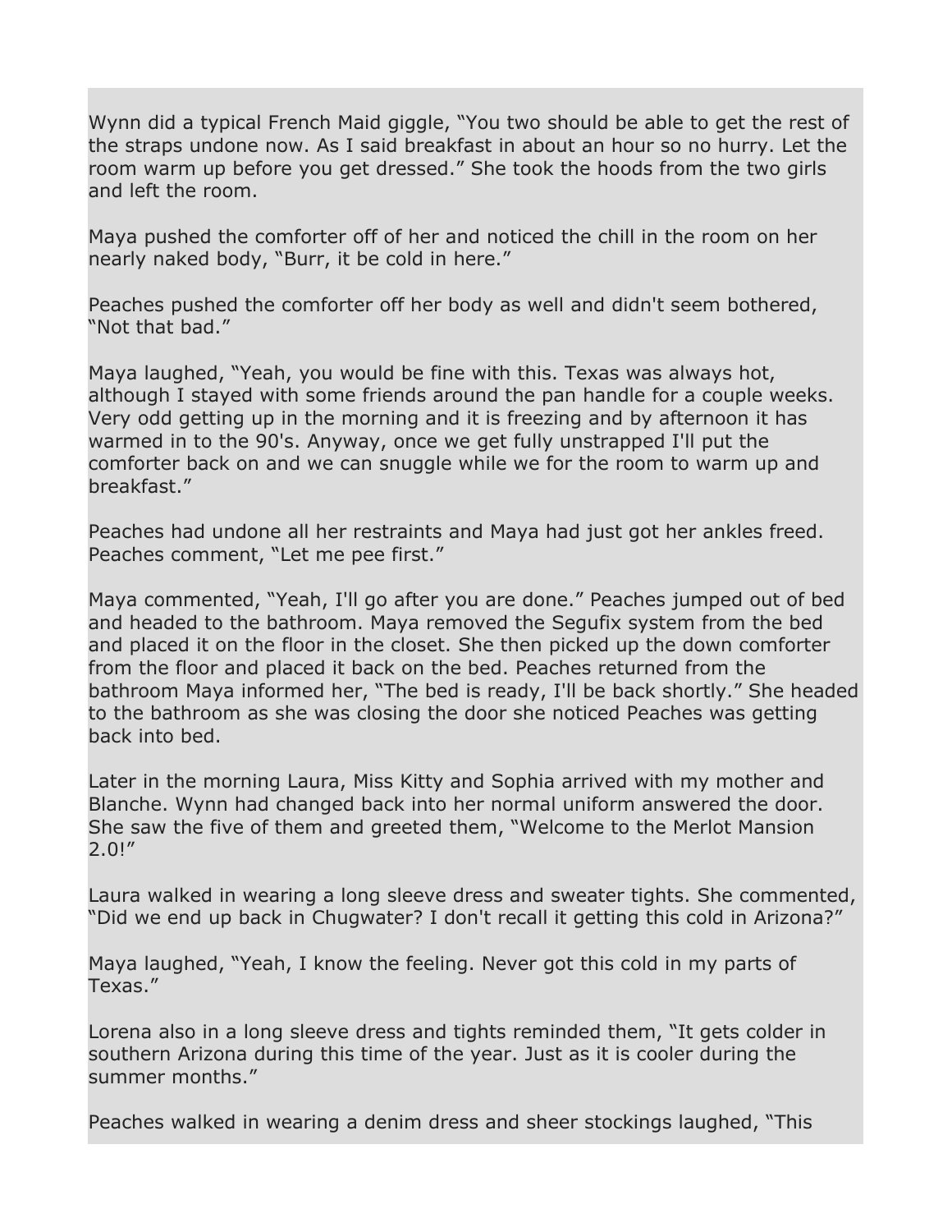Wynn did a typical French Maid giggle, “You two should be able to get the rest of the straps undone now. As I said breakfast in about an hour so no hurry. Let the room warm up before you get dressed.” She took the hoods from the two girls and left the room.

Maya pushed the comforter off of her and noticed the chill in the room on her nearly naked body, “Burr, it be cold in here.”

Peaches pushed the comforter off her body as well and didn't seem bothered, “Not that bad.”

Maya laughed, “Yeah, you would be fine with this. Texas was always hot, although I stayed with some friends around the pan handle for a couple weeks. Very odd getting up in the morning and it is freezing and by afternoon it has warmed in to the 90's. Anyway, once we get fully unstrapped I'll put the comforter back on and we can snuggle while we for the room to warm up and breakfast.”

Peaches had undone all her restraints and Maya had just got her ankles freed. Peaches comment, “Let me pee first.”

Maya commented, “Yeah, I'll go after you are done.” Peaches jumped out of bed and headed to the bathroom. Maya removed the Segufix system from the bed and placed it on the floor in the closet. She then picked up the down comforter from the floor and placed it back on the bed. Peaches returned from the bathroom Maya informed her, “The bed is ready, I'll be back shortly.” She headed to the bathroom as she was closing the door she noticed Peaches was getting back into bed.

Later in the morning Laura, Miss Kitty and Sophia arrived with my mother and Blanche. Wynn had changed back into her normal uniform answered the door. She saw the five of them and greeted them, “Welcome to the Merlot Mansion 2.0!”

Laura walked in wearing a long sleeve dress and sweater tights. She commented, “Did we end up back in Chugwater? I don't recall it getting this cold in Arizona?”

Maya laughed, “Yeah, I know the feeling. Never got this cold in my parts of Texas.”

Lorena also in a long sleeve dress and tights reminded them, “It gets colder in southern Arizona during this time of the year. Just as it is cooler during the summer months.”

Peaches walked in wearing a denim dress and sheer stockings laughed, “This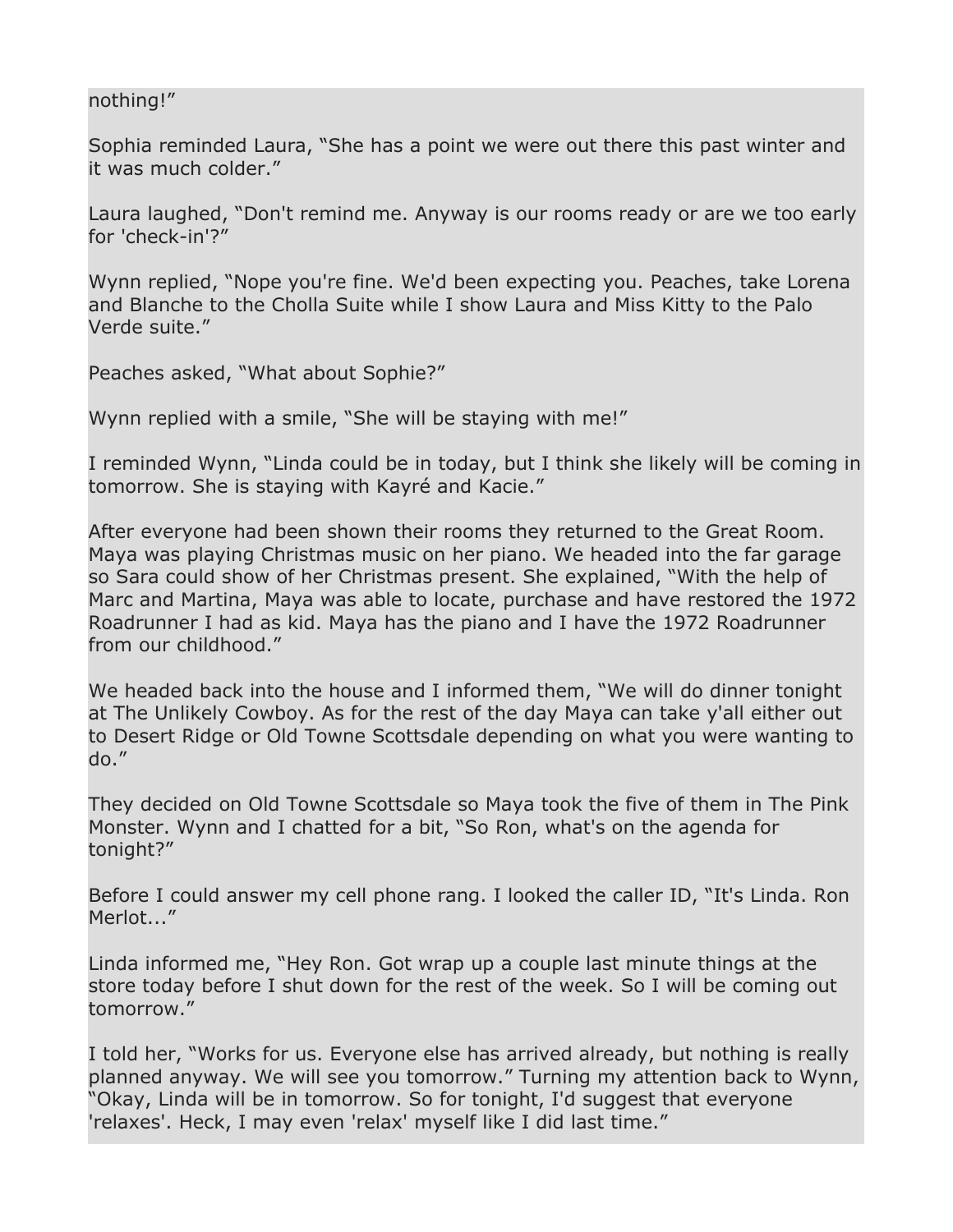nothing!”

Sophia reminded Laura, “She has a point we were out there this past winter and it was much colder.”

Laura laughed, “Don't remind me. Anyway is our rooms ready or are we too early for 'check-in'?”

Wynn replied, “Nope you're fine. We'd been expecting you. Peaches, take Lorena and Blanche to the Cholla Suite while I show Laura and Miss Kitty to the Palo Verde suite.”

Peaches asked, “What about Sophie?”

Wynn replied with a smile, “She will be staying with me!”

I reminded Wynn, “Linda could be in today, but I think she likely will be coming in tomorrow. She is staying with Kayré and Kacie.”

After everyone had been shown their rooms they returned to the Great Room. Maya was playing Christmas music on her piano. We headed into the far garage so Sara could show of her Christmas present. She explained, “With the help of Marc and Martina, Maya was able to locate, purchase and have restored the 1972 Roadrunner I had as kid. Maya has the piano and I have the 1972 Roadrunner from our childhood.”

We headed back into the house and I informed them, “We will do dinner tonight at The Unlikely Cowboy. As for the rest of the day Maya can take y'all either out to Desert Ridge or Old Towne Scottsdale depending on what you were wanting to do.”

They decided on Old Towne Scottsdale so Maya took the five of them in The Pink Monster. Wynn and I chatted for a bit, “So Ron, what's on the agenda for tonight?”

Before I could answer my cell phone rang. I looked the caller ID, “It's Linda. Ron Merlot...”

Linda informed me, “Hey Ron. Got wrap up a couple last minute things at the store today before I shut down for the rest of the week. So I will be coming out tomorrow.”

I told her, “Works for us. Everyone else has arrived already, but nothing is really planned anyway. We will see you tomorrow.” Turning my attention back to Wynn, “Okay, Linda will be in tomorrow. So for tonight, I'd suggest that everyone 'relaxes'. Heck, I may even 'relax' myself like I did last time.”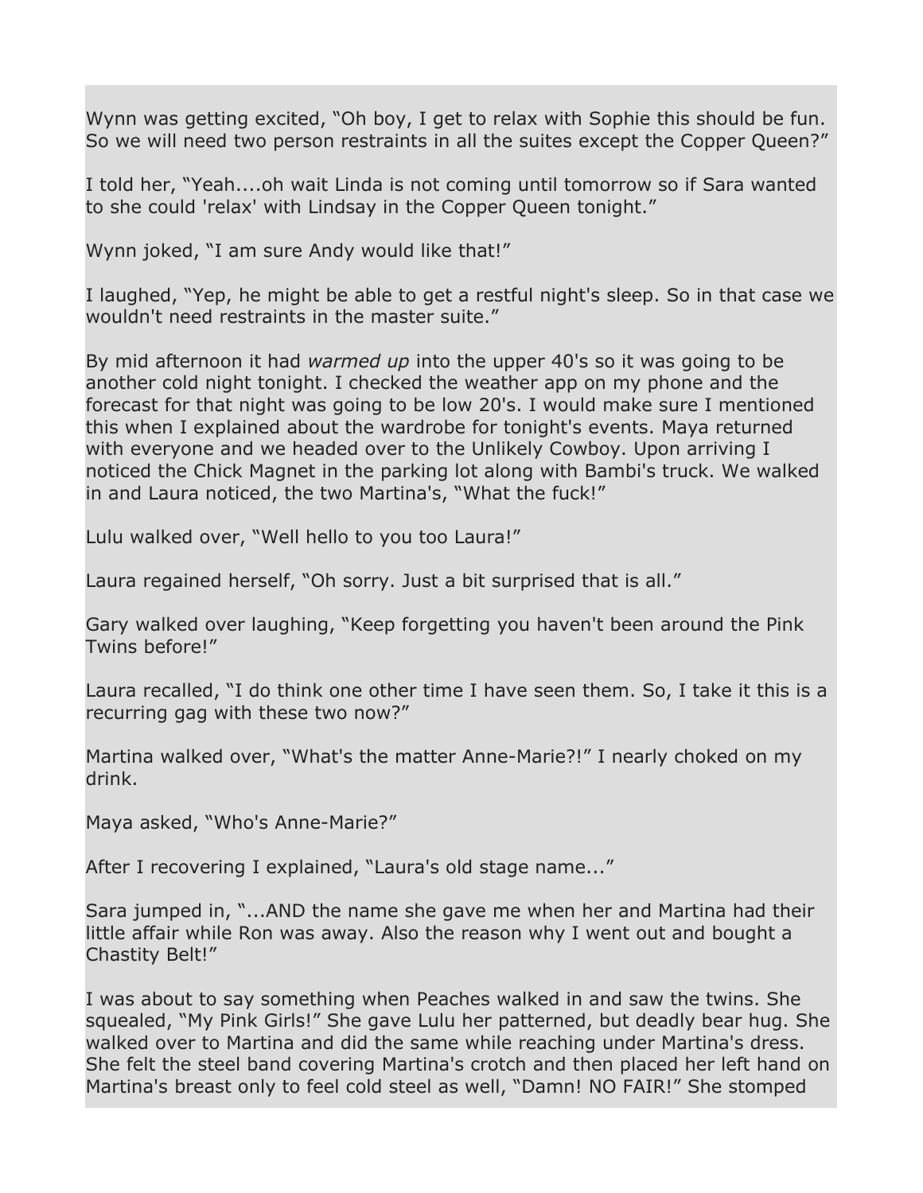Wynn was getting excited, “Oh boy, I get to relax with Sophie this should be fun. So we will need two person restraints in all the suites except the Copper Queen?”

I told her, “Yeah....oh wait Linda is not coming until tomorrow so if Sara wanted to she could 'relax' with Lindsay in the Copper Queen tonight.”

Wynn joked, “I am sure Andy would like that!”

I laughed, “Yep, he might be able to get a restful night's sleep. So in that case we wouldn't need restraints in the master suite.”

By mid afternoon it had *warmed up* into the upper 40's so it was going to be another cold night tonight. I checked the weather app on my phone and the forecast for that night was going to be low 20's. I would make sure I mentioned this when I explained about the wardrobe for tonight's events. Maya returned with everyone and we headed over to the Unlikely Cowboy. Upon arriving I noticed the Chick Magnet in the parking lot along with Bambi's truck. We walked in and Laura noticed, the two Martina's, “What the fuck!”

Lulu walked over, “Well hello to you too Laura!”

Laura regained herself, “Oh sorry. Just a bit surprised that is all.”

Gary walked over laughing, “Keep forgetting you haven't been around the Pink Twins before!”

Laura recalled, “I do think one other time I have seen them. So, I take it this is a recurring gag with these two now?”

Martina walked over, “What's the matter Anne-Marie?!” I nearly choked on my drink.

Maya asked, “Who's Anne-Marie?”

After I recovering I explained, “Laura's old stage name...”

Sara jumped in, “...AND the name she gave me when her and Martina had their little affair while Ron was away. Also the reason why I went out and bought a Chastity Belt!”

I was about to say something when Peaches walked in and saw the twins. She squealed, “My Pink Girls!” She gave Lulu her patterned, but deadly bear hug. She walked over to Martina and did the same while reaching under Martina's dress. She felt the steel band covering Martina's crotch and then placed her left hand on Martina's breast only to feel cold steel as well, “Damn! NO FAIR!” She stomped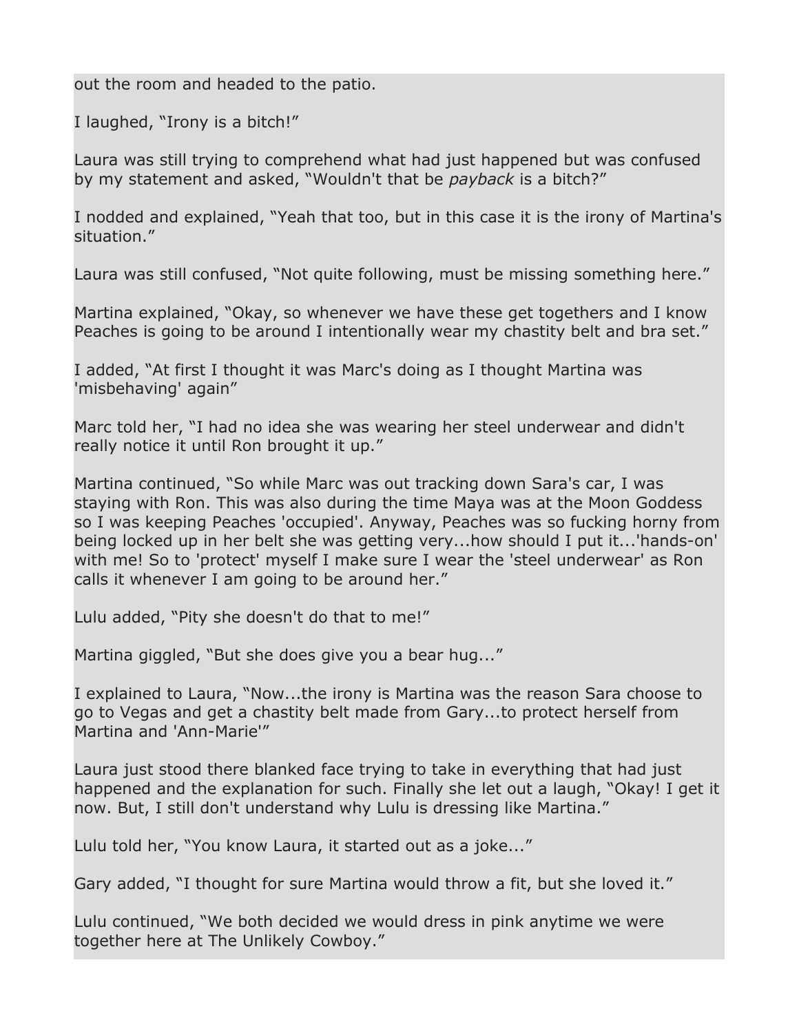out the room and headed to the patio.

I laughed, “Irony is a bitch!”

Laura was still trying to comprehend what had just happened but was confused by my statement and asked, “Wouldn't that be *payback* is a bitch?”

I nodded and explained, “Yeah that too, but in this case it is the irony of Martina's situation.”

Laura was still confused, “Not quite following, must be missing something here.”

Martina explained, “Okay, so whenever we have these get togethers and I know Peaches is going to be around I intentionally wear my chastity belt and bra set.”

I added, “At first I thought it was Marc's doing as I thought Martina was 'misbehaving' again”

Marc told her, “I had no idea she was wearing her steel underwear and didn't really notice it until Ron brought it up.”

Martina continued, “So while Marc was out tracking down Sara's car, I was staying with Ron. This was also during the time Maya was at the Moon Goddess so I was keeping Peaches 'occupied'. Anyway, Peaches was so fucking horny from being locked up in her belt she was getting very...how should I put it...'hands-on' with me! So to 'protect' myself I make sure I wear the 'steel underwear' as Ron calls it whenever I am going to be around her.”

Lulu added, “Pity she doesn't do that to me!”

Martina giggled, “But she does give you a bear hug...”

I explained to Laura, “Now...the irony is Martina was the reason Sara choose to go to Vegas and get a chastity belt made from Gary...to protect herself from Martina and 'Ann-Marie'”

Laura just stood there blanked face trying to take in everything that had just happened and the explanation for such. Finally she let out a laugh, “Okay! I get it now. But, I still don't understand why Lulu is dressing like Martina.”

Lulu told her, “You know Laura, it started out as a joke...”

Gary added, “I thought for sure Martina would throw a fit, but she loved it.”

Lulu continued, “We both decided we would dress in pink anytime we were together here at The Unlikely Cowboy.”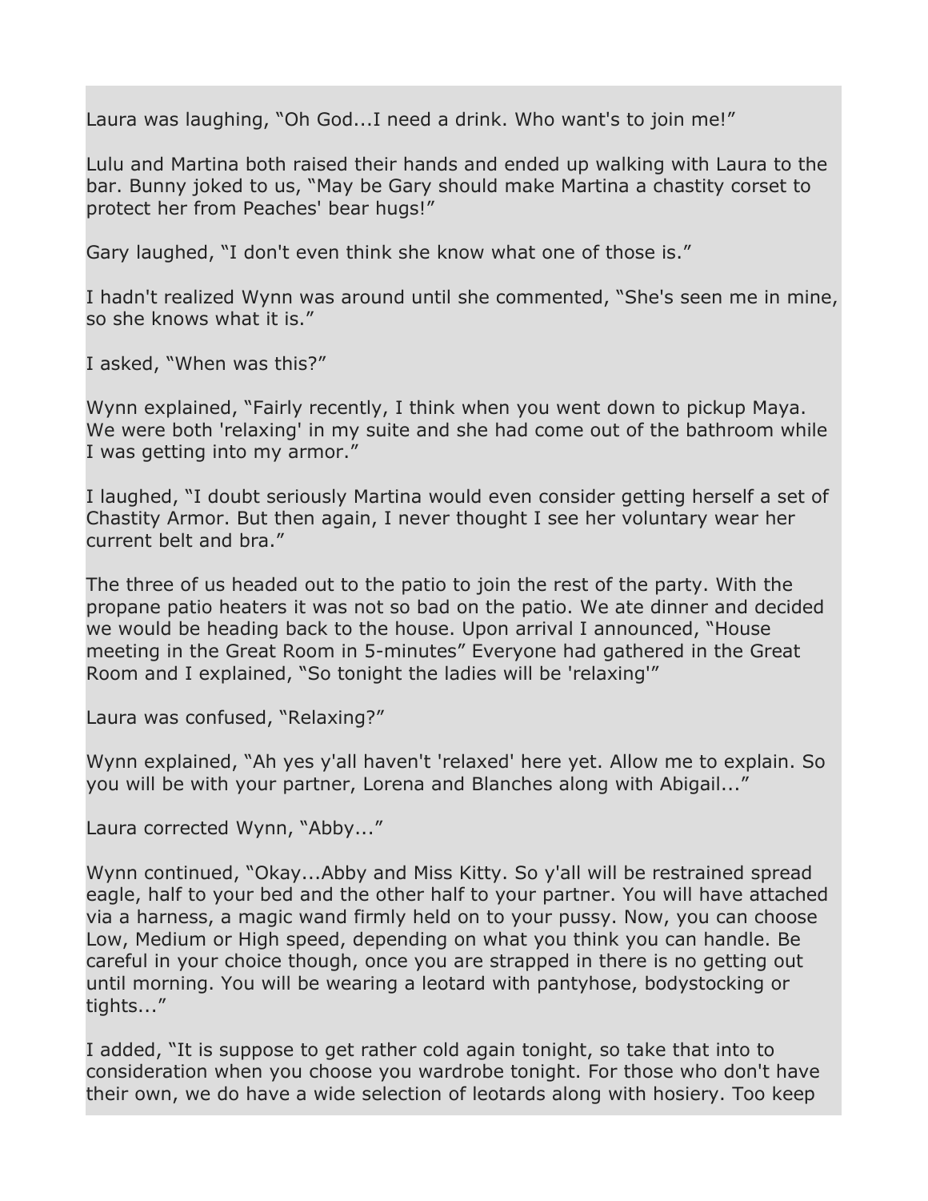Laura was laughing, “Oh God...I need a drink. Who want's to join me!”

Lulu and Martina both raised their hands and ended up walking with Laura to the bar. Bunny joked to us, “May be Gary should make Martina a chastity corset to protect her from Peaches' bear hugs!”

Gary laughed, “I don't even think she know what one of those is.”

I hadn't realized Wynn was around until she commented, “She's seen me in mine, so she knows what it is.”

I asked, “When was this?”

Wynn explained, “Fairly recently, I think when you went down to pickup Maya. We were both 'relaxing' in my suite and she had come out of the bathroom while I was getting into my armor.”

I laughed, “I doubt seriously Martina would even consider getting herself a set of Chastity Armor. But then again, I never thought I see her voluntary wear her current belt and bra.”

The three of us headed out to the patio to join the rest of the party. With the propane patio heaters it was not so bad on the patio. We ate dinner and decided we would be heading back to the house. Upon arrival I announced, “House meeting in the Great Room in 5-minutes” Everyone had gathered in the Great Room and I explained, “So tonight the ladies will be 'relaxing'”

Laura was confused, “Relaxing?”

Wynn explained, “Ah yes y'all haven't 'relaxed' here yet. Allow me to explain. So you will be with your partner, Lorena and Blanches along with Abigail...”

Laura corrected Wynn, “Abby...”

Wynn continued, “Okay...Abby and Miss Kitty. So y'all will be restrained spread eagle, half to your bed and the other half to your partner. You will have attached via a harness, a magic wand firmly held on to your pussy. Now, you can choose Low, Medium or High speed, depending on what you think you can handle. Be careful in your choice though, once you are strapped in there is no getting out until morning. You will be wearing a leotard with pantyhose, bodystocking or tights...”

I added, “It is suppose to get rather cold again tonight, so take that into to consideration when you choose you wardrobe tonight. For those who don't have their own, we do have a wide selection of leotards along with hosiery. Too keep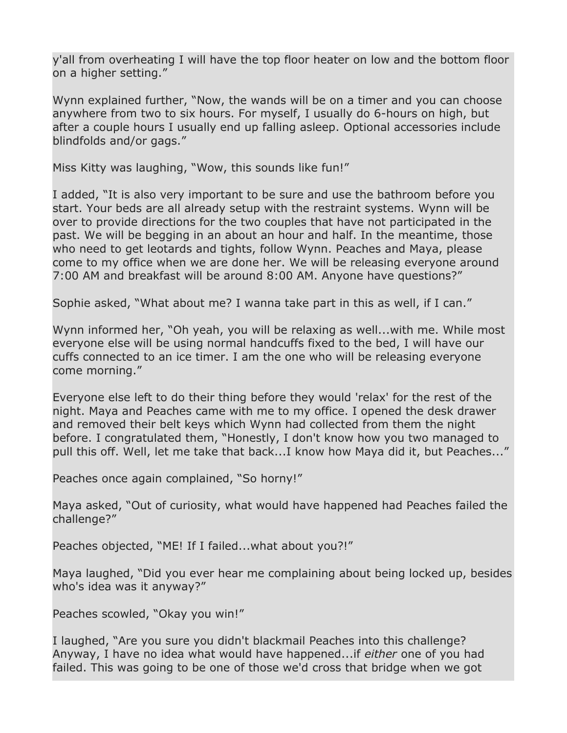y'all from overheating I will have the top floor heater on low and the bottom floor on a higher setting."

Wynn explained further, "Now, the wands will be on a timer and you can choose anywhere from two to six hours. For myself, I usually do 6-hours on high, but after a couple hours I usually end up falling asleep. Optional accessories include blindfolds and/or gags."

Miss Kitty was laughing, "Wow, this sounds like fun!"

I added, "It is also very important to be sure and use the bathroom before you start. Your beds are all already setup with the restraint systems. Wynn will be over to provide directions for the two couples that have not participated in the past. We will be begging in an about an hour and half. In the meantime, those who need to get leotards and tights, follow Wynn. Peaches and Maya, please come to my office when we are done her. We will be releasing everyone around 7:00 AM and breakfast will be around 8:00 AM. Anyone have questions?"

Sophie asked, "What about me? I wanna take part in this as well, if I can."

Wynn informed her, "Oh yeah, you will be relaxing as well...with me. While most everyone else will be using normal handcuffs fixed to the bed, I will have our cuffs connected to an ice timer. I am the one who will be releasing everyone come morning."

Everyone else left to do their thing before they would 'relax' for the rest of the night. Maya and Peaches came with me to my office. I opened the desk drawer and removed their belt keys which Wynn had collected from them the night before. I congratulated them, "Honestly, I don't know how you two managed to pull this off. Well, let me take that back...I know how Maya did it, but Peaches..."

Peaches once again complained, "So horny!"

Maya asked, "Out of curiosity, what would have happened had Peaches failed the challenge?"

Peaches objected, "ME! If I failed...what about you?!"

Maya laughed, "Did you ever hear me complaining about being locked up, besides who's idea was it anyway?"

Peaches scowled, "Okay you win!"

I laughed, "Are you sure you didn't blackmail Peaches into this challenge? Anyway, I have no idea what would have happened...if *either* one of you had failed. This was going to be one of those we'd cross that bridge when we got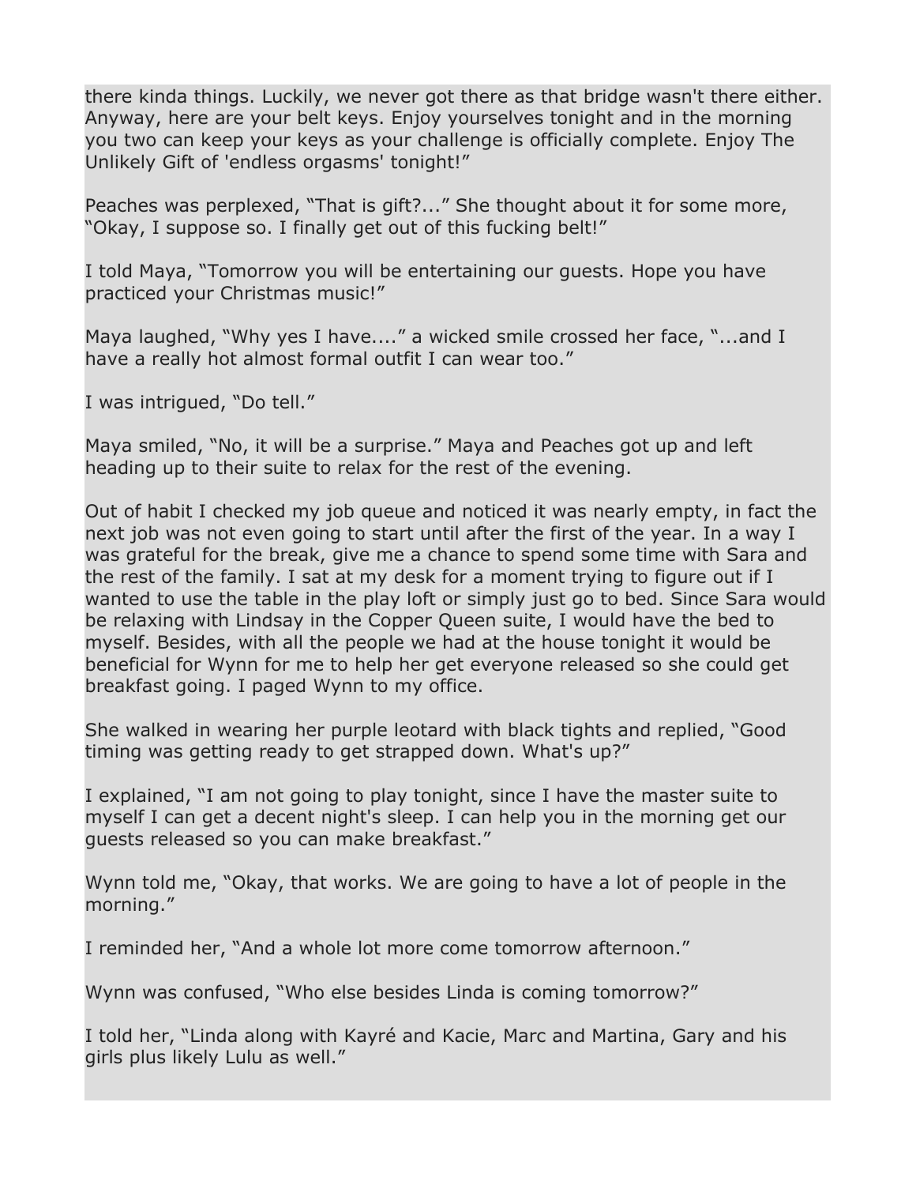there kinda things. Luckily, we never got there as that bridge wasn't there either. Anyway, here are your belt keys. Enjoy yourselves tonight and in the morning you two can keep your keys as your challenge is officially complete. Enjoy The Unlikely Gift of 'endless orgasms' tonight!"

Peaches was perplexed, "That is gift?..." She thought about it for some more, "Okay, I suppose so. I finally get out of this fucking belt!"

I told Maya, "Tomorrow you will be entertaining our guests. Hope you have practiced your Christmas music!"

Maya laughed, "Why yes I have...." a wicked smile crossed her face, "...and I have a really hot almost formal outfit I can wear too."

I was intrigued, "Do tell."

Maya smiled, "No, it will be a surprise." Maya and Peaches got up and left heading up to their suite to relax for the rest of the evening.

Out of habit I checked my job queue and noticed it was nearly empty, in fact the next job was not even going to start until after the first of the year. In a way I was grateful for the break, give me a chance to spend some time with Sara and the rest of the family. I sat at my desk for a moment trying to figure out if I wanted to use the table in the play loft or simply just go to bed. Since Sara would be relaxing with Lindsay in the Copper Queen suite, I would have the bed to myself. Besides, with all the people we had at the house tonight it would be beneficial for Wynn for me to help her get everyone released so she could get breakfast going. I paged Wynn to my office.

She walked in wearing her purple leotard with black tights and replied, "Good timing was getting ready to get strapped down. What's up?"

I explained, "I am not going to play tonight, since I have the master suite to myself I can get a decent night's sleep. I can help you in the morning get our guests released so you can make breakfast."

Wynn told me, "Okay, that works. We are going to have a lot of people in the morning."

I reminded her, "And a whole lot more come tomorrow afternoon."

Wynn was confused, "Who else besides Linda is coming tomorrow?"

I told her, "Linda along with Kayré and Kacie, Marc and Martina, Gary and his girls plus likely Lulu as well."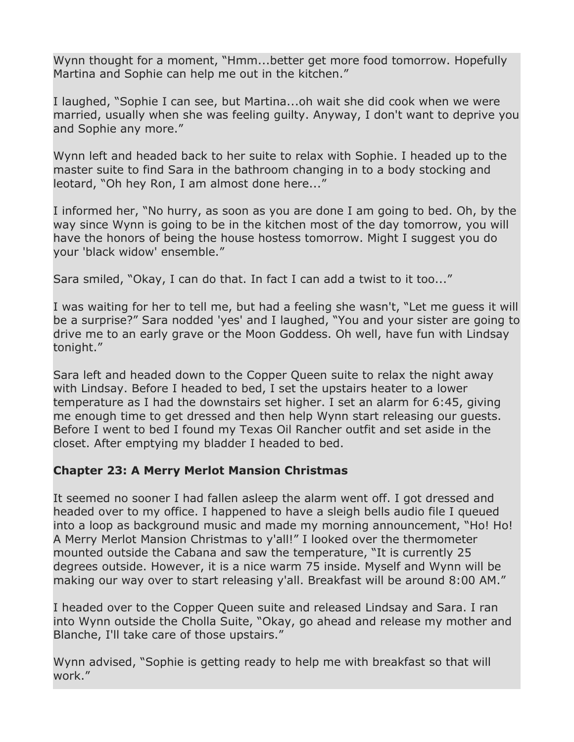Wynn thought for a moment, “Hmm...better get more food tomorrow. Hopefully Martina and Sophie can help me out in the kitchen.”

I laughed, “Sophie I can see, but Martina...oh wait she did cook when we were married, usually when she was feeling guilty. Anyway, I don't want to deprive you and Sophie any more.”

Wynn left and headed back to her suite to relax with Sophie. I headed up to the master suite to find Sara in the bathroom changing in to a body stocking and leotard, “Oh hey Ron, I am almost done here...”

I informed her, “No hurry, as soon as you are done I am going to bed. Oh, by the way since Wynn is going to be in the kitchen most of the day tomorrow, you will have the honors of being the house hostess tomorrow. Might I suggest you do your 'black widow' ensemble.”

Sara smiled, “Okay, I can do that. In fact I can add a twist to it too...”

I was waiting for her to tell me, but had a feeling she wasn't, “Let me guess it will be a surprise?” Sara nodded 'yes' and I laughed, “You and your sister are going to drive me to an early grave or the Moon Goddess. Oh well, have fun with Lindsay tonight.”

Sara left and headed down to the Copper Queen suite to relax the night away with Lindsay. Before I headed to bed, I set the upstairs heater to a lower temperature as I had the downstairs set higher. I set an alarm for 6:45, giving me enough time to get dressed and then help Wynn start releasing our guests. Before I went to bed I found my Texas Oil Rancher outfit and set aside in the closet. After emptying my bladder I headed to bed.

## Chapter 23: A Merry Merlot Mansion Christmas

It seemed no sooner I had fallen asleep the alarm went off. I got dressed and headed over to my office. I happened to have a sleigh bells audio file I queued into a loop as background music and made my morning announcement, “Ho! Ho! A Merry Merlot Mansion Christmas to y'all!” I looked over the thermometer mounted outside the Cabana and saw the temperature, “It is currently 25 degrees outside. However, it is a nice warm 75 inside. Myself and Wynn will be making our way over to start releasing y'all. Breakfast will be around 8:00 AM.”

I headed over to the Copper Queen suite and released Lindsay and Sara. I ran into Wynn outside the Cholla Suite, “Okay, go ahead and release my mother and Blanche, I'll take care of those upstairs.”

Wynn advised, “Sophie is getting ready to help me with breakfast so that will work.”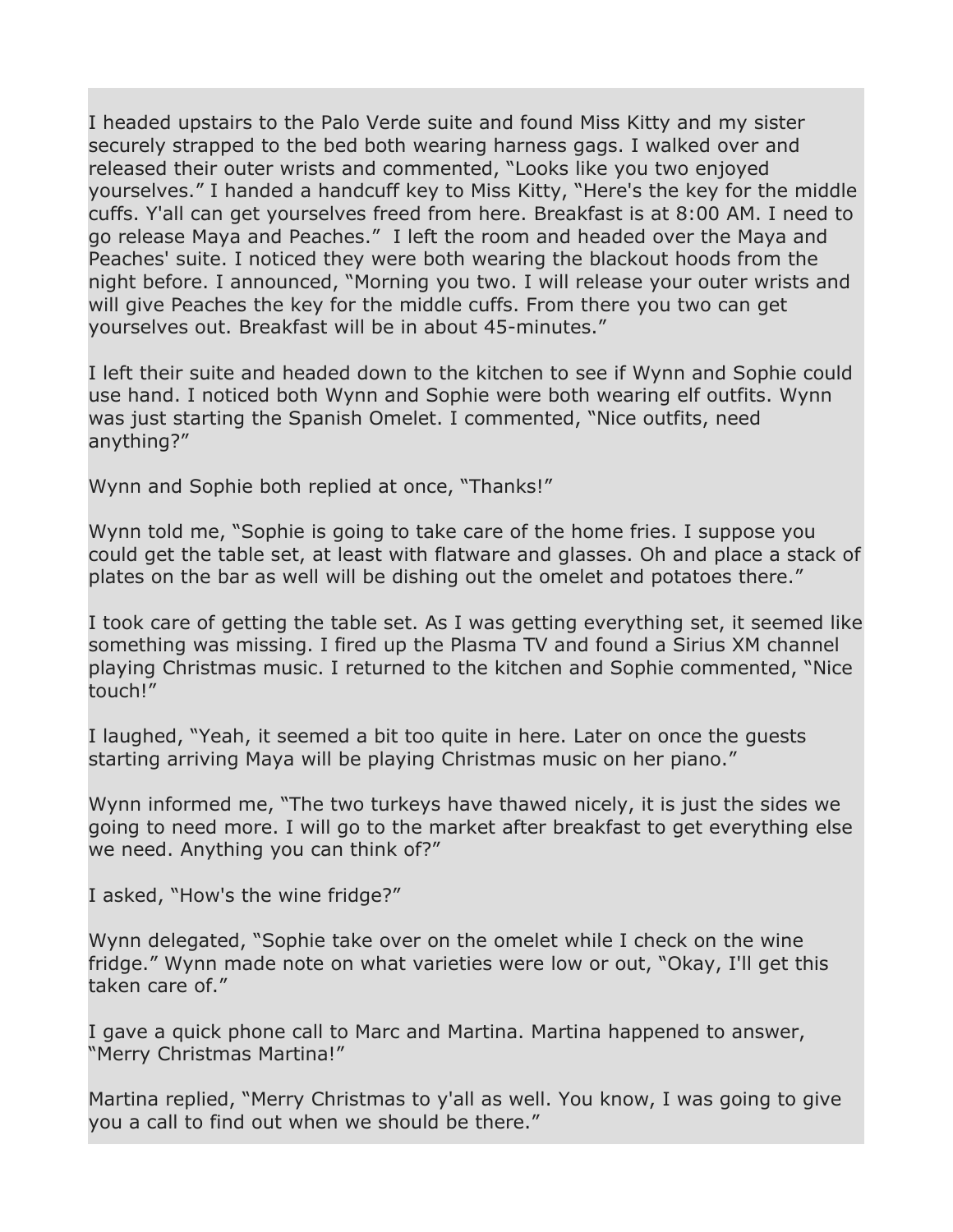I headed upstairs to the Palo Verde suite and found Miss Kitty and my sister securely strapped to the bed both wearing harness gags. I walked over and released their outer wrists and commented, "Looks like you two enjoyed yourselves." I handed a handcuff key to Miss Kitty, "Here's the key for the middle cuffs. Y'all can get yourselves freed from here. Breakfast is at 8:00 AM. I need to go release Maya and Peaches." I left the room and headed over the Maya and Peaches' suite. I noticed they were both wearing the blackout hoods from the night before. I announced, "Morning you two. I will release your outer wrists and will give Peaches the key for the middle cuffs. From there you two can get yourselves out. Breakfast will be in about 45-minutes."

I left their suite and headed down to the kitchen to see if Wynn and Sophie could use hand. I noticed both Wynn and Sophie were both wearing elf outfits. Wynn was just starting the Spanish Omelet. I commented, "Nice outfits, need anything?"

Wynn and Sophie both replied at once, "Thanks!"

Wynn told me, "Sophie is going to take care of the home fries. I suppose you could get the table set, at least with flatware and glasses. Oh and place a stack of plates on the bar as well will be dishing out the omelet and potatoes there."

I took care of getting the table set. As I was getting everything set, it seemed like something was missing. I fired up the Plasma TV and found a Sirius XM channel playing Christmas music. I returned to the kitchen and Sophie commented, "Nice touch!"

I laughed, "Yeah, it seemed a bit too quite in here. Later on once the guests starting arriving Maya will be playing Christmas music on her piano."

Wynn informed me, "The two turkeys have thawed nicely, it is just the sides we going to need more. I will go to the market after breakfast to get everything else we need. Anything you can think of?"

I asked, "How's the wine fridge?"

Wynn delegated, "Sophie take over on the omelet while I check on the wine fridge." Wynn made note on what varieties were low or out, "Okay, I'll get this taken care of."

I gave a quick phone call to Marc and Martina. Martina happened to answer, "Merry Christmas Martina!"

Martina replied, "Merry Christmas to y'all as well. You know, I was going to give you a call to find out when we should be there."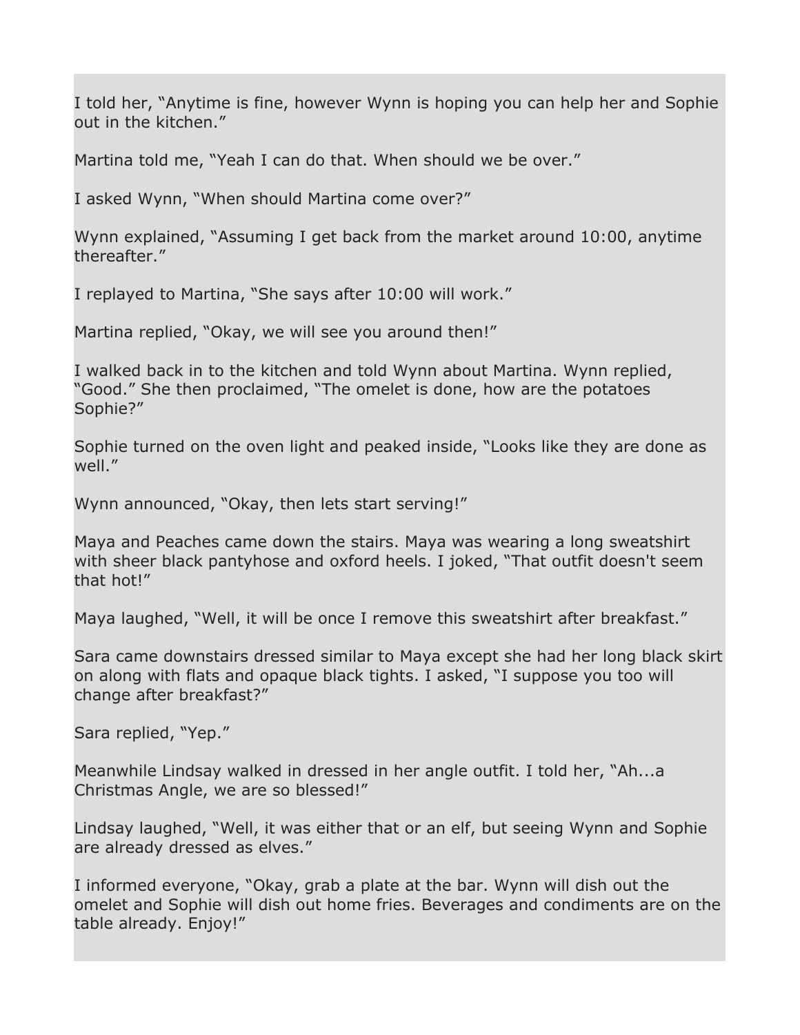I told her, "Anytime is fine, however Wynn is hoping you can help her and Sophie out in the kitchen."

Martina told me, "Yeah I can do that. When should we be over."

I asked Wynn, "When should Martina come over?"

Wynn explained, "Assuming I get back from the market around 10:00, anytime thereafter."

I replayed to Martina, "She says after 10:00 will work."

Martina replied, "Okay, we will see you around then!"

I walked back in to the kitchen and told Wynn about Martina. Wynn replied, "Good." She then proclaimed, "The omelet is done, how are the potatoes Sophie?"

Sophie turned on the oven light and peaked inside, "Looks like they are done as well."

Wynn announced, "Okay, then lets start serving!"

Maya and Peaches came down the stairs. Maya was wearing a long sweatshirt with sheer black pantyhose and oxford heels. I joked, "That outfit doesn't seem that hot!"

Maya laughed, "Well, it will be once I remove this sweatshirt after breakfast."

Sara came downstairs dressed similar to Maya except she had her long black skirt on along with flats and opaque black tights. I asked, "I suppose you too will change after breakfast?"

Sara replied, "Yep."

Meanwhile Lindsay walked in dressed in her angle outfit. I told her, "Ah...a Christmas Angle, we are so blessed!"

Lindsay laughed, "Well, it was either that or an elf, but seeing Wynn and Sophie are already dressed as elves."

I informed everyone, "Okay, grab a plate at the bar. Wynn will dish out the omelet and Sophie will dish out home fries. Beverages and condiments are on the table already. Enjoy!"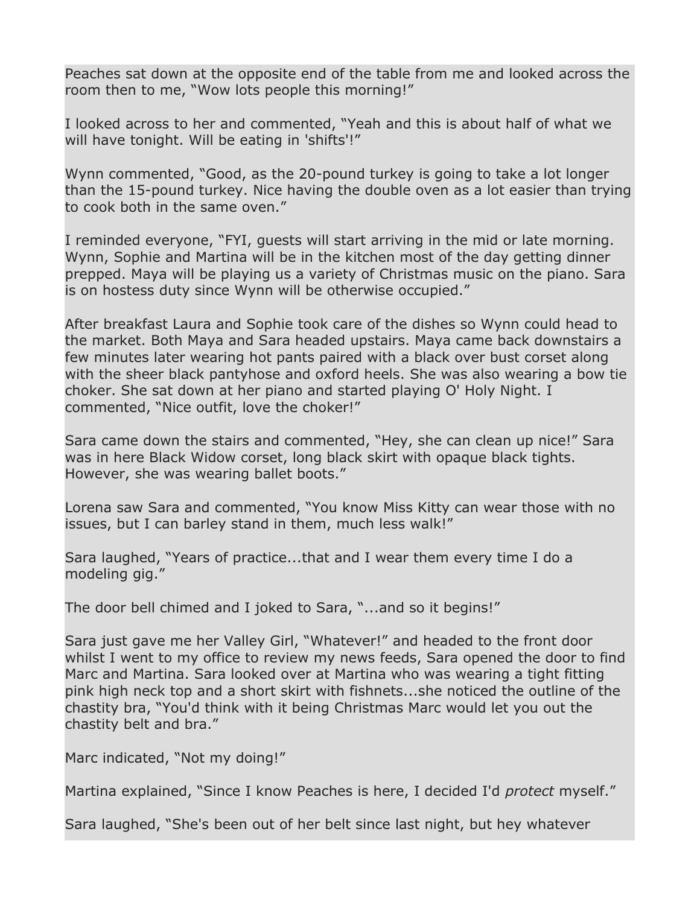Peaches sat down at the opposite end of the table from me and looked across the room then to me, "Wow lots people this morning!"

I looked across to her and commented, "Yeah and this is about half of what we will have tonight. Will be eating in 'shifts'!"

Wynn commented, "Good, as the 20-pound turkey is going to take a lot longer than the 15-pound turkey. Nice having the double oven as a lot easier than trying to cook both in the same oven."

I reminded everyone, "FYI, guests will start arriving in the mid or late morning. Wynn, Sophie and Martina will be in the kitchen most of the day getting dinner prepped. Maya will be playing us a variety of Christmas music on the piano. Sara is on hostess duty since Wynn will be otherwise occupied."

After breakfast Laura and Sophie took care of the dishes so Wynn could head to the market. Both Maya and Sara headed upstairs. Maya came back downstairs a few minutes later wearing hot pants paired with a black over bust corset along with the sheer black pantyhose and oxford heels. She was also wearing a bow tie choker. She sat down at her piano and started playing O' Holy Night. I commented, "Nice outfit, love the choker!"

Sara came down the stairs and commented, "Hey, she can clean up nice!" Sara was in here Black Widow corset, long black skirt with opaque black tights. However, she was wearing ballet boots."

Lorena saw Sara and commented, "You know Miss Kitty can wear those with no issues, but I can barley stand in them, much less walk!"

Sara laughed, "Years of practice...that and I wear them every time I do a modeling gig."

The door bell chimed and I joked to Sara, "...and so it begins!"

Sara just gave me her Valley Girl, "Whatever!" and headed to the front door whilst I went to my office to review my news feeds, Sara opened the door to find Marc and Martina. Sara looked over at Martina who was wearing a tight fitting pink high neck top and a short skirt with fishnets...she noticed the outline of the chastity bra, "You'd think with it being Christmas Marc would let you out the chastity belt and bra."

Marc indicated, "Not my doing!"

Martina explained, "Since I know Peaches is here, I decided I'd *protect* myself."

Sara laughed, "She's been out of her belt since last night, but hey whatever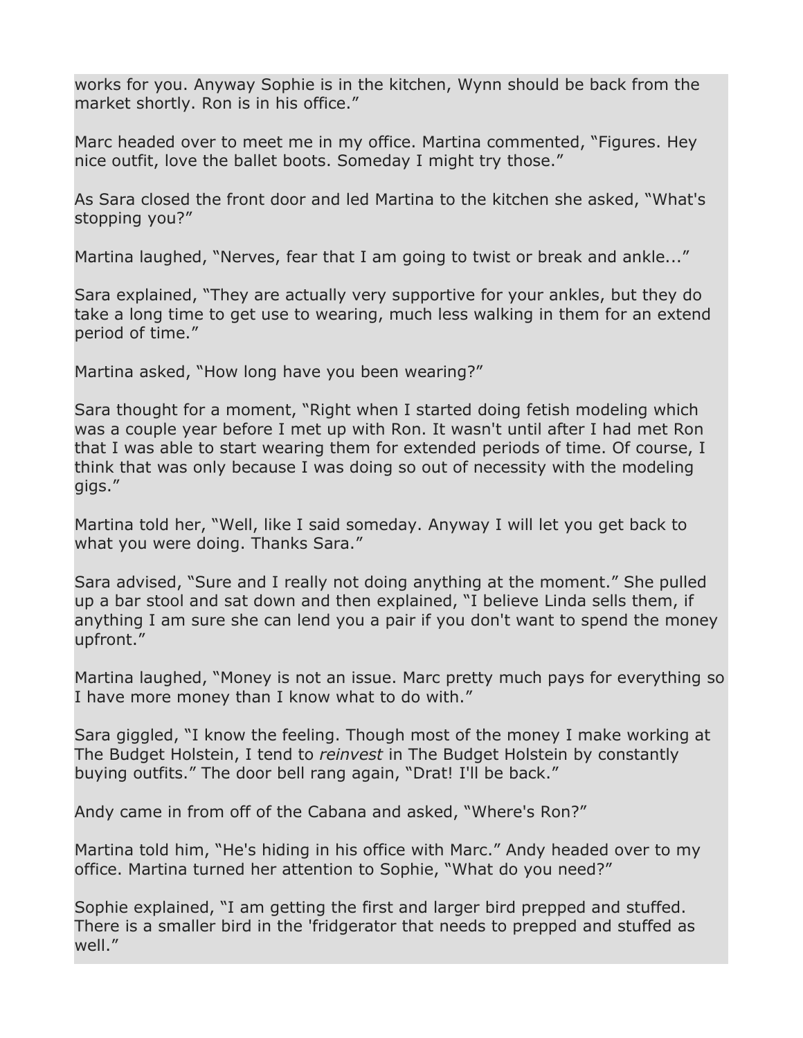works for you. Anyway Sophie is in the kitchen, Wynn should be back from the market shortly. Ron is in his office."

Marc headed over to meet me in my office. Martina commented, "Figures. Hey nice outfit, love the ballet boots. Someday I might try those."

As Sara closed the front door and led Martina to the kitchen she asked, "What's stopping you?"

Martina laughed, "Nerves, fear that I am going to twist or break and ankle..."

Sara explained, "They are actually very supportive for your ankles, but they do take a long time to get use to wearing, much less walking in them for an extend period of time."

Martina asked, "How long have you been wearing?"

Sara thought for a moment, "Right when I started doing fetish modeling which was a couple year before I met up with Ron. It wasn't until after I had met Ron that I was able to start wearing them for extended periods of time. Of course, I think that was only because I was doing so out of necessity with the modeling gigs."

Martina told her, "Well, like I said someday. Anyway I will let you get back to what you were doing. Thanks Sara."

Sara advised, "Sure and I really not doing anything at the moment." She pulled up a bar stool and sat down and then explained, "I believe Linda sells them, if anything I am sure she can lend you a pair if you don't want to spend the money upfront."

Martina laughed, "Money is not an issue. Marc pretty much pays for everything so I have more money than I know what to do with."

Sara giggled, "I know the feeling. Though most of the money I make working at The Budget Holstein, I tend to *reinvest* in The Budget Holstein by constantly buying outfits." The door bell rang again, "Drat! I'll be back."

Andy came in from off of the Cabana and asked, "Where's Ron?"

Martina told him, "He's hiding in his office with Marc." Andy headed over to my office. Martina turned her attention to Sophie, "What do you need?"

Sophie explained, "I am getting the first and larger bird prepped and stuffed. There is a smaller bird in the 'fridgerator that needs to prepped and stuffed as well."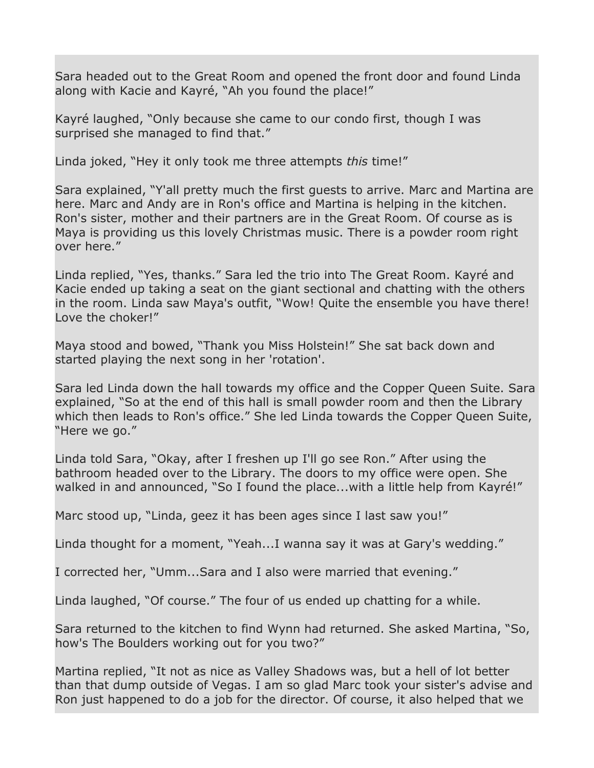Sara headed out to the Great Room and opened the front door and found Linda along with Kacie and Kayré, “Ah you found the place!”

Kayré laughed, “Only because she came to our condo first, though I was surprised she managed to find that.”

Linda joked, “Hey it only took me three attempts *this* time!”

Sara explained, “Y'all pretty much the first guests to arrive. Marc and Martina are here. Marc and Andy are in Ron's office and Martina is helping in the kitchen. Ron's sister, mother and their partners are in the Great Room. Of course as is Maya is providing us this lovely Christmas music. There is a powder room right over here.”

Linda replied, “Yes, thanks.” Sara led the trio into The Great Room. Kayré and Kacie ended up taking a seat on the giant sectional and chatting with the others in the room. Linda saw Maya's outfit, “Wow! Quite the ensemble you have there! Love the choker!”

Maya stood and bowed, “Thank you Miss Holstein!” She sat back down and started playing the next song in her 'rotation'.

Sara led Linda down the hall towards my office and the Copper Queen Suite. Sara explained, “So at the end of this hall is small powder room and then the Library which then leads to Ron's office.” She led Linda towards the Copper Queen Suite, “Here we go.”

Linda told Sara, “Okay, after I freshen up I'll go see Ron.” After using the bathroom headed over to the Library. The doors to my office were open. She walked in and announced, “So I found the place...with a little help from Kayré!”

Marc stood up, “Linda, geez it has been ages since I last saw you!”

Linda thought for a moment, “Yeah...I wanna say it was at Gary's wedding.”

I corrected her, “Umm...Sara and I also were married that evening.”

Linda laughed, “Of course.” The four of us ended up chatting for a while.

Sara returned to the kitchen to find Wynn had returned. She asked Martina, “So, how's The Boulders working out for you two?”

Martina replied, “It not as nice as Valley Shadows was, but a hell of lot better than that dump outside of Vegas. I am so glad Marc took your sister's advise and Ron just happened to do a job for the director. Of course, it also helped that we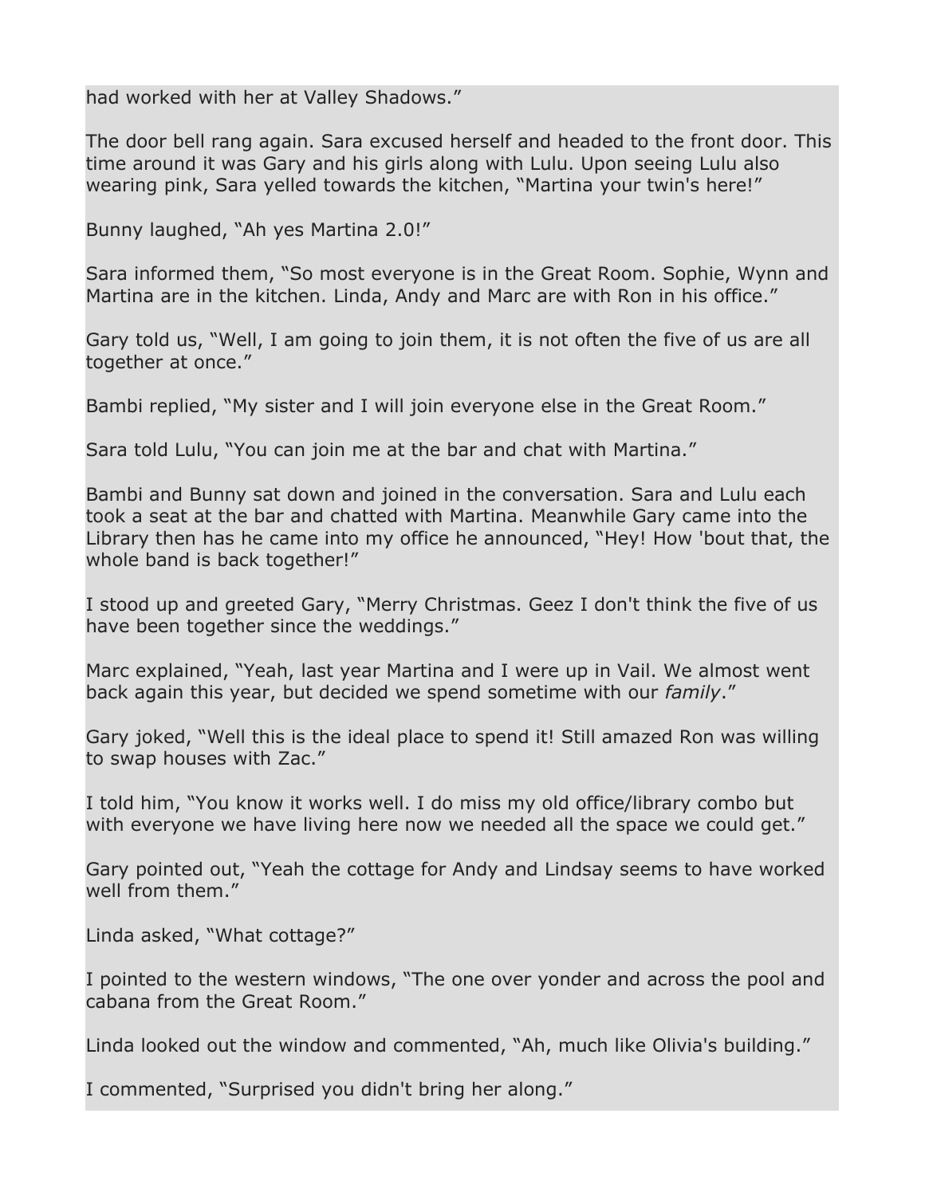had worked with her at Valley Shadows."

The door bell rang again. Sara excused herself and headed to the front door. This time around it was Gary and his girls along with Lulu. Upon seeing Lulu also wearing pink, Sara yelled towards the kitchen, "Martina your twin's here!"

Bunny laughed, "Ah yes Martina 2.0!"

Sara informed them, "So most everyone is in the Great Room. Sophie, Wynn and Martina are in the kitchen. Linda, Andy and Marc are with Ron in his office."

Gary told us, "Well, I am going to join them, it is not often the five of us are all together at once."

Bambi replied, "My sister and I will join everyone else in the Great Room."

Sara told Lulu, "You can join me at the bar and chat with Martina."

Bambi and Bunny sat down and joined in the conversation. Sara and Lulu each took a seat at the bar and chatted with Martina. Meanwhile Gary came into the Library then has he came into my office he announced, "Hey! How 'bout that, the whole band is back together!"

I stood up and greeted Gary, "Merry Christmas. Geez I don't think the five of us have been together since the weddings."

Marc explained, "Yeah, last year Martina and I were up in Vail. We almost went back again this year, but decided we spend sometime with our *family*."

Gary joked, "Well this is the ideal place to spend it! Still amazed Ron was willing to swap houses with Zac."

I told him, "You know it works well. I do miss my old office/library combo but with everyone we have living here now we needed all the space we could get."

Gary pointed out, "Yeah the cottage for Andy and Lindsay seems to have worked well from them."

Linda asked, "What cottage?"

I pointed to the western windows, "The one over yonder and across the pool and cabana from the Great Room."

Linda looked out the window and commented, "Ah, much like Olivia's building."

I commented, "Surprised you didn't bring her along."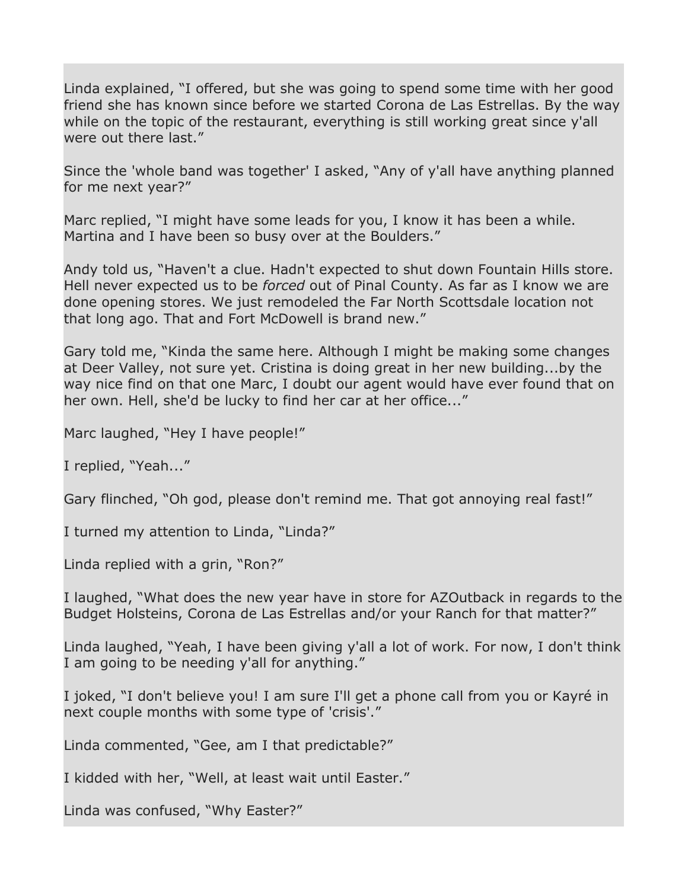Linda explained, “I offered, but she was going to spend some time with her good friend she has known since before we started Corona de Las Estrellas. By the way while on the topic of the restaurant, everything is still working great since y'all were out there last.”

Since the 'whole band was together' I asked, “Any of y'all have anything planned for me next year?”

Marc replied, “I might have some leads for you, I know it has been a while. Martina and I have been so busy over at the Boulders.”

Andy told us, “Haven't a clue. Hadn't expected to shut down Fountain Hills store. Hell never expected us to be *forced* out of Pinal County. As far as I know we are done opening stores. We just remodeled the Far North Scottsdale location not that long ago. That and Fort McDowell is brand new.”

Gary told me, “Kinda the same here. Although I might be making some changes at Deer Valley, not sure yet. Cristina is doing great in her new building...by the way nice find on that one Marc, I doubt our agent would have ever found that on her own. Hell, she'd be lucky to find her car at her office...”

Marc laughed, “Hey I have people!”

I replied, “Yeah...”

Gary flinched, “Oh god, please don't remind me. That got annoying real fast!”

I turned my attention to Linda, “Linda?”

Linda replied with a grin, “Ron?”

I laughed, “What does the new year have in store for AZOutback in regards to the Budget Holsteins, Corona de Las Estrellas and/or your Ranch for that matter?”

Linda laughed, “Yeah, I have been giving y'all a lot of work. For now, I don't think I am going to be needing y'all for anything.”

I joked, “I don't believe you! I am sure I'll get a phone call from you or Kayré in next couple months with some type of 'crisis'.”

Linda commented, “Gee, am I that predictable?”

I kidded with her, “Well, at least wait until Easter.”

Linda was confused, “Why Easter?”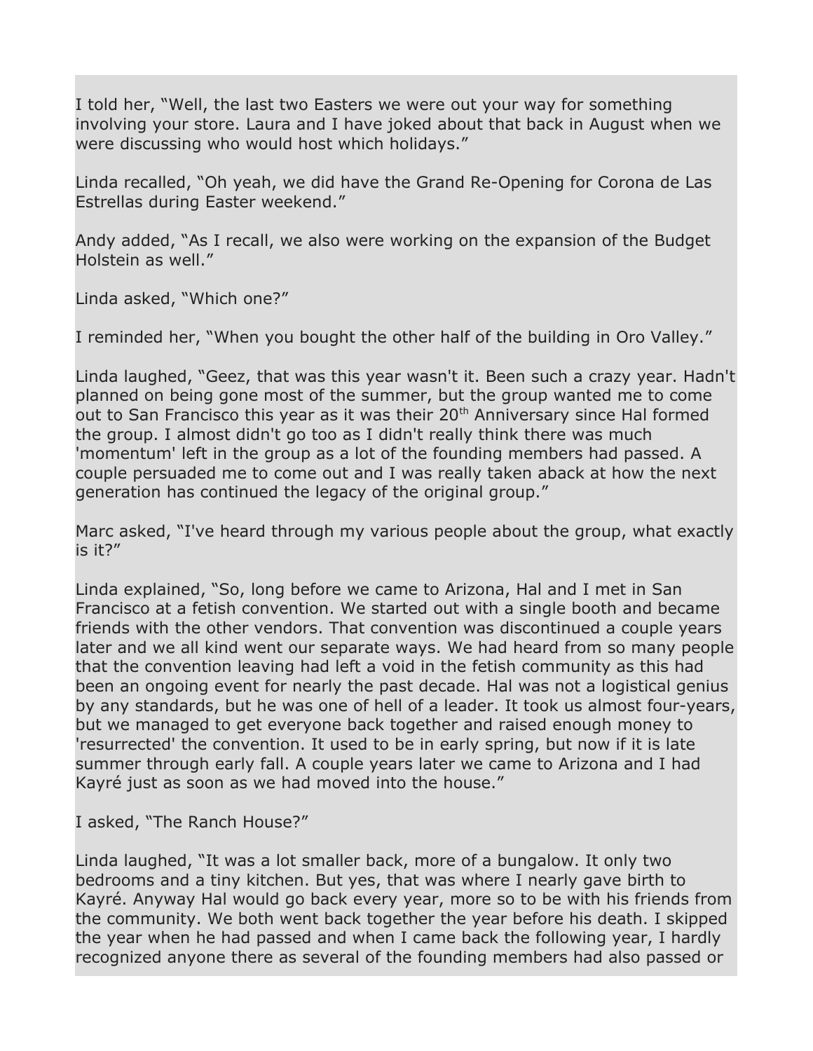I told her, “Well, the last two Easters we were out your way for something involving your store. Laura and I have joked about that back in August when we were discussing who would host which holidays.”

Linda recalled, “Oh yeah, we did have the Grand Re-Opening for Corona de Las Estrellas during Easter weekend.”

Andy added, “As I recall, we also were working on the expansion of the Budget Holstein as well.”

Linda asked, “Which one?”

I reminded her, “When you bought the other half of the building in Oro Valley.”

Linda laughed, “Geez, that was this year wasn't it. Been such a crazy year. Hadn't planned on being gone most of the summer, but the group wanted me to come out to San Francisco this year as it was their 20th Anniversary since Hal formed the group. I almost didn't go too as I didn't really think there was much 'momentum' left in the group as a lot of the founding members had passed. A couple persuaded me to come out and I was really taken aback at how the next generation has continued the legacy of the original group.”

Marc asked, “I've heard through my various people about the group, what exactly is it?”

Linda explained, “So, long before we came to Arizona, Hal and I met in San Francisco at a fetish convention. We started out with a single booth and became friends with the other vendors. That convention was discontinued a couple years later and we all kind went our separate ways. We had heard from so many people that the convention leaving had left a void in the fetish community as this had been an ongoing event for nearly the past decade. Hal was not a logistical genius by any standards, but he was one of hell of a leader. It took us almost four-years, but we managed to get everyone back together and raised enough money to 'resurrected' the convention. It used to be in early spring, but now if it is late summer through early fall. A couple years later we came to Arizona and I had Kayré just as soon as we had moved into the house.”

I asked, “The Ranch House?”

Linda laughed, “It was a lot smaller back, more of a bungalow. It only two bedrooms and a tiny kitchen. But yes, that was where I nearly gave birth to Kayré. Anyway Hal would go back every year, more so to be with his friends from the community. We both went back together the year before his death. I skipped the year when he had passed and when I came back the following year, I hardly recognized anyone there as several of the founding members had also passed or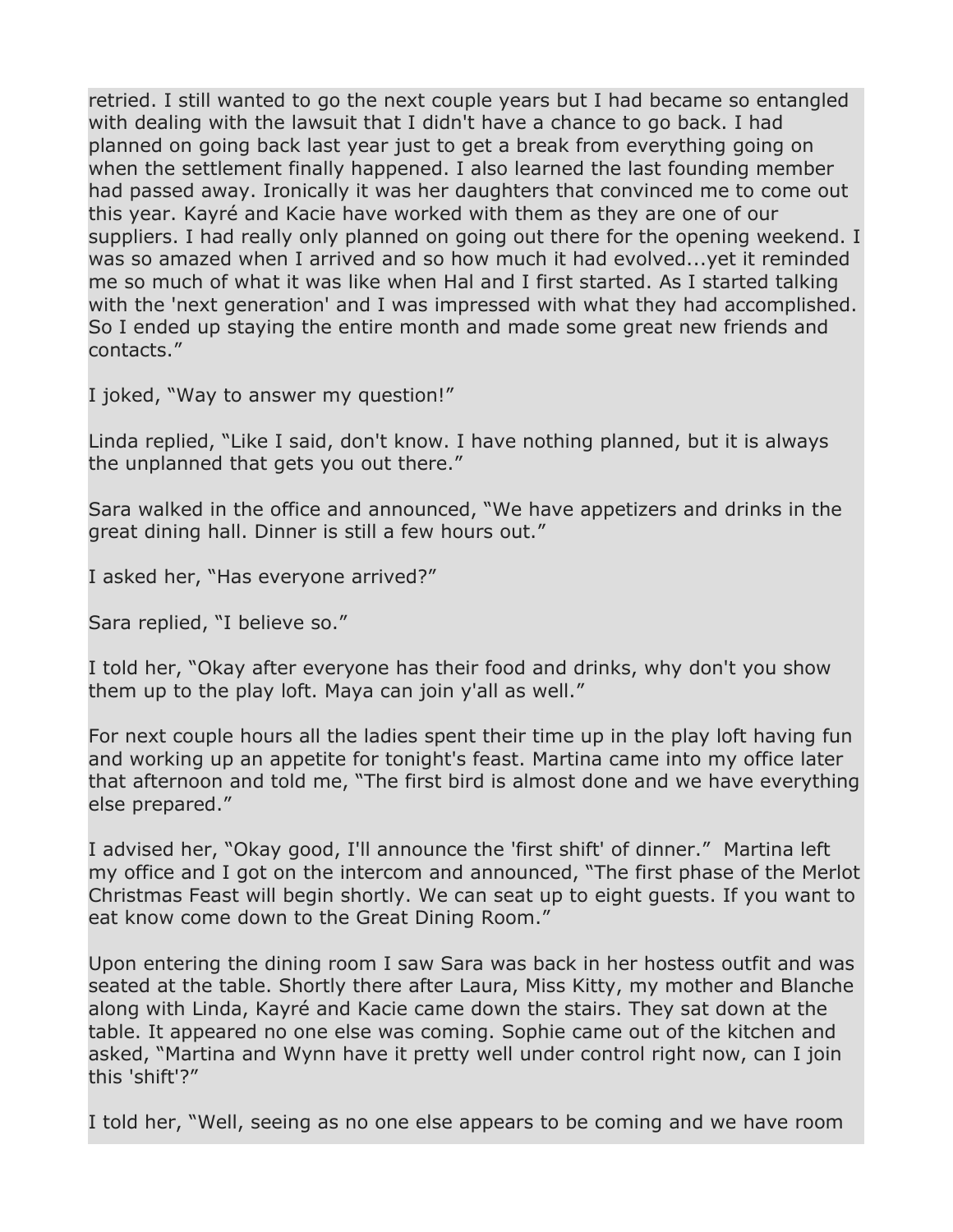retried. I still wanted to go the next couple years but I had became so entangled with dealing with the lawsuit that I didn't have a chance to go back. I had planned on going back last year just to get a break from everything going on when the settlement finally happened. I also learned the last founding member had passed away. Ironically it was her daughters that convinced me to come out this year. Kayré and Kacie have worked with them as they are one of our suppliers. I had really only planned on going out there for the opening weekend. I was so amazed when I arrived and so how much it had evolved...yet it reminded me so much of what it was like when Hal and I first started. As I started talking with the 'next generation' and I was impressed with what they had accomplished. So I ended up staying the entire month and made some great new friends and contacts."

I joked, "Way to answer my question!"

Linda replied, "Like I said, don't know. I have nothing planned, but it is always the unplanned that gets you out there."

Sara walked in the office and announced, "We have appetizers and drinks in the great dining hall. Dinner is still a few hours out."

I asked her, "Has everyone arrived?"

Sara replied, "I believe so."

I told her, "Okay after everyone has their food and drinks, why don't you show them up to the play loft. Maya can join y'all as well."

For next couple hours all the ladies spent their time up in the play loft having fun and working up an appetite for tonight's feast. Martina came into my office later that afternoon and told me, "The first bird is almost done and we have everything else prepared."

I advised her, "Okay good, I'll announce the 'first shift' of dinner." Martina left my office and I got on the intercom and announced, "The first phase of the Merlot Christmas Feast will begin shortly. We can seat up to eight guests. If you want to eat know come down to the Great Dining Room."

Upon entering the dining room I saw Sara was back in her hostess outfit and was seated at the table. Shortly there after Laura, Miss Kitty, my mother and Blanche along with Linda, Kayré and Kacie came down the stairs. They sat down at the table. It appeared no one else was coming. Sophie came out of the kitchen and asked, "Martina and Wynn have it pretty well under control right now, can I join this 'shift'?"

I told her, "Well, seeing as no one else appears to be coming and we have room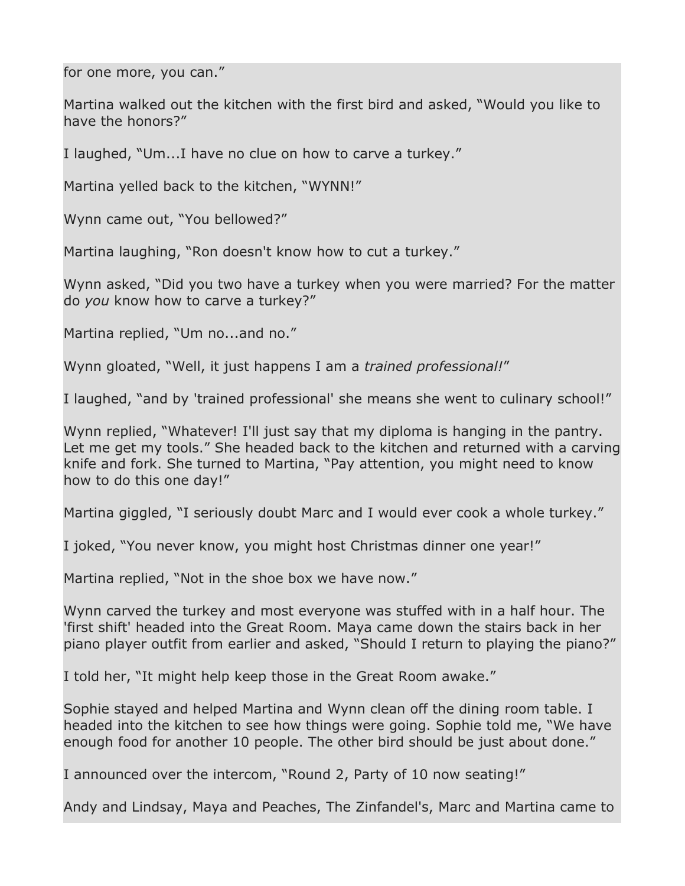for one more, you can."

Martina walked out the kitchen with the first bird and asked, "Would you like to have the honors?"

I laughed, "Um...I have no clue on how to carve a turkey."

Martina yelled back to the kitchen, "WYNN!"

Wynn came out, "You bellowed?"

Martina laughing, "Ron doesn't know how to cut a turkey."

Wynn asked, "Did you two have a turkey when you were married? For the matter do *you* know how to carve a turkey?"

Martina replied, "Um no...and no."

Wynn gloated, "Well, it just happens I am a *trained professional!*"

I laughed, "and by 'trained professional' she means she went to culinary school!"

Wynn replied, "Whatever! I'll just say that my diploma is hanging in the pantry. Let me get my tools." She headed back to the kitchen and returned with a carving knife and fork. She turned to Martina, "Pay attention, you might need to know how to do this one day!"

Martina giggled, "I seriously doubt Marc and I would ever cook a whole turkey."

I joked, "You never know, you might host Christmas dinner one year!"

Martina replied, "Not in the shoe box we have now."

Wynn carved the turkey and most everyone was stuffed with in a half hour. The 'first shift' headed into the Great Room. Maya came down the stairs back in her piano player outfit from earlier and asked, "Should I return to playing the piano?"

I told her, "It might help keep those in the Great Room awake."

Sophie stayed and helped Martina and Wynn clean off the dining room table. I headed into the kitchen to see how things were going. Sophie told me, "We have enough food for another 10 people. The other bird should be just about done."

I announced over the intercom, "Round 2, Party of 10 now seating!"

Andy and Lindsay, Maya and Peaches, The Zinfandel's, Marc and Martina came to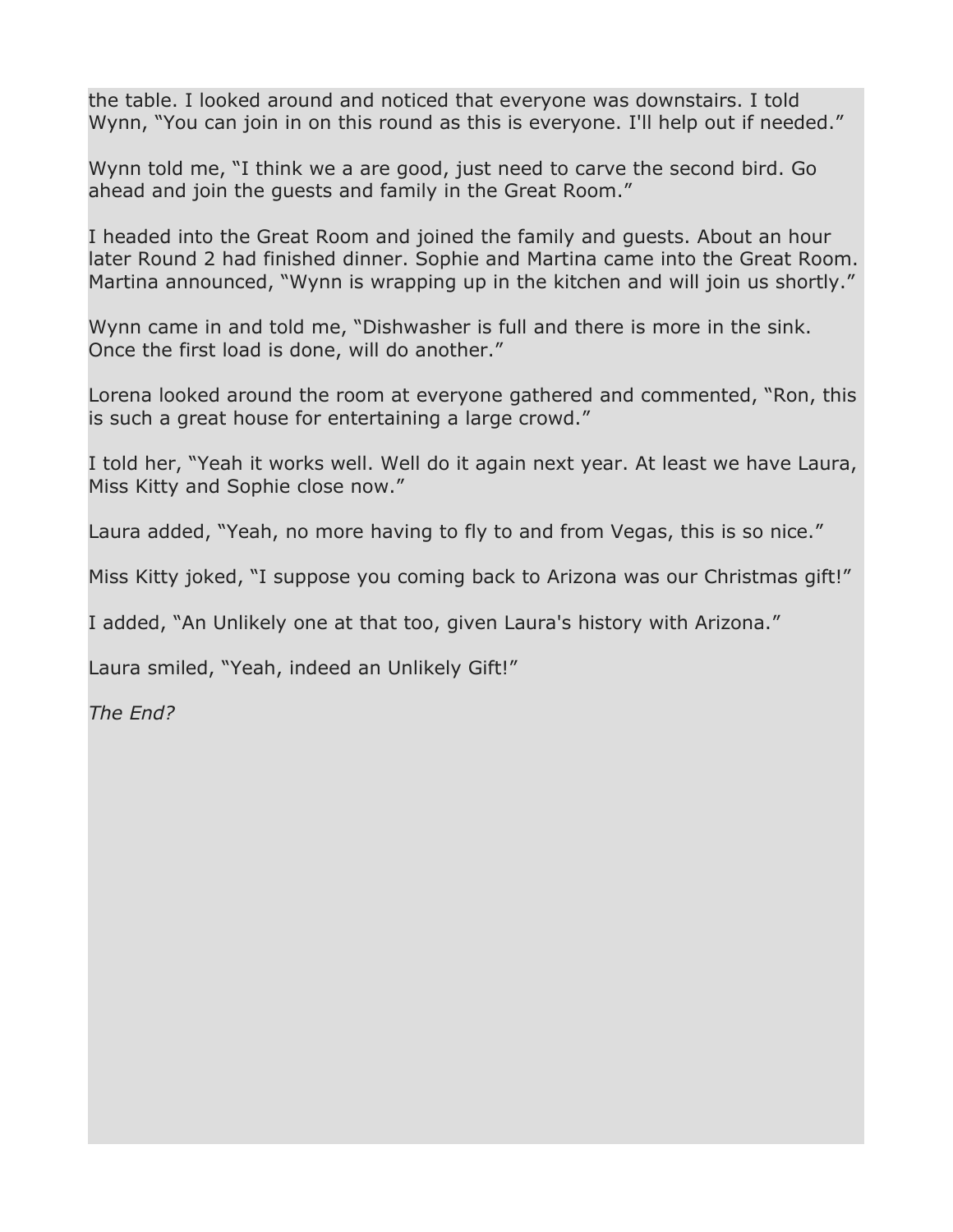the table. I looked around and noticed that everyone was downstairs. I told Wynn, “You can join in on this round as this is everyone. I'll help out if needed.”

Wynn told me, “I think we a are good, just need to carve the second bird. Go ahead and join the guests and family in the Great Room.”

I headed into the Great Room and joined the family and guests. About an hour later Round 2 had finished dinner. Sophie and Martina came into the Great Room. Martina announced, “Wynn is wrapping up in the kitchen and will join us shortly.”

Wynn came in and told me, “Dishwasher is full and there is more in the sink. Once the first load is done, will do another.”

Lorena looked around the room at everyone gathered and commented, “Ron, this is such a great house for entertaining a large crowd.”

I told her, “Yeah it works well. Well do it again next year. At least we have Laura, Miss Kitty and Sophie close now.”

Laura added, “Yeah, no more having to fly to and from Vegas, this is so nice.”

Miss Kitty joked, “I suppose you coming back to Arizona was our Christmas gift!”

I added, “An Unlikely one at that too, given Laura's history with Arizona.”

Laura smiled, “Yeah, indeed an Unlikely Gift!”

*The End?*